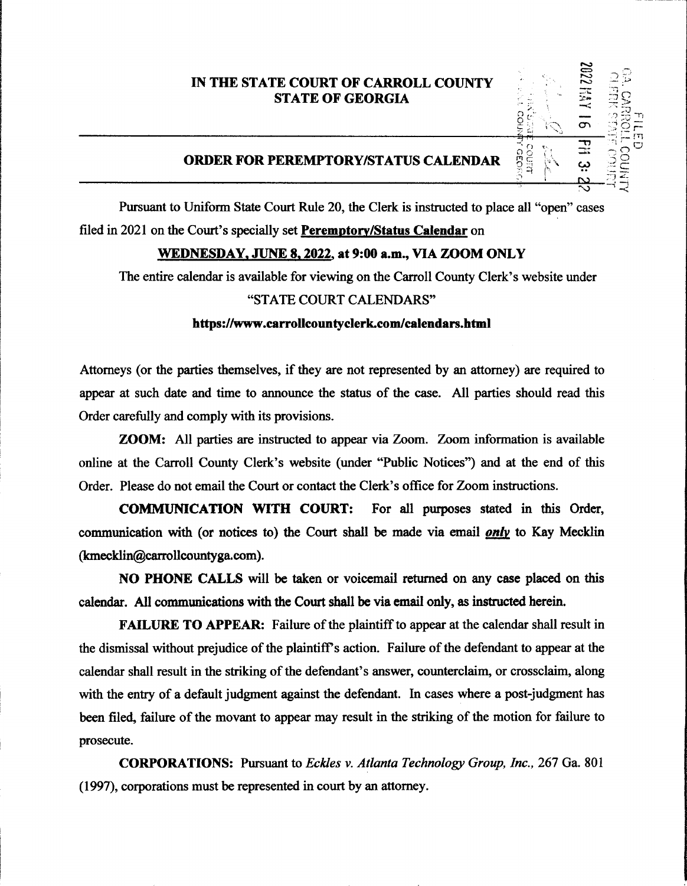# IN THE STATE COURT OF CARROLL COUNTY
# STATE OF GEORGIA

FILED GA. CARROLL COUNTY CLERK STATE COURT 2022 MAY 16 PM 3: 22

## ORDER FOR PEREMPTORY/STATUS CALENDAR

Pursuant to Uniform State Court Rule 20, the Clerk is instructed to place all "open" cases filed in 2021 on the Court's specially set **Peremptory/Status Calendar** on

**WEDNESDAY, JUNE 8, 2022, at 9:00 a.m., VIA ZOOM ONLY**

The entire calendar is available for viewing on the Carroll County Clerk's website under "STATE COURT CALENDARS"

**https://www.carrollcountyclerk.com/calendars.html**

Attorneys (or the parties themselves, if they are not represented by an attorney) are required to appear at such date and time to announce the status of the case. All parties should read this Order carefully and comply with its provisions.

**ZOOM:** All parties are instructed to appear via Zoom. Zoom information is available online at the Carroll County Clerk's website (under "Public Notices") and at the end of this Order. Please do not email the Court or contact the Clerk's office for Zoom instructions.

**COMMUNICATION WITH COURT:** For all purposes stated in this Order, communication with (or notices to) the Court shall be made via email ***only*** to Kay Mecklin (kmecklin@carrollcountyga.com).

**NO PHONE CALLS** will be taken or voicemail returned on any case placed on this calendar. **All communications with the Court shall be via email only, as instructed herein.**

**FAILURE TO APPEAR:** Failure of the plaintiff to appear at the calendar shall result in the dismissal without prejudice of the plaintiff's action. Failure of the defendant to appear at the calendar shall result in the striking of the defendant's answer, counterclaim, or crossclaim, along with the entry of a default judgment against the defendant. In cases where a post-judgment has been filed, failure of the movant to appear may result in the striking of the motion for failure to prosecute.

**CORPORATIONS:** Pursuant to *Eckles v. Atlanta Technology Group, Inc.*, 267 Ga. 801 (1997), corporations must be represented in court by an attorney.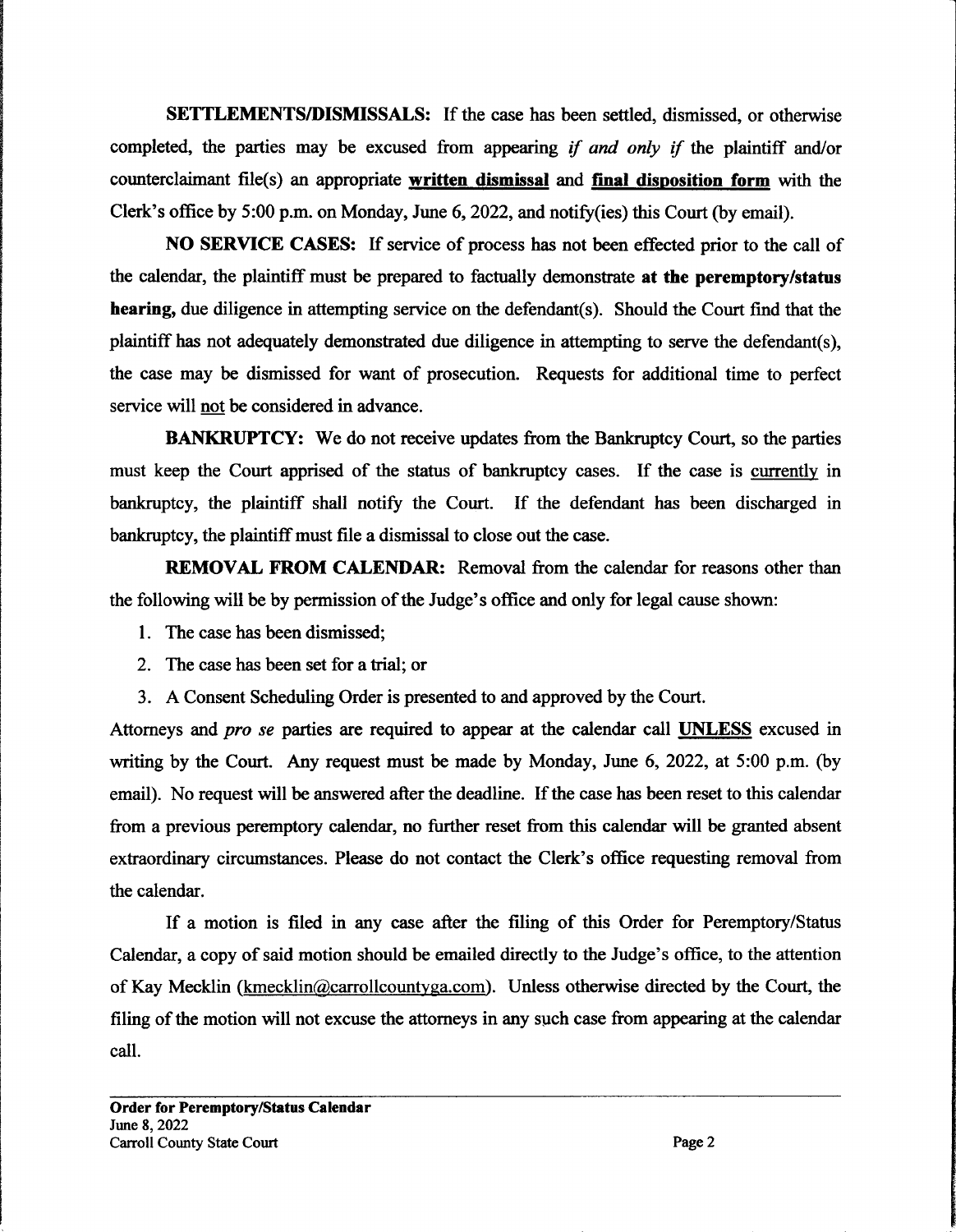**SETTLEMENTS/DISMISSALS:** If the case has been settled, dismissed, or otherwise completed, the parties may be excused from appearing *if and only if* the plaintiff and/or counterclaimant file(s) an appropriate **written dismissal** and **final disposition form** with the Clerk's office by 5:00 p.m. on Monday, June 6, 2022, and notify(ies) this Court (by email).

**NO SERVICE CASES:** If service of process has not been effected prior to the call of the calendar, the plaintiff must be prepared to factually demonstrate **at the peremptory/status hearing,** due diligence in attempting service on the defendant(s). Should the Court find that the plaintiff has not adequately demonstrated due diligence in attempting to serve the defendant(s), the case may be dismissed for want of prosecution. Requests for additional time to perfect service will not be considered in advance.

**BANKRUPTCY:** We do not receive updates from the Bankruptcy Court, so the parties must keep the Court apprised of the status of bankruptcy cases. If the case is currently in bankruptcy, the plaintiff shall notify the Court. If the defendant has been discharged in bankruptcy, the plaintiff must file a dismissal to close out the case.

**REMOVAL FROM CALENDAR:** Removal from the calendar for reasons other than the following will be by permission of the Judge's office and only for legal cause shown:

1. The case has been dismissed;
2. The case has been set for a trial; or
3. A Consent Scheduling Order is presented to and approved by the Court.

Attorneys and *pro se* parties are required to appear at the calendar call **UNLESS** excused in writing by the Court. Any request must be made by Monday, June 6, 2022, at 5:00 p.m. (by email). No request will be answered after the deadline. If the case has been reset to this calendar from a previous peremptory calendar, no further reset from this calendar will be granted absent extraordinary circumstances. Please do not contact the Clerk's office requesting removal from the calendar.

If a motion is filed in any case after the filing of this Order for Peremptory/Status Calendar, a copy of said motion should be emailed directly to the Judge's office, to the attention of Kay Mecklin (kmecklin@carrollcountyga.com). Unless otherwise directed by the Court, the filing of the motion will not excuse the attorneys in any such case from appearing at the calendar call.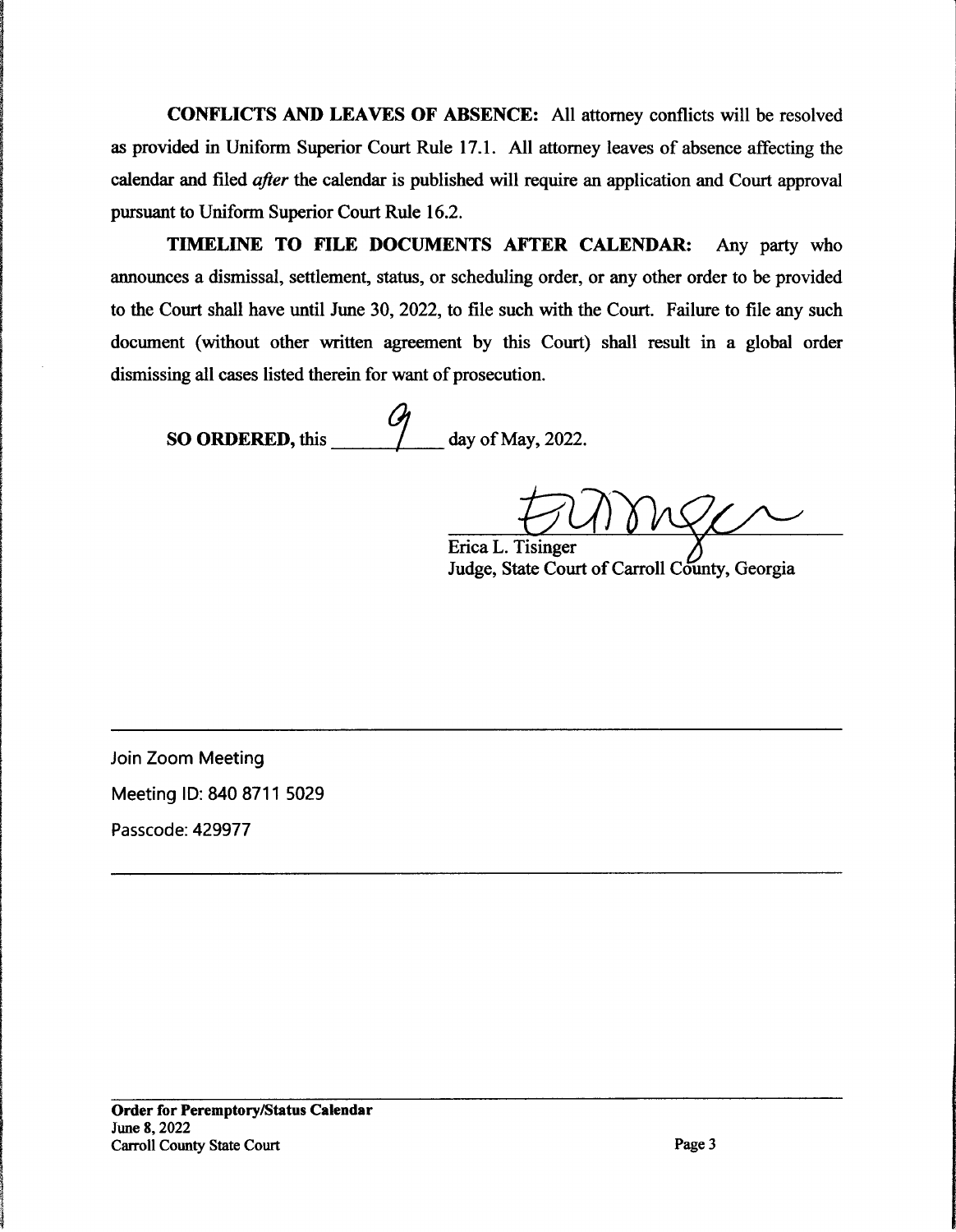**CONFLICTS AND LEAVES OF ABSENCE:** All attorney conflicts will be resolved as provided in Uniform Superior Court Rule 17.1. All attorney leaves of absence affecting the calendar and filed *after* the calendar is published will require an application and Court approval pursuant to Uniform Superior Court Rule 16.2.

**TIMELINE TO FILE DOCUMENTS AFTER CALENDAR:** Any party who announces a dismissal, settlement, status, or scheduling order, or any other order to be provided to the Court shall have until June 30, 2022, to file such with the Court. Failure to file any such document (without other written agreement by this Court) shall result in a global order dismissing all cases listed therein for want of prosecution.

**SO ORDERED,** this 9 day of May, 2022.

Erica L. Tisinger
Judge, State Court of Carroll County, Georgia

---

Join Zoom Meeting

Meeting ID: 840 8711 5029

Passcode: 429977

---

**Order for Peremptory/Status Calendar**
**June 8, 2022**
**Carroll County State Court**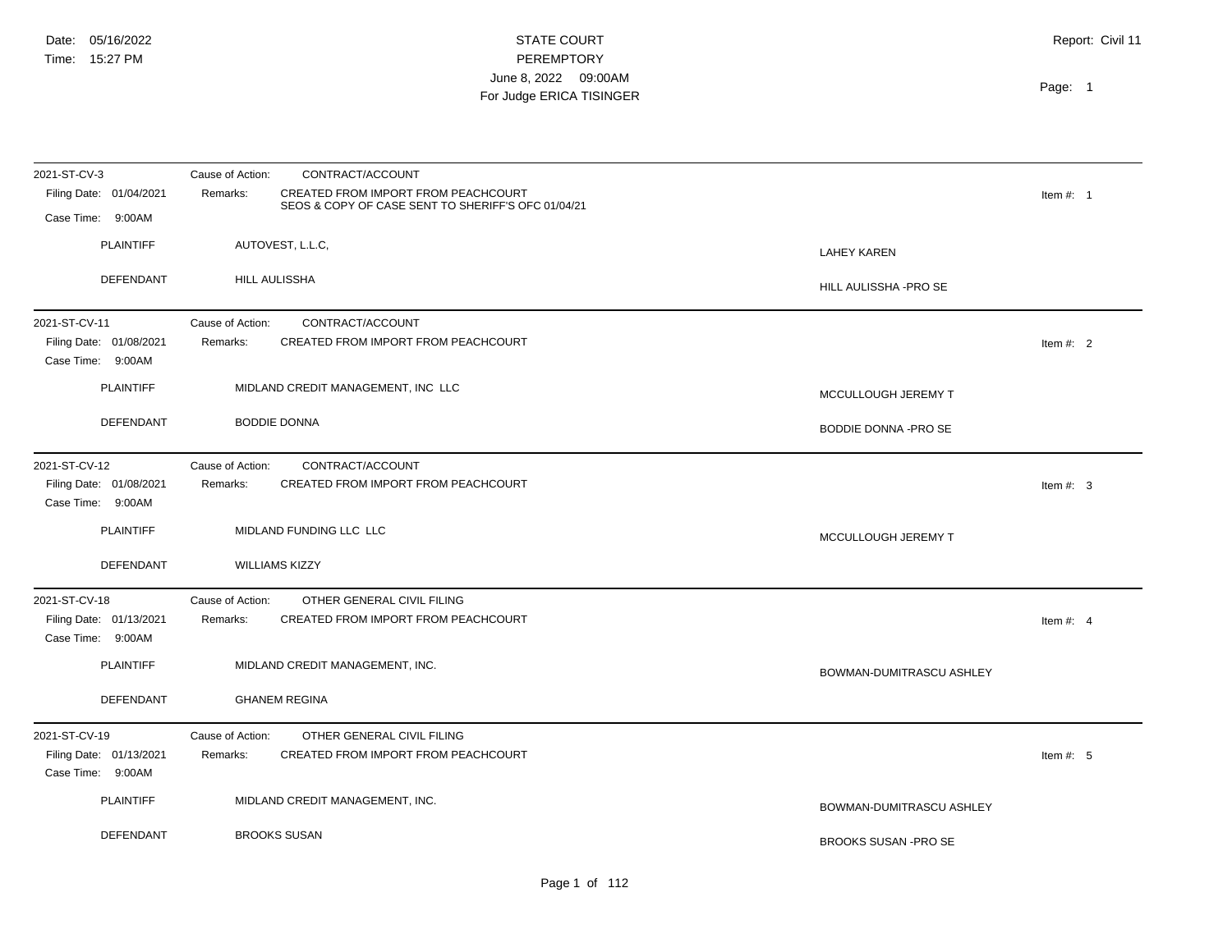STATE COURT
PEREMPTORY
June 8, 2022 09:00AM
For Judge ERICA TISINGER

Date: 05/16/2022
Time: 15:27 PM

Report: Civil 11

**2021-ST-CV-3** — Cause of Action: CONTRACT/ACCOUNT — Item #: 1

Filing Date: 01/04/2021
Case Time: 9:00AM
Remarks: CREATED FROM IMPORT FROM PEACHCOURT
SEOS & COPY OF CASE SENT TO SHERIFF'S OFC 01/04/21

| | | |
|---|---|---|
| PLAINTIFF | AUTOVEST, L.L.C, | LAHEY KAREN |
| DEFENDANT | HILL AULISSHA | HILL AULISSHA -PRO SE |

**2021-ST-CV-11** — Cause of Action: CONTRACT/ACCOUNT — Item #: 2

Filing Date: 01/08/2021
Case Time: 9:00AM
Remarks: CREATED FROM IMPORT FROM PEACHCOURT

| | | |
|---|---|---|
| PLAINTIFF | MIDLAND CREDIT MANAGEMENT, INC LLC | MCCULLOUGH JEREMY T |
| DEFENDANT | BODDIE DONNA | BODDIE DONNA -PRO SE |

**2021-ST-CV-12** — Cause of Action: CONTRACT/ACCOUNT — Item #: 3

Filing Date: 01/08/2021
Case Time: 9:00AM
Remarks: CREATED FROM IMPORT FROM PEACHCOURT

| | | |
|---|---|---|
| PLAINTIFF | MIDLAND FUNDING LLC LLC | MCCULLOUGH JEREMY T |
| DEFENDANT | WILLIAMS KIZZY | |

**2021-ST-CV-18** — Cause of Action: OTHER GENERAL CIVIL FILING — Item #: 4

Filing Date: 01/13/2021
Case Time: 9:00AM
Remarks: CREATED FROM IMPORT FROM PEACHCOURT

| | | |
|---|---|---|
| PLAINTIFF | MIDLAND CREDIT MANAGEMENT, INC. | BOWMAN-DUMITRASCU ASHLEY |
| DEFENDANT | GHANEM REGINA | |

**2021-ST-CV-19** — Cause of Action: OTHER GENERAL CIVIL FILING — Item #: 5

Filing Date: 01/13/2021
Case Time: 9:00AM
Remarks: CREATED FROM IMPORT FROM PEACHCOURT

| | | |
|---|---|---|
| PLAINTIFF | MIDLAND CREDIT MANAGEMENT, INC. | BOWMAN-DUMITRASCU ASHLEY |
| DEFENDANT | BROOKS SUSAN | BROOKS SUSAN -PRO SE |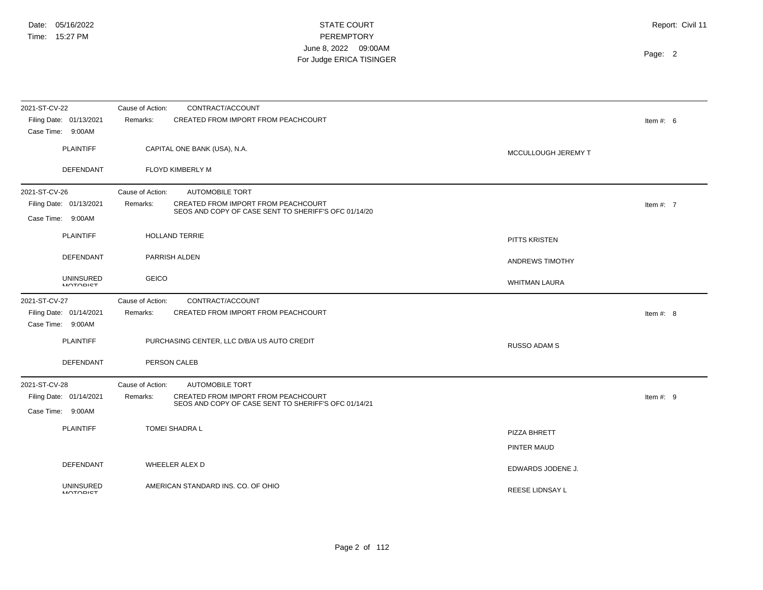STATE COURT
PEREMPTORY
June 8, 2022 09:00AM
For Judge ERICA TISINGER

Date: 05/16/2022
Time: 15:27 PM

Report: Civil 11

---

**2021-ST-CV-22** — Cause of Action: CONTRACT/ACCOUNT — Item #: 6

Filing Date: 01/13/2021 — Remarks: CREATED FROM IMPORT FROM PEACHCOURT

Case Time: 9:00AM

| | | |
|---|---|---|
| PLAINTIFF | CAPITAL ONE BANK (USA), N.A. | MCCULLOUGH JEREMY T |
| DEFENDANT | FLOYD KIMBERLY M | |

---

**2021-ST-CV-26** — Cause of Action: AUTOMOBILE TORT — Item #: 7

Filing Date: 01/13/2021 — Remarks: CREATED FROM IMPORT FROM PEACHCOURT
SEOS AND COPY OF CASE SENT TO SHERIFF'S OFC 01/14/20

Case Time: 9:00AM

| | | |
|---|---|---|
| PLAINTIFF | HOLLAND TERRIE | PITTS KRISTEN |
| DEFENDANT | PARRISH ALDEN | ANDREWS TIMOTHY |
| UNINSURED MOTORIST | GEICO | WHITMAN LAURA |

---

**2021-ST-CV-27** — Cause of Action: CONTRACT/ACCOUNT — Item #: 8

Filing Date: 01/14/2021 — Remarks: CREATED FROM IMPORT FROM PEACHCOURT

Case Time: 9:00AM

| | | |
|---|---|---|
| PLAINTIFF | PURCHASING CENTER, LLC D/B/A US AUTO CREDIT | RUSSO ADAM S |
| DEFENDANT | PERSON CALEB | |

---

**2021-ST-CV-28** — Cause of Action: AUTOMOBILE TORT — Item #: 9

Filing Date: 01/14/2021 — Remarks: CREATED FROM IMPORT FROM PEACHCOURT
SEOS AND COPY OF CASE SENT TO SHERIFF'S OFC 01/14/21

Case Time: 9:00AM

| | | |
|---|---|---|
| PLAINTIFF | TOMEI SHADRA L | PIZZA BHRETT |
| | | PINTER MAUD |
| DEFENDANT | WHEELER ALEX D | EDWARDS JODENE J. |
| UNINSURED MOTORIST | AMERICAN STANDARD INS. CO. OF OHIO | REESE LIDNSAY L |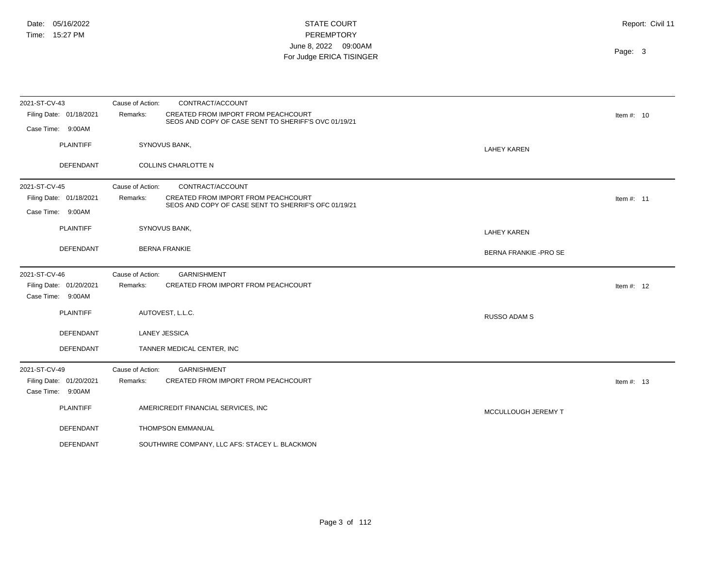# STATE COURT

PEREMPTORY

June 8, 2022 09:00AM

For Judge ERICA TISINGER

Date: 05/16/2022
Time: 15:27 PM

Report: Civil 11

---

**2021-ST-CV-43** — Cause of Action: CONTRACT/ACCOUNT — Item #: 10

Filing Date: 01/18/2021
Case Time: 9:00AM

Remarks: CREATED FROM IMPORT FROM PEACHCOURT
SEOS AND COPY OF CASE SENT TO SHERIFF'S OVC 01/19/21

| | | |
|---|---|---|
| PLAINTIFF | SYNOVUS BANK, | LAHEY KAREN |
| DEFENDANT | COLLINS CHARLOTTE N | |

---

**2021-ST-CV-45** — Cause of Action: CONTRACT/ACCOUNT — Item #: 11

Filing Date: 01/18/2021
Case Time: 9:00AM

Remarks: CREATED FROM IMPORT FROM PEACHCOURT
SEOS AND COPY OF CASE SENT TO SHERRIF'S OFC 01/19/21

| | | |
|---|---|---|
| PLAINTIFF | SYNOVUS BANK, | LAHEY KAREN |
| DEFENDANT | BERNA FRANKIE | BERNA FRANKIE -PRO SE |

---

**2021-ST-CV-46** — Cause of Action: GARNISHMENT — Item #: 12

Filing Date: 01/20/2021
Case Time: 9:00AM

Remarks: CREATED FROM IMPORT FROM PEACHCOURT

| | | |
|---|---|---|
| PLAINTIFF | AUTOVEST, L.L.C. | RUSSO ADAM S |
| DEFENDANT | LANEY JESSICA | |
| DEFENDANT | TANNER MEDICAL CENTER, INC | |

---

**2021-ST-CV-49** — Cause of Action: GARNISHMENT — Item #: 13

Filing Date: 01/20/2021
Case Time: 9:00AM

Remarks: CREATED FROM IMPORT FROM PEACHCOURT

| | | |
|---|---|---|
| PLAINTIFF | AMERICREDIT FINANCIAL SERVICES, INC | MCCULLOUGH JEREMY T |
| DEFENDANT | THOMPSON EMMANUAL | |
| DEFENDANT | SOUTHWIRE COMPANY, LLC AFS: STACEY L. BLACKMON | |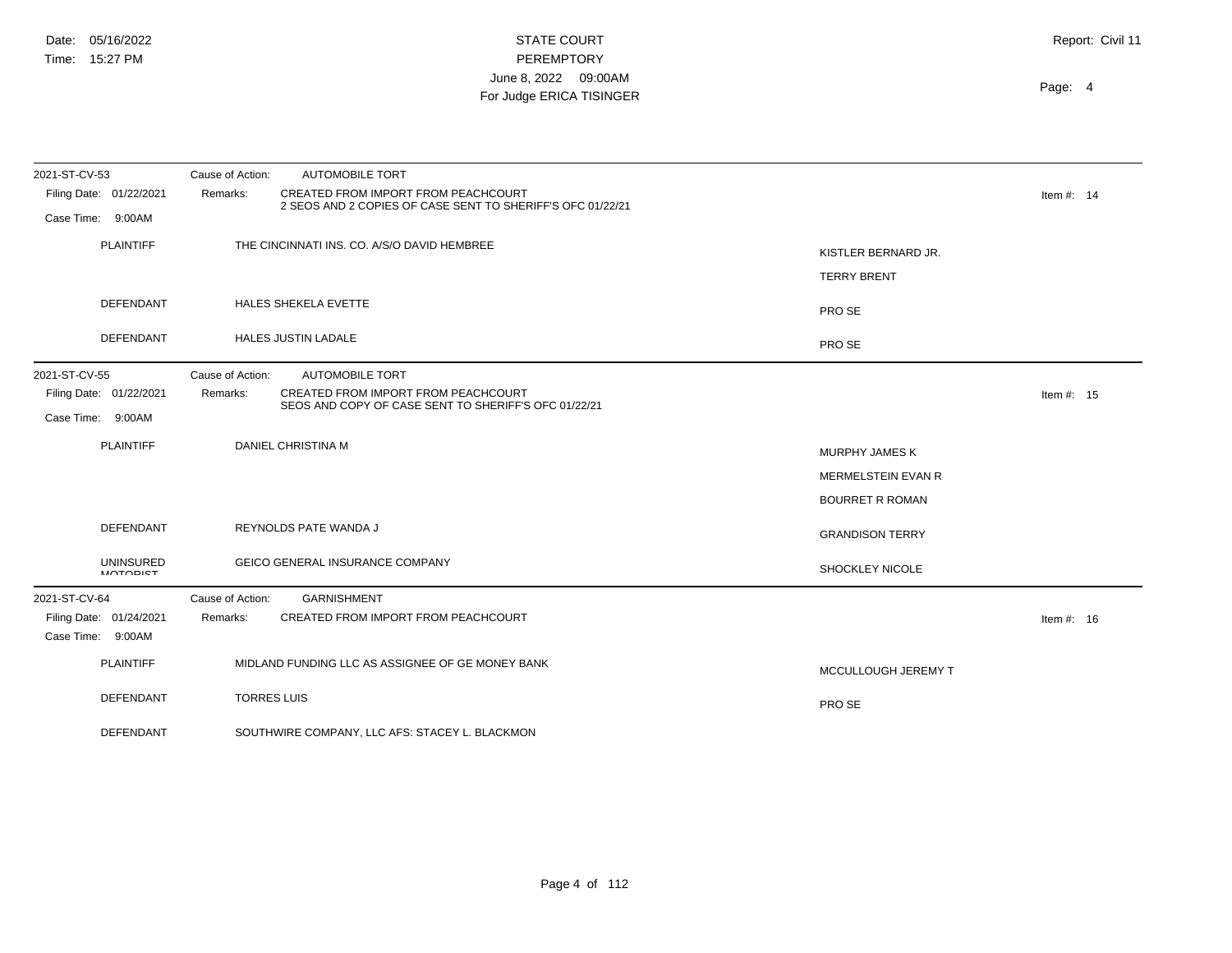| | | | |
|---|---|---|---|
| **2021-ST-CV-53** | Cause of Action: AUTOMOBILE TORT | | |
| Filing Date: 01/22/2021 | Remarks: CREATED FROM IMPORT FROM PEACHCOURT<br>2 SEOS AND 2 COPIES OF CASE SENT TO SHERIFF'S OFC 01/22/21 | | Item #: 14 |
| Case Time: 9:00AM | | | |
| PLAINTIFF | THE CINCINNATI INS. CO. A/S/O DAVID HEMBREE | KISTLER BERNARD JR.<br>TERRY BRENT | |
| DEFENDANT | HALES SHEKELA EVETTE | PRO SE | |
| DEFENDANT | HALES JUSTIN LADALE | PRO SE | |
| **2021-ST-CV-55** | Cause of Action: AUTOMOBILE TORT | | |
| Filing Date: 01/22/2021 | Remarks: CREATED FROM IMPORT FROM PEACHCOURT<br>SEOS AND COPY OF CASE SENT TO SHERIFF'S OFC 01/22/21 | | Item #: 15 |
| Case Time: 9:00AM | | | |
| PLAINTIFF | DANIEL CHRISTINA M | MURPHY JAMES K<br>MERMELSTEIN EVAN R<br>BOURRET R ROMAN | |
| DEFENDANT | REYNOLDS PATE WANDA J | GRANDISON TERRY | |
| UNINSURED MOTORIST | GEICO GENERAL INSURANCE COMPANY | SHOCKLEY NICOLE | |
| **2021-ST-CV-64** | Cause of Action: GARNISHMENT | | |
| Filing Date: 01/24/2021 | Remarks: CREATED FROM IMPORT FROM PEACHCOURT | | Item #: 16 |
| Case Time: 9:00AM | | | |
| PLAINTIFF | MIDLAND FUNDING LLC AS ASSIGNEE OF GE MONEY BANK | MCCULLOUGH JEREMY T | |
| DEFENDANT | TORRES LUIS | PRO SE | |
| DEFENDANT | SOUTHWIRE COMPANY, LLC AFS: STACEY L. BLACKMON | | |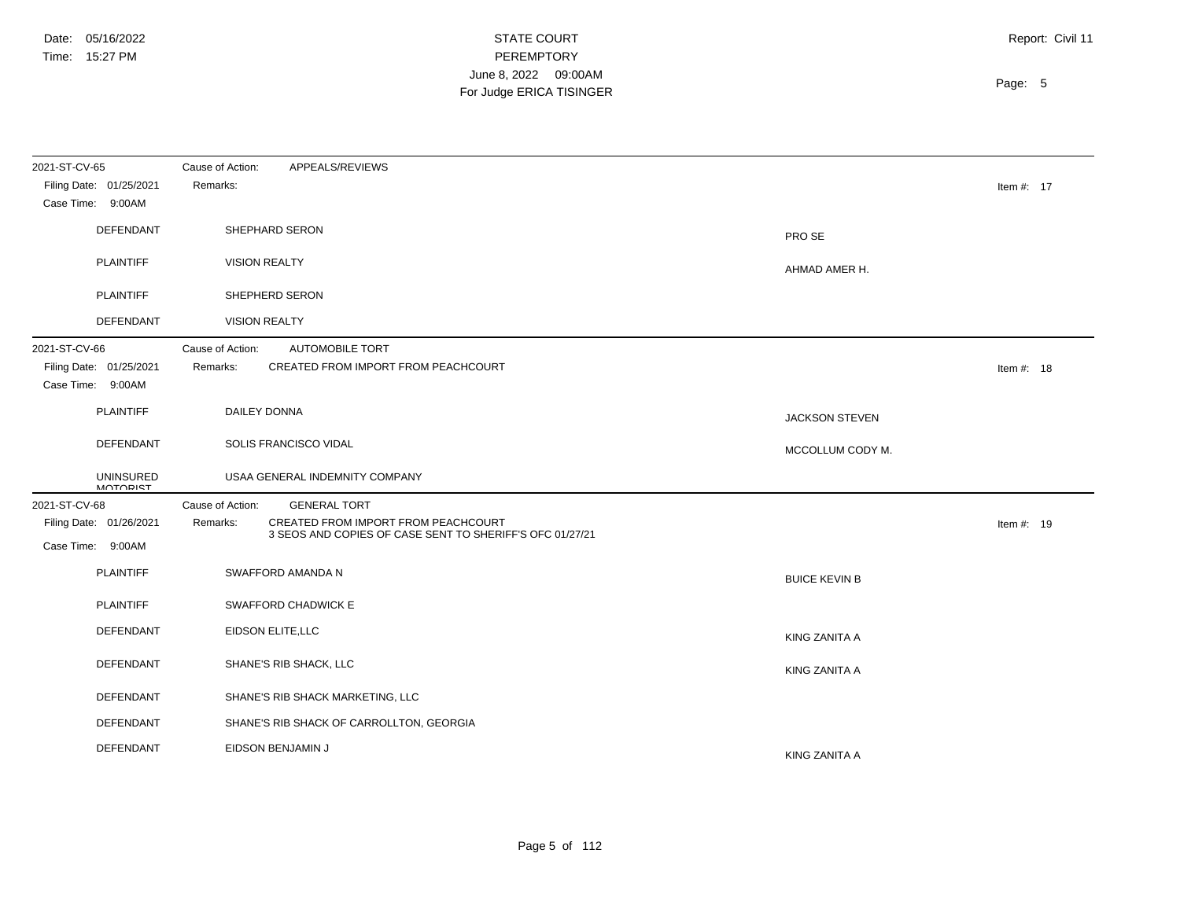**2021-ST-CV-65**
Filing Date: 01/25/2021
Case Time: 9:00AM
Cause of Action: APPEALS/REVIEWS
Remarks:
Item #: 17

| | | |
|---|---|---|
| DEFENDANT | SHEPHARD SERON | PRO SE |
| PLAINTIFF | VISION REALTY | AHMAD AMER H. |
| PLAINTIFF | SHEPHERD SERON | |
| DEFENDANT | VISION REALTY | |

**2021-ST-CV-66**
Filing Date: 01/25/2021
Case Time: 9:00AM
Cause of Action: AUTOMOBILE TORT
Remarks: CREATED FROM IMPORT FROM PEACHCOURT
Item #: 18

| | | |
|---|---|---|
| PLAINTIFF | DAILEY DONNA | JACKSON STEVEN |
| DEFENDANT | SOLIS FRANCISCO VIDAL | MCCOLLUM CODY M. |
| UNINSURED MOTORIST | USAA GENERAL INDEMNITY COMPANY | |

**2021-ST-CV-68**
Filing Date: 01/26/2021
Case Time: 9:00AM
Cause of Action: GENERAL TORT
Remarks: CREATED FROM IMPORT FROM PEACHCOURT
3 SEOS AND COPIES OF CASE SENT TO SHERIFF'S OFC 01/27/21
Item #: 19

| | | |
|---|---|---|
| PLAINTIFF | SWAFFORD AMANDA N | BUICE KEVIN B |
| PLAINTIFF | SWAFFORD CHADWICK E | |
| DEFENDANT | EIDSON ELITE,LLC | KING ZANITA A |
| DEFENDANT | SHANE'S RIB SHACK, LLC | KING ZANITA A |
| DEFENDANT | SHANE'S RIB SHACK MARKETING, LLC | |
| DEFENDANT | SHANE'S RIB SHACK OF CARROLLTON, GEORGIA | |
| DEFENDANT | EIDSON BENJAMIN J | KING ZANITA A |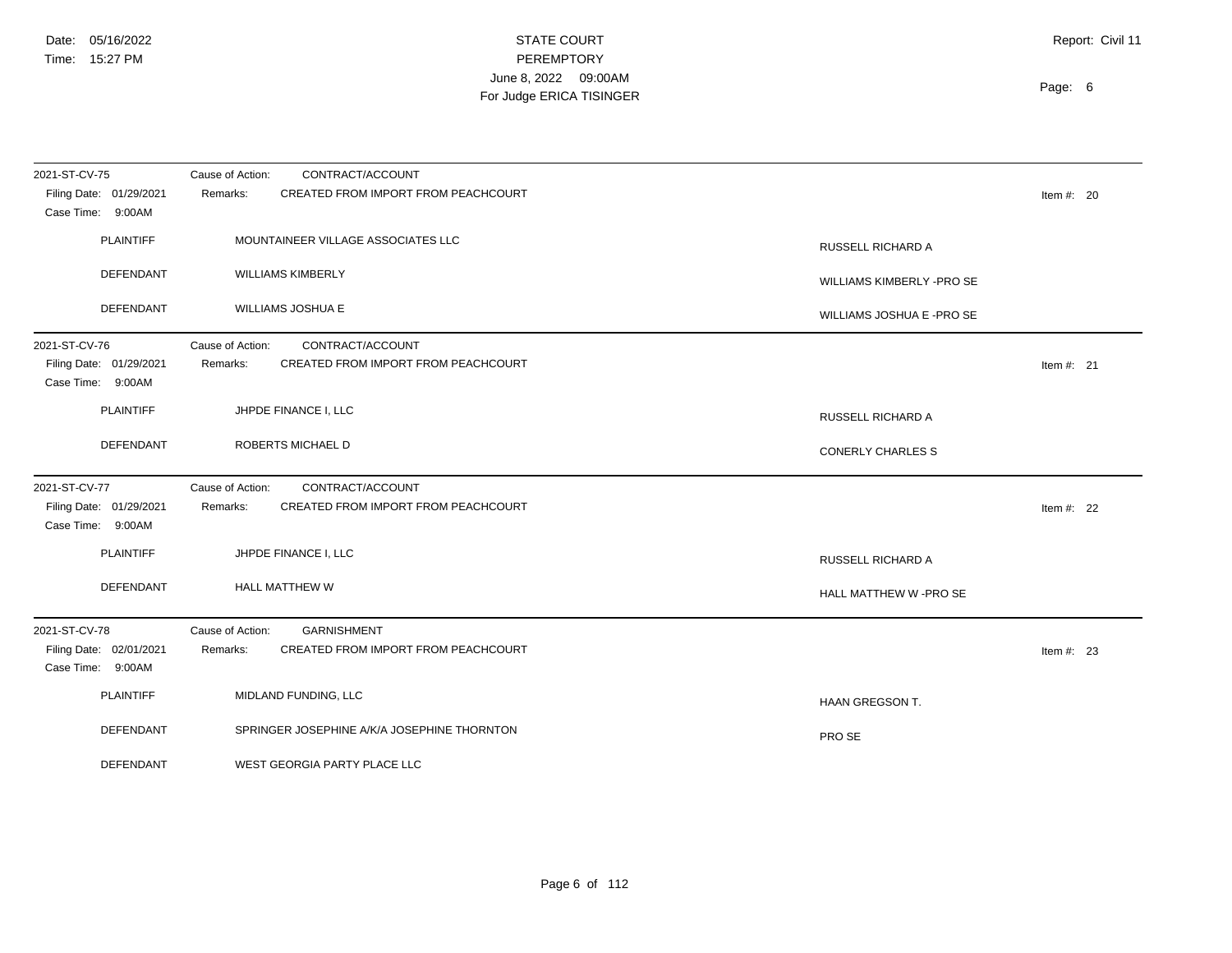STATE COURT
PEREMPTORY
June 8, 2022 09:00AM
For Judge ERICA TISINGER

Date: 05/16/2022
Time: 15:27 PM

Report: Civil 11

| | | | |
|---|---|---|---|
| 2021-ST-CV-75 | Cause of Action: CONTRACT/ACCOUNT | | |
| Filing Date: 01/29/2021 | Remarks: CREATED FROM IMPORT FROM PEACHCOURT | | Item #: 20 |
| Case Time: 9:00AM | | | |
| PLAINTIFF | MOUNTAINEER VILLAGE ASSOCIATES LLC | RUSSELL RICHARD A | |
| DEFENDANT | WILLIAMS KIMBERLY | WILLIAMS KIMBERLY -PRO SE | |
| DEFENDANT | WILLIAMS JOSHUA E | WILLIAMS JOSHUA E -PRO SE | |
| 2021-ST-CV-76 | Cause of Action: CONTRACT/ACCOUNT | | |
| Filing Date: 01/29/2021 | Remarks: CREATED FROM IMPORT FROM PEACHCOURT | | Item #: 21 |
| Case Time: 9:00AM | | | |
| PLAINTIFF | JHPDE FINANCE I, LLC | RUSSELL RICHARD A | |
| DEFENDANT | ROBERTS MICHAEL D | CONERLY CHARLES S | |
| 2021-ST-CV-77 | Cause of Action: CONTRACT/ACCOUNT | | |
| Filing Date: 01/29/2021 | Remarks: CREATED FROM IMPORT FROM PEACHCOURT | | Item #: 22 |
| Case Time: 9:00AM | | | |
| PLAINTIFF | JHPDE FINANCE I, LLC | RUSSELL RICHARD A | |
| DEFENDANT | HALL MATTHEW W | HALL MATTHEW W -PRO SE | |
| 2021-ST-CV-78 | Cause of Action: GARNISHMENT | | |
| Filing Date: 02/01/2021 | Remarks: CREATED FROM IMPORT FROM PEACHCOURT | | Item #: 23 |
| Case Time: 9:00AM | | | |
| PLAINTIFF | MIDLAND FUNDING, LLC | HAAN GREGSON T. | |
| DEFENDANT | SPRINGER JOSEPHINE A/K/A JOSEPHINE THORNTON | PRO SE | |
| DEFENDANT | WEST GEORGIA PARTY PLACE LLC | | |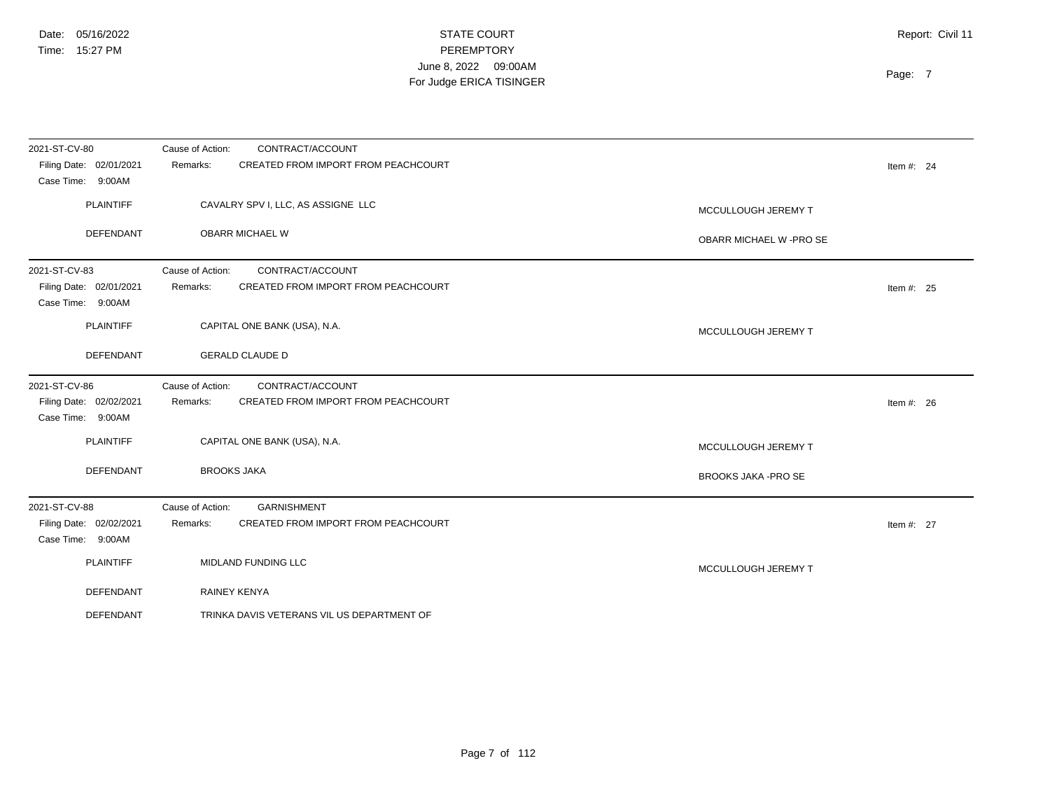# STATE COURT
## PEREMPTORY
### June 8, 2022 09:00AM
### For Judge ERICA TISINGER

Date: 05/16/2022
Time: 15:27 PM

Report: Civil 11

---

**2021-ST-CV-80**
Filing Date: 02/01/2021
Case Time: 9:00AM
Cause of Action: CONTRACT/ACCOUNT
Remarks: CREATED FROM IMPORT FROM PEACHCOURT
Item #: 24

| | | |
|---|---|---|
| PLAINTIFF | CAVALRY SPV I, LLC, AS ASSIGNE LLC | MCCULLOUGH JEREMY T |
| DEFENDANT | OBARR MICHAEL W | OBARR MICHAEL W -PRO SE |

---

**2021-ST-CV-83**
Filing Date: 02/01/2021
Case Time: 9:00AM
Cause of Action: CONTRACT/ACCOUNT
Remarks: CREATED FROM IMPORT FROM PEACHCOURT
Item #: 25

| | | |
|---|---|---|
| PLAINTIFF | CAPITAL ONE BANK (USA), N.A. | MCCULLOUGH JEREMY T |
| DEFENDANT | GERALD CLAUDE D | |

---

**2021-ST-CV-86**
Filing Date: 02/02/2021
Case Time: 9:00AM
Cause of Action: CONTRACT/ACCOUNT
Remarks: CREATED FROM IMPORT FROM PEACHCOURT
Item #: 26

| | | |
|---|---|---|
| PLAINTIFF | CAPITAL ONE BANK (USA), N.A. | MCCULLOUGH JEREMY T |
| DEFENDANT | BROOKS JAKA | BROOKS JAKA -PRO SE |

---

**2021-ST-CV-88**
Filing Date: 02/02/2021
Case Time: 9:00AM
Cause of Action: GARNISHMENT
Remarks: CREATED FROM IMPORT FROM PEACHCOURT
Item #: 27

| | | |
|---|---|---|
| PLAINTIFF | MIDLAND FUNDING LLC | MCCULLOUGH JEREMY T |
| DEFENDANT | RAINEY KENYA | |
| DEFENDANT | TRINKA DAVIS VETERANS VIL US DEPARTMENT OF | |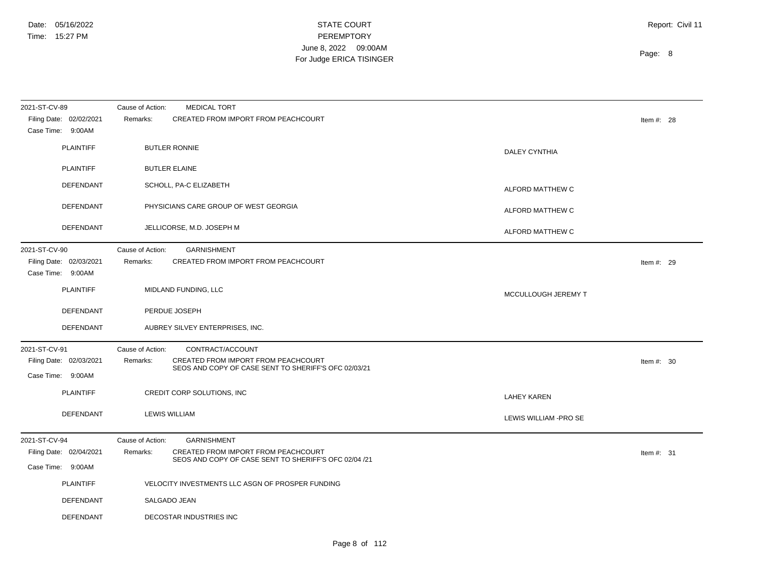## 2021-ST-CV-89

Cause of Action: MEDICAL TORT

Filing Date: 02/02/2021 — Remarks: CREATED FROM IMPORT FROM PEACHCOURT — Item #: 28

Case Time: 9:00AM

| | | |
|---|---|---|
| PLAINTIFF | BUTLER RONNIE | DALEY CYNTHIA |
| PLAINTIFF | BUTLER ELAINE | |
| DEFENDANT | SCHOLL, PA-C ELIZABETH | ALFORD MATTHEW C |
| DEFENDANT | PHYSICIANS CARE GROUP OF WEST GEORGIA | ALFORD MATTHEW C |
| DEFENDANT | JELLICORSE, M.D. JOSEPH M | ALFORD MATTHEW C |

## 2021-ST-CV-90

Cause of Action: GARNISHMENT

Filing Date: 02/03/2021 — Remarks: CREATED FROM IMPORT FROM PEACHCOURT — Item #: 29

Case Time: 9:00AM

| | | |
|---|---|---|
| PLAINTIFF | MIDLAND FUNDING, LLC | MCCULLOUGH JEREMY T |
| DEFENDANT | PERDUE JOSEPH | |
| DEFENDANT | AUBREY SILVEY ENTERPRISES, INC. | |

## 2021-ST-CV-91

Cause of Action: CONTRACT/ACCOUNT

Filing Date: 02/03/2021 — Remarks: CREATED FROM IMPORT FROM PEACHCOURT
SEOS AND COPY OF CASE SENT TO SHERIFF'S OFC 02/03/21 — Item #: 30

Case Time: 9:00AM

| | | |
|---|---|---|
| PLAINTIFF | CREDIT CORP SOLUTIONS, INC | LAHEY KAREN |
| DEFENDANT | LEWIS WILLIAM | LEWIS WILLIAM -PRO SE |

## 2021-ST-CV-94

Cause of Action: GARNISHMENT

Filing Date: 02/04/2021 — Remarks: CREATED FROM IMPORT FROM PEACHCOURT
SEOS AND COPY OF CASE SENT TO SHERIFF'S OFC 02/04 /21 — Item #: 31

Case Time: 9:00AM

| | | |
|---|---|---|
| PLAINTIFF | VELOCITY INVESTMENTS LLC ASGN OF PROSPER FUNDING | |
| DEFENDANT | SALGADO JEAN | |
| DEFENDANT | DECOSTAR INDUSTRIES INC | |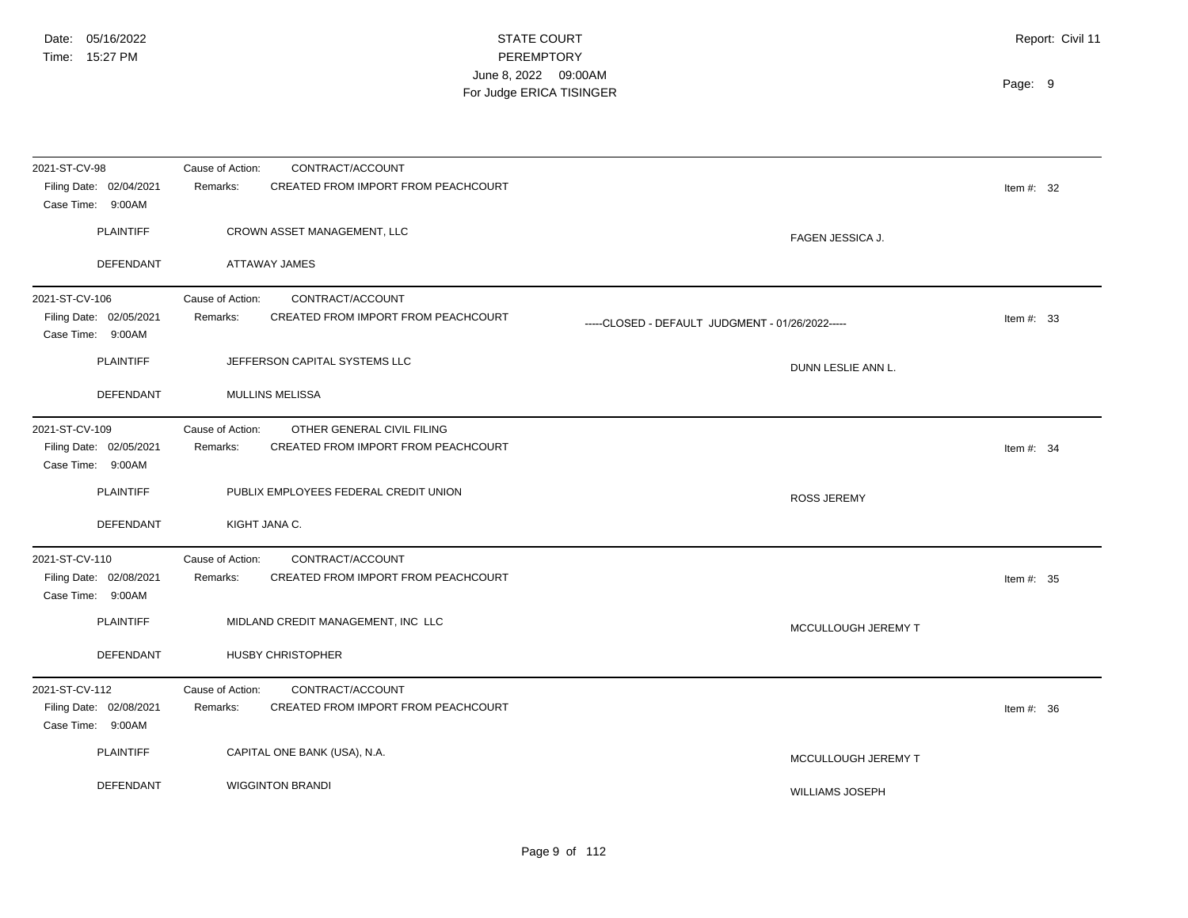2021-ST-CV-98 | Cause of Action: CONTRACT/ACCOUNT | Item #: 32
Filing Date: 02/04/2021 | Remarks: CREATED FROM IMPORT FROM PEACHCOURT
Case Time: 9:00AM

| | | |
|---|---|---|
| PLAINTIFF | CROWN ASSET MANAGEMENT, LLC | FAGEN JESSICA J. |
| DEFENDANT | ATTAWAY JAMES | |

2021-ST-CV-106 | Cause of Action: CONTRACT/ACCOUNT | Item #: 33
Filing Date: 02/05/2021 | Remarks: CREATED FROM IMPORT FROM PEACHCOURT | -----CLOSED - DEFAULT JUDGMENT - 01/26/2022-----
Case Time: 9:00AM

| | | |
|---|---|---|
| PLAINTIFF | JEFFERSON CAPITAL SYSTEMS LLC | DUNN LESLIE ANN L. |
| DEFENDANT | MULLINS MELISSA | |

2021-ST-CV-109 | Cause of Action: OTHER GENERAL CIVIL FILING | Item #: 34
Filing Date: 02/05/2021 | Remarks: CREATED FROM IMPORT FROM PEACHCOURT
Case Time: 9:00AM

| | | |
|---|---|---|
| PLAINTIFF | PUBLIX EMPLOYEES FEDERAL CREDIT UNION | ROSS JEREMY |
| DEFENDANT | KIGHT JANA C. | |

2021-ST-CV-110 | Cause of Action: CONTRACT/ACCOUNT | Item #: 35
Filing Date: 02/08/2021 | Remarks: CREATED FROM IMPORT FROM PEACHCOURT
Case Time: 9:00AM

| | | |
|---|---|---|
| PLAINTIFF | MIDLAND CREDIT MANAGEMENT, INC LLC | MCCULLOUGH JEREMY T |
| DEFENDANT | HUSBY CHRISTOPHER | |

2021-ST-CV-112 | Cause of Action: CONTRACT/ACCOUNT | Item #: 36
Filing Date: 02/08/2021 | Remarks: CREATED FROM IMPORT FROM PEACHCOURT
Case Time: 9:00AM

| | | |
|---|---|---|
| PLAINTIFF | CAPITAL ONE BANK (USA), N.A. | MCCULLOUGH JEREMY T |
| DEFENDANT | WIGGINTON BRANDI | WILLIAMS JOSEPH |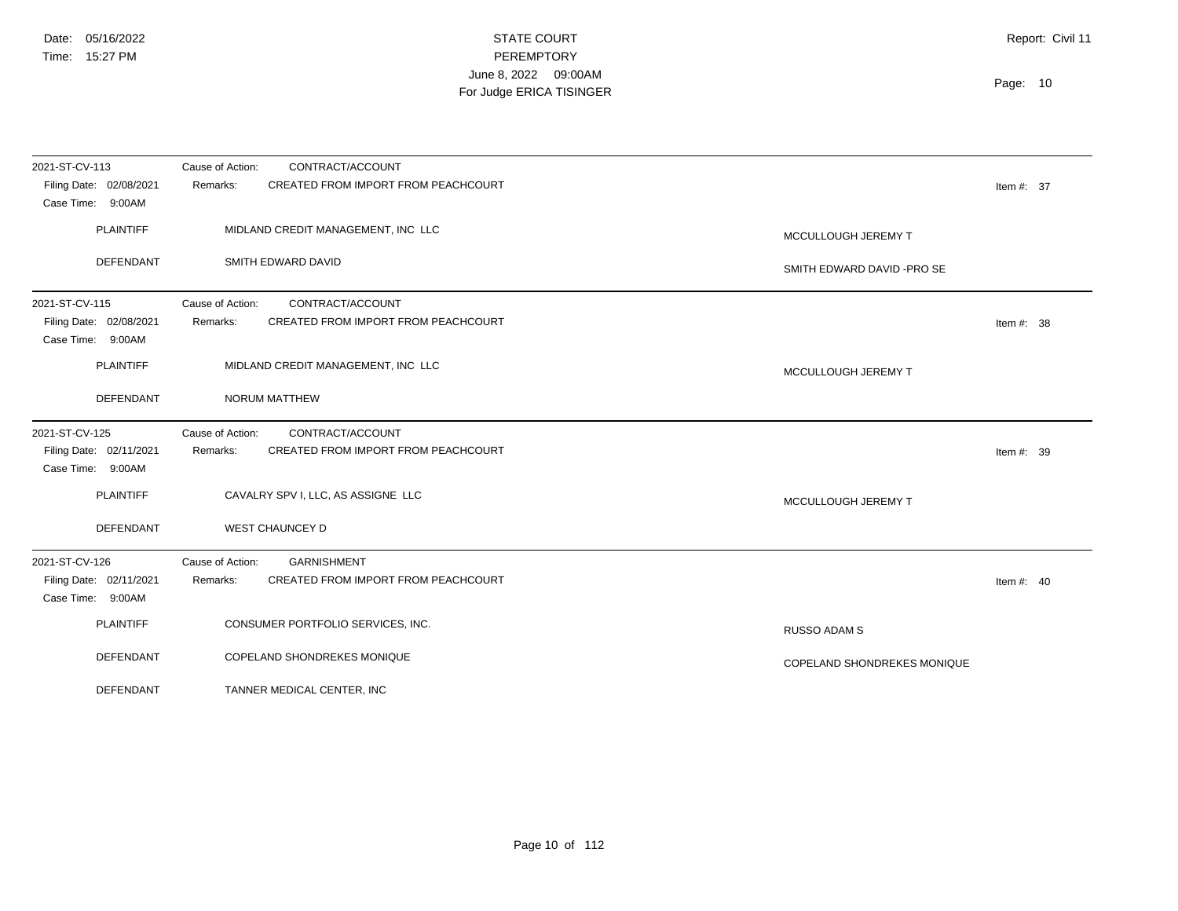| | | | |
|---|---|---|---|
| **2021-ST-CV-113** | Cause of Action: CONTRACT/ACCOUNT | | |
| Filing Date: 02/08/2021 | Remarks: CREATED FROM IMPORT FROM PEACHCOURT | | Item #: 37 |
| Case Time: 9:00AM | | | |
| PLAINTIFF | MIDLAND CREDIT MANAGEMENT, INC LLC | MCCULLOUGH JEREMY T | |
| DEFENDANT | SMITH EDWARD DAVID | SMITH EDWARD DAVID -PRO SE | |
| **2021-ST-CV-115** | Cause of Action: CONTRACT/ACCOUNT | | |
| Filing Date: 02/08/2021 | Remarks: CREATED FROM IMPORT FROM PEACHCOURT | | Item #: 38 |
| Case Time: 9:00AM | | | |
| PLAINTIFF | MIDLAND CREDIT MANAGEMENT, INC LLC | MCCULLOUGH JEREMY T | |
| DEFENDANT | NORUM MATTHEW | | |
| **2021-ST-CV-125** | Cause of Action: CONTRACT/ACCOUNT | | |
| Filing Date: 02/11/2021 | Remarks: CREATED FROM IMPORT FROM PEACHCOURT | | Item #: 39 |
| Case Time: 9:00AM | | | |
| PLAINTIFF | CAVALRY SPV I, LLC, AS ASSIGNE LLC | MCCULLOUGH JEREMY T | |
| DEFENDANT | WEST CHAUNCEY D | | |
| **2021-ST-CV-126** | Cause of Action: GARNISHMENT | | |
| Filing Date: 02/11/2021 | Remarks: CREATED FROM IMPORT FROM PEACHCOURT | | Item #: 40 |
| Case Time: 9:00AM | | | |
| PLAINTIFF | CONSUMER PORTFOLIO SERVICES, INC. | RUSSO ADAM S | |
| DEFENDANT | COPELAND SHONDREKES MONIQUE | COPELAND SHONDREKES MONIQUE | |
| DEFENDANT | TANNER MEDICAL CENTER, INC | | |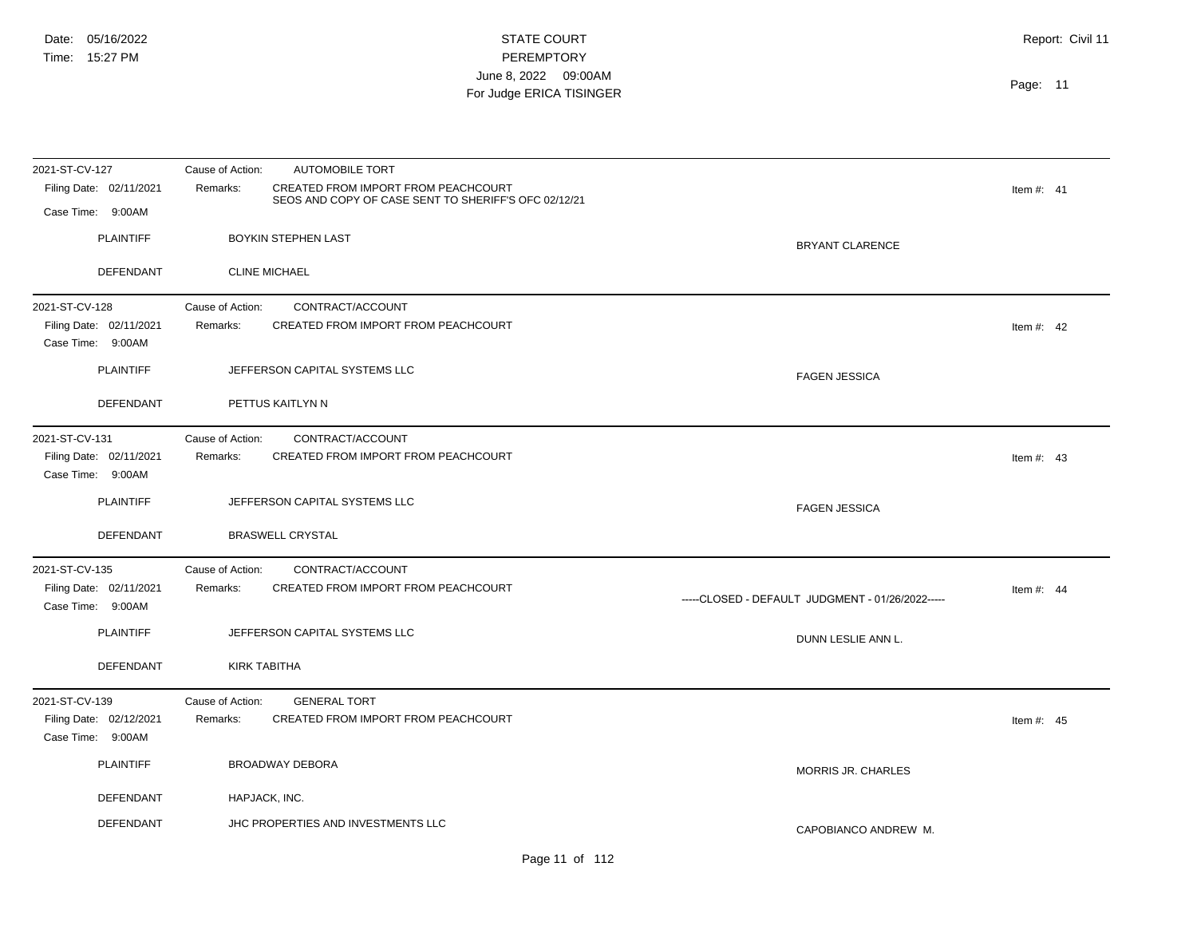# STATE COURT
## PEREMPTORY
June 8, 2022 09:00AM

For Judge ERICA TISINGER

Date: 05/16/2022
Time: 15:27 PM

Report: Civil 11

---

**2021-ST-CV-127**
Filing Date: 02/11/2021
Case Time: 9:00AM

Cause of Action: AUTOMOBILE TORT
Remarks: CREATED FROM IMPORT FROM PEACHCOURT
SEOS AND COPY OF CASE SENT TO SHERIFF'S OFC 02/12/21

Item #: 41

| | | |
|---|---|---|
| PLAINTIFF | BOYKIN STEPHEN LAST | BRYANT CLARENCE |
| DEFENDANT | CLINE MICHAEL | |

---

**2021-ST-CV-128**
Filing Date: 02/11/2021
Case Time: 9:00AM

Cause of Action: CONTRACT/ACCOUNT
Remarks: CREATED FROM IMPORT FROM PEACHCOURT

Item #: 42

| | | |
|---|---|---|
| PLAINTIFF | JEFFERSON CAPITAL SYSTEMS LLC | FAGEN JESSICA |
| DEFENDANT | PETTUS KAITLYN N | |

---

**2021-ST-CV-131**
Filing Date: 02/11/2021
Case Time: 9:00AM

Cause of Action: CONTRACT/ACCOUNT
Remarks: CREATED FROM IMPORT FROM PEACHCOURT

Item #: 43

| | | |
|---|---|---|
| PLAINTIFF | JEFFERSON CAPITAL SYSTEMS LLC | FAGEN JESSICA |
| DEFENDANT | BRASWELL CRYSTAL | |

---

**2021-ST-CV-135**
Filing Date: 02/11/2021
Case Time: 9:00AM

Cause of Action: CONTRACT/ACCOUNT
Remarks: CREATED FROM IMPORT FROM PEACHCOURT

-----CLOSED - DEFAULT JUDGMENT - 01/26/2022-----

Item #: 44

| | | |
|---|---|---|
| PLAINTIFF | JEFFERSON CAPITAL SYSTEMS LLC | DUNN LESLIE ANN L. |
| DEFENDANT | KIRK TABITHA | |

---

**2021-ST-CV-139**
Filing Date: 02/12/2021
Case Time: 9:00AM

Cause of Action: GENERAL TORT
Remarks: CREATED FROM IMPORT FROM PEACHCOURT

Item #: 45

| | | |
|---|---|---|
| PLAINTIFF | BROADWAY DEBORA | MORRIS JR. CHARLES |
| DEFENDANT | HAPJACK, INC. | |
| DEFENDANT | JHC PROPERTIES AND INVESTMENTS LLC | CAPOBIANCO ANDREW M. |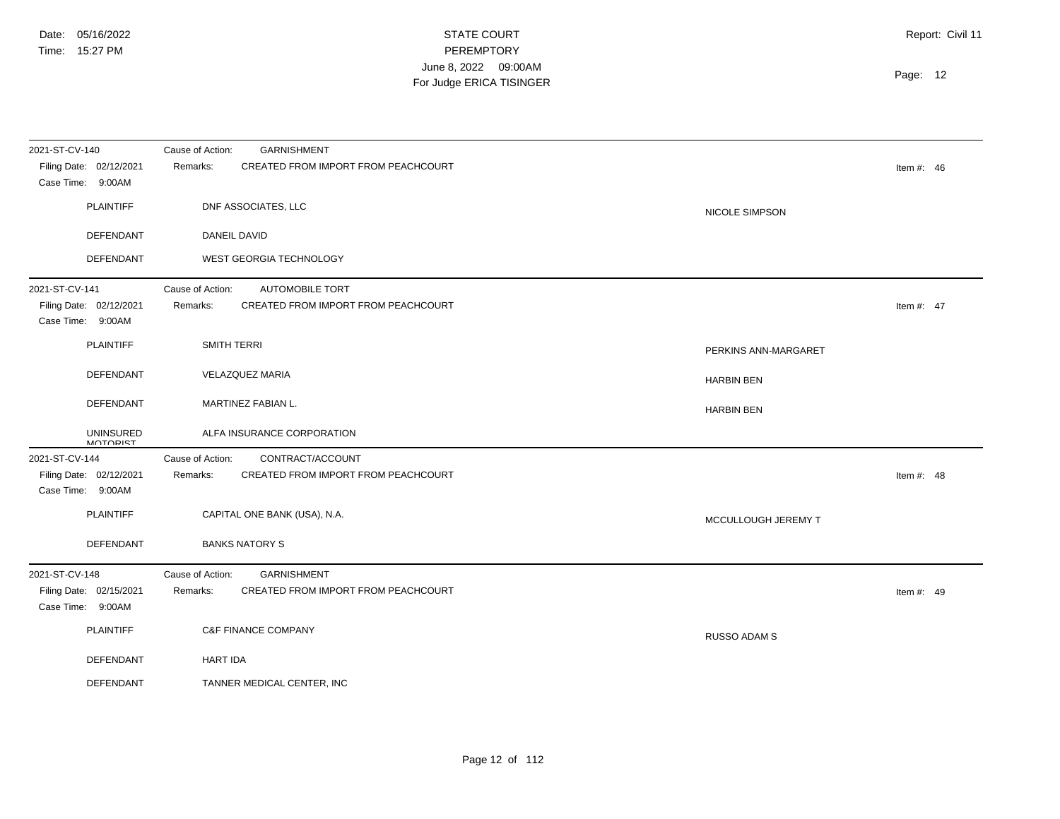# STATE COURT
## PEREMPTORY
### June 8, 2022 09:00AM
### For Judge ERICA TISINGER

Date: 05/16/2022
Time: 15:27 PM

Report: Civil 11

---

**2021-ST-CV-140**
Filing Date: 02/12/2021
Case Time: 9:00AM
Cause of Action: GARNISHMENT
Remarks: CREATED FROM IMPORT FROM PEACHCOURT
Item #: 46

| | | |
|---|---|---|
| PLAINTIFF | DNF ASSOCIATES, LLC | NICOLE SIMPSON |
| DEFENDANT | DANEIL DAVID | |
| DEFENDANT | WEST GEORGIA TECHNOLOGY | |

---

**2021-ST-CV-141**
Filing Date: 02/12/2021
Case Time: 9:00AM
Cause of Action: AUTOMOBILE TORT
Remarks: CREATED FROM IMPORT FROM PEACHCOURT
Item #: 47

| | | |
|---|---|---|
| PLAINTIFF | SMITH TERRI | PERKINS ANN-MARGARET |
| DEFENDANT | VELAZQUEZ MARIA | HARBIN BEN |
| DEFENDANT | MARTINEZ FABIAN L. | HARBIN BEN |
| UNINSURED MOTORIST | ALFA INSURANCE CORPORATION | |

---

**2021-ST-CV-144**
Filing Date: 02/12/2021
Case Time: 9:00AM
Cause of Action: CONTRACT/ACCOUNT
Remarks: CREATED FROM IMPORT FROM PEACHCOURT
Item #: 48

| | | |
|---|---|---|
| PLAINTIFF | CAPITAL ONE BANK (USA), N.A. | MCCULLOUGH JEREMY T |
| DEFENDANT | BANKS NATORY S | |

---

**2021-ST-CV-148**
Filing Date: 02/15/2021
Case Time: 9:00AM
Cause of Action: GARNISHMENT
Remarks: CREATED FROM IMPORT FROM PEACHCOURT
Item #: 49

| | | |
|---|---|---|
| PLAINTIFF | C&F FINANCE COMPANY | RUSSO ADAM S |
| DEFENDANT | HART IDA | |
| DEFENDANT | TANNER MEDICAL CENTER, INC | |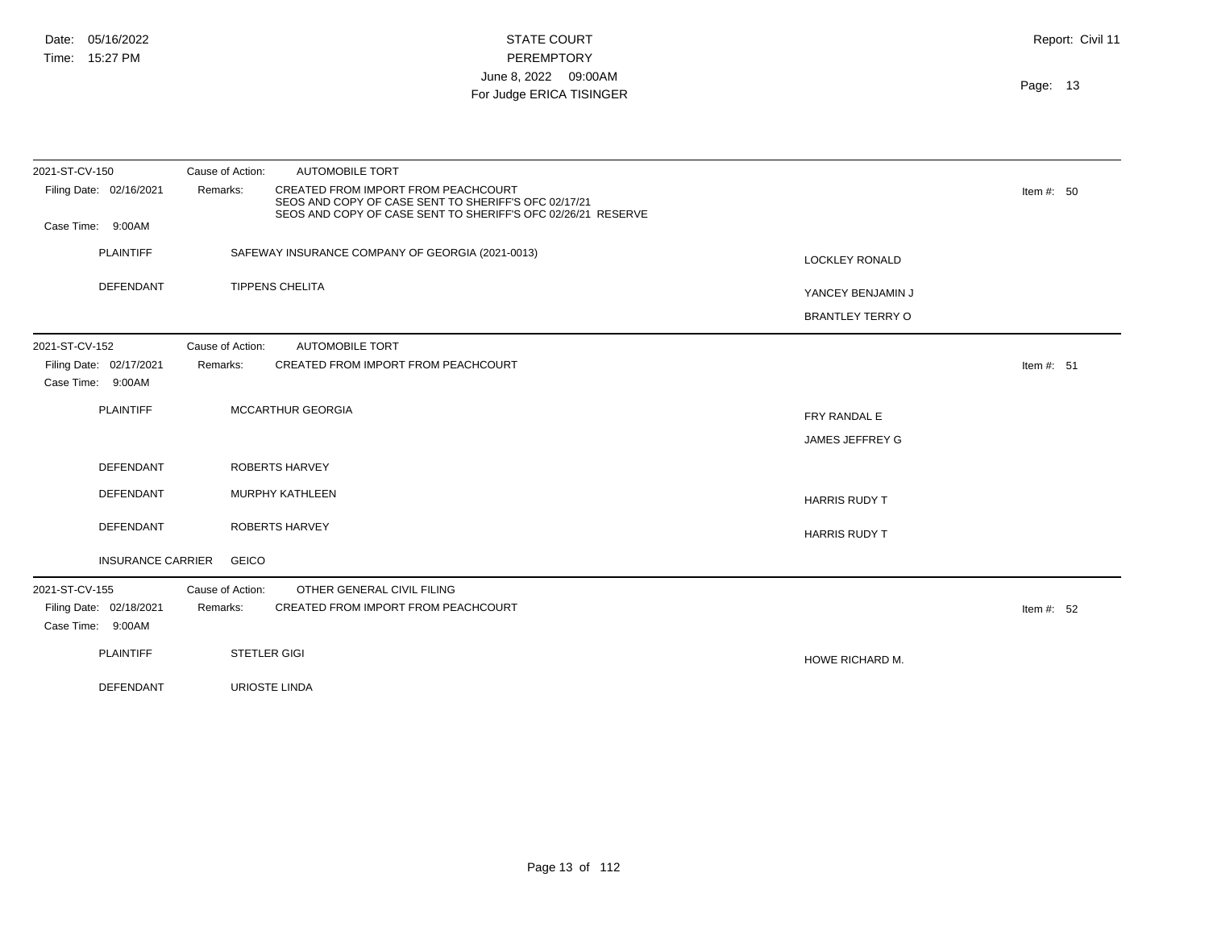| | | | | |
|---|---|---|---|---|
| **2021-ST-CV-150** | Cause of Action: | AUTOMOBILE TORT | | |
| Filing Date: 02/16/2021 | Remarks: | CREATED FROM IMPORT FROM PEACHCOURT<br>SEOS AND COPY OF CASE SENT TO SHERIFF'S OFC 02/17/21<br>SEOS AND COPY OF CASE SENT TO SHERIFF'S OFC 02/26/21 RESERVE | | Item #: 50 |
| Case Time: 9:00AM | | | | |
| PLAINTIFF | | SAFEWAY INSURANCE COMPANY OF GEORGIA (2021-0013) | LOCKLEY RONALD | |
| DEFENDANT | | TIPPENS CHELITA | YANCEY BENJAMIN J | |
| | | | BRANTLEY TERRY O | |

| | | | | |
|---|---|---|---|---|
| **2021-ST-CV-152** | Cause of Action: | AUTOMOBILE TORT | | |
| Filing Date: 02/17/2021 | Remarks: | CREATED FROM IMPORT FROM PEACHCOURT | | Item #: 51 |
| Case Time: 9:00AM | | | | |
| PLAINTIFF | | MCCARTHUR GEORGIA | FRY RANDAL E | |
| | | | JAMES JEFFREY G | |
| DEFENDANT | | ROBERTS HARVEY | | |
| DEFENDANT | | MURPHY KATHLEEN | HARRIS RUDY T | |
| DEFENDANT | | ROBERTS HARVEY | HARRIS RUDY T | |
| INSURANCE CARRIER | | GEICO | | |

| | | | | |
|---|---|---|---|---|
| **2021-ST-CV-155** | Cause of Action: | OTHER GENERAL CIVIL FILING | | |
| Filing Date: 02/18/2021 | Remarks: | CREATED FROM IMPORT FROM PEACHCOURT | | Item #: 52 |
| Case Time: 9:00AM | | | | |
| PLAINTIFF | | STETLER GIGI | HOWE RICHARD M. | |
| DEFENDANT | | URIOSTE LINDA | | |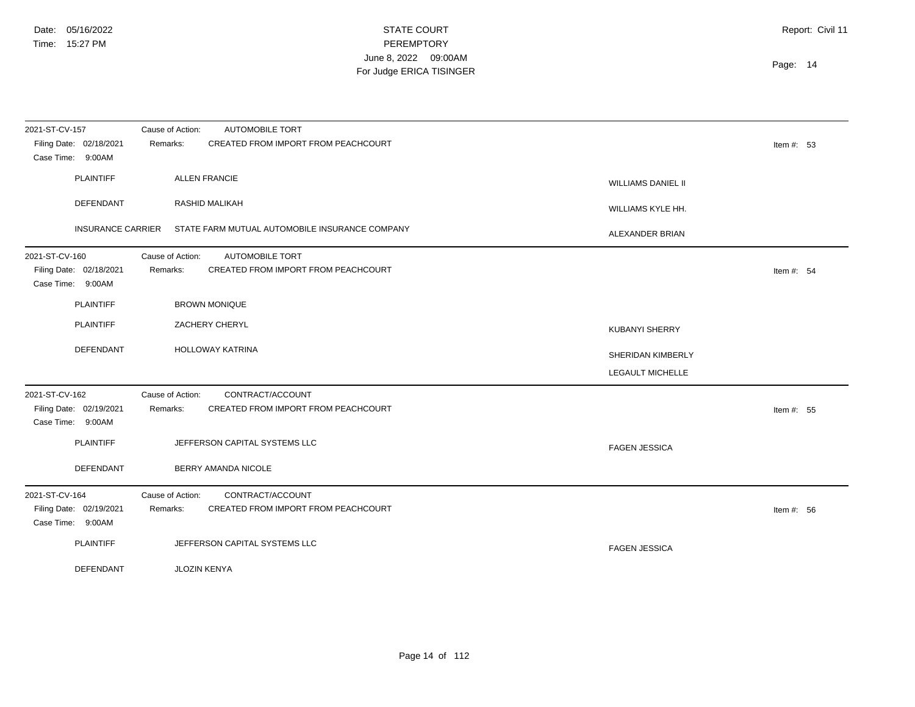**STATE COURT**
**PEREMPTORY**
**June 8, 2022 09:00AM**
**For Judge ERICA TISINGER**

Date: 05/16/2022
Time: 15:27 PM
Report: Civil 11

---

**2021-ST-CV-157** — Cause of Action: AUTOMOBILE TORT — Item #: 53
Filing Date: 02/18/2021 — Remarks: CREATED FROM IMPORT FROM PEACHCOURT
Case Time: 9:00AM

| | | |
|---|---|---|
| PLAINTIFF | ALLEN FRANCIE | WILLIAMS DANIEL II |
| DEFENDANT | RASHID MALIKAH | WILLIAMS KYLE HH. |
| INSURANCE CARRIER | STATE FARM MUTUAL AUTOMOBILE INSURANCE COMPANY | ALEXANDER BRIAN |

---

**2021-ST-CV-160** — Cause of Action: AUTOMOBILE TORT — Item #: 54
Filing Date: 02/18/2021 — Remarks: CREATED FROM IMPORT FROM PEACHCOURT
Case Time: 9:00AM

| | | |
|---|---|---|
| PLAINTIFF | BROWN MONIQUE | |
| PLAINTIFF | ZACHERY CHERYL | KUBANYI SHERRY |
| DEFENDANT | HOLLOWAY KATRINA | SHERIDAN KIMBERLY |
| | | LEGAULT MICHELLE |

---

**2021-ST-CV-162** — Cause of Action: CONTRACT/ACCOUNT — Item #: 55
Filing Date: 02/19/2021 — Remarks: CREATED FROM IMPORT FROM PEACHCOURT
Case Time: 9:00AM

| | | |
|---|---|---|
| PLAINTIFF | JEFFERSON CAPITAL SYSTEMS LLC | FAGEN JESSICA |
| DEFENDANT | BERRY AMANDA NICOLE | |

---

**2021-ST-CV-164** — Cause of Action: CONTRACT/ACCOUNT — Item #: 56
Filing Date: 02/19/2021 — Remarks: CREATED FROM IMPORT FROM PEACHCOURT
Case Time: 9:00AM

| | | |
|---|---|---|
| PLAINTIFF | JEFFERSON CAPITAL SYSTEMS LLC | FAGEN JESSICA |
| DEFENDANT | JLOZIN KENYA | |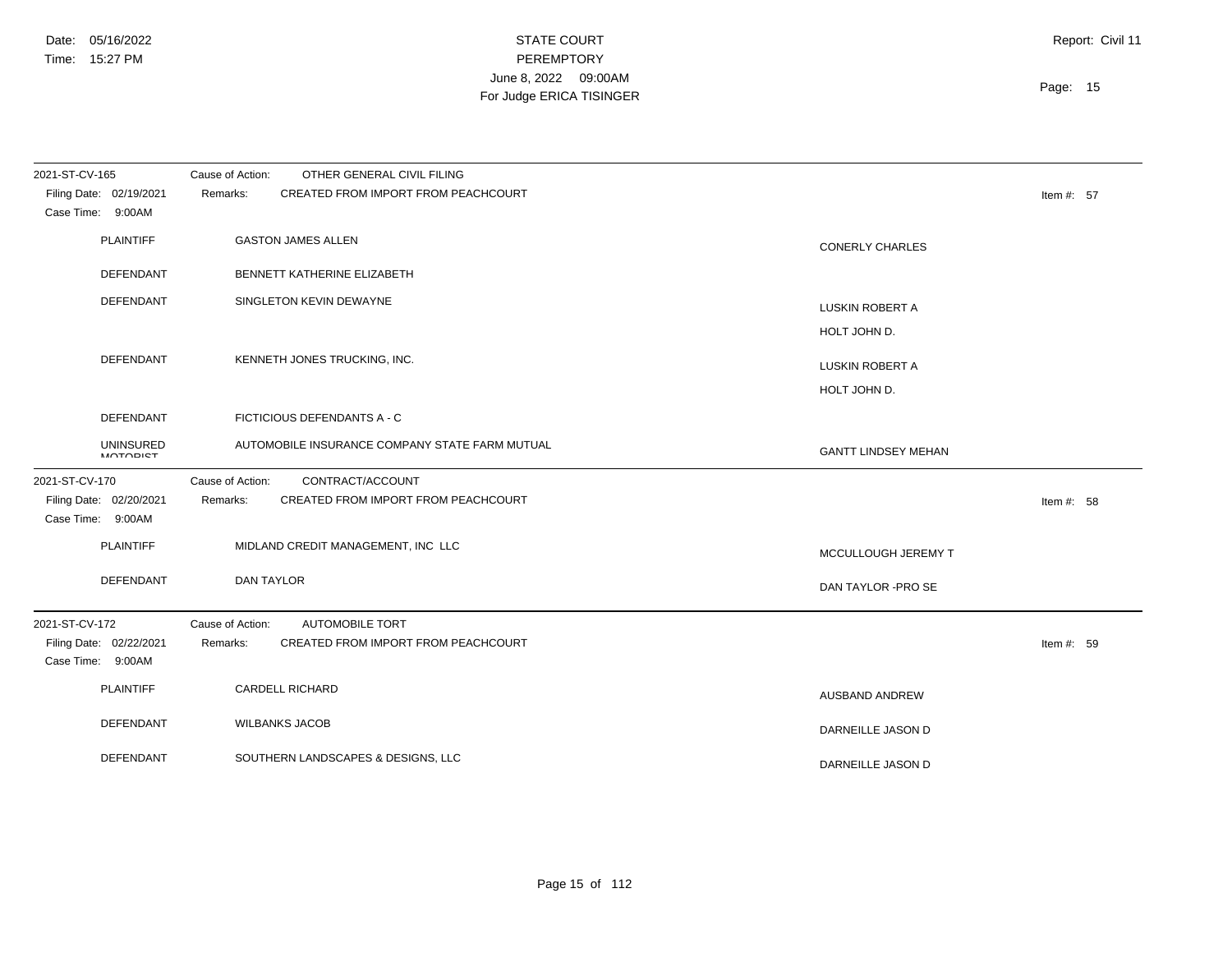**2021-ST-CV-165**
Filing Date: 02/19/2021
Case Time: 9:00AM

Cause of Action: OTHER GENERAL CIVIL FILING
Remarks: CREATED FROM IMPORT FROM PEACHCOURT

Item #: 57

| | | |
|---|---|---|
| PLAINTIFF | GASTON JAMES ALLEN | CONERLY CHARLES |
| DEFENDANT | BENNETT KATHERINE ELIZABETH | |
| DEFENDANT | SINGLETON KEVIN DEWAYNE | LUSKIN ROBERT A<br>HOLT JOHN D. |
| DEFENDANT | KENNETH JONES TRUCKING, INC. | LUSKIN ROBERT A<br>HOLT JOHN D. |
| DEFENDANT | FICTICIOUS DEFENDANTS A - C | |
| UNINSURED MOTORIST | AUTOMOBILE INSURANCE COMPANY STATE FARM MUTUAL | GANTT LINDSEY MEHAN |

**2021-ST-CV-170**
Filing Date: 02/20/2021
Case Time: 9:00AM

Cause of Action: CONTRACT/ACCOUNT
Remarks: CREATED FROM IMPORT FROM PEACHCOURT

Item #: 58

| | | |
|---|---|---|
| PLAINTIFF | MIDLAND CREDIT MANAGEMENT, INC LLC | MCCULLOUGH JEREMY T |
| DEFENDANT | DAN TAYLOR | DAN TAYLOR -PRO SE |

**2021-ST-CV-172**
Filing Date: 02/22/2021
Case Time: 9:00AM

Cause of Action: AUTOMOBILE TORT
Remarks: CREATED FROM IMPORT FROM PEACHCOURT

Item #: 59

| | | |
|---|---|---|
| PLAINTIFF | CARDELL RICHARD | AUSBAND ANDREW |
| DEFENDANT | WILBANKS JACOB | DARNEILLE JASON D |
| DEFENDANT | SOUTHERN LANDSCAPES & DESIGNS, LLC | DARNEILLE JASON D |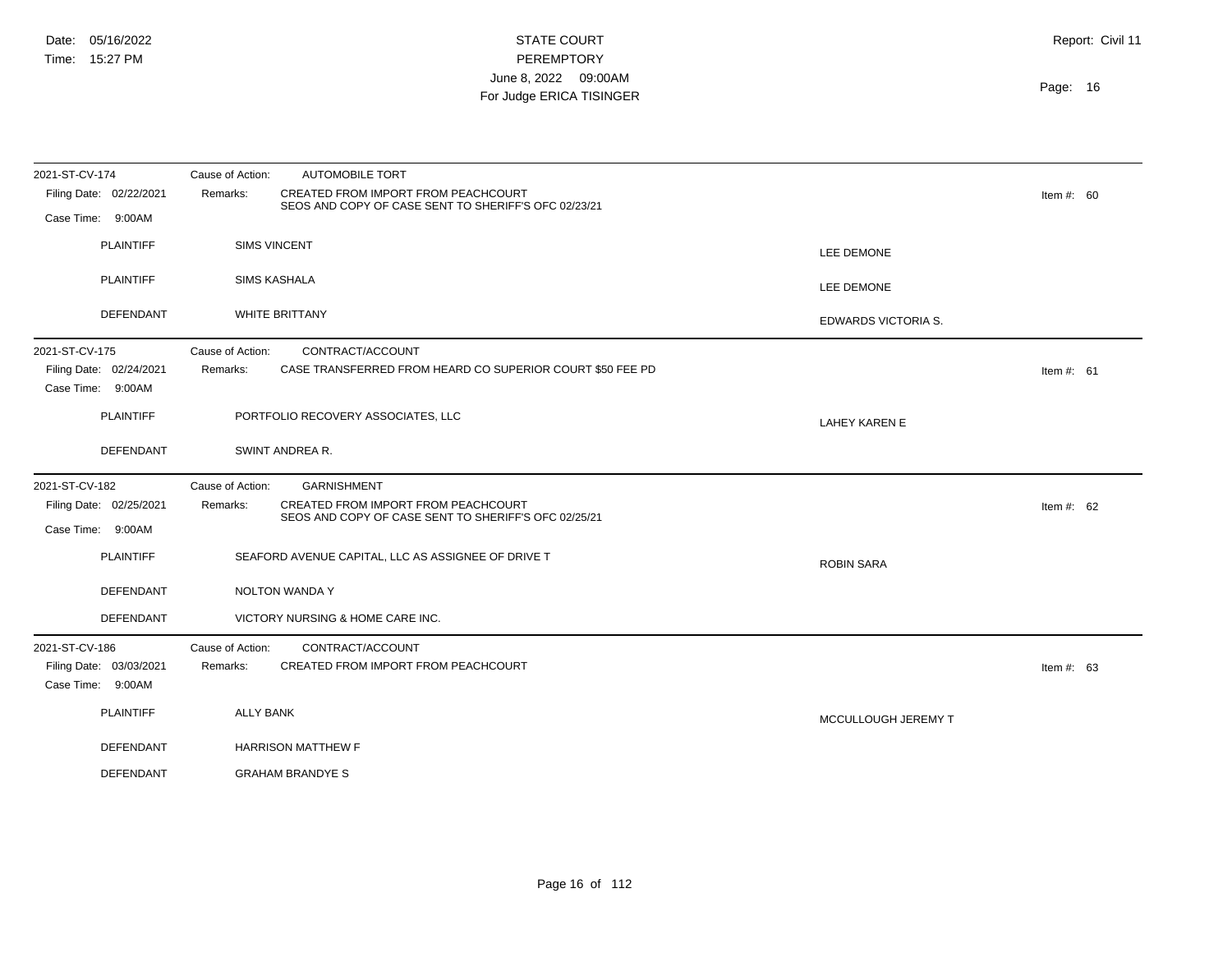## 2021-ST-CV-174

**Cause of Action:** AUTOMOBILE TORT

**Filing Date:** 02/22/2021 **Remarks:** CREATED FROM IMPORT FROM PEACHCOURT SEOS AND COPY OF CASE SENT TO SHERIFF'S OFC 02/23/21 **Item #:** 60

**Case Time:** 9:00AM

| | | |
|---|---|---|
| PLAINTIFF | SIMS VINCENT | LEE DEMONE |
| PLAINTIFF | SIMS KASHALA | LEE DEMONE |
| DEFENDANT | WHITE BRITTANY | EDWARDS VICTORIA S. |

## 2021-ST-CV-175

**Cause of Action:** CONTRACT/ACCOUNT

**Filing Date:** 02/24/2021 **Remarks:** CASE TRANSFERRED FROM HEARD CO SUPERIOR COURT $50 FEE PD **Item #:** 61

**Case Time:** 9:00AM

| | | |
|---|---|---|
| PLAINTIFF | PORTFOLIO RECOVERY ASSOCIATES, LLC | LAHEY KAREN E |
| DEFENDANT | SWINT ANDREA R. | |

## 2021-ST-CV-182

**Cause of Action:** GARNISHMENT

**Filing Date:** 02/25/2021 **Remarks:** CREATED FROM IMPORT FROM PEACHCOURT SEOS AND COPY OF CASE SENT TO SHERIFF'S OFC 02/25/21 **Item #:** 62

**Case Time:** 9:00AM

| | | |
|---|---|---|
| PLAINTIFF | SEAFORD AVENUE CAPITAL, LLC AS ASSIGNEE OF DRIVE T | ROBIN SARA |
| DEFENDANT | NOLTON WANDA Y | |
| DEFENDANT | VICTORY NURSING & HOME CARE INC. | |

## 2021-ST-CV-186

**Cause of Action:** CONTRACT/ACCOUNT

**Filing Date:** 03/03/2021 **Remarks:** CREATED FROM IMPORT FROM PEACHCOURT **Item #:** 63

**Case Time:** 9:00AM

| | | |
|---|---|---|
| PLAINTIFF | ALLY BANK | MCCULLOUGH JEREMY T |
| DEFENDANT | HARRISON MATTHEW F | |
| DEFENDANT | GRAHAM BRANDYE S | |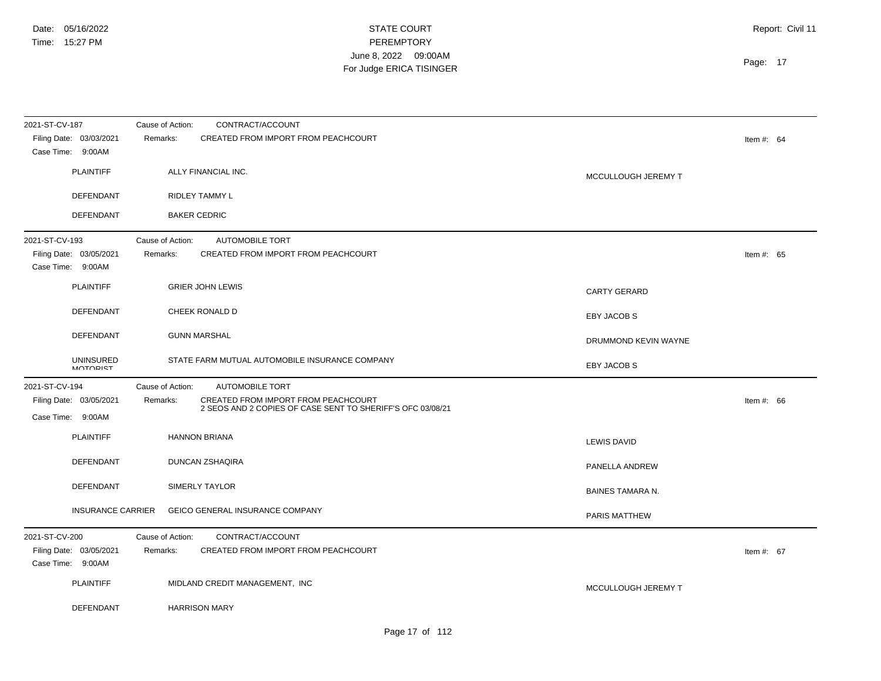## 2021-ST-CV-187

| | | |
|---|---|---|
| Cause of Action: | CONTRACT/ACCOUNT | |
| Filing Date: 03/03/2021 | Remarks: CREATED FROM IMPORT FROM PEACHCOURT | Item #: 64 |
| Case Time: 9:00AM | | |

| | | |
|---|---|---|
| PLAINTIFF | ALLY FINANCIAL INC. | MCCULLOUGH JEREMY T |
| DEFENDANT | RIDLEY TAMMY L | |
| DEFENDANT | BAKER CEDRIC | |

## 2021-ST-CV-193

| | | |
|---|---|---|
| Cause of Action: | AUTOMOBILE TORT | |
| Filing Date: 03/05/2021 | Remarks: CREATED FROM IMPORT FROM PEACHCOURT | Item #: 65 |
| Case Time: 9:00AM | | |

| | | |
|---|---|---|
| PLAINTIFF | GRIER JOHN LEWIS | CARTY GERARD |
| DEFENDANT | CHEEK RONALD D | EBY JACOB S |
| DEFENDANT | GUNN MARSHAL | DRUMMOND KEVIN WAYNE |
| UNINSURED MOTORIST | STATE FARM MUTUAL AUTOMOBILE INSURANCE COMPANY | EBY JACOB S |

## 2021-ST-CV-194

| | | |
|---|---|---|
| Cause of Action: | AUTOMOBILE TORT | |
| Filing Date: 03/05/2021 | Remarks: CREATED FROM IMPORT FROM PEACHCOURT<br>2 SEOS AND 2 COPIES OF CASE SENT TO SHERIFF'S OFC 03/08/21 | Item #: 66 |
| Case Time: 9:00AM | | |

| | | |
|---|---|---|
| PLAINTIFF | HANNON BRIANA | LEWIS DAVID |
| DEFENDANT | DUNCAN ZSHAQIRA | PANELLA ANDREW |
| DEFENDANT | SIMERLY TAYLOR | BAINES TAMARA N. |
| INSURANCE CARRIER | GEICO GENERAL INSURANCE COMPANY | PARIS MATTHEW |

## 2021-ST-CV-200

| | | |
|---|---|---|
| Cause of Action: | CONTRACT/ACCOUNT | |
| Filing Date: 03/05/2021 | Remarks: CREATED FROM IMPORT FROM PEACHCOURT | Item #: 67 |
| Case Time: 9:00AM | | |

| | | |
|---|---|---|
| PLAINTIFF | MIDLAND CREDIT MANAGEMENT, INC | MCCULLOUGH JEREMY T |
| DEFENDANT | HARRISON MARY | |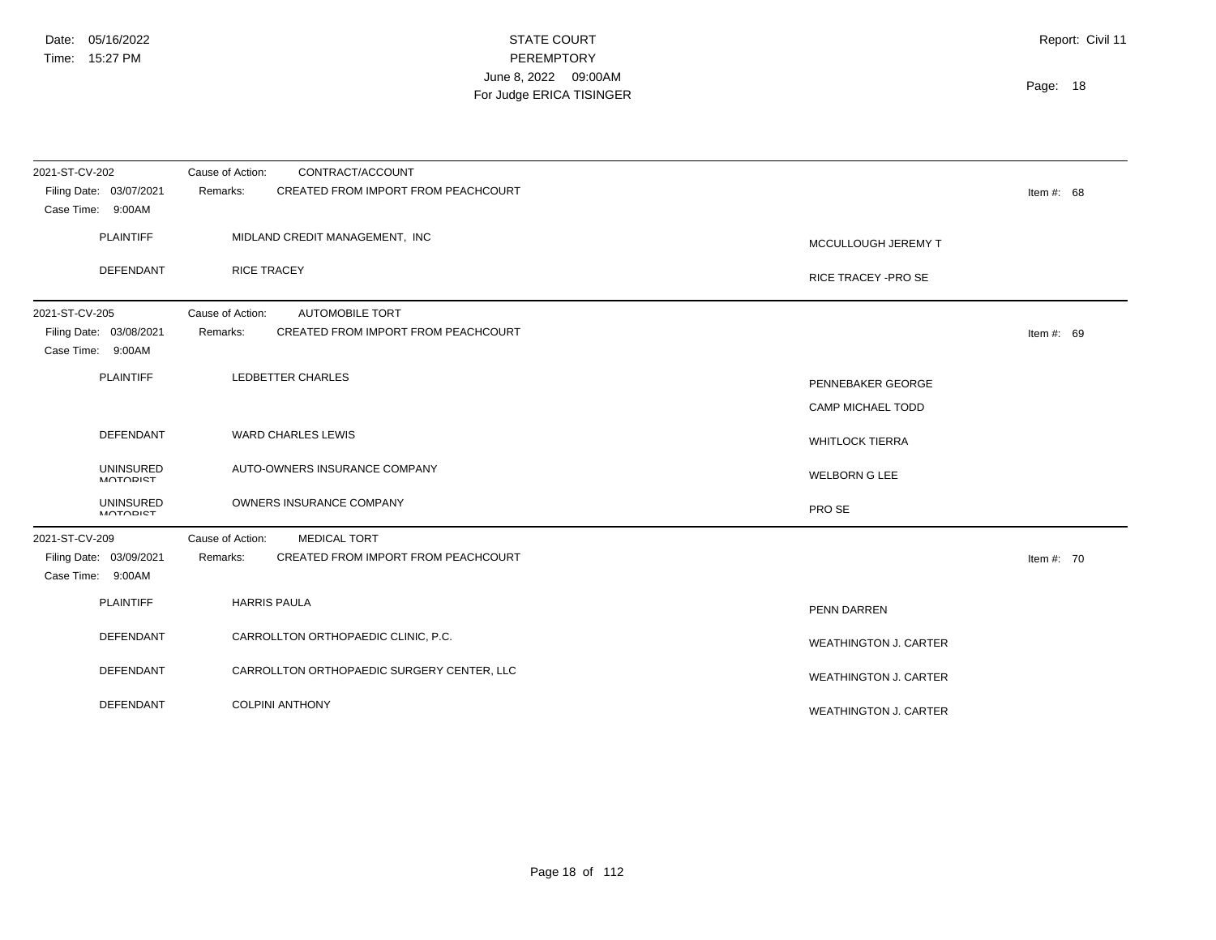## 2021-ST-CV-202

Cause of Action: CONTRACT/ACCOUNT
Filing Date: 03/07/2021 — Remarks: CREATED FROM IMPORT FROM PEACHCOURT — Item #: 68
Case Time: 9:00AM

| | | |
|---|---|---|
| PLAINTIFF | MIDLAND CREDIT MANAGEMENT, INC | MCCULLOUGH JEREMY T |
| DEFENDANT | RICE TRACEY | RICE TRACEY -PRO SE |

## 2021-ST-CV-205

Cause of Action: AUTOMOBILE TORT
Filing Date: 03/08/2021 — Remarks: CREATED FROM IMPORT FROM PEACHCOURT — Item #: 69
Case Time: 9:00AM

| | | |
|---|---|---|
| PLAINTIFF | LEDBETTER CHARLES | PENNEBAKER GEORGE |
| | | CAMP MICHAEL TODD |
| DEFENDANT | WARD CHARLES LEWIS | WHITLOCK TIERRA |
| UNINSURED MOTORIST | AUTO-OWNERS INSURANCE COMPANY | WELBORN G LEE |
| UNINSURED MOTORIST | OWNERS INSURANCE COMPANY | PRO SE |

## 2021-ST-CV-209

Cause of Action: MEDICAL TORT
Filing Date: 03/09/2021 — Remarks: CREATED FROM IMPORT FROM PEACHCOURT — Item #: 70
Case Time: 9:00AM

| | | |
|---|---|---|
| PLAINTIFF | HARRIS PAULA | PENN DARREN |
| DEFENDANT | CARROLLTON ORTHOPAEDIC CLINIC, P.C. | WEATHINGTON J. CARTER |
| DEFENDANT | CARROLLTON ORTHOPAEDIC SURGERY CENTER, LLC | WEATHINGTON J. CARTER |
| DEFENDANT | COLPINI ANTHONY | WEATHINGTON J. CARTER |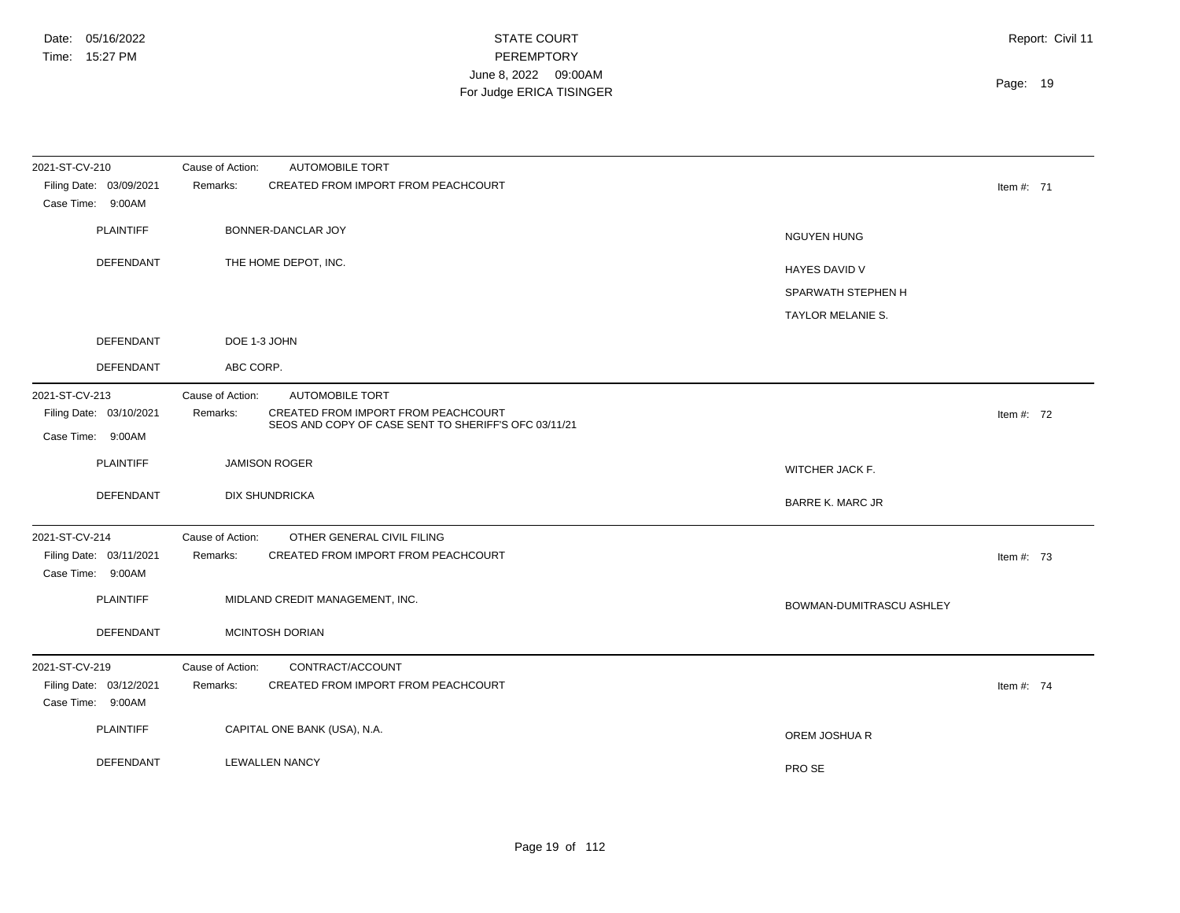Date: 05/16/2022
Time: 15:27 PM

# STATE COURT
## PEREMPTORY
June 8, 2022 09:00AM
For Judge ERICA TISINGER

Report: Civil 11

---

**2021-ST-CV-210**
Filing Date: 03/09/2021
Case Time: 9:00AM

Cause of Action: AUTOMOBILE TORT
Remarks: CREATED FROM IMPORT FROM PEACHCOURT

Item #: 71

| | | |
|---|---|---|
| PLAINTIFF | BONNER-DANCLAR JOY | NGUYEN HUNG |
| DEFENDANT | THE HOME DEPOT, INC. | HAYES DAVID V |
| | | SPARWATH STEPHEN H |
| | | TAYLOR MELANIE S. |
| DEFENDANT | DOE 1-3 JOHN | |
| DEFENDANT | ABC CORP. | |

---

**2021-ST-CV-213**
Filing Date: 03/10/2021
Case Time: 9:00AM

Cause of Action: AUTOMOBILE TORT
Remarks: CREATED FROM IMPORT FROM PEACHCOURT
SEOS AND COPY OF CASE SENT TO SHERIFF'S OFC 03/11/21

Item #: 72

| | | |
|---|---|---|
| PLAINTIFF | JAMISON ROGER | WITCHER JACK F. |
| DEFENDANT | DIX SHUNDRICKA | BARRE K. MARC JR |

---

**2021-ST-CV-214**
Filing Date: 03/11/2021
Case Time: 9:00AM

Cause of Action: OTHER GENERAL CIVIL FILING
Remarks: CREATED FROM IMPORT FROM PEACHCOURT

Item #: 73

| | | |
|---|---|---|
| PLAINTIFF | MIDLAND CREDIT MANAGEMENT, INC. | BOWMAN-DUMITRASCU ASHLEY |
| DEFENDANT | MCINTOSH DORIAN | |

---

**2021-ST-CV-219**
Filing Date: 03/12/2021
Case Time: 9:00AM

Cause of Action: CONTRACT/ACCOUNT
Remarks: CREATED FROM IMPORT FROM PEACHCOURT

Item #: 74

| | | |
|---|---|---|
| PLAINTIFF | CAPITAL ONE BANK (USA), N.A. | OREM JOSHUA R |
| DEFENDANT | LEWALLEN NANCY | PRO SE |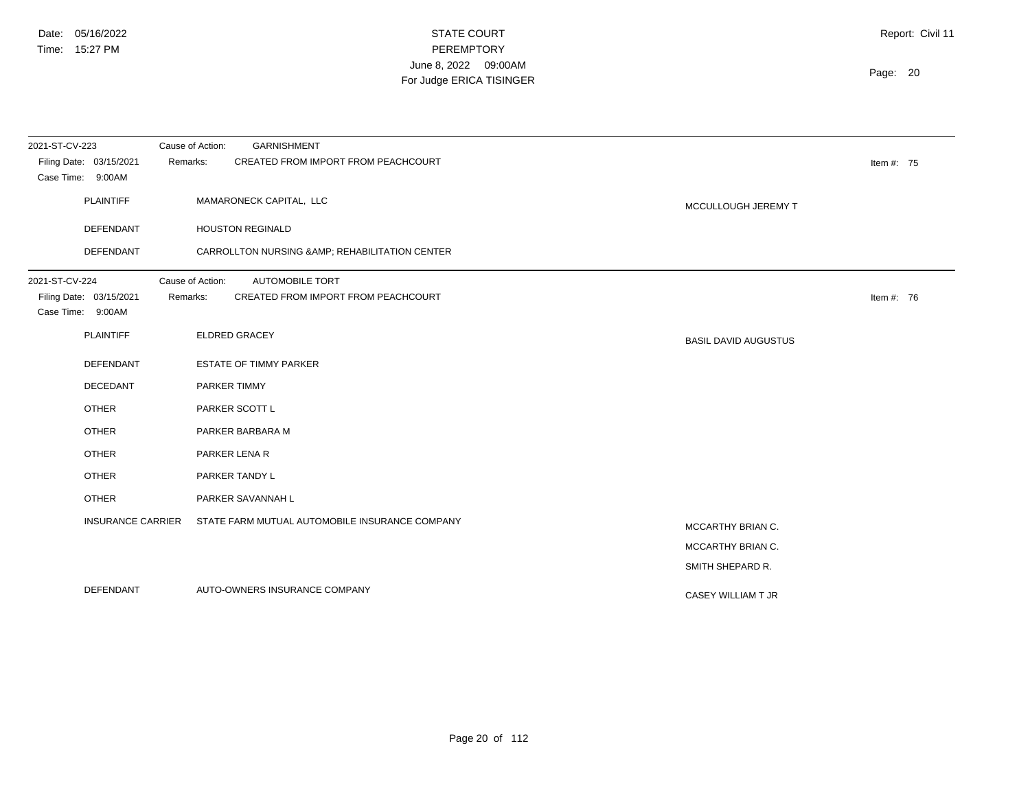| | | | | |
|---|---|---|---|---|
| 2021-ST-CV-223 | Cause of Action: | GARNISHMENT | | |
| Filing Date: 03/15/2021 | Remarks: | CREATED FROM IMPORT FROM PEACHCOURT | | Item #: 75 |
| Case Time: 9:00AM | | | | |
| | PLAINTIFF | MAMARONECK CAPITAL, LLC | MCCULLOUGH JEREMY T | |
| | DEFENDANT | HOUSTON REGINALD | | |
| | DEFENDANT | CARROLLTON NURSING &AMP; REHABILITATION CENTER | | |

| | | | | |
|---|---|---|---|---|
| 2021-ST-CV-224 | Cause of Action: | AUTOMOBILE TORT | | |
| Filing Date: 03/15/2021 | Remarks: | CREATED FROM IMPORT FROM PEACHCOURT | | Item #: 76 |
| Case Time: 9:00AM | | | | |
| | PLAINTIFF | ELDRED GRACEY | BASIL DAVID AUGUSTUS | |
| | DEFENDANT | ESTATE OF TIMMY PARKER | | |
| | DECEDANT | PARKER TIMMY | | |
| | OTHER | PARKER SCOTT L | | |
| | OTHER | PARKER BARBARA M | | |
| | OTHER | PARKER LENA R | | |
| | OTHER | PARKER TANDY L | | |
| | OTHER | PARKER SAVANNAH L | | |
| | INSURANCE CARRIER | STATE FARM MUTUAL AUTOMOBILE INSURANCE COMPANY | MCCARTHY BRIAN C. | |
| | | | MCCARTHY BRIAN C. | |
| | | | SMITH SHEPARD R. | |
| | DEFENDANT | AUTO-OWNERS INSURANCE COMPANY | CASEY WILLIAM T JR | |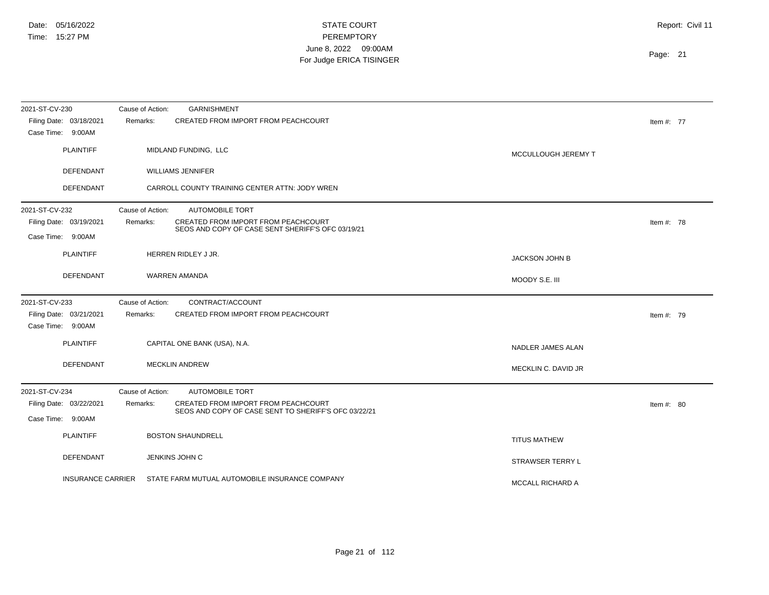## 2021-ST-CV-230

Cause of Action: GARNISHMENT

Filing Date: 03/18/2021 — Remarks: CREATED FROM IMPORT FROM PEACHCOURT — Item #: 77

Case Time: 9:00AM

| Role | Party | Attorney |
|---|---|---|
| PLAINTIFF | MIDLAND FUNDING, LLC | MCCULLOUGH JEREMY T |
| DEFENDANT | WILLIAMS JENNIFER | |
| DEFENDANT | CARROLL COUNTY TRAINING CENTER ATTN: JODY WREN | |

## 2021-ST-CV-232

Cause of Action: AUTOMOBILE TORT

Filing Date: 03/19/2021 — Remarks: CREATED FROM IMPORT FROM PEACHCOURT
SEOS AND COPY OF CASE SENT SHERIFF'S OFC 03/19/21 — Item #: 78

Case Time: 9:00AM

| Role | Party | Attorney |
|---|---|---|
| PLAINTIFF | HERREN RIDLEY J JR. | JACKSON JOHN B |
| DEFENDANT | WARREN AMANDA | MOODY S.E. III |

## 2021-ST-CV-233

Cause of Action: CONTRACT/ACCOUNT

Filing Date: 03/21/2021 — Remarks: CREATED FROM IMPORT FROM PEACHCOURT — Item #: 79

Case Time: 9:00AM

| Role | Party | Attorney |
|---|---|---|
| PLAINTIFF | CAPITAL ONE BANK (USA), N.A. | NADLER JAMES ALAN |
| DEFENDANT | MECKLIN ANDREW | MECKLIN C. DAVID JR |

## 2021-ST-CV-234

Cause of Action: AUTOMOBILE TORT

Filing Date: 03/22/2021 — Remarks: CREATED FROM IMPORT FROM PEACHCOURT
SEOS AND COPY OF CASE SENT TO SHERIFF'S OFC 03/22/21 — Item #: 80

Case Time: 9:00AM

| Role | Party | Attorney |
|---|---|---|
| PLAINTIFF | BOSTON SHAUNDRELL | TITUS MATHEW |
| DEFENDANT | JENKINS JOHN C | STRAWSER TERRY L |
| INSURANCE CARRIER | STATE FARM MUTUAL AUTOMOBILE INSURANCE COMPANY | MCCALL RICHARD A |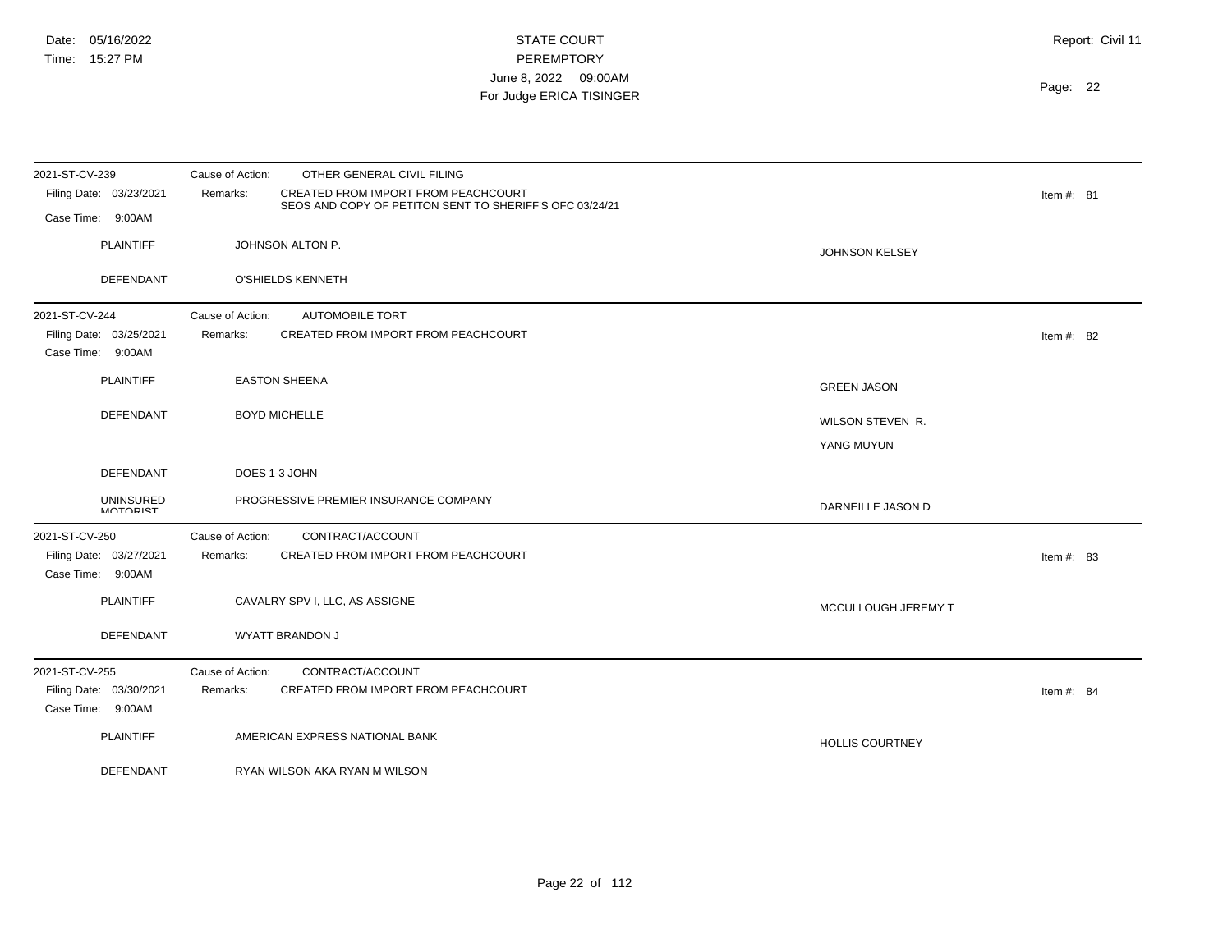| | | | |
|---|---|---|---|
| **2021-ST-CV-239** | Cause of Action: OTHER GENERAL CIVIL FILING | | |
| Filing Date: 03/23/2021 | Remarks: CREATED FROM IMPORT FROM PEACHCOURT<br>SEOS AND COPY OF PETITON SENT TO SHERIFF'S OFC 03/24/21 | | Item #: 81 |
| Case Time: 9:00AM | | | |
| PLAINTIFF | JOHNSON ALTON P. | JOHNSON KELSEY | |
| DEFENDANT | O'SHIELDS KENNETH | | |
| **2021-ST-CV-244** | Cause of Action: AUTOMOBILE TORT | | |
| Filing Date: 03/25/2021 | Remarks: CREATED FROM IMPORT FROM PEACHCOURT | | Item #: 82 |
| Case Time: 9:00AM | | | |
| PLAINTIFF | EASTON SHEENA | GREEN JASON | |
| DEFENDANT | BOYD MICHELLE | WILSON STEVEN R.<br>YANG MUYUN | |
| DEFENDANT | DOES 1-3 JOHN | | |
| UNINSURED MOTORIST | PROGRESSIVE PREMIER INSURANCE COMPANY | DARNEILLE JASON D | |
| **2021-ST-CV-250** | Cause of Action: CONTRACT/ACCOUNT | | |
| Filing Date: 03/27/2021 | Remarks: CREATED FROM IMPORT FROM PEACHCOURT | | Item #: 83 |
| Case Time: 9:00AM | | | |
| PLAINTIFF | CAVALRY SPV I, LLC, AS ASSIGNE | MCCULLOUGH JEREMY T | |
| DEFENDANT | WYATT BRANDON J | | |
| **2021-ST-CV-255** | Cause of Action: CONTRACT/ACCOUNT | | |
| Filing Date: 03/30/2021 | Remarks: CREATED FROM IMPORT FROM PEACHCOURT | | Item #: 84 |
| Case Time: 9:00AM | | | |
| PLAINTIFF | AMERICAN EXPRESS NATIONAL BANK | HOLLIS COURTNEY | |
| DEFENDANT | RYAN WILSON AKA RYAN M WILSON | | |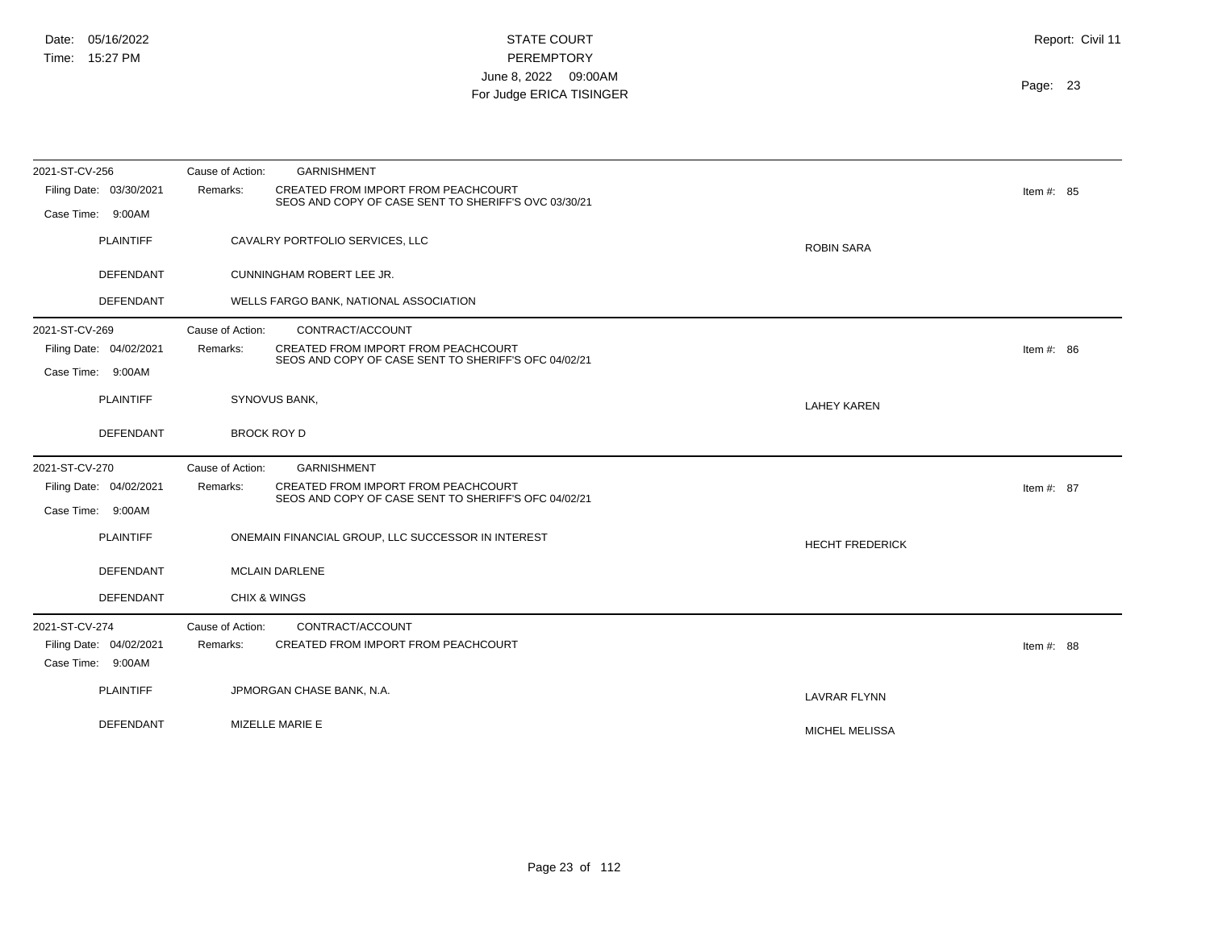2021-ST-CV-256 | Cause of Action: GARNISHMENT
Filing Date: 03/30/2021 | Remarks: CREATED FROM IMPORT FROM PEACHCOURT
SEOS AND COPY OF CASE SENT TO SHERIFF'S OVC 03/30/21 | Item #: 85
Case Time: 9:00AM

| | | |
|---|---|---|
| PLAINTIFF | CAVALRY PORTFOLIO SERVICES, LLC | ROBIN SARA |
| DEFENDANT | CUNNINGHAM ROBERT LEE JR. | |
| DEFENDANT | WELLS FARGO BANK, NATIONAL ASSOCIATION | |

---

2021-ST-CV-269 | Cause of Action: CONTRACT/ACCOUNT
Filing Date: 04/02/2021 | Remarks: CREATED FROM IMPORT FROM PEACHCOURT
SEOS AND COPY OF CASE SENT TO SHERIFF'S OFC 04/02/21 | Item #: 86
Case Time: 9:00AM

| | | |
|---|---|---|
| PLAINTIFF | SYNOVUS BANK, | LAHEY KAREN |
| DEFENDANT | BROCK ROY D | |

---

2021-ST-CV-270 | Cause of Action: GARNISHMENT
Filing Date: 04/02/2021 | Remarks: CREATED FROM IMPORT FROM PEACHCOURT
SEOS AND COPY OF CASE SENT TO SHERIFF'S OFC 04/02/21 | Item #: 87
Case Time: 9:00AM

| | | |
|---|---|---|
| PLAINTIFF | ONEMAIN FINANCIAL GROUP, LLC SUCCESSOR IN INTEREST | HECHT FREDERICK |
| DEFENDANT | MCLAIN DARLENE | |
| DEFENDANT | CHIX & WINGS | |

---

2021-ST-CV-274 | Cause of Action: CONTRACT/ACCOUNT
Filing Date: 04/02/2021 | Remarks: CREATED FROM IMPORT FROM PEACHCOURT | Item #: 88
Case Time: 9:00AM

| | | |
|---|---|---|
| PLAINTIFF | JPMORGAN CHASE BANK, N.A. | LAVRAR FLYNN |
| DEFENDANT | MIZELLE MARIE E | MICHEL MELISSA |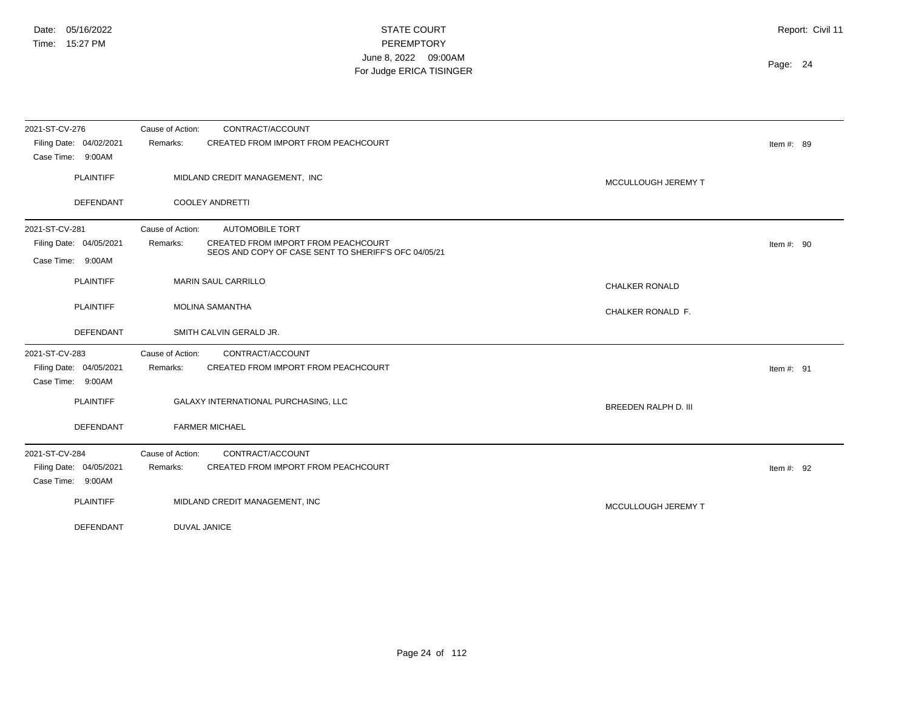2021-ST-CV-276 | Cause of Action: CONTRACT/ACCOUNT
Filing Date: 04/02/2021 | Remarks: CREATED FROM IMPORT FROM PEACHCOURT | Item #: 89
Case Time: 9:00AM

| | | |
|---|---|---|
| PLAINTIFF | MIDLAND CREDIT MANAGEMENT, INC | MCCULLOUGH JEREMY T |
| DEFENDANT | COOLEY ANDRETTI | |

---

2021-ST-CV-281 | Cause of Action: AUTOMOBILE TORT
Filing Date: 04/05/2021 | Remarks: CREATED FROM IMPORT FROM PEACHCOURT
SEOS AND COPY OF CASE SENT TO SHERIFF'S OFC 04/05/21 | Item #: 90
Case Time: 9:00AM

| | | |
|---|---|---|
| PLAINTIFF | MARIN SAUL CARRILLO | CHALKER RONALD |
| PLAINTIFF | MOLINA SAMANTHA | CHALKER RONALD F. |
| DEFENDANT | SMITH CALVIN GERALD JR. | |

---

2021-ST-CV-283 | Cause of Action: CONTRACT/ACCOUNT
Filing Date: 04/05/2021 | Remarks: CREATED FROM IMPORT FROM PEACHCOURT | Item #: 91
Case Time: 9:00AM

| | | |
|---|---|---|
| PLAINTIFF | GALAXY INTERNATIONAL PURCHASING, LLC | BREEDEN RALPH D. III |
| DEFENDANT | FARMER MICHAEL | |

---

2021-ST-CV-284 | Cause of Action: CONTRACT/ACCOUNT
Filing Date: 04/05/2021 | Remarks: CREATED FROM IMPORT FROM PEACHCOURT | Item #: 92
Case Time: 9:00AM

| | | |
|---|---|---|
| PLAINTIFF | MIDLAND CREDIT MANAGEMENT, INC | MCCULLOUGH JEREMY T |
| DEFENDANT | DUVAL JANICE | |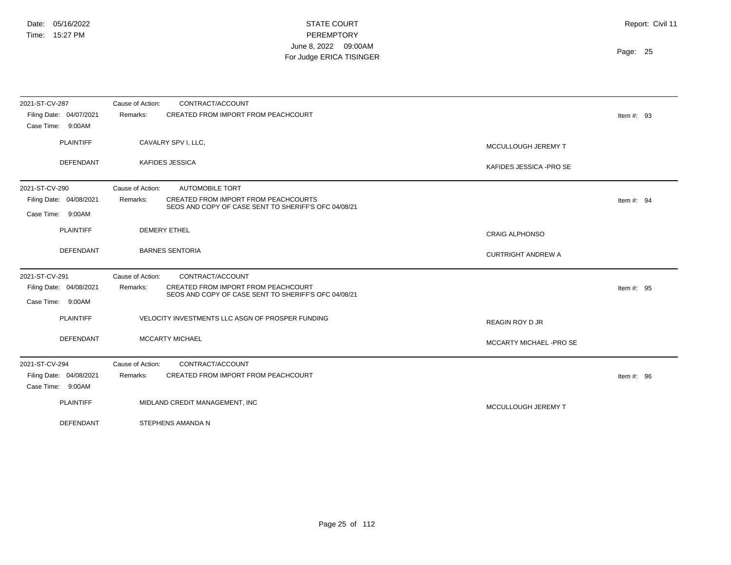**2021-ST-CV-287**

Cause of Action: CONTRACT/ACCOUNT

Filing Date: 04/07/2021

Remarks: CREATED FROM IMPORT FROM PEACHCOURT

Item #: 93

Case Time: 9:00AM

| | | |
|---|---|---|
| PLAINTIFF | CAVALRY SPV I, LLC, | MCCULLOUGH JEREMY T |
| DEFENDANT | KAFIDES JESSICA | KAFIDES JESSICA -PRO SE |

**2021-ST-CV-290**

Cause of Action: AUTOMOBILE TORT

Filing Date: 04/08/2021

Remarks: CREATED FROM IMPORT FROM PEACHCOURTS
SEOS AND COPY OF CASE SENT TO SHERIFF'S OFC 04/08/21

Item #: 94

Case Time: 9:00AM

| | | |
|---|---|---|
| PLAINTIFF | DEMERY ETHEL | CRAIG ALPHONSO |
| DEFENDANT | BARNES SENTORIA | CURTRIGHT ANDREW A |

**2021-ST-CV-291**

Cause of Action: CONTRACT/ACCOUNT

Filing Date: 04/08/2021

Remarks: CREATED FROM IMPORT FROM PEACHCOURT
SEOS AND COPY OF CASE SENT TO SHERIFF'S OFC 04/08/21

Item #: 95

Case Time: 9:00AM

| | | |
|---|---|---|
| PLAINTIFF | VELOCITY INVESTMENTS LLC ASGN OF PROSPER FUNDING | REAGIN ROY D JR |
| DEFENDANT | MCCARTY MICHAEL | MCCARTY MICHAEL -PRO SE |

**2021-ST-CV-294**

Cause of Action: CONTRACT/ACCOUNT

Filing Date: 04/08/2021

Remarks: CREATED FROM IMPORT FROM PEACHCOURT

Item #: 96

Case Time: 9:00AM

| | | |
|---|---|---|
| PLAINTIFF | MIDLAND CREDIT MANAGEMENT, INC | MCCULLOUGH JEREMY T |
| DEFENDANT | STEPHENS AMANDA N | |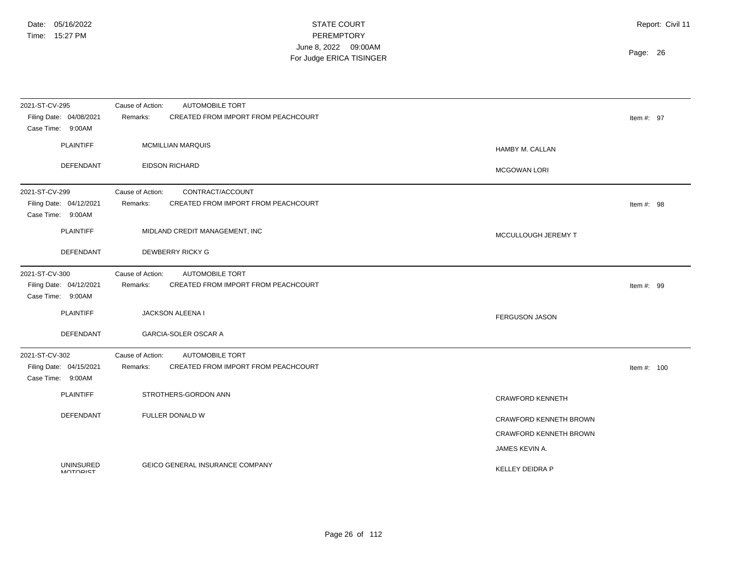## 2021-ST-CV-295

Cause of Action: AUTOMOBILE TORT
Filing Date: 04/08/2021 — Remarks: CREATED FROM IMPORT FROM PEACHCOURT — Item #: 97
Case Time: 9:00AM

| | | |
|---|---|---|
| PLAINTIFF | MCMILLIAN MARQUIS | HAMBY M. CALLAN |
| DEFENDANT | EIDSON RICHARD | MCGOWAN LORI |

## 2021-ST-CV-299

Cause of Action: CONTRACT/ACCOUNT
Filing Date: 04/12/2021 — Remarks: CREATED FROM IMPORT FROM PEACHCOURT — Item #: 98
Case Time: 9:00AM

| | | |
|---|---|---|
| PLAINTIFF | MIDLAND CREDIT MANAGEMENT, INC | MCCULLOUGH JEREMY T |
| DEFENDANT | DEWBERRY RICKY G | |

## 2021-ST-CV-300

Cause of Action: AUTOMOBILE TORT
Filing Date: 04/12/2021 — Remarks: CREATED FROM IMPORT FROM PEACHCOURT — Item #: 99
Case Time: 9:00AM

| | | |
|---|---|---|
| PLAINTIFF | JACKSON ALEENA I | FERGUSON JASON |
| DEFENDANT | GARCIA-SOLER OSCAR A | |

## 2021-ST-CV-302

Cause of Action: AUTOMOBILE TORT
Filing Date: 04/15/2021 — Remarks: CREATED FROM IMPORT FROM PEACHCOURT — Item #: 100
Case Time: 9:00AM

| | | |
|---|---|---|
| PLAINTIFF | STROTHERS-GORDON ANN | CRAWFORD KENNETH |
| DEFENDANT | FULLER DONALD W | CRAWFORD KENNETH BROWN |
| | | CRAWFORD KENNETH BROWN |
| | | JAMES KEVIN A. |
| UNINSURED MOTORIST | GEICO GENERAL INSURANCE COMPANY | KELLEY DEIDRA P |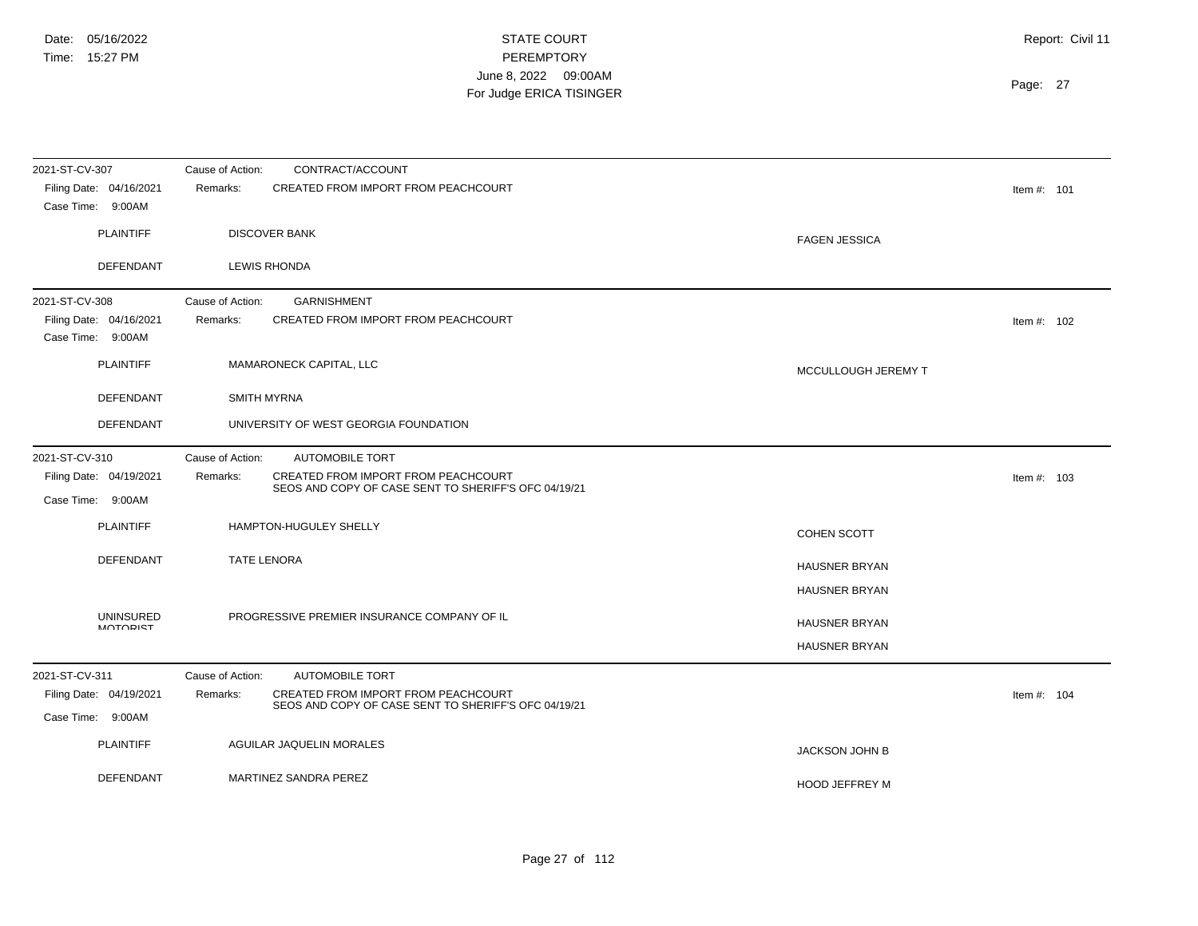## 2021-ST-CV-307

Cause of Action: CONTRACT/ACCOUNT

Filing Date: 04/16/2021 — Remarks: CREATED FROM IMPORT FROM PEACHCOURT — Item #: 101

Case Time: 9:00AM

| | | |
|---|---|---|
| PLAINTIFF | DISCOVER BANK | FAGEN JESSICA |
| DEFENDANT | LEWIS RHONDA | |

## 2021-ST-CV-308

Cause of Action: GARNISHMENT

Filing Date: 04/16/2021 — Remarks: CREATED FROM IMPORT FROM PEACHCOURT — Item #: 102

Case Time: 9:00AM

| | | |
|---|---|---|
| PLAINTIFF | MAMARONECK CAPITAL, LLC | MCCULLOUGH JEREMY T |
| DEFENDANT | SMITH MYRNA | |
| DEFENDANT | UNIVERSITY OF WEST GEORGIA FOUNDATION | |

## 2021-ST-CV-310

Cause of Action: AUTOMOBILE TORT

Filing Date: 04/19/2021 — Remarks: CREATED FROM IMPORT FROM PEACHCOURT
SEOS AND COPY OF CASE SENT TO SHERIFF'S OFC 04/19/21 — Item #: 103

Case Time: 9:00AM

| | | |
|---|---|---|
| PLAINTIFF | HAMPTON-HUGULEY SHELLY | COHEN SCOTT |
| DEFENDANT | TATE LENORA | HAUSNER BRYAN |
| | | HAUSNER BRYAN |
| UNINSURED MOTORIST | PROGRESSIVE PREMIER INSURANCE COMPANY OF IL | HAUSNER BRYAN |
| | | HAUSNER BRYAN |

## 2021-ST-CV-311

Cause of Action: AUTOMOBILE TORT

Filing Date: 04/19/2021 — Remarks: CREATED FROM IMPORT FROM PEACHCOURT
SEOS AND COPY OF CASE SENT TO SHERIFF'S OFC 04/19/21 — Item #: 104

Case Time: 9:00AM

| | | |
|---|---|---|
| PLAINTIFF | AGUILAR JAQUELIN MORALES | JACKSON JOHN B |
| DEFENDANT | MARTINEZ SANDRA PEREZ | HOOD JEFFREY M |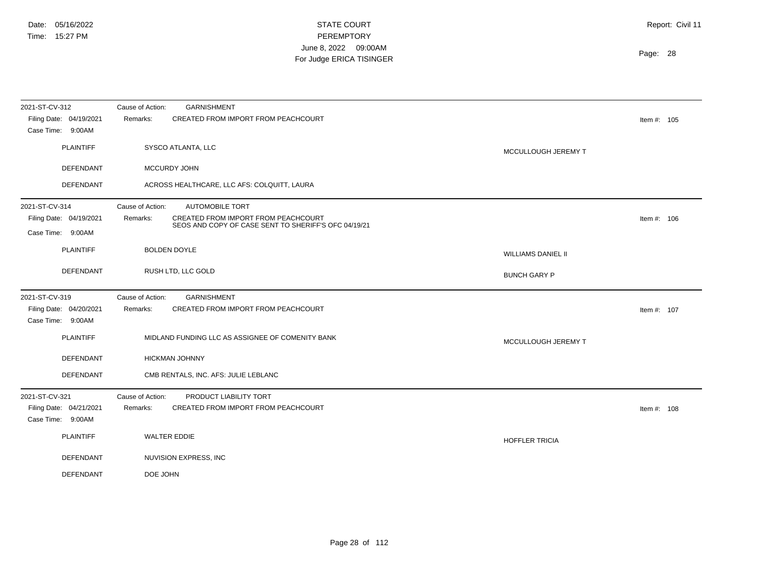| Case | Details | | Attorney | Item |
|---|---|---|---|---|
| 2021-ST-CV-312 | Cause of Action: | GARNISHMENT | | |
| Filing Date: 04/19/2021 | Remarks: | CREATED FROM IMPORT FROM PEACHCOURT | | Item #: 105 |
| Case Time: 9:00AM | | | | |
| PLAINTIFF | SYSCO ATLANTA, LLC | | MCCULLOUGH JEREMY T | |
| DEFENDANT | MCCURDY JOHN | | | |
| DEFENDANT | ACROSS HEALTHCARE, LLC AFS: COLQUITT, LAURA | | | |
| 2021-ST-CV-314 | Cause of Action: | AUTOMOBILE TORT | | |
| Filing Date: 04/19/2021 | Remarks: | CREATED FROM IMPORT FROM PEACHCOURT SEOS AND COPY OF CASE SENT TO SHERIFF'S OFC 04/19/21 | | Item #: 106 |
| Case Time: 9:00AM | | | | |
| PLAINTIFF | BOLDEN DOYLE | | WILLIAMS DANIEL II | |
| DEFENDANT | RUSH LTD, LLC GOLD | | BUNCH GARY P | |
| 2021-ST-CV-319 | Cause of Action: | GARNISHMENT | | |
| Filing Date: 04/20/2021 | Remarks: | CREATED FROM IMPORT FROM PEACHCOURT | | Item #: 107 |
| Case Time: 9:00AM | | | | |
| PLAINTIFF | MIDLAND FUNDING LLC AS ASSIGNEE OF COMENITY BANK | | MCCULLOUGH JEREMY T | |
| DEFENDANT | HICKMAN JOHNNY | | | |
| DEFENDANT | CMB RENTALS, INC. AFS: JULIE LEBLANC | | | |
| 2021-ST-CV-321 | Cause of Action: | PRODUCT LIABILITY TORT | | |
| Filing Date: 04/21/2021 | Remarks: | CREATED FROM IMPORT FROM PEACHCOURT | | Item #: 108 |
| Case Time: 9:00AM | | | | |
| PLAINTIFF | WALTER EDDIE | | HOFFLER TRICIA | |
| DEFENDANT | NUVISION EXPRESS, INC | | | |
| DEFENDANT | DOE JOHN | | | |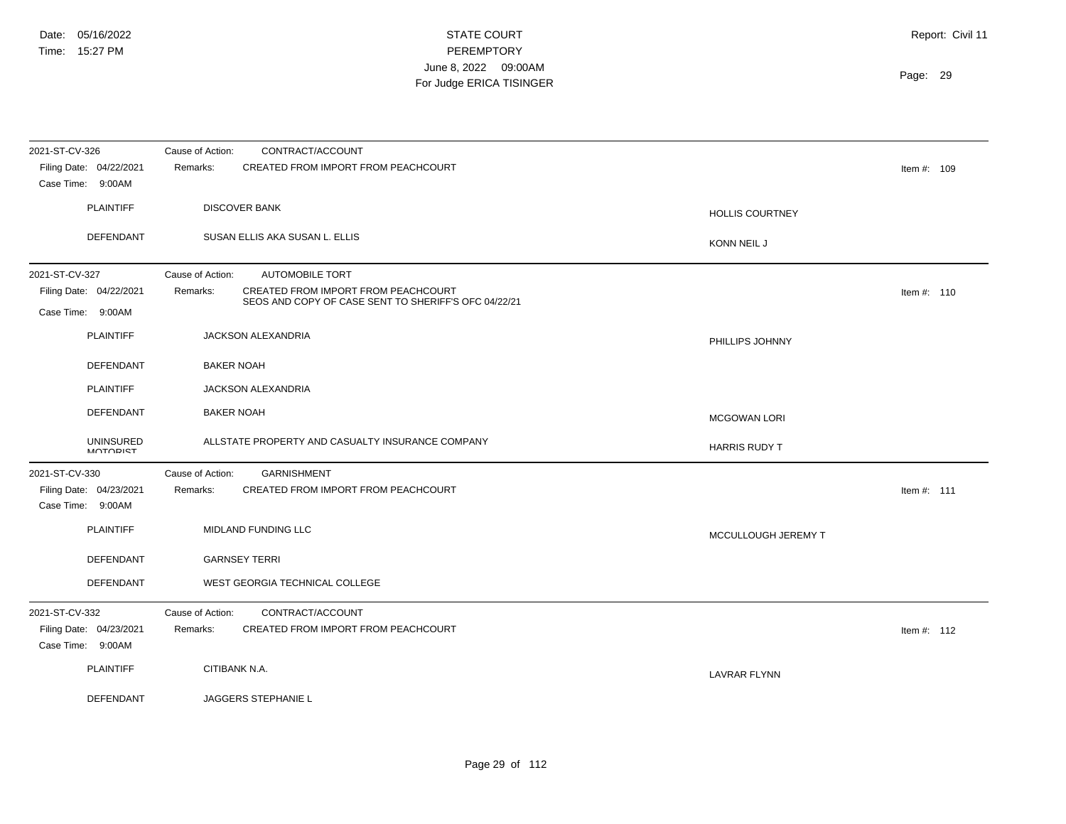| | | | |
|---|---|---|---|
| **2021-ST-CV-326** | Cause of Action: CONTRACT/ACCOUNT | | |
| Filing Date: 04/22/2021 | Remarks: CREATED FROM IMPORT FROM PEACHCOURT | | Item #: 109 |
| Case Time: 9:00AM | | | |
| PLAINTIFF | DISCOVER BANK | HOLLIS COURTNEY | |
| DEFENDANT | SUSAN ELLIS AKA SUSAN L. ELLIS | KONN NEIL J | |

| | | | |
|---|---|---|---|
| **2021-ST-CV-327** | Cause of Action: AUTOMOBILE TORT | | |
| Filing Date: 04/22/2021 | Remarks: CREATED FROM IMPORT FROM PEACHCOURT SEOS AND COPY OF CASE SENT TO SHERIFF'S OFC 04/22/21 | | Item #: 110 |
| Case Time: 9:00AM | | | |
| PLAINTIFF | JACKSON ALEXANDRIA | PHILLIPS JOHNNY | |
| DEFENDANT | BAKER NOAH | | |
| PLAINTIFF | JACKSON ALEXANDRIA | | |
| DEFENDANT | BAKER NOAH | MCGOWAN LORI | |
| UNINSURED MOTORIST | ALLSTATE PROPERTY AND CASUALTY INSURANCE COMPANY | HARRIS RUDY T | |

| | | | |
|---|---|---|---|
| **2021-ST-CV-330** | Cause of Action: GARNISHMENT | | |
| Filing Date: 04/23/2021 | Remarks: CREATED FROM IMPORT FROM PEACHCOURT | | Item #: 111 |
| Case Time: 9:00AM | | | |
| PLAINTIFF | MIDLAND FUNDING LLC | MCCULLOUGH JEREMY T | |
| DEFENDANT | GARNSEY TERRI | | |
| DEFENDANT | WEST GEORGIA TECHNICAL COLLEGE | | |

| | | | |
|---|---|---|---|
| **2021-ST-CV-332** | Cause of Action: CONTRACT/ACCOUNT | | |
| Filing Date: 04/23/2021 | Remarks: CREATED FROM IMPORT FROM PEACHCOURT | | Item #: 112 |
| Case Time: 9:00AM | | | |
| PLAINTIFF | CITIBANK N.A. | LAVRAR FLYNN | |
| DEFENDANT | JAGGERS STEPHANIE L | | |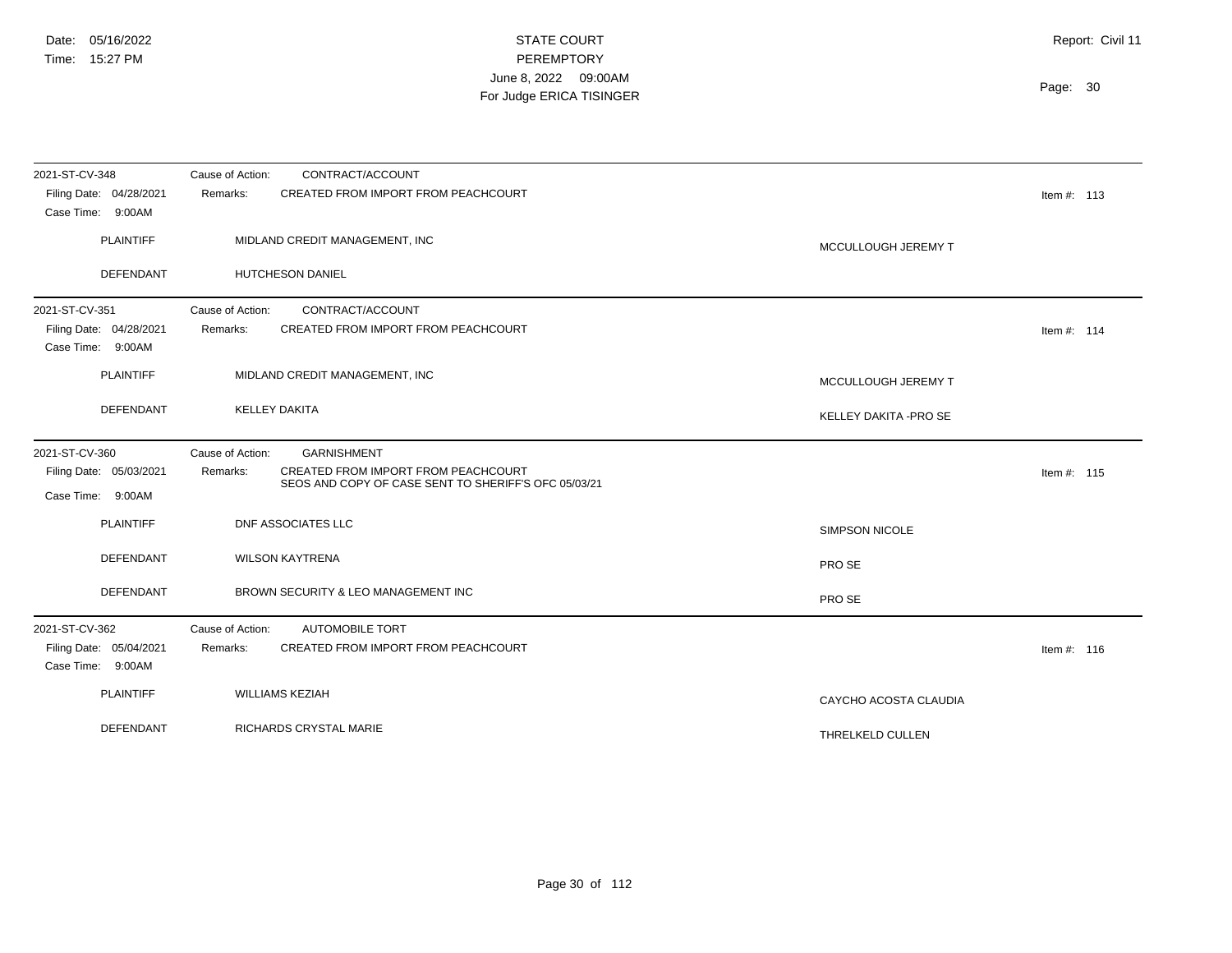# STATE COURT
## PEREMPTORY
June 8, 2022 09:00AM
For Judge ERICA TISINGER

Date: 05/16/2022
Time: 15:27 PM

Report: Civil 11

Page: 30

---

**2021-ST-CV-348**
Cause of Action: CONTRACT/ACCOUNT
Filing Date: 04/28/2021
Remarks: CREATED FROM IMPORT FROM PEACHCOURT
Case Time: 9:00AM
Item #: 113

| | | |
|---|---|---|
| PLAINTIFF | MIDLAND CREDIT MANAGEMENT, INC | MCCULLOUGH JEREMY T |
| DEFENDANT | HUTCHESON DANIEL | |

---

**2021-ST-CV-351**
Cause of Action: CONTRACT/ACCOUNT
Filing Date: 04/28/2021
Remarks: CREATED FROM IMPORT FROM PEACHCOURT
Case Time: 9:00AM
Item #: 114

| | | |
|---|---|---|
| PLAINTIFF | MIDLAND CREDIT MANAGEMENT, INC | MCCULLOUGH JEREMY T |
| DEFENDANT | KELLEY DAKITA | KELLEY DAKITA -PRO SE |

---

**2021-ST-CV-360**
Cause of Action: GARNISHMENT
Filing Date: 05/03/2021
Remarks: CREATED FROM IMPORT FROM PEACHCOURT
SEOS AND COPY OF CASE SENT TO SHERIFF'S OFC 05/03/21
Case Time: 9:00AM
Item #: 115

| | | |
|---|---|---|
| PLAINTIFF | DNF ASSOCIATES LLC | SIMPSON NICOLE |
| DEFENDANT | WILSON KAYTRENA | PRO SE |
| DEFENDANT | BROWN SECURITY & LEO MANAGEMENT INC | PRO SE |

---

**2021-ST-CV-362**
Cause of Action: AUTOMOBILE TORT
Filing Date: 05/04/2021
Remarks: CREATED FROM IMPORT FROM PEACHCOURT
Case Time: 9:00AM
Item #: 116

| | | |
|---|---|---|
| PLAINTIFF | WILLIAMS KEZIAH | CAYCHO ACOSTA CLAUDIA |
| DEFENDANT | RICHARDS CRYSTAL MARIE | THRELKELD CULLEN |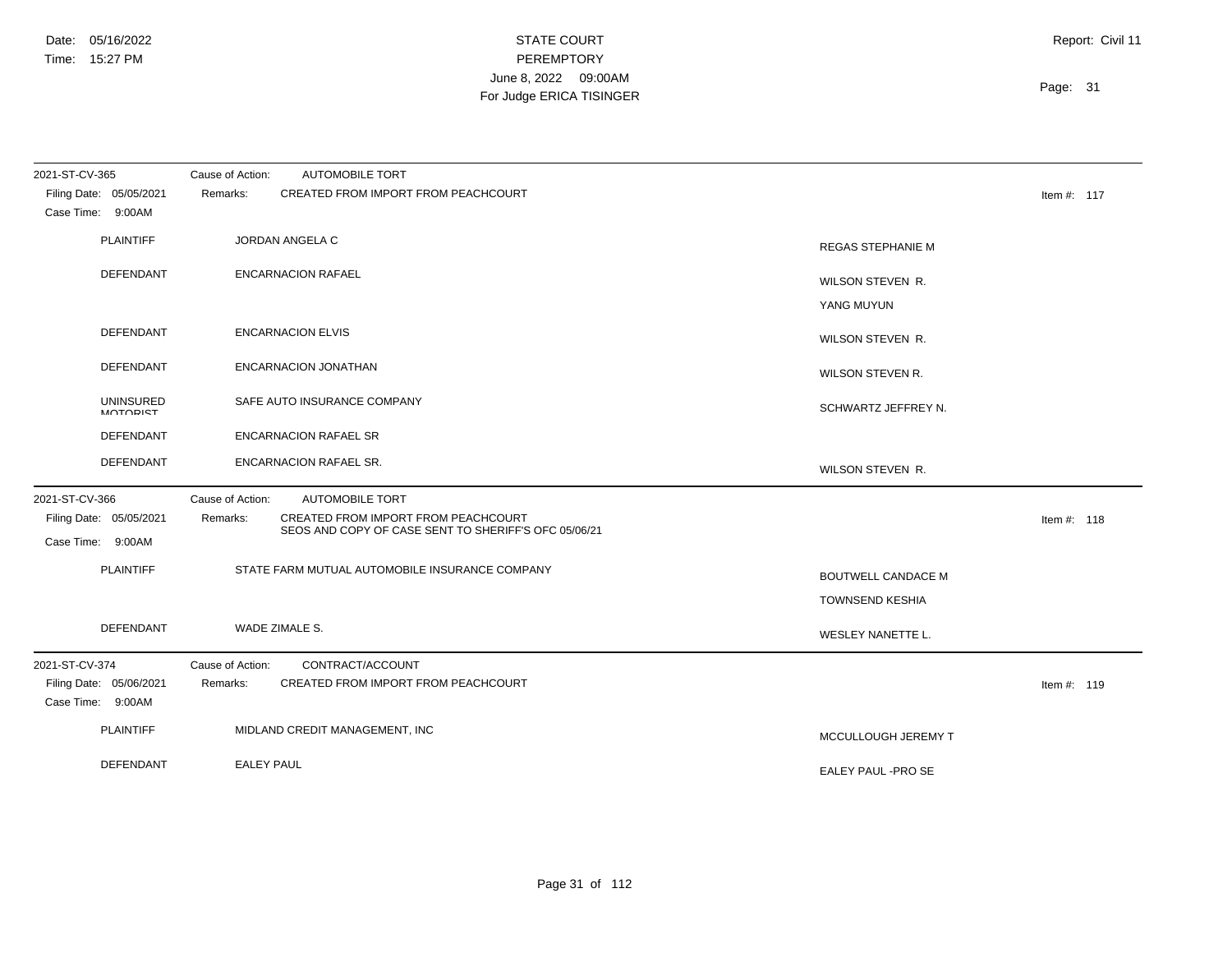# STATE COURT
## PEREMPTORY
June 8, 2022 09:00AM
For Judge ERICA TISINGER

Date: 05/16/2022
Time: 15:27 PM

Report: Civil 11

---

**2021-ST-CV-365** — Cause of Action: AUTOMOBILE TORT — Item #: 117
Filing Date: 05/05/2021 — Remarks: CREATED FROM IMPORT FROM PEACHCOURT
Case Time: 9:00AM

| | | |
|---|---|---|
| PLAINTIFF | JORDAN ANGELA C | REGAS STEPHANIE M |
| DEFENDANT | ENCARNACION RAFAEL | WILSON STEVEN R. |
| | | YANG MUYUN |
| DEFENDANT | ENCARNACION ELVIS | WILSON STEVEN R. |
| DEFENDANT | ENCARNACION JONATHAN | WILSON STEVEN R. |
| UNINSURED MOTORIST | SAFE AUTO INSURANCE COMPANY | SCHWARTZ JEFFREY N. |
| DEFENDANT | ENCARNACION RAFAEL SR | |
| DEFENDANT | ENCARNACION RAFAEL SR. | WILSON STEVEN R. |

---

**2021-ST-CV-366** — Cause of Action: AUTOMOBILE TORT — Item #: 118
Filing Date: 05/05/2021 — Remarks: CREATED FROM IMPORT FROM PEACHCOURT
SEOS AND COPY OF CASE SENT TO SHERIFF'S OFC 05/06/21
Case Time: 9:00AM

| | | |
|---|---|---|
| PLAINTIFF | STATE FARM MUTUAL AUTOMOBILE INSURANCE COMPANY | BOUTWELL CANDACE M |
| | | TOWNSEND KESHIA |
| DEFENDANT | WADE ZIMALE S. | WESLEY NANETTE L. |

---

**2021-ST-CV-374** — Cause of Action: CONTRACT/ACCOUNT — Item #: 119
Filing Date: 05/06/2021 — Remarks: CREATED FROM IMPORT FROM PEACHCOURT
Case Time: 9:00AM

| | | |
|---|---|---|
| PLAINTIFF | MIDLAND CREDIT MANAGEMENT, INC | MCCULLOUGH JEREMY T |
| DEFENDANT | EALEY PAUL | EALEY PAUL -PRO SE |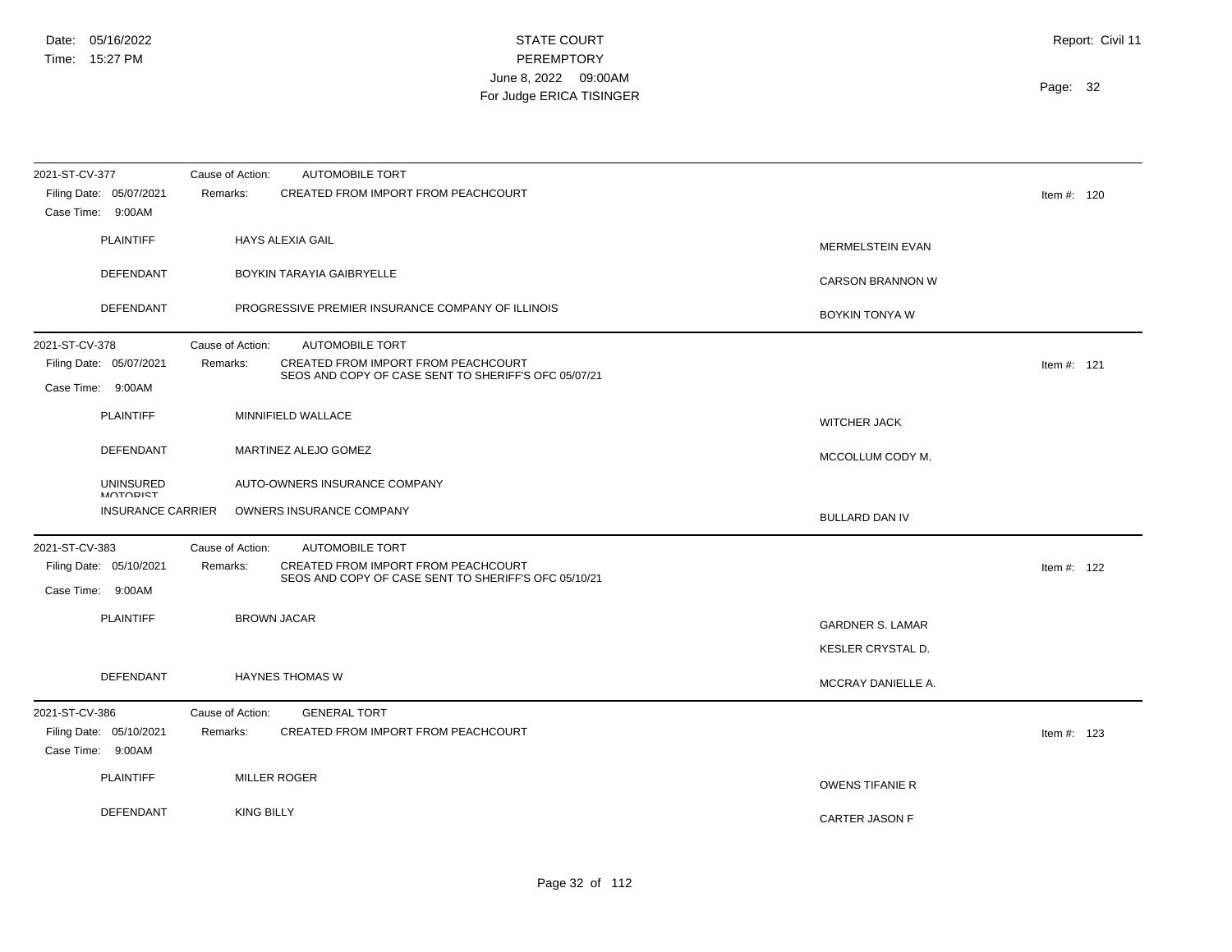# STATE COURT
## PEREMPTORY
### June 8, 2022 09:00AM
### For Judge ERICA TISINGER

Date: 05/16/2022
Time: 15:27 PM

Report: Civil 11

---

**2021-ST-CV-377** Cause of Action: AUTOMOBILE TORT
Filing Date: 05/07/2021 Remarks: CREATED FROM IMPORT FROM PEACHCOURT — Item #: 120
Case Time: 9:00AM

| | | |
|---|---|---|
| PLAINTIFF | HAYS ALEXIA GAIL | MERMELSTEIN EVAN |
| DEFENDANT | BOYKIN TARAYIA GAIBRYELLE | CARSON BRANNON W |
| DEFENDANT | PROGRESSIVE PREMIER INSURANCE COMPANY OF ILLINOIS | BOYKIN TONYA W |

---

**2021-ST-CV-378** Cause of Action: AUTOMOBILE TORT
Filing Date: 05/07/2021 Remarks: CREATED FROM IMPORT FROM PEACHCOURT
SEOS AND COPY OF CASE SENT TO SHERIFF'S OFC 05/07/21 — Item #: 121
Case Time: 9:00AM

| | | |
|---|---|---|
| PLAINTIFF | MINNIFIELD WALLACE | WITCHER JACK |
| DEFENDANT | MARTINEZ ALEJO GOMEZ | MCCOLLUM CODY M. |
| UNINSURED MOTORIST | AUTO-OWNERS INSURANCE COMPANY | |
| INSURANCE CARRIER | OWNERS INSURANCE COMPANY | BULLARD DAN IV |

---

**2021-ST-CV-383** Cause of Action: AUTOMOBILE TORT
Filing Date: 05/10/2021 Remarks: CREATED FROM IMPORT FROM PEACHCOURT
SEOS AND COPY OF CASE SENT TO SHERIFF'S OFC 05/10/21 — Item #: 122
Case Time: 9:00AM

| | | |
|---|---|---|
| PLAINTIFF | BROWN JACAR | GARDNER S. LAMAR |
| | | KESLER CRYSTAL D. |
| DEFENDANT | HAYNES THOMAS W | MCCRAY DANIELLE A. |

---

**2021-ST-CV-386** Cause of Action: GENERAL TORT
Filing Date: 05/10/2021 Remarks: CREATED FROM IMPORT FROM PEACHCOURT — Item #: 123
Case Time: 9:00AM

| | | |
|---|---|---|
| PLAINTIFF | MILLER ROGER | OWENS TIFANIE R |
| DEFENDANT | KING BILLY | CARTER JASON F |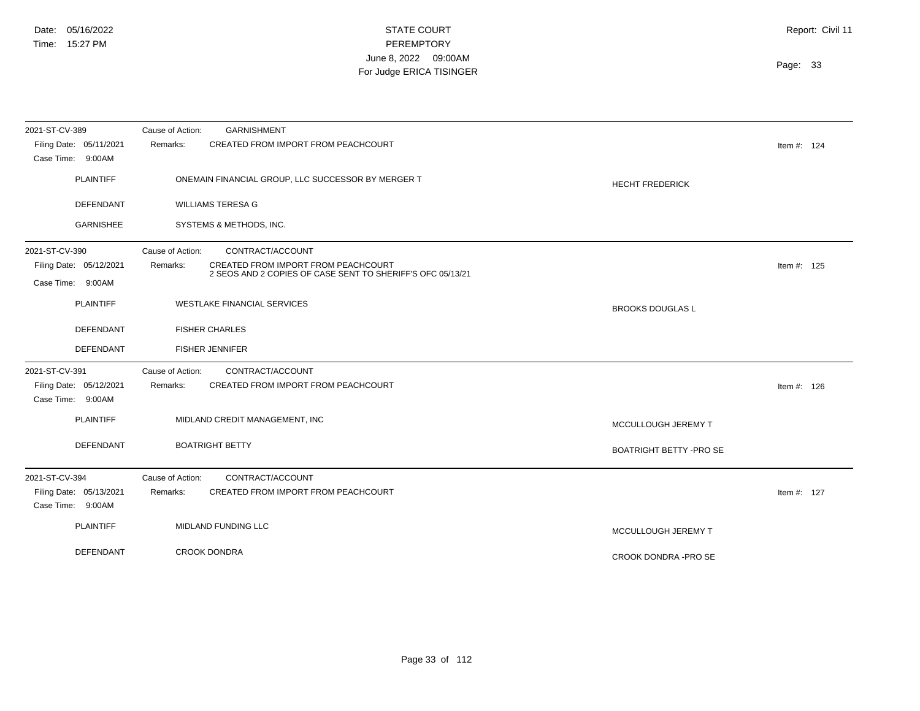**2021-ST-CV-389** — Cause of Action: GARNISHMENT

Filing Date: 05/11/2021 — Remarks: CREATED FROM IMPORT FROM PEACHCOURT — Item #: 124

Case Time: 9:00AM

| | | |
|---|---|---|
| PLAINTIFF | ONEMAIN FINANCIAL GROUP, LLC SUCCESSOR BY MERGER T | HECHT FREDERICK |
| DEFENDANT | WILLIAMS TERESA G | |
| GARNISHEE | SYSTEMS & METHODS, INC. | |

**2021-ST-CV-390** — Cause of Action: CONTRACT/ACCOUNT

Filing Date: 05/12/2021 — Remarks: CREATED FROM IMPORT FROM PEACHCOURT
2 SEOS AND 2 COPIES OF CASE SENT TO SHERIFF'S OFC 05/13/21 — Item #: 125

Case Time: 9:00AM

| | | |
|---|---|---|
| PLAINTIFF | WESTLAKE FINANCIAL SERVICES | BROOKS DOUGLAS L |
| DEFENDANT | FISHER CHARLES | |
| DEFENDANT | FISHER JENNIFER | |

**2021-ST-CV-391** — Cause of Action: CONTRACT/ACCOUNT

Filing Date: 05/12/2021 — Remarks: CREATED FROM IMPORT FROM PEACHCOURT — Item #: 126

Case Time: 9:00AM

| | | |
|---|---|---|
| PLAINTIFF | MIDLAND CREDIT MANAGEMENT, INC | MCCULLOUGH JEREMY T |
| DEFENDANT | BOATRIGHT BETTY | BOATRIGHT BETTY -PRO SE |

**2021-ST-CV-394** — Cause of Action: CONTRACT/ACCOUNT

Filing Date: 05/13/2021 — Remarks: CREATED FROM IMPORT FROM PEACHCOURT — Item #: 127

Case Time: 9:00AM

| | | |
|---|---|---|
| PLAINTIFF | MIDLAND FUNDING LLC | MCCULLOUGH JEREMY T |
| DEFENDANT | CROOK DONDRA | CROOK DONDRA -PRO SE |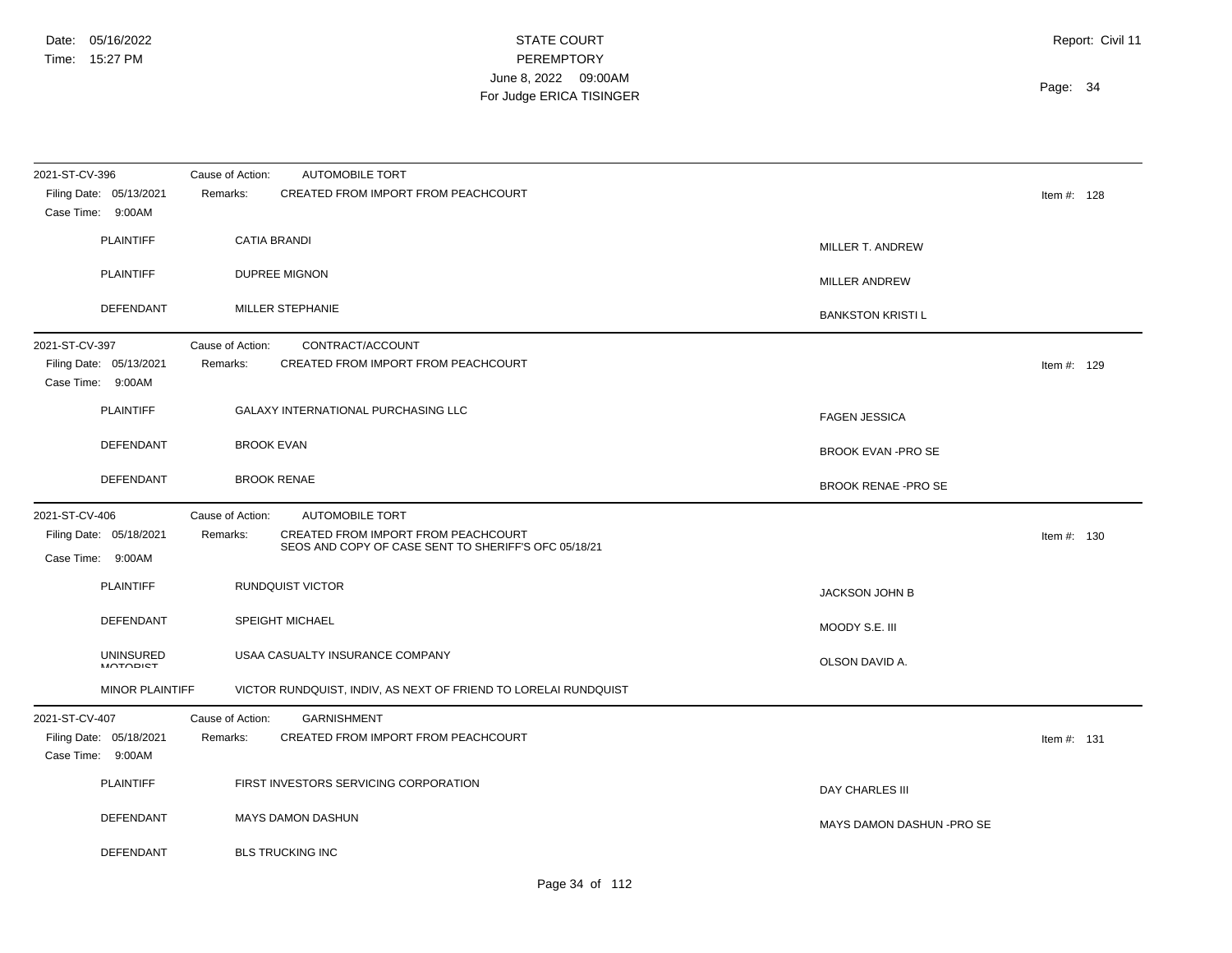Date: 05/16/2022
Time: 15:27 PM

# STATE COURT
## PEREMPTORY
### June 8, 2022 09:00AM
### For Judge ERICA TISINGER

Report: Civil 11

---

**2021-ST-CV-396** Cause of Action: AUTOMOBILE TORT
Filing Date: 05/13/2021 Remarks: CREATED FROM IMPORT FROM PEACHCOURT — Item #: 128
Case Time: 9:00AM

| | | |
|---|---|---|
| PLAINTIFF | CATIA BRANDI | MILLER T. ANDREW |
| PLAINTIFF | DUPREE MIGNON | MILLER ANDREW |
| DEFENDANT | MILLER STEPHANIE | BANKSTON KRISTI L |

---

**2021-ST-CV-397** Cause of Action: CONTRACT/ACCOUNT
Filing Date: 05/13/2021 Remarks: CREATED FROM IMPORT FROM PEACHCOURT — Item #: 129
Case Time: 9:00AM

| | | |
|---|---|---|
| PLAINTIFF | GALAXY INTERNATIONAL PURCHASING LLC | FAGEN JESSICA |
| DEFENDANT | BROOK EVAN | BROOK EVAN -PRO SE |
| DEFENDANT | BROOK RENAE | BROOK RENAE -PRO SE |

---

**2021-ST-CV-406** Cause of Action: AUTOMOBILE TORT
Filing Date: 05/18/2021 Remarks: CREATED FROM IMPORT FROM PEACHCOURT
SEOS AND COPY OF CASE SENT TO SHERIFF'S OFC 05/18/21 — Item #: 130
Case Time: 9:00AM

| | | |
|---|---|---|
| PLAINTIFF | RUNDQUIST VICTOR | JACKSON JOHN B |
| DEFENDANT | SPEIGHT MICHAEL | MOODY S.E. III |
| UNINSURED MOTORIST | USAA CASUALTY INSURANCE COMPANY | OLSON DAVID A. |
| MINOR PLAINTIFF | VICTOR RUNDQUIST, INDIV, AS NEXT OF FRIEND TO LORELAI RUNDQUIST | |

---

**2021-ST-CV-407** Cause of Action: GARNISHMENT
Filing Date: 05/18/2021 Remarks: CREATED FROM IMPORT FROM PEACHCOURT — Item #: 131
Case Time: 9:00AM

| | | |
|---|---|---|
| PLAINTIFF | FIRST INVESTORS SERVICING CORPORATION | DAY CHARLES III |
| DEFENDANT | MAYS DAMON DASHUN | MAYS DAMON DASHUN -PRO SE |
| DEFENDANT | BLS TRUCKING INC | |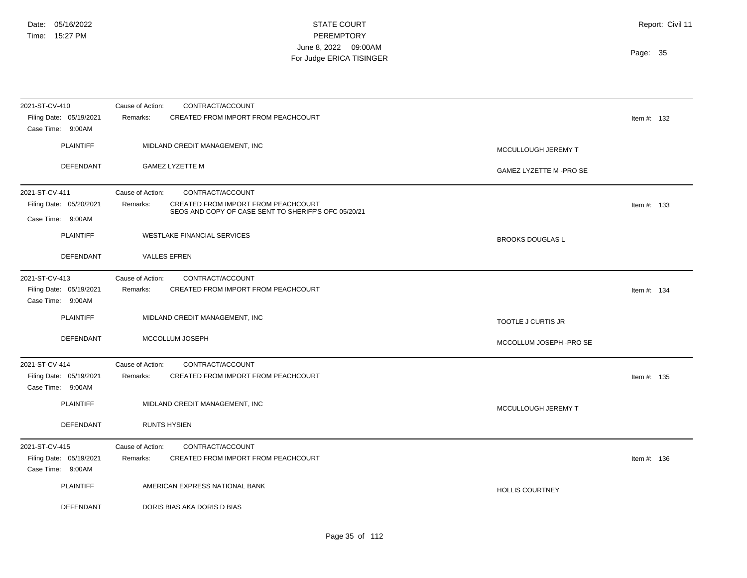# STATE COURT
## PEREMPTORY
### June 8, 2022 09:00AM
### For Judge ERICA TISINGER

Date: 05/16/2022
Time: 15:27 PM

Report: Civil 11

---

**2021-ST-CV-410**
Filing Date: 05/19/2021
Case Time: 9:00AM

Cause of Action: CONTRACT/ACCOUNT
Remarks: CREATED FROM IMPORT FROM PEACHCOURT

Item #: 132

| | | |
|---|---|---|
| PLAINTIFF | MIDLAND CREDIT MANAGEMENT, INC | MCCULLOUGH JEREMY T |
| DEFENDANT | GAMEZ LYZETTE M | GAMEZ LYZETTE M -PRO SE |

---

**2021-ST-CV-411**
Filing Date: 05/20/2021
Case Time: 9:00AM

Cause of Action: CONTRACT/ACCOUNT
Remarks: CREATED FROM IMPORT FROM PEACHCOURT
SEOS AND COPY OF CASE SENT TO SHERIFF'S OFC 05/20/21

Item #: 133

| | | |
|---|---|---|
| PLAINTIFF | WESTLAKE FINANCIAL SERVICES | BROOKS DOUGLAS L |
| DEFENDANT | VALLES EFREN | |

---

**2021-ST-CV-413**
Filing Date: 05/19/2021
Case Time: 9:00AM

Cause of Action: CONTRACT/ACCOUNT
Remarks: CREATED FROM IMPORT FROM PEACHCOURT

Item #: 134

| | | |
|---|---|---|
| PLAINTIFF | MIDLAND CREDIT MANAGEMENT, INC | TOOTLE J CURTIS JR |
| DEFENDANT | MCCOLLUM JOSEPH | MCCOLLUM JOSEPH -PRO SE |

---

**2021-ST-CV-414**
Filing Date: 05/19/2021
Case Time: 9:00AM

Cause of Action: CONTRACT/ACCOUNT
Remarks: CREATED FROM IMPORT FROM PEACHCOURT

Item #: 135

| | | |
|---|---|---|
| PLAINTIFF | MIDLAND CREDIT MANAGEMENT, INC | MCCULLOUGH JEREMY T |
| DEFENDANT | RUNTS HYSIEN | |

---

**2021-ST-CV-415**
Filing Date: 05/19/2021
Case Time: 9:00AM

Cause of Action: CONTRACT/ACCOUNT
Remarks: CREATED FROM IMPORT FROM PEACHCOURT

Item #: 136

| | | |
|---|---|---|
| PLAINTIFF | AMERICAN EXPRESS NATIONAL BANK | HOLLIS COURTNEY |
| DEFENDANT | DORIS BIAS AKA DORIS D BIAS | |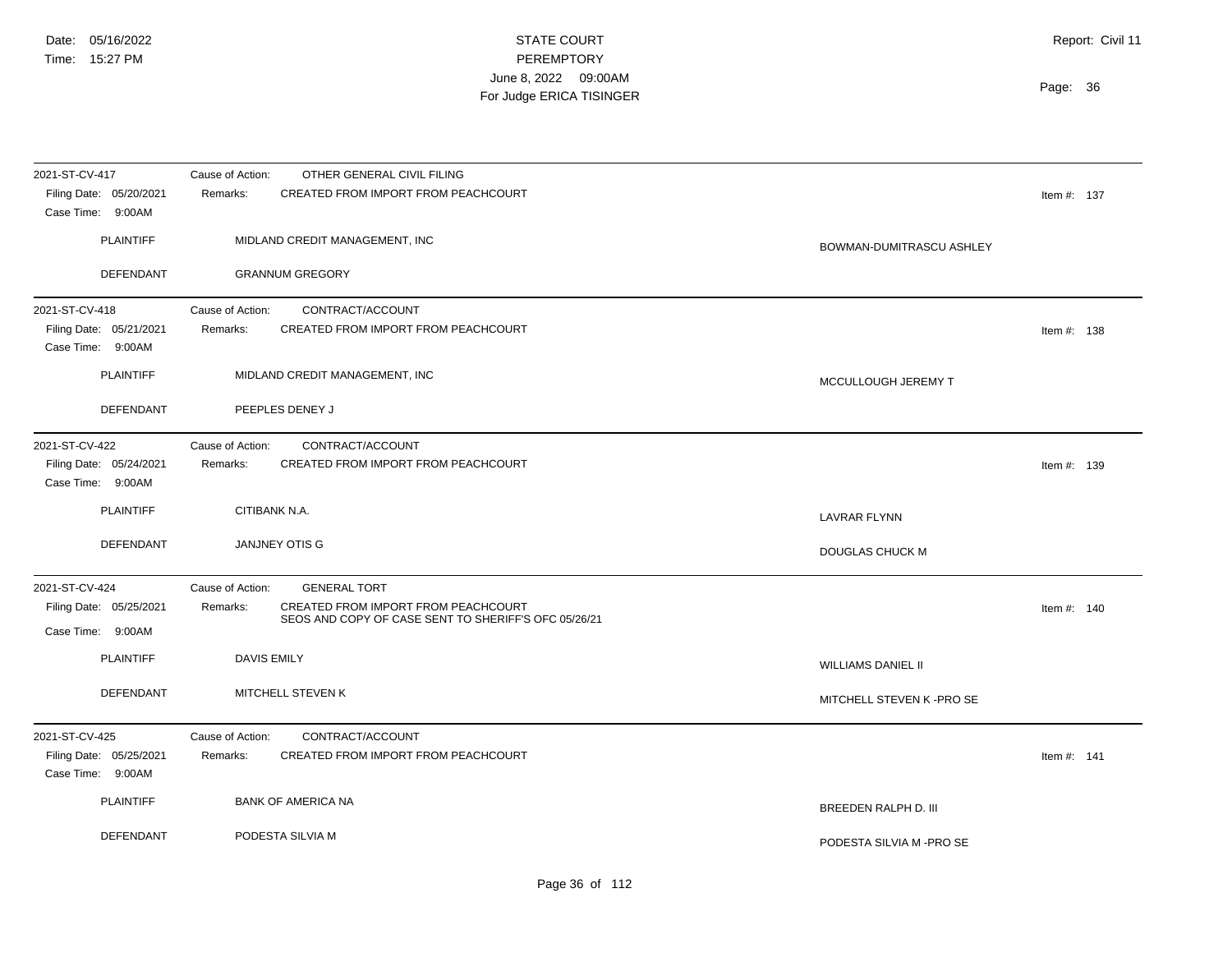Date: 05/16/2022
Time: 15:27 PM

# STATE COURT
## PEREMPTORY
### June 8, 2022 09:00AM
### For Judge ERICA TISINGER

Report: Civil 11

Page: 36

---

**2021-ST-CV-417**
Filing Date: 05/20/2021
Case Time: 9:00AM
Cause of Action: OTHER GENERAL CIVIL FILING
Remarks: CREATED FROM IMPORT FROM PEACHCOURT
Item #: 137

| | | |
|---|---|---|
| PLAINTIFF | MIDLAND CREDIT MANAGEMENT, INC | BOWMAN-DUMITRASCU ASHLEY |
| DEFENDANT | GRANNUM GREGORY | |

---

**2021-ST-CV-418**
Filing Date: 05/21/2021
Case Time: 9:00AM
Cause of Action: CONTRACT/ACCOUNT
Remarks: CREATED FROM IMPORT FROM PEACHCOURT
Item #: 138

| | | |
|---|---|---|
| PLAINTIFF | MIDLAND CREDIT MANAGEMENT, INC | MCCULLOUGH JEREMY T |
| DEFENDANT | PEEPLES DENEY J | |

---

**2021-ST-CV-422**
Filing Date: 05/24/2021
Case Time: 9:00AM
Cause of Action: CONTRACT/ACCOUNT
Remarks: CREATED FROM IMPORT FROM PEACHCOURT
Item #: 139

| | | |
|---|---|---|
| PLAINTIFF | CITIBANK N.A. | LAVRAR FLYNN |
| DEFENDANT | JANJNEY OTIS G | DOUGLAS CHUCK M |

---

**2021-ST-CV-424**
Filing Date: 05/25/2021
Case Time: 9:00AM
Cause of Action: GENERAL TORT
Remarks: CREATED FROM IMPORT FROM PEACHCOURT
SEOS AND COPY OF CASE SENT TO SHERIFF'S OFC 05/26/21
Item #: 140

| | | |
|---|---|---|
| PLAINTIFF | DAVIS EMILY | WILLIAMS DANIEL II |
| DEFENDANT | MITCHELL STEVEN K | MITCHELL STEVEN K -PRO SE |

---

**2021-ST-CV-425**
Filing Date: 05/25/2021
Case Time: 9:00AM
Cause of Action: CONTRACT/ACCOUNT
Remarks: CREATED FROM IMPORT FROM PEACHCOURT
Item #: 141

| | | |
|---|---|---|
| PLAINTIFF | BANK OF AMERICA NA | BREEDEN RALPH D. III |
| DEFENDANT | PODESTA SILVIA M | PODESTA SILVIA M -PRO SE |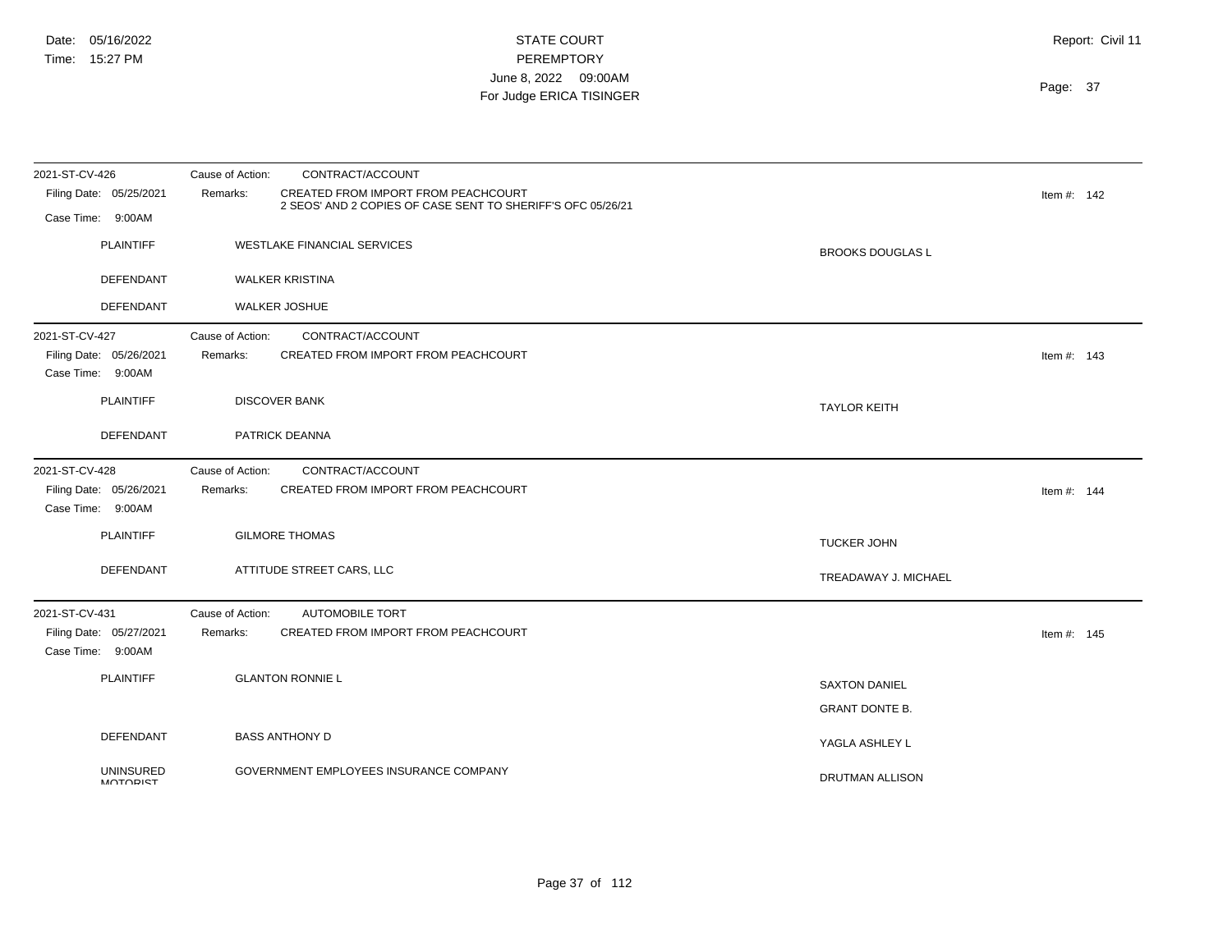**STATE COURT**
**PEREMPTORY**
**June 8, 2022 09:00AM**
**For Judge ERICA TISINGER**

Date: 05/16/2022
Time: 15:27 PM

Report: Civil 11

---

**2021-ST-CV-426** — Item #: 142

Filing Date: 05/25/2021
Case Time: 9:00AM

Cause of Action: CONTRACT/ACCOUNT
Remarks: CREATED FROM IMPORT FROM PEACHCOURT
2 SEOS' AND 2 COPIES OF CASE SENT TO SHERIFF'S OFC 05/26/21

| | | |
|---|---|---|
| PLAINTIFF | WESTLAKE FINANCIAL SERVICES | BROOKS DOUGLAS L |
| DEFENDANT | WALKER KRISTINA | |
| DEFENDANT | WALKER JOSHUE | |

---

**2021-ST-CV-427** — Item #: 143

Filing Date: 05/26/2021
Case Time: 9:00AM

Cause of Action: CONTRACT/ACCOUNT
Remarks: CREATED FROM IMPORT FROM PEACHCOURT

| | | |
|---|---|---|
| PLAINTIFF | DISCOVER BANK | TAYLOR KEITH |
| DEFENDANT | PATRICK DEANNA | |

---

**2021-ST-CV-428** — Item #: 144

Filing Date: 05/26/2021
Case Time: 9:00AM

Cause of Action: CONTRACT/ACCOUNT
Remarks: CREATED FROM IMPORT FROM PEACHCOURT

| | | |
|---|---|---|
| PLAINTIFF | GILMORE THOMAS | TUCKER JOHN |
| DEFENDANT | ATTITUDE STREET CARS, LLC | TREADAWAY J. MICHAEL |

---

**2021-ST-CV-431** — Item #: 145

Filing Date: 05/27/2021
Case Time: 9:00AM

Cause of Action: AUTOMOBILE TORT
Remarks: CREATED FROM IMPORT FROM PEACHCOURT

| | | |
|---|---|---|
| PLAINTIFF | GLANTON RONNIE L | SAXTON DANIEL |
| | | GRANT DONTE B. |
| DEFENDANT | BASS ANTHONY D | YAGLA ASHLEY L |
| UNINSURED MOTORIST | GOVERNMENT EMPLOYEES INSURANCE COMPANY | DRUTMAN ALLISON |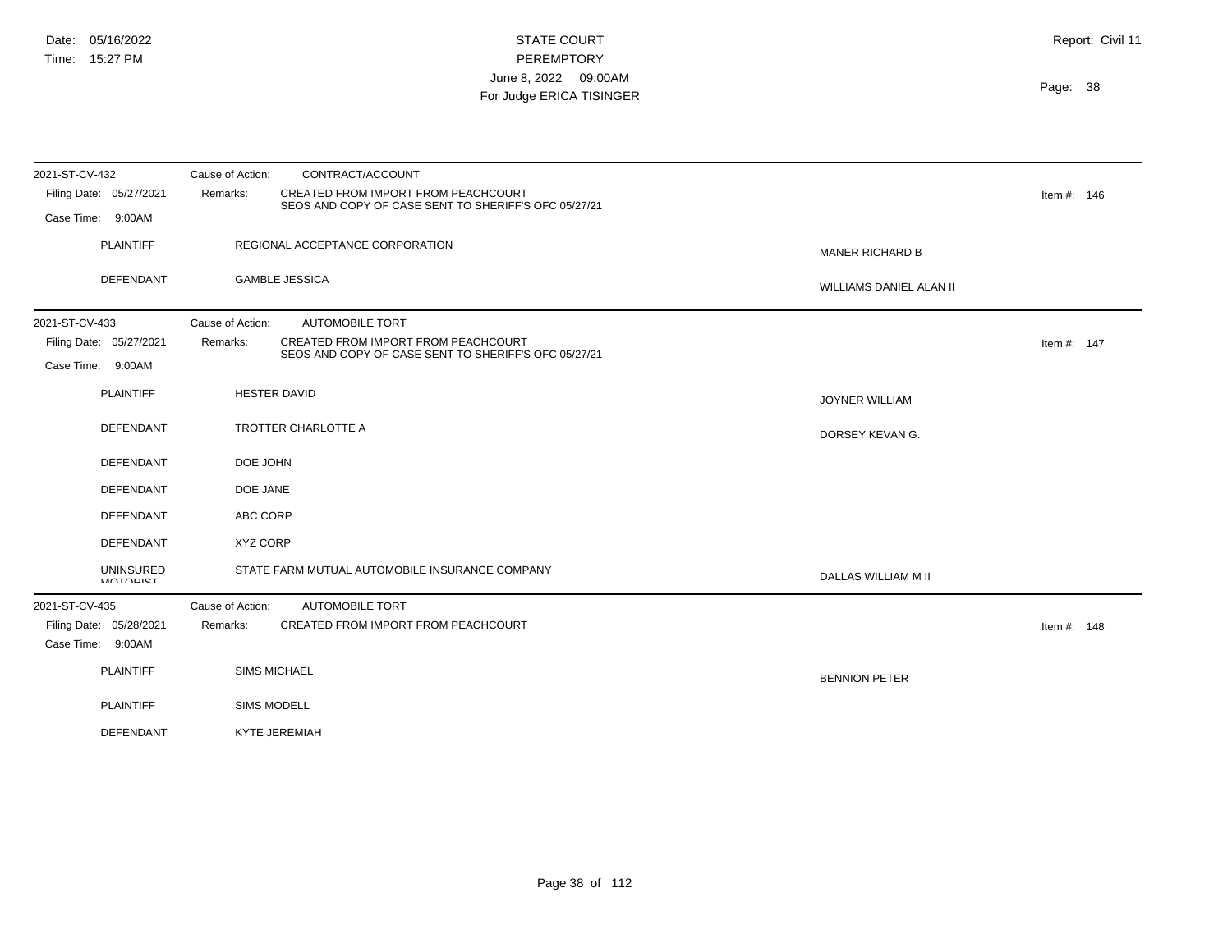## 2021-ST-CV-432

**Cause of Action:** CONTRACT/ACCOUNT

Filing Date: 05/27/2021

Remarks: CREATED FROM IMPORT FROM PEACHCOURT
SEOS AND COPY OF CASE SENT TO SHERIFF'S OFC 05/27/21

Item #: 146

Case Time: 9:00AM

| | | |
|---|---|---|
| PLAINTIFF | REGIONAL ACCEPTANCE CORPORATION | MANER RICHARD B |
| DEFENDANT | GAMBLE JESSICA | WILLIAMS DANIEL ALAN II |

## 2021-ST-CV-433

**Cause of Action:** AUTOMOBILE TORT

Filing Date: 05/27/2021

Remarks: CREATED FROM IMPORT FROM PEACHCOURT
SEOS AND COPY OF CASE SENT TO SHERIFF'S OFC 05/27/21

Item #: 147

Case Time: 9:00AM

| | | |
|---|---|---|
| PLAINTIFF | HESTER DAVID | JOYNER WILLIAM |
| DEFENDANT | TROTTER CHARLOTTE A | DORSEY KEVAN G. |
| DEFENDANT | DOE JOHN | |
| DEFENDANT | DOE JANE | |
| DEFENDANT | ABC CORP | |
| DEFENDANT | XYZ CORP | |
| UNINSURED MOTORIST | STATE FARM MUTUAL AUTOMOBILE INSURANCE COMPANY | DALLAS WILLIAM M II |

## 2021-ST-CV-435

**Cause of Action:** AUTOMOBILE TORT

Filing Date: 05/28/2021

Remarks: CREATED FROM IMPORT FROM PEACHCOURT

Item #: 148

Case Time: 9:00AM

| | | |
|---|---|---|
| PLAINTIFF | SIMS MICHAEL | BENNION PETER |
| PLAINTIFF | SIMS MODELL | |
| DEFENDANT | KYTE JEREMIAH | |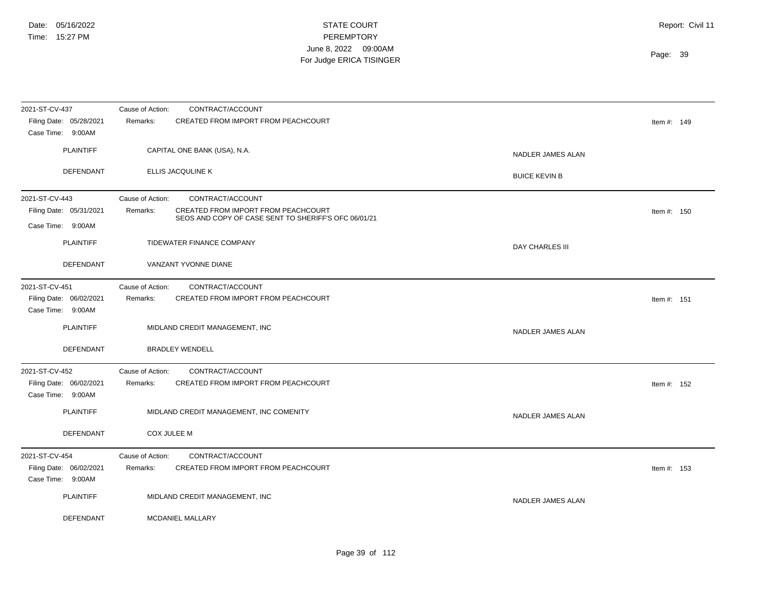2021-ST-CV-437 | Cause of Action: CONTRACT/ACCOUNT
Filing Date: 05/28/2021 | Remarks: CREATED FROM IMPORT FROM PEACHCOURT | Item #: 149
Case Time: 9:00AM

| | | |
|---|---|---|
| PLAINTIFF | CAPITAL ONE BANK (USA), N.A. | NADLER JAMES ALAN |
| DEFENDANT | ELLIS JACQULINE K | BUICE KEVIN B |

---

2021-ST-CV-443 | Cause of Action: CONTRACT/ACCOUNT
Filing Date: 05/31/2021 | Remarks: CREATED FROM IMPORT FROM PEACHCOURT
SEOS AND COPY OF CASE SENT TO SHERIFF'S OFC 06/01/21 | Item #: 150
Case Time: 9:00AM

| | | |
|---|---|---|
| PLAINTIFF | TIDEWATER FINANCE COMPANY | DAY CHARLES III |
| DEFENDANT | VANZANT YVONNE DIANE | |

---

2021-ST-CV-451 | Cause of Action: CONTRACT/ACCOUNT
Filing Date: 06/02/2021 | Remarks: CREATED FROM IMPORT FROM PEACHCOURT | Item #: 151
Case Time: 9:00AM

| | | |
|---|---|---|
| PLAINTIFF | MIDLAND CREDIT MANAGEMENT, INC | NADLER JAMES ALAN |
| DEFENDANT | BRADLEY WENDELL | |

---

2021-ST-CV-452 | Cause of Action: CONTRACT/ACCOUNT
Filing Date: 06/02/2021 | Remarks: CREATED FROM IMPORT FROM PEACHCOURT | Item #: 152
Case Time: 9:00AM

| | | |
|---|---|---|
| PLAINTIFF | MIDLAND CREDIT MANAGEMENT, INC COMENITY | NADLER JAMES ALAN |
| DEFENDANT | COX JULEE M | |

---

2021-ST-CV-454 | Cause of Action: CONTRACT/ACCOUNT
Filing Date: 06/02/2021 | Remarks: CREATED FROM IMPORT FROM PEACHCOURT | Item #: 153
Case Time: 9:00AM

| | | |
|---|---|---|
| PLAINTIFF | MIDLAND CREDIT MANAGEMENT, INC | NADLER JAMES ALAN |
| DEFENDANT | MCDANIEL MALLARY | |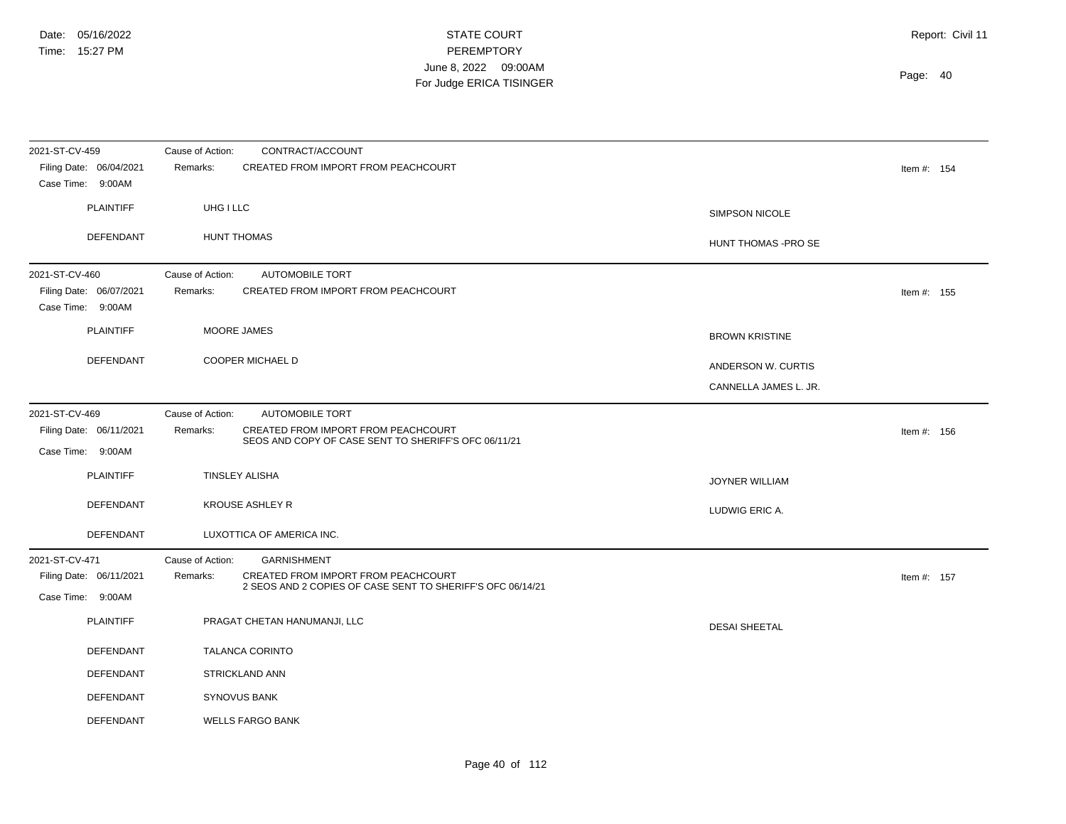| | | | |
|---|---|---|---|
| **2021-ST-CV-459** | Cause of Action: CONTRACT/ACCOUNT | | |
| Filing Date: 06/04/2021 | Remarks: CREATED FROM IMPORT FROM PEACHCOURT | | Item #: 154 |
| Case Time: 9:00AM | | | |
| PLAINTIFF | UHG I LLC | SIMPSON NICOLE | |
| DEFENDANT | HUNT THOMAS | HUNT THOMAS -PRO SE | |
| **2021-ST-CV-460** | Cause of Action: AUTOMOBILE TORT | | |
| Filing Date: 06/07/2021 | Remarks: CREATED FROM IMPORT FROM PEACHCOURT | | Item #: 155 |
| Case Time: 9:00AM | | | |
| PLAINTIFF | MOORE JAMES | BROWN KRISTINE | |
| DEFENDANT | COOPER MICHAEL D | ANDERSON W. CURTIS | |
| | | CANNELLA JAMES L. JR. | |
| **2021-ST-CV-469** | Cause of Action: AUTOMOBILE TORT | | |
| Filing Date: 06/11/2021 | Remarks: CREATED FROM IMPORT FROM PEACHCOURT SEOS AND COPY OF CASE SENT TO SHERIFF'S OFC 06/11/21 | | Item #: 156 |
| Case Time: 9:00AM | | | |
| PLAINTIFF | TINSLEY ALISHA | JOYNER WILLIAM | |
| DEFENDANT | KROUSE ASHLEY R | LUDWIG ERIC A. | |
| DEFENDANT | LUXOTTICA OF AMERICA INC. | | |
| **2021-ST-CV-471** | Cause of Action: GARNISHMENT | | |
| Filing Date: 06/11/2021 | Remarks: CREATED FROM IMPORT FROM PEACHCOURT 2 SEOS AND 2 COPIES OF CASE SENT TO SHERIFF'S OFC 06/14/21 | | Item #: 157 |
| Case Time: 9:00AM | | | |
| PLAINTIFF | PRAGAT CHETAN HANUMANJI, LLC | DESAI SHEETAL | |
| DEFENDANT | TALANCA CORINTO | | |
| DEFENDANT | STRICKLAND ANN | | |
| DEFENDANT | SYNOVUS BANK | | |
| DEFENDANT | WELLS FARGO BANK | | |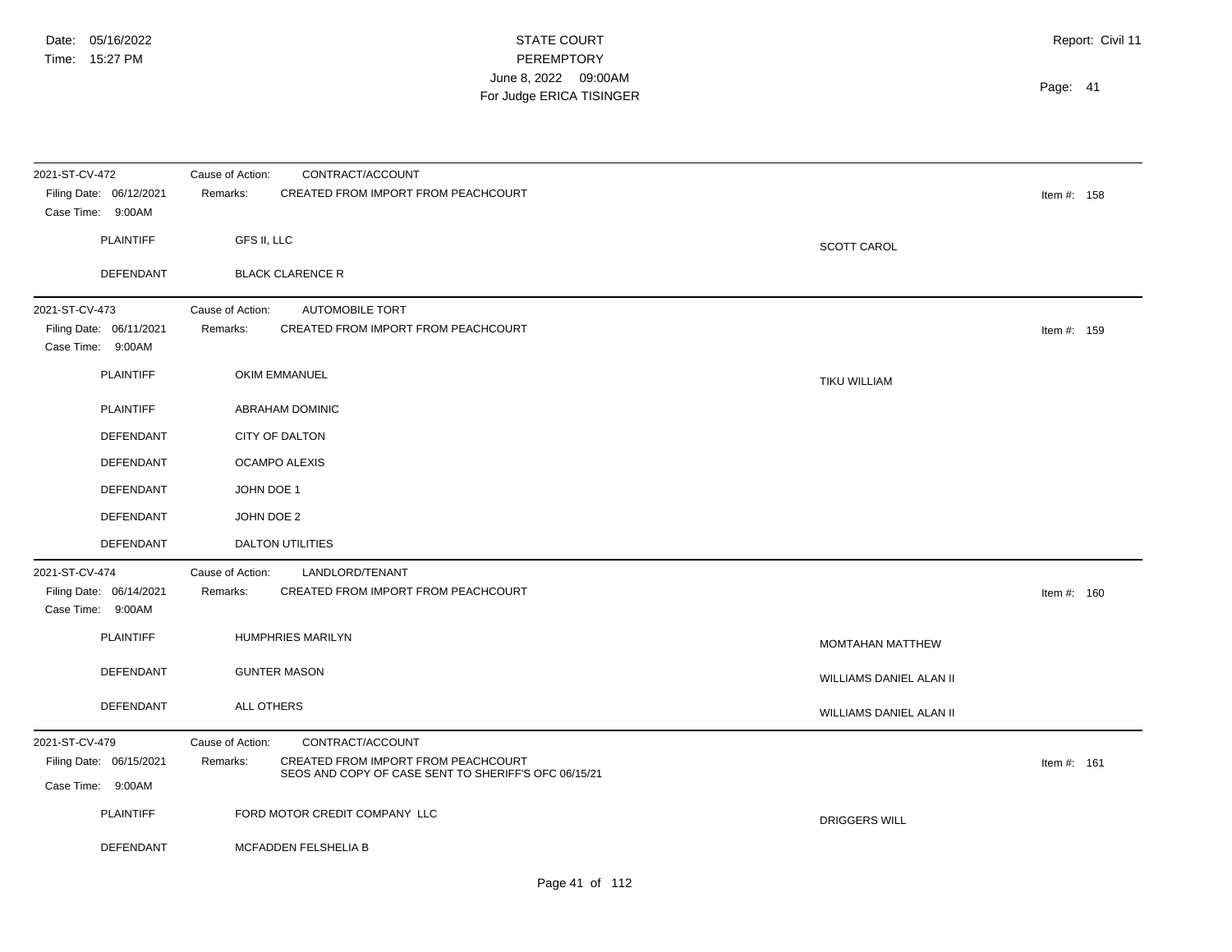2021-ST-CV-472 | Cause of Action: CONTRACT/ACCOUNT | Item #: 158
Filing Date: 06/12/2021 | Remarks: CREATED FROM IMPORT FROM PEACHCOURT
Case Time: 9:00AM

| Role | Party | Attorney |
|---|---|---|
| PLAINTIFF | GFS II, LLC | SCOTT CAROL |
| DEFENDANT | BLACK CLARENCE R | |

---

2021-ST-CV-473 | Cause of Action: AUTOMOBILE TORT | Item #: 159
Filing Date: 06/11/2021 | Remarks: CREATED FROM IMPORT FROM PEACHCOURT
Case Time: 9:00AM

| Role | Party | Attorney |
|---|---|---|
| PLAINTIFF | OKIM EMMANUEL | TIKU WILLIAM |
| PLAINTIFF | ABRAHAM DOMINIC | |
| DEFENDANT | CITY OF DALTON | |
| DEFENDANT | OCAMPO ALEXIS | |
| DEFENDANT | JOHN DOE 1 | |
| DEFENDANT | JOHN DOE 2 | |
| DEFENDANT | DALTON UTILITIES | |

---

2021-ST-CV-474 | Cause of Action: LANDLORD/TENANT | Item #: 160
Filing Date: 06/14/2021 | Remarks: CREATED FROM IMPORT FROM PEACHCOURT
Case Time: 9:00AM

| Role | Party | Attorney |
|---|---|---|
| PLAINTIFF | HUMPHRIES MARILYN | MOMTAHAN MATTHEW |
| DEFENDANT | GUNTER MASON | WILLIAMS DANIEL ALAN II |
| DEFENDANT | ALL OTHERS | WILLIAMS DANIEL ALAN II |

---

2021-ST-CV-479 | Cause of Action: CONTRACT/ACCOUNT | Item #: 161
Filing Date: 06/15/2021 | Remarks: CREATED FROM IMPORT FROM PEACHCOURT
SEOS AND COPY OF CASE SENT TO SHERIFF'S OFC 06/15/21
Case Time: 9:00AM

| Role | Party | Attorney |
|---|---|---|
| PLAINTIFF | FORD MOTOR CREDIT COMPANY LLC | DRIGGERS WILL |
| DEFENDANT | MCFADDEN FELSHELIA B | |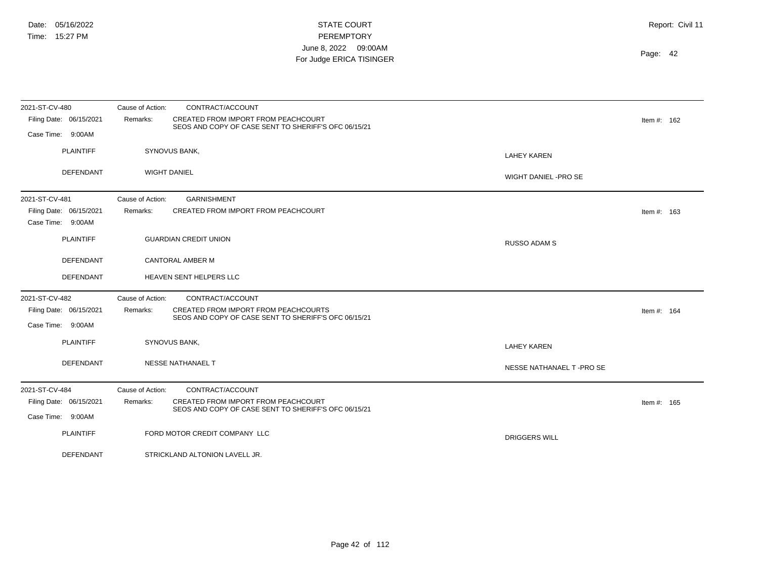2021-ST-CV-480 | Cause of Action: CONTRACT/ACCOUNT

Filing Date: 06/15/2021 | Remarks: CREATED FROM IMPORT FROM PEACHCOURT
SEOS AND COPY OF CASE SENT TO SHERIFF'S OFC 06/15/21 | Item #: 162

Case Time: 9:00AM

| Role | Party | Attorney |
|---|---|---|
| PLAINTIFF | SYNOVUS BANK, | LAHEY KAREN |
| DEFENDANT | WIGHT DANIEL | WIGHT DANIEL -PRO SE |

---

2021-ST-CV-481 | Cause of Action: GARNISHMENT

Filing Date: 06/15/2021 | Remarks: CREATED FROM IMPORT FROM PEACHCOURT | Item #: 163

Case Time: 9:00AM

| Role | Party | Attorney |
|---|---|---|
| PLAINTIFF | GUARDIAN CREDIT UNION | RUSSO ADAM S |
| DEFENDANT | CANTORAL AMBER M | |
| DEFENDANT | HEAVEN SENT HELPERS LLC | |

---

2021-ST-CV-482 | Cause of Action: CONTRACT/ACCOUNT

Filing Date: 06/15/2021 | Remarks: CREATED FROM IMPORT FROM PEACHCOURTS
SEOS AND COPY OF CASE SENT TO SHERIFF'S OFC 06/15/21 | Item #: 164

Case Time: 9:00AM

| Role | Party | Attorney |
|---|---|---|
| PLAINTIFF | SYNOVUS BANK, | LAHEY KAREN |
| DEFENDANT | NESSE NATHANAEL T | NESSE NATHANAEL T -PRO SE |

---

2021-ST-CV-484 | Cause of Action: CONTRACT/ACCOUNT

Filing Date: 06/15/2021 | Remarks: CREATED FROM IMPORT FROM PEACHCOURT
SEOS AND COPY OF CASE SENT TO SHERIFF'S OFC 06/15/21 | Item #: 165

Case Time: 9:00AM

| Role | Party | Attorney |
|---|---|---|
| PLAINTIFF | FORD MOTOR CREDIT COMPANY LLC | DRIGGERS WILL |
| DEFENDANT | STRICKLAND ALTONION LAVELL JR. | |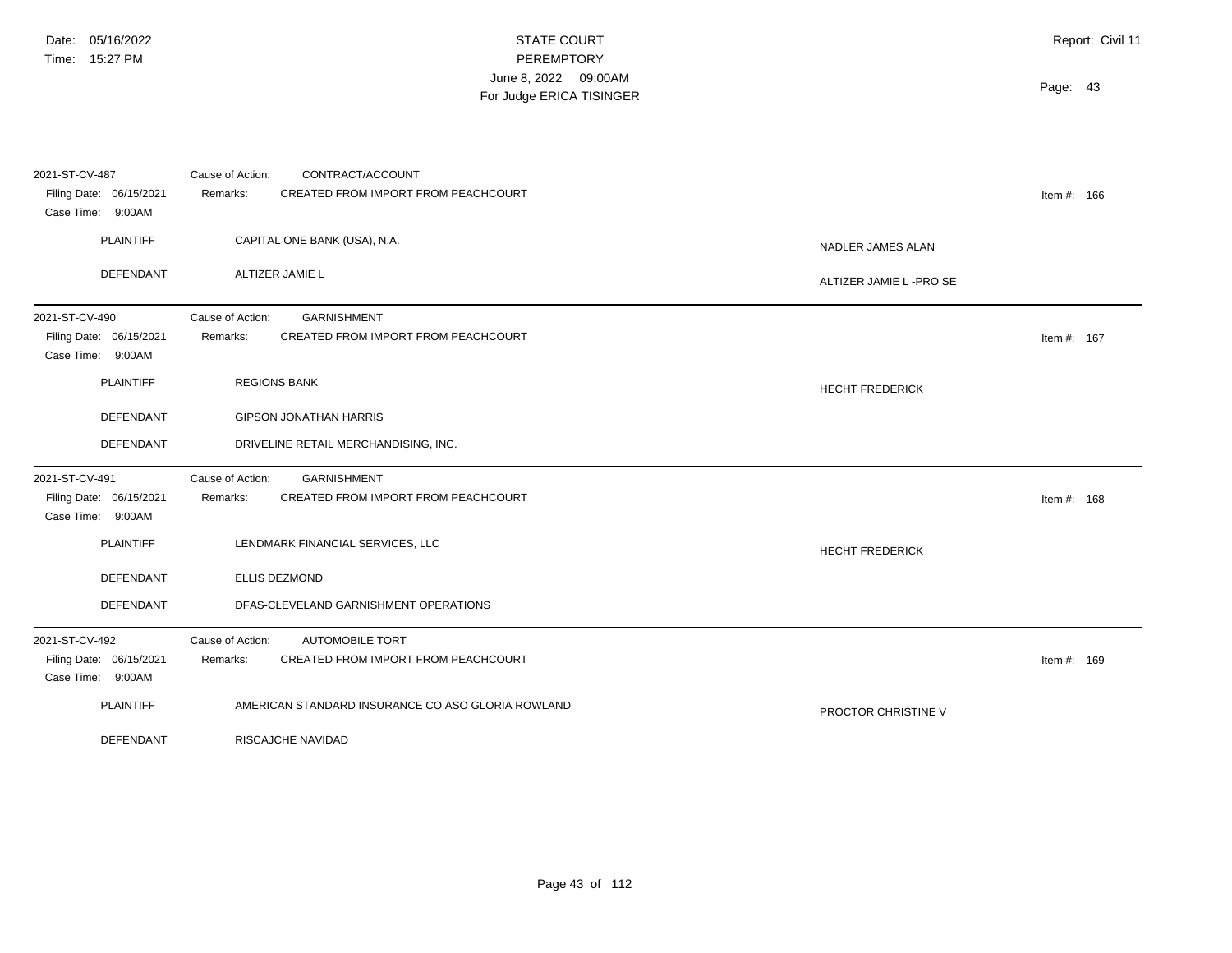| | | | |
|---|---|---|---|
| **2021-ST-CV-487** | Cause of Action: CONTRACT/ACCOUNT | | |
| Filing Date: 06/15/2021 | Remarks: CREATED FROM IMPORT FROM PEACHCOURT | | Item #: 166 |
| Case Time: 9:00AM | | | |
| PLAINTIFF | CAPITAL ONE BANK (USA), N.A. | NADLER JAMES ALAN | |
| DEFENDANT | ALTIZER JAMIE L | ALTIZER JAMIE L -PRO SE | |

| | | | |
|---|---|---|---|
| **2021-ST-CV-490** | Cause of Action: GARNISHMENT | | |
| Filing Date: 06/15/2021 | Remarks: CREATED FROM IMPORT FROM PEACHCOURT | | Item #: 167 |
| Case Time: 9:00AM | | | |
| PLAINTIFF | REGIONS BANK | HECHT FREDERICK | |
| DEFENDANT | GIPSON JONATHAN HARRIS | | |
| DEFENDANT | DRIVELINE RETAIL MERCHANDISING, INC. | | |

| | | | |
|---|---|---|---|
| **2021-ST-CV-491** | Cause of Action: GARNISHMENT | | |
| Filing Date: 06/15/2021 | Remarks: CREATED FROM IMPORT FROM PEACHCOURT | | Item #: 168 |
| Case Time: 9:00AM | | | |
| PLAINTIFF | LENDMARK FINANCIAL SERVICES, LLC | HECHT FREDERICK | |
| DEFENDANT | ELLIS DEZMOND | | |
| DEFENDANT | DFAS-CLEVELAND GARNISHMENT OPERATIONS | | |

| | | | |
|---|---|---|---|
| **2021-ST-CV-492** | Cause of Action: AUTOMOBILE TORT | | |
| Filing Date: 06/15/2021 | Remarks: CREATED FROM IMPORT FROM PEACHCOURT | | Item #: 169 |
| Case Time: 9:00AM | | | |
| PLAINTIFF | AMERICAN STANDARD INSURANCE CO ASO GLORIA ROWLAND | PROCTOR CHRISTINE V | |
| DEFENDANT | RISCAJCHE NAVIDAD | | |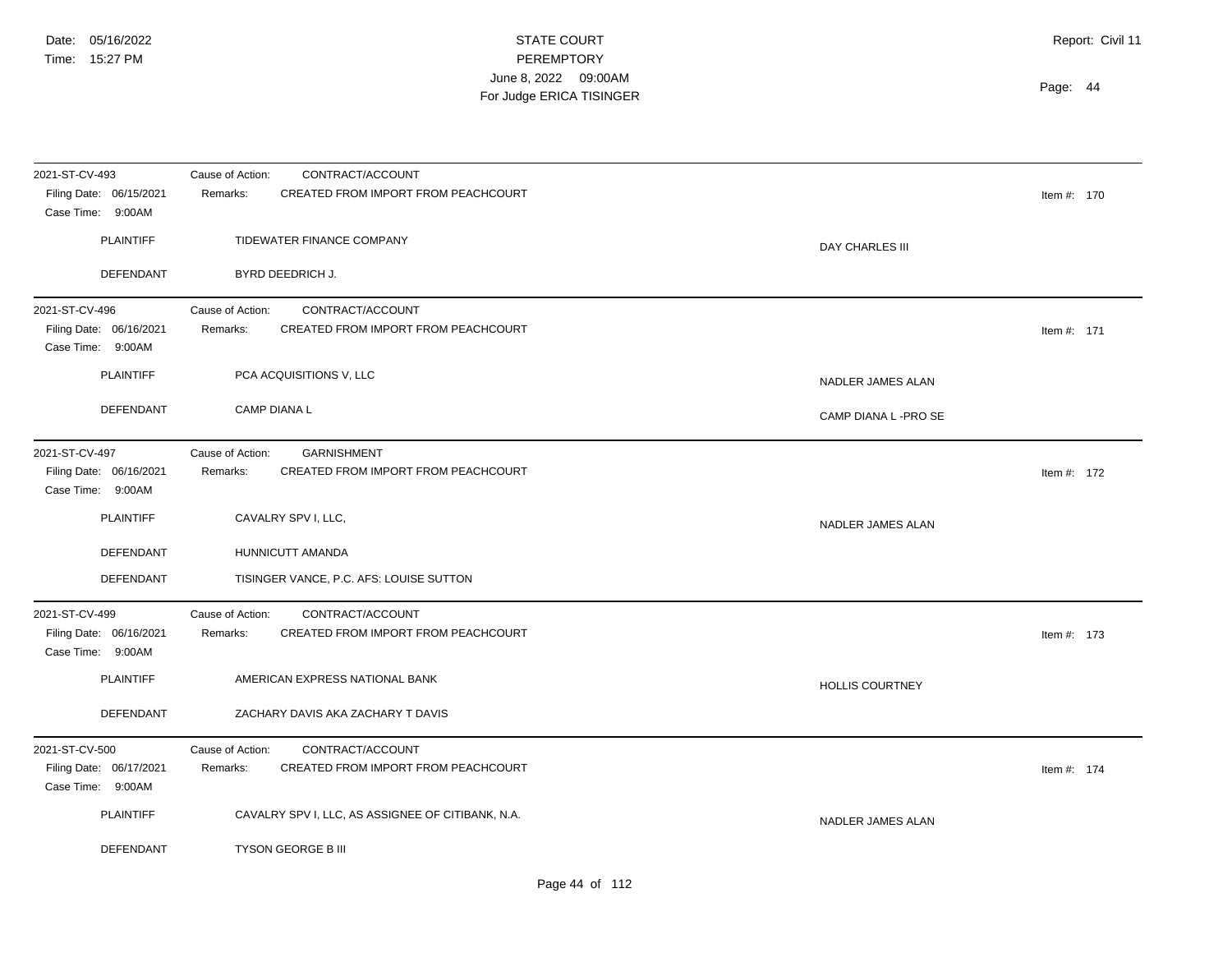# STATE COURT
## PEREMPTORY
### June 8, 2022 09:00AM
### For Judge ERICA TISINGER

Date: 05/16/2022
Time: 15:27 PM

Report: Civil 11

---

**2021-ST-CV-493**
Filing Date: 06/15/2021
Case Time: 9:00AM

Cause of Action: CONTRACT/ACCOUNT
Remarks: CREATED FROM IMPORT FROM PEACHCOURT

Item #: 170

| | | |
|---|---|---|
| PLAINTIFF | TIDEWATER FINANCE COMPANY | DAY CHARLES III |
| DEFENDANT | BYRD DEEDRICH J. | |

---

**2021-ST-CV-496**
Filing Date: 06/16/2021
Case Time: 9:00AM

Cause of Action: CONTRACT/ACCOUNT
Remarks: CREATED FROM IMPORT FROM PEACHCOURT

Item #: 171

| | | |
|---|---|---|
| PLAINTIFF | PCA ACQUISITIONS V, LLC | NADLER JAMES ALAN |
| DEFENDANT | CAMP DIANA L | CAMP DIANA L -PRO SE |

---

**2021-ST-CV-497**
Filing Date: 06/16/2021
Case Time: 9:00AM

Cause of Action: GARNISHMENT
Remarks: CREATED FROM IMPORT FROM PEACHCOURT

Item #: 172

| | | |
|---|---|---|
| PLAINTIFF | CAVALRY SPV I, LLC, | NADLER JAMES ALAN |
| DEFENDANT | HUNNICUTT AMANDA | |
| DEFENDANT | TISINGER VANCE, P.C. AFS: LOUISE SUTTON | |

---

**2021-ST-CV-499**
Filing Date: 06/16/2021
Case Time: 9:00AM

Cause of Action: CONTRACT/ACCOUNT
Remarks: CREATED FROM IMPORT FROM PEACHCOURT

Item #: 173

| | | |
|---|---|---|
| PLAINTIFF | AMERICAN EXPRESS NATIONAL BANK | HOLLIS COURTNEY |
| DEFENDANT | ZACHARY DAVIS AKA ZACHARY T DAVIS | |

---

**2021-ST-CV-500**
Filing Date: 06/17/2021
Case Time: 9:00AM

Cause of Action: CONTRACT/ACCOUNT
Remarks: CREATED FROM IMPORT FROM PEACHCOURT

Item #: 174

| | | |
|---|---|---|
| PLAINTIFF | CAVALRY SPV I, LLC, AS ASSIGNEE OF CITIBANK, N.A. | NADLER JAMES ALAN |
| DEFENDANT | TYSON GEORGE B III | |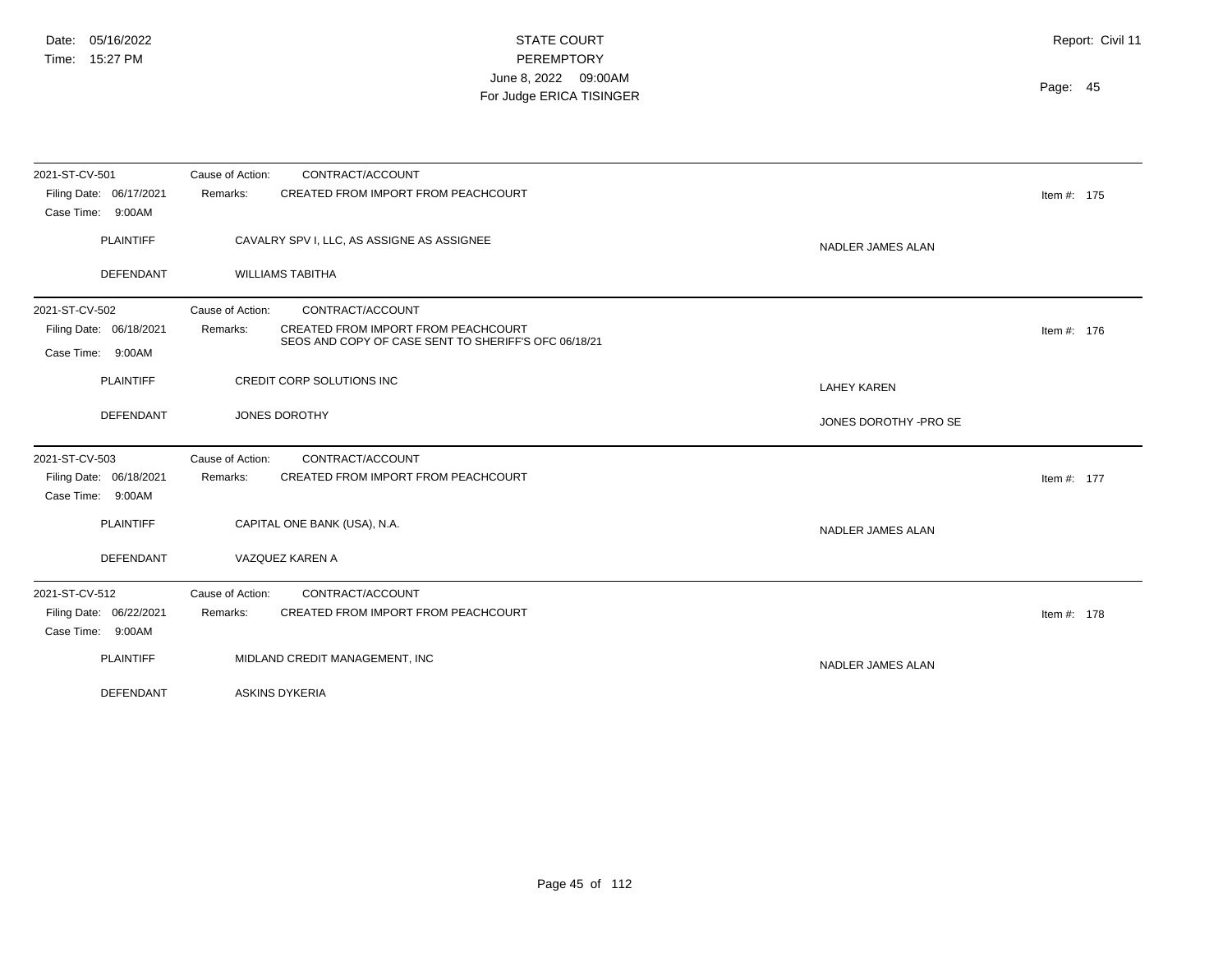STATE COURT
PEREMPTORY
June 8, 2022 09:00AM
For Judge ERICA TISINGER

Date: 05/16/2022
Time: 15:27 PM

Report: Civil 11

---

**2021-ST-CV-501**
Filing Date: 06/17/2021
Case Time: 9:00AM

Cause of Action: CONTRACT/ACCOUNT
Remarks: CREATED FROM IMPORT FROM PEACHCOURT

Item #: 175

| | | |
|---|---|---|
| PLAINTIFF | CAVALRY SPV I, LLC, AS ASSIGNE AS ASSIGNEE | NADLER JAMES ALAN |
| DEFENDANT | WILLIAMS TABITHA | |

---

**2021-ST-CV-502**
Filing Date: 06/18/2021
Case Time: 9:00AM

Cause of Action: CONTRACT/ACCOUNT
Remarks: CREATED FROM IMPORT FROM PEACHCOURT
SEOS AND COPY OF CASE SENT TO SHERIFF'S OFC 06/18/21

Item #: 176

| | | |
|---|---|---|
| PLAINTIFF | CREDIT CORP SOLUTIONS INC | LAHEY KAREN |
| DEFENDANT | JONES DOROTHY | JONES DOROTHY -PRO SE |

---

**2021-ST-CV-503**
Filing Date: 06/18/2021
Case Time: 9:00AM

Cause of Action: CONTRACT/ACCOUNT
Remarks: CREATED FROM IMPORT FROM PEACHCOURT

Item #: 177

| | | |
|---|---|---|
| PLAINTIFF | CAPITAL ONE BANK (USA), N.A. | NADLER JAMES ALAN |
| DEFENDANT | VAZQUEZ KAREN A | |

---

**2021-ST-CV-512**
Filing Date: 06/22/2021
Case Time: 9:00AM

Cause of Action: CONTRACT/ACCOUNT
Remarks: CREATED FROM IMPORT FROM PEACHCOURT

Item #: 178

| | | |
|---|---|---|
| PLAINTIFF | MIDLAND CREDIT MANAGEMENT, INC | NADLER JAMES ALAN |
| DEFENDANT | ASKINS DYKERIA | |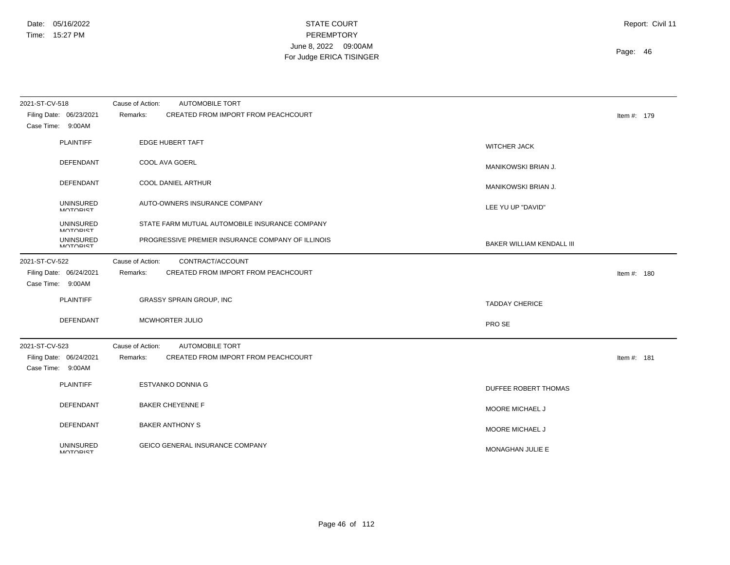| | | | |
|---|---|---|---|
| **2021-ST-CV-518** | Cause of Action: AUTOMOBILE TORT | | |
| Filing Date: 06/23/2021 | Remarks: CREATED FROM IMPORT FROM PEACHCOURT | | Item #: 179 |
| Case Time: 9:00AM | | | |
| PLAINTIFF | EDGE HUBERT TAFT | WITCHER JACK | |
| DEFENDANT | COOL AVA GOERL | MANIKOWSKI BRIAN J. | |
| DEFENDANT | COOL DANIEL ARTHUR | MANIKOWSKI BRIAN J. | |
| UNINSURED MOTORIST | AUTO-OWNERS INSURANCE COMPANY | LEE YU UP "DAVID" | |
| UNINSURED MOTORIST | STATE FARM MUTUAL AUTOMOBILE INSURANCE COMPANY | | |
| UNINSURED MOTORIST | PROGRESSIVE PREMIER INSURANCE COMPANY OF ILLINOIS | BAKER WILLIAM KENDALL III | |
| **2021-ST-CV-522** | Cause of Action: CONTRACT/ACCOUNT | | |
| Filing Date: 06/24/2021 | Remarks: CREATED FROM IMPORT FROM PEACHCOURT | | Item #: 180 |
| Case Time: 9:00AM | | | |
| PLAINTIFF | GRASSY SPRAIN GROUP, INC | TADDAY CHERICE | |
| DEFENDANT | MCWHORTER JULIO | PRO SE | |
| **2021-ST-CV-523** | Cause of Action: AUTOMOBILE TORT | | |
| Filing Date: 06/24/2021 | Remarks: CREATED FROM IMPORT FROM PEACHCOURT | | Item #: 181 |
| Case Time: 9:00AM | | | |
| PLAINTIFF | ESTVANKO DONNIA G | DUFFEE ROBERT THOMAS | |
| DEFENDANT | BAKER CHEYENNE F | MOORE MICHAEL J | |
| DEFENDANT | BAKER ANTHONY S | MOORE MICHAEL J | |
| UNINSURED MOTORIST | GEICO GENERAL INSURANCE COMPANY | MONAGHAN JULIE E | |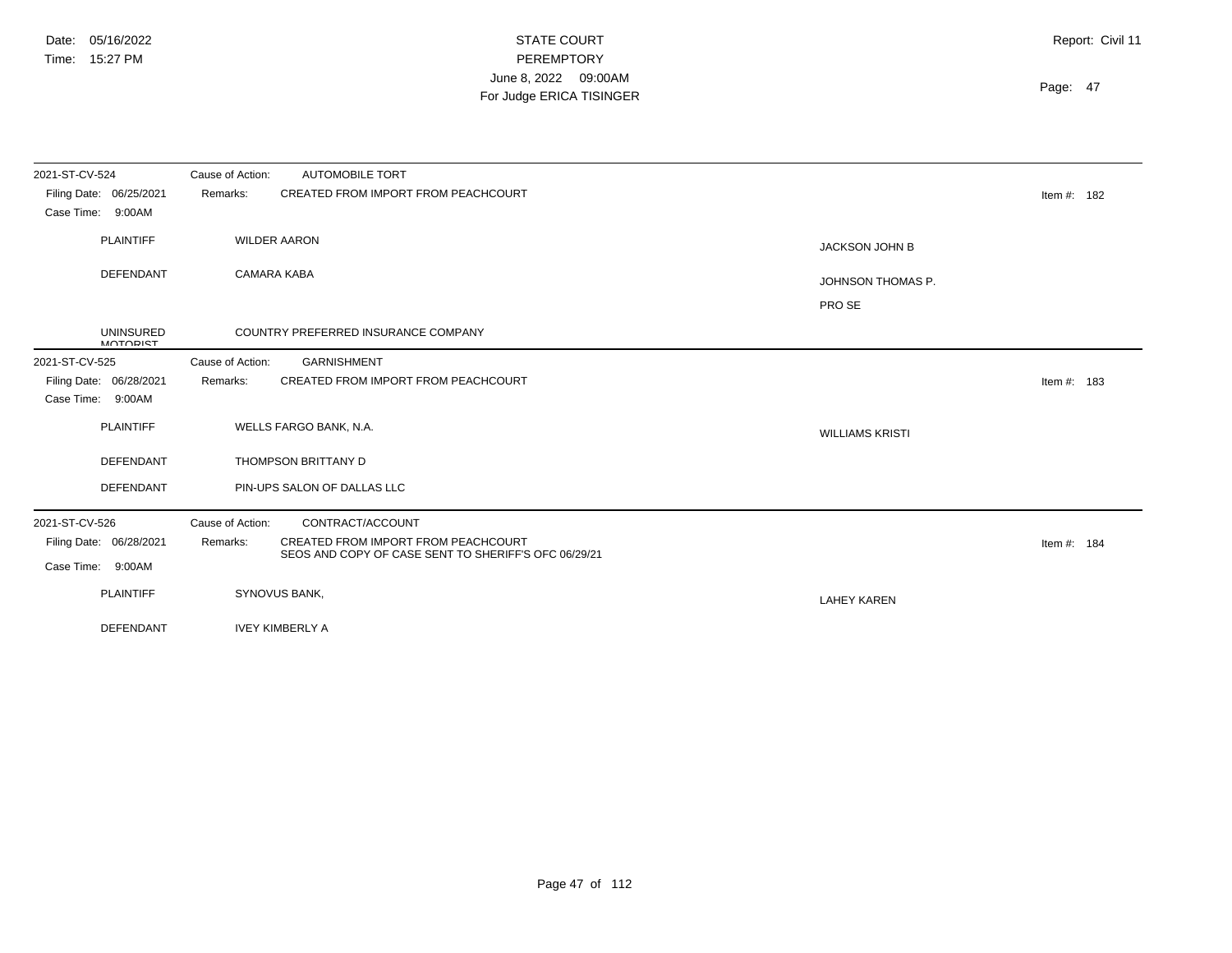2021-ST-CV-524 | Cause of Action: AUTOMOBILE TORT
Filing Date: 06/25/2021 | Remarks: CREATED FROM IMPORT FROM PEACHCOURT | Item #: 182
Case Time: 9:00AM

| | | |
|---|---|---|
| PLAINTIFF | WILDER AARON | JACKSON JOHN B |
| DEFENDANT | CAMARA KABA | JOHNSON THOMAS P. |
| | | PRO SE |
| UNINSURED MOTORIST | COUNTRY PREFERRED INSURANCE COMPANY | |

2021-ST-CV-525 | Cause of Action: GARNISHMENT
Filing Date: 06/28/2021 | Remarks: CREATED FROM IMPORT FROM PEACHCOURT | Item #: 183
Case Time: 9:00AM

| | | |
|---|---|---|
| PLAINTIFF | WELLS FARGO BANK, N.A. | WILLIAMS KRISTI |
| DEFENDANT | THOMPSON BRITTANY D | |
| DEFENDANT | PIN-UPS SALON OF DALLAS LLC | |

2021-ST-CV-526 | Cause of Action: CONTRACT/ACCOUNT
Filing Date: 06/28/2021 | Remarks: CREATED FROM IMPORT FROM PEACHCOURT
SEOS AND COPY OF CASE SENT TO SHERIFF'S OFC 06/29/21 | Item #: 184
Case Time: 9:00AM

| | | |
|---|---|---|
| PLAINTIFF | SYNOVUS BANK, | LAHEY KAREN |
| DEFENDANT | IVEY KIMBERLY A | |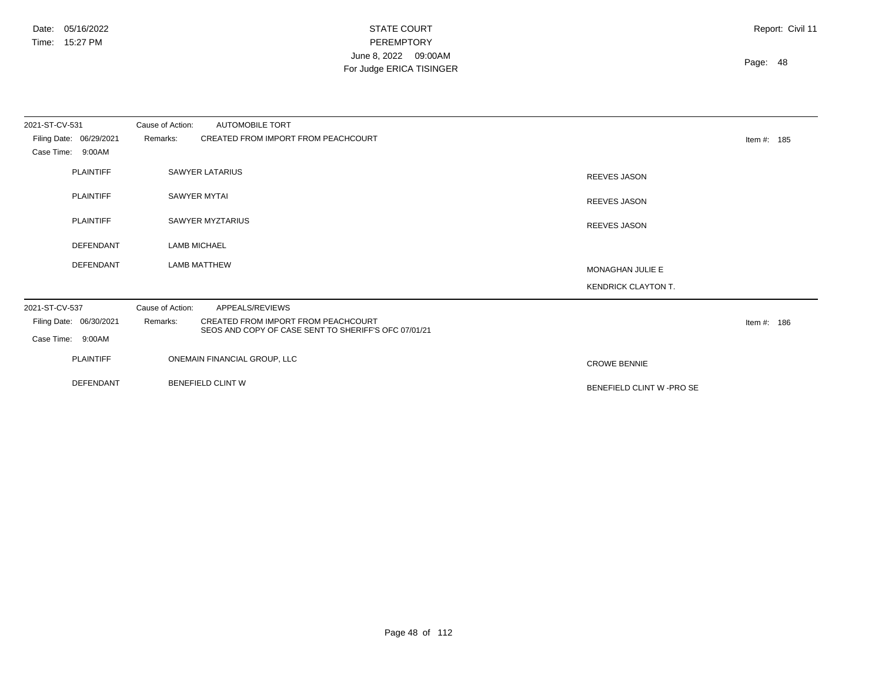STATE COURT
PEREMPTORY
June 8, 2022 09:00AM
For Judge ERICA TISINGER

Date: 05/16/2022
Time: 15:27 PM

Report: Civil 11

| | | | |
|---|---|---|---|
| 2021-ST-CV-531 | Cause of Action: AUTOMOBILE TORT | | |
| Filing Date: 06/29/2021 | Remarks: CREATED FROM IMPORT FROM PEACHCOURT | | Item #: 185 |
| Case Time: 9:00AM | | | |
| PLAINTIFF | SAWYER LATARIUS | REEVES JASON | |
| PLAINTIFF | SAWYER MYTAI | REEVES JASON | |
| PLAINTIFF | SAWYER MYZTARIUS | REEVES JASON | |
| DEFENDANT | LAMB MICHAEL | | |
| DEFENDANT | LAMB MATTHEW | MONAGHAN JULIE E | |
| | | KENDRICK CLAYTON T. | |

| | | | |
|---|---|---|---|
| 2021-ST-CV-537 | Cause of Action: APPEALS/REVIEWS | | |
| Filing Date: 06/30/2021 | Remarks: CREATED FROM IMPORT FROM PEACHCOURT<br>SEOS AND COPY OF CASE SENT TO SHERIFF'S OFC 07/01/21 | | Item #: 186 |
| Case Time: 9:00AM | | | |
| PLAINTIFF | ONEMAIN FINANCIAL GROUP, LLC | CROWE BENNIE | |
| DEFENDANT | BENEFIELD CLINT W | BENEFIELD CLINT W -PRO SE | |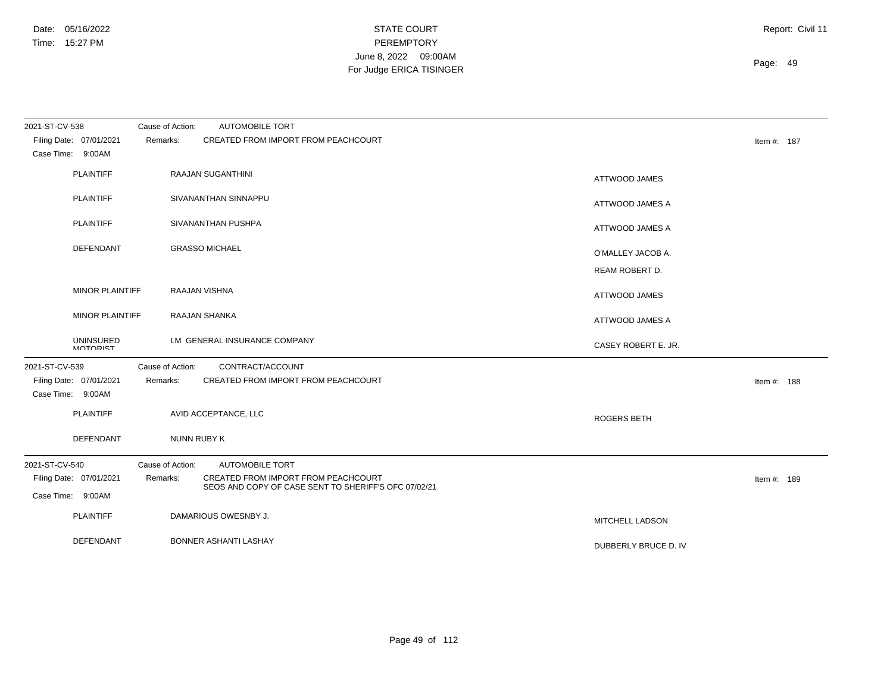STATE COURT
PEREMPTORY
June 8, 2022 09:00AM
For Judge ERICA TISINGER

Date: 05/16/2022
Time: 15:27 PM

Report: Civil 11

**2021-ST-CV-538** — Cause of Action: AUTOMOBILE TORT
Filing Date: 07/01/2021 — Remarks: CREATED FROM IMPORT FROM PEACHCOURT — Item #: 187
Case Time: 9:00AM

| | | |
|---|---|---|
| PLAINTIFF | RAAJAN SUGANTHINI | ATTWOOD JAMES |
| PLAINTIFF | SIVANANTHAN SINNAPPU | ATTWOOD JAMES A |
| PLAINTIFF | SIVANANTHAN PUSHPA | ATTWOOD JAMES A |
| DEFENDANT | GRASSO MICHAEL | O'MALLEY JACOB A. |
| | | REAM ROBERT D. |
| MINOR PLAINTIFF | RAAJAN VISHNA | ATTWOOD JAMES |
| MINOR PLAINTIFF | RAAJAN SHANKA | ATTWOOD JAMES A |
| UNINSURED MOTORIST | LM GENERAL INSURANCE COMPANY | CASEY ROBERT E. JR. |

**2021-ST-CV-539** — Cause of Action: CONTRACT/ACCOUNT
Filing Date: 07/01/2021 — Remarks: CREATED FROM IMPORT FROM PEACHCOURT — Item #: 188
Case Time: 9:00AM

| | | |
|---|---|---|
| PLAINTIFF | AVID ACCEPTANCE, LLC | ROGERS BETH |
| DEFENDANT | NUNN RUBY K | |

**2021-ST-CV-540** — Cause of Action: AUTOMOBILE TORT
Filing Date: 07/01/2021 — Remarks: CREATED FROM IMPORT FROM PEACHCOURT
SEOS AND COPY OF CASE SENT TO SHERIFF'S OFC 07/02/21 — Item #: 189
Case Time: 9:00AM

| | | |
|---|---|---|
| PLAINTIFF | DAMARIOUS OWESNBY J. | MITCHELL LADSON |
| DEFENDANT | BONNER ASHANTI LASHAY | DUBBERLY BRUCE D. IV |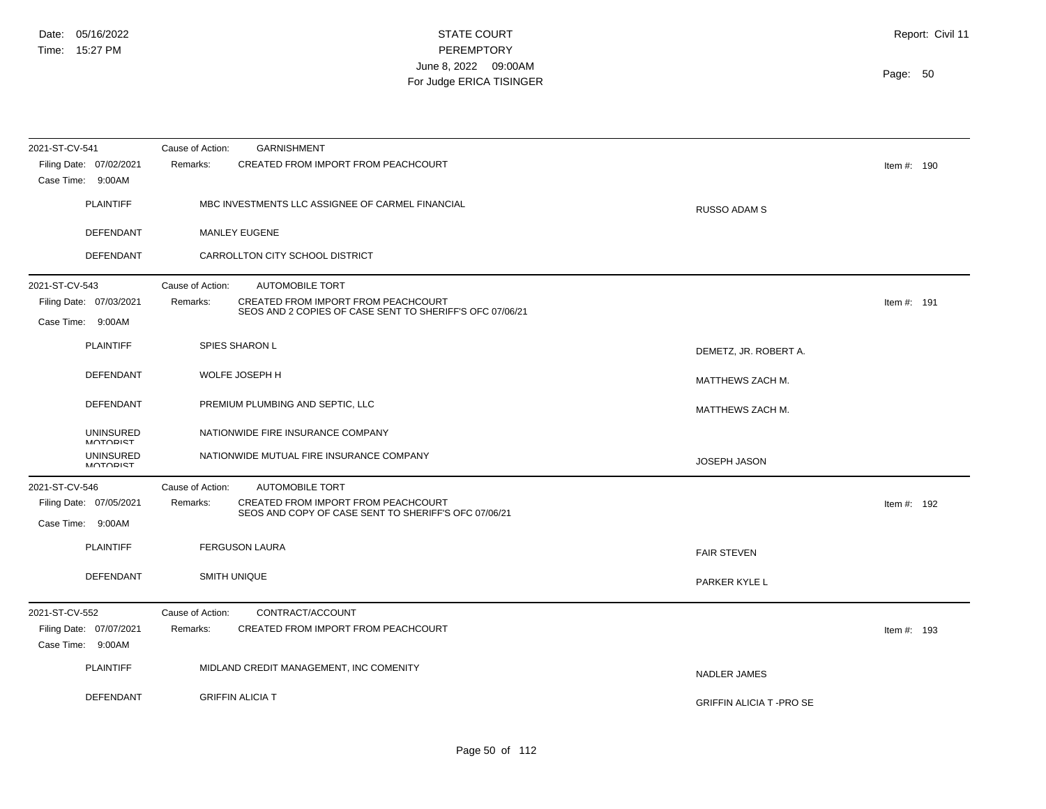# STATE COURT
## PEREMPTORY
### June 8, 2022 09:00AM
### For Judge ERICA TISINGER

Date: 05/16/2022
Time: 15:27 PM

Report: Civil 11

---

**2021-ST-CV-541** — Cause of Action: GARNISHMENT
Filing Date: 07/02/2021 — Remarks: CREATED FROM IMPORT FROM PEACHCOURT — Item #: 190
Case Time: 9:00AM

| Role | Party | Attorney |
|---|---|---|
| PLAINTIFF | MBC INVESTMENTS LLC ASSIGNEE OF CARMEL FINANCIAL | RUSSO ADAM S |
| DEFENDANT | MANLEY EUGENE | |
| DEFENDANT | CARROLLTON CITY SCHOOL DISTRICT | |

---

**2021-ST-CV-543** — Cause of Action: AUTOMOBILE TORT
Filing Date: 07/03/2021 — Remarks: CREATED FROM IMPORT FROM PEACHCOURT
SEOS AND 2 COPIES OF CASE SENT TO SHERIFF'S OFC 07/06/21 — Item #: 191
Case Time: 9:00AM

| Role | Party | Attorney |
|---|---|---|
| PLAINTIFF | SPIES SHARON L | DEMETZ, JR. ROBERT A. |
| DEFENDANT | WOLFE JOSEPH H | MATTHEWS ZACH M. |
| DEFENDANT | PREMIUM PLUMBING AND SEPTIC, LLC | MATTHEWS ZACH M. |
| UNINSURED MOTORIST | NATIONWIDE FIRE INSURANCE COMPANY | |
| UNINSURED MOTORIST | NATIONWIDE MUTUAL FIRE INSURANCE COMPANY | JOSEPH JASON |

---

**2021-ST-CV-546** — Cause of Action: AUTOMOBILE TORT
Filing Date: 07/05/2021 — Remarks: CREATED FROM IMPORT FROM PEACHCOURT
SEOS AND COPY OF CASE SENT TO SHERIFF'S OFC 07/06/21 — Item #: 192
Case Time: 9:00AM

| Role | Party | Attorney |
|---|---|---|
| PLAINTIFF | FERGUSON LAURA | FAIR STEVEN |
| DEFENDANT | SMITH UNIQUE | PARKER KYLE L |

---

**2021-ST-CV-552** — Cause of Action: CONTRACT/ACCOUNT
Filing Date: 07/07/2021 — Remarks: CREATED FROM IMPORT FROM PEACHCOURT — Item #: 193
Case Time: 9:00AM

| Role | Party | Attorney |
|---|---|---|
| PLAINTIFF | MIDLAND CREDIT MANAGEMENT, INC COMENITY | NADLER JAMES |
| DEFENDANT | GRIFFIN ALICIA T | GRIFFIN ALICIA T -PRO SE |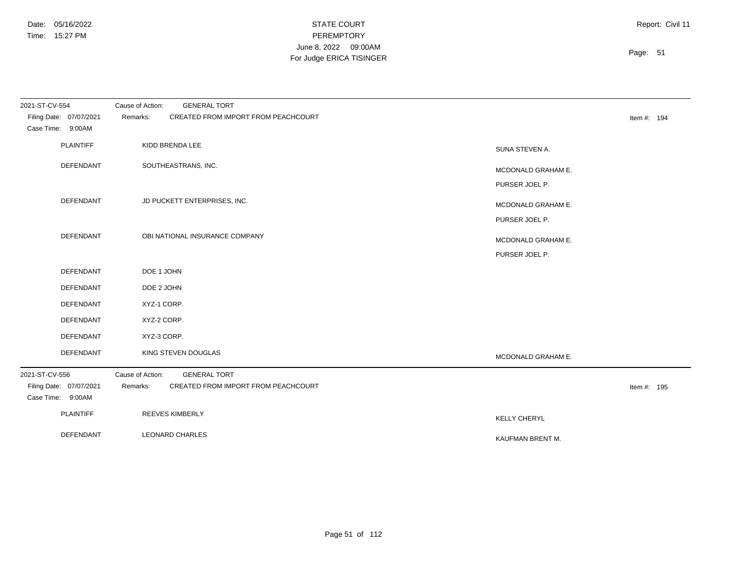## 2021-ST-CV-554

Cause of Action: GENERAL TORT
Filing Date: 07/07/2021
Remarks: CREATED FROM IMPORT FROM PEACHCOURT
Case Time: 9:00AM
Item #: 194

| | | |
|---|---|---|
| PLAINTIFF | KIDD BRENDA LEE | SUNA STEVEN A. |
| DEFENDANT | SOUTHEASTRANS, INC. | MCDONALD GRAHAM E. |
| | | PURSER JOEL P. |
| DEFENDANT | JD PUCKETT ENTERPRISES, INC. | MCDONALD GRAHAM E. |
| | | PURSER JOEL P. |
| DEFENDANT | OBI NATIONAL INSURANCE COMPANY | MCDONALD GRAHAM E. |
| | | PURSER JOEL P. |
| DEFENDANT | DOE 1 JOHN | |
| DEFENDANT | DOE 2 JOHN | |
| DEFENDANT | XYZ-1 CORP. | |
| DEFENDANT | XYZ-2 CORP. | |
| DEFENDANT | XYZ-3 CORP. | |
| DEFENDANT | KING STEVEN DOUGLAS | MCDONALD GRAHAM E. |

## 2021-ST-CV-556

Cause of Action: GENERAL TORT
Filing Date: 07/07/2021
Remarks: CREATED FROM IMPORT FROM PEACHCOURT
Case Time: 9:00AM
Item #: 195

| | | |
|---|---|---|
| PLAINTIFF | REEVES KIMBERLY | KELLY CHERYL |
| DEFENDANT | LEONARD CHARLES | KAUFMAN BRENT M. |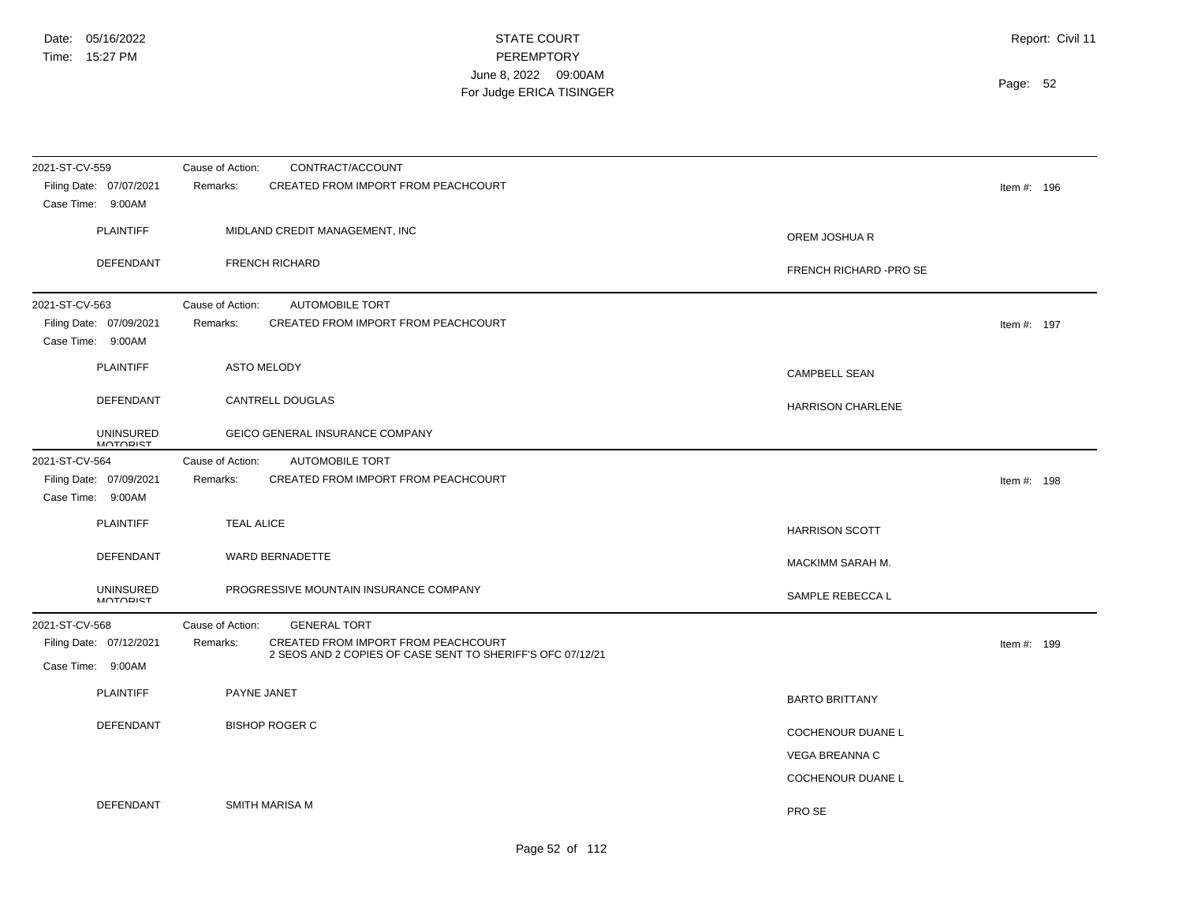# STATE COURT
## PEREMPTORY
### June 8, 2022 09:00AM
### For Judge ERICA TISINGER

Date: 05/16/2022
Time: 15:27 PM
Report: Civil 11

---

**2021-ST-CV-559** Cause of Action: CONTRACT/ACCOUNT
Filing Date: 07/07/2021 Remarks: CREATED FROM IMPORT FROM PEACHCOURT — Item #: 196
Case Time: 9:00AM

| | | |
|---|---|---|
| PLAINTIFF | MIDLAND CREDIT MANAGEMENT, INC | OREM JOSHUA R |
| DEFENDANT | FRENCH RICHARD | FRENCH RICHARD -PRO SE |

---

**2021-ST-CV-563** Cause of Action: AUTOMOBILE TORT
Filing Date: 07/09/2021 Remarks: CREATED FROM IMPORT FROM PEACHCOURT — Item #: 197
Case Time: 9:00AM

| | | |
|---|---|---|
| PLAINTIFF | ASTO MELODY | CAMPBELL SEAN |
| DEFENDANT | CANTRELL DOUGLAS | HARRISON CHARLENE |
| UNINSURED MOTORIST | GEICO GENERAL INSURANCE COMPANY | |

---

**2021-ST-CV-564** Cause of Action: AUTOMOBILE TORT
Filing Date: 07/09/2021 Remarks: CREATED FROM IMPORT FROM PEACHCOURT — Item #: 198
Case Time: 9:00AM

| | | |
|---|---|---|
| PLAINTIFF | TEAL ALICE | HARRISON SCOTT |
| DEFENDANT | WARD BERNADETTE | MACKIMM SARAH M. |
| UNINSURED MOTORIST | PROGRESSIVE MOUNTAIN INSURANCE COMPANY | SAMPLE REBECCA L |

---

**2021-ST-CV-568** Cause of Action: GENERAL TORT
Filing Date: 07/12/2021 Remarks: CREATED FROM IMPORT FROM PEACHCOURT
2 SEOS AND 2 COPIES OF CASE SENT TO SHERIFF'S OFC 07/12/21 — Item #: 199
Case Time: 9:00AM

| | | |
|---|---|---|
| PLAINTIFF | PAYNE JANET | BARTO BRITTANY |
| DEFENDANT | BISHOP ROGER C | COCHENOUR DUANE L |
| | | VEGA BREANNA C |
| | | COCHENOUR DUANE L |
| DEFENDANT | SMITH MARISA M | PRO SE |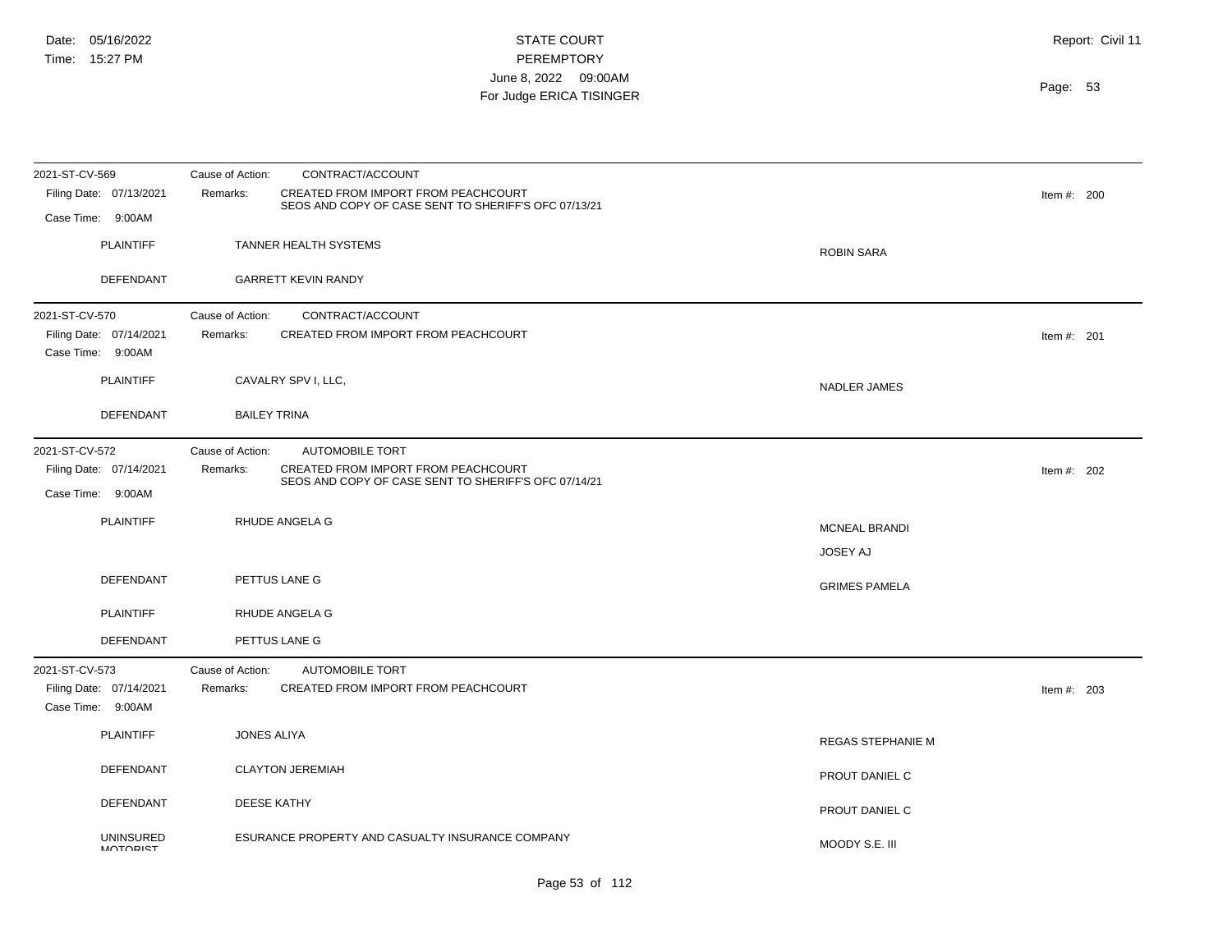STATE COURT
PEREMPTORY
June 8, 2022 09:00AM
For Judge ERICA TISINGER

Date: 05/16/2022
Time: 15:27 PM

Report: Civil 11

---

**2021-ST-CV-569**
Filing Date: 07/13/2021
Case Time: 9:00AM

Cause of Action: CONTRACT/ACCOUNT
Remarks: CREATED FROM IMPORT FROM PEACHCOURT
SEOS AND COPY OF CASE SENT TO SHERIFF'S OFC 07/13/21

Item #: 200

| | | |
|---|---|---|
| PLAINTIFF | TANNER HEALTH SYSTEMS | ROBIN SARA |
| DEFENDANT | GARRETT KEVIN RANDY | |

---

**2021-ST-CV-570**
Filing Date: 07/14/2021
Case Time: 9:00AM

Cause of Action: CONTRACT/ACCOUNT
Remarks: CREATED FROM IMPORT FROM PEACHCOURT

Item #: 201

| | | |
|---|---|---|
| PLAINTIFF | CAVALRY SPV I, LLC, | NADLER JAMES |
| DEFENDANT | BAILEY TRINA | |

---

**2021-ST-CV-572**
Filing Date: 07/14/2021
Case Time: 9:00AM

Cause of Action: AUTOMOBILE TORT
Remarks: CREATED FROM IMPORT FROM PEACHCOURT
SEOS AND COPY OF CASE SENT TO SHERIFF'S OFC 07/14/21

Item #: 202

| | | |
|---|---|---|
| PLAINTIFF | RHUDE ANGELA G | MCNEAL BRANDI<br>JOSEY AJ |
| DEFENDANT | PETTUS LANE G | GRIMES PAMELA |
| PLAINTIFF | RHUDE ANGELA G | |
| DEFENDANT | PETTUS LANE G | |

---

**2021-ST-CV-573**
Filing Date: 07/14/2021
Case Time: 9:00AM

Cause of Action: AUTOMOBILE TORT
Remarks: CREATED FROM IMPORT FROM PEACHCOURT

Item #: 203

| | | |
|---|---|---|
| PLAINTIFF | JONES ALIYA | REGAS STEPHANIE M |
| DEFENDANT | CLAYTON JEREMIAH | PROUT DANIEL C |
| DEFENDANT | DEESE KATHY | PROUT DANIEL C |
| UNINSURED MOTORIST | ESURANCE PROPERTY AND CASUALTY INSURANCE COMPANY | MOODY S.E. III |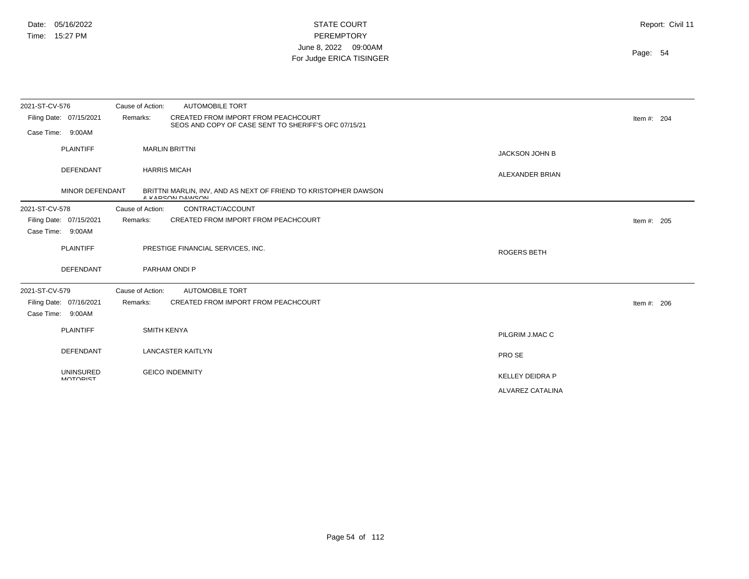# STATE COURT
## PEREMPTORY
### June 8, 2022 09:00AM
### For Judge ERICA TISINGER

Date: 05/16/2022
Time: 15:27 PM

Report: Civil 11

---

**2021-ST-CV-576** — Cause of Action: AUTOMOBILE TORT

Filing Date: 07/15/2021 — Remarks: CREATED FROM IMPORT FROM PEACHCOURT
SEOS AND COPY OF CASE SENT TO SHERIFF'S OFC 07/15/21

Case Time: 9:00AM — Item #: 204

| | | |
|---|---|---|
| PLAINTIFF | MARLIN BRITTNI | JACKSON JOHN B |
| DEFENDANT | HARRIS MICAH | ALEXANDER BRIAN |
| MINOR DEFENDANT | BRITTNI MARLIN, INV, AND AS NEXT OF FRIEND TO KRISTOPHER DAWSON & KARSON DAWSON | |

---

**2021-ST-CV-578** — Cause of Action: CONTRACT/ACCOUNT

Filing Date: 07/15/2021 — Remarks: CREATED FROM IMPORT FROM PEACHCOURT

Case Time: 9:00AM — Item #: 205

| | | |
|---|---|---|
| PLAINTIFF | PRESTIGE FINANCIAL SERVICES, INC. | ROGERS BETH |
| DEFENDANT | PARHAM ONDI P | |

---

**2021-ST-CV-579** — Cause of Action: AUTOMOBILE TORT

Filing Date: 07/16/2021 — Remarks: CREATED FROM IMPORT FROM PEACHCOURT

Case Time: 9:00AM — Item #: 206

| | | |
|---|---|---|
| PLAINTIFF | SMITH KENYA | PILGRIM J.MAC C |
| DEFENDANT | LANCASTER KAITLYN | PRO SE |
| UNINSURED MOTORIST | GEICO INDEMNITY | KELLEY DEIDRA P |
| | | ALVAREZ CATALINA |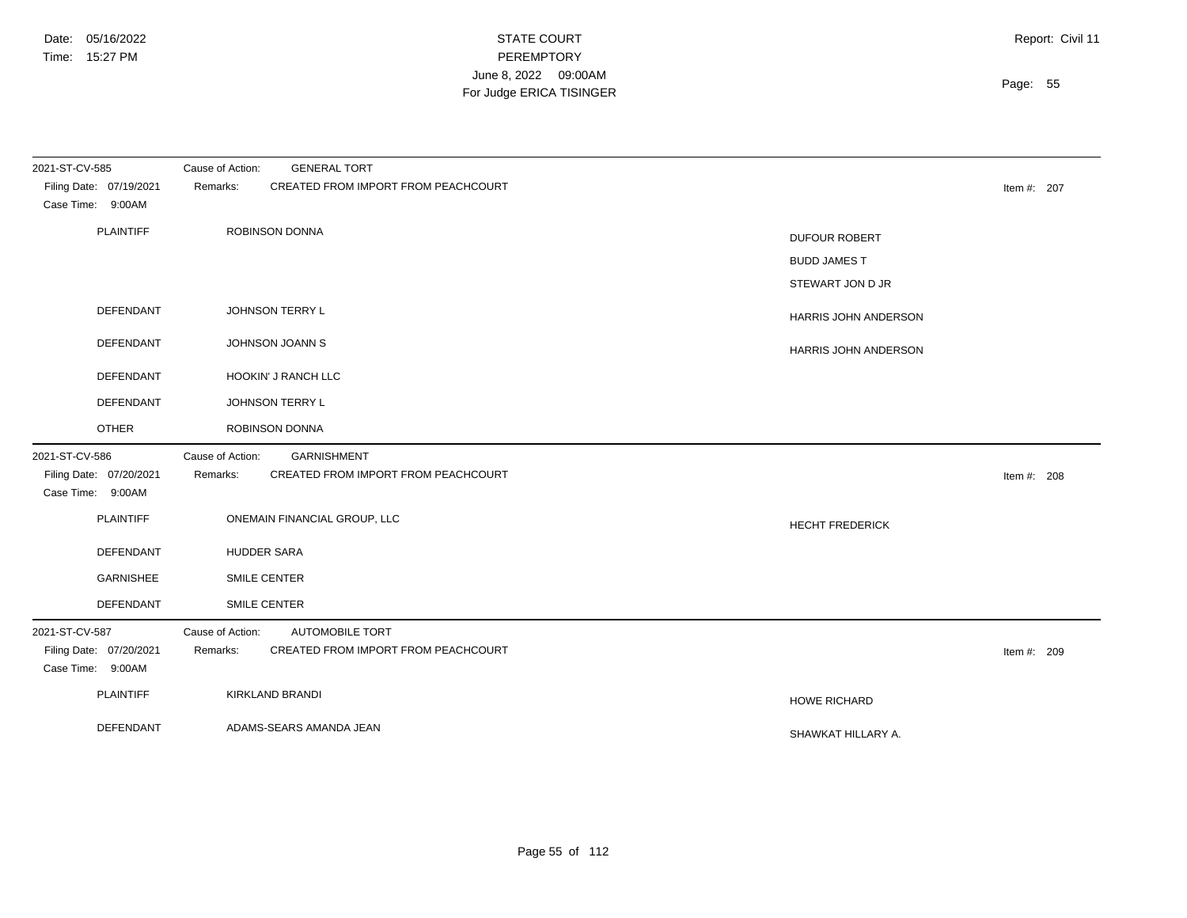| | | | |
|---|---|---|---|
| **2021-ST-CV-585** | Cause of Action: GENERAL TORT | | |
| Filing Date: 07/19/2021 | Remarks: CREATED FROM IMPORT FROM PEACHCOURT | | Item #: 207 |
| Case Time: 9:00AM | | | |
| PLAINTIFF | ROBINSON DONNA | DUFOUR ROBERT | |
| | | BUDD JAMES T | |
| | | STEWART JON D JR | |
| DEFENDANT | JOHNSON TERRY L | HARRIS JOHN ANDERSON | |
| DEFENDANT | JOHNSON JOANN S | HARRIS JOHN ANDERSON | |
| DEFENDANT | HOOKIN' J RANCH LLC | | |
| DEFENDANT | JOHNSON TERRY L | | |
| OTHER | ROBINSON DONNA | | |
| **2021-ST-CV-586** | Cause of Action: GARNISHMENT | | |
| Filing Date: 07/20/2021 | Remarks: CREATED FROM IMPORT FROM PEACHCOURT | | Item #: 208 |
| Case Time: 9:00AM | | | |
| PLAINTIFF | ONEMAIN FINANCIAL GROUP, LLC | HECHT FREDERICK | |
| DEFENDANT | HUDDER SARA | | |
| GARNISHEE | SMILE CENTER | | |
| DEFENDANT | SMILE CENTER | | |
| **2021-ST-CV-587** | Cause of Action: AUTOMOBILE TORT | | |
| Filing Date: 07/20/2021 | Remarks: CREATED FROM IMPORT FROM PEACHCOURT | | Item #: 209 |
| Case Time: 9:00AM | | | |
| PLAINTIFF | KIRKLAND BRANDI | HOWE RICHARD | |
| DEFENDANT | ADAMS-SEARS AMANDA JEAN | SHAWKAT HILLARY A. | |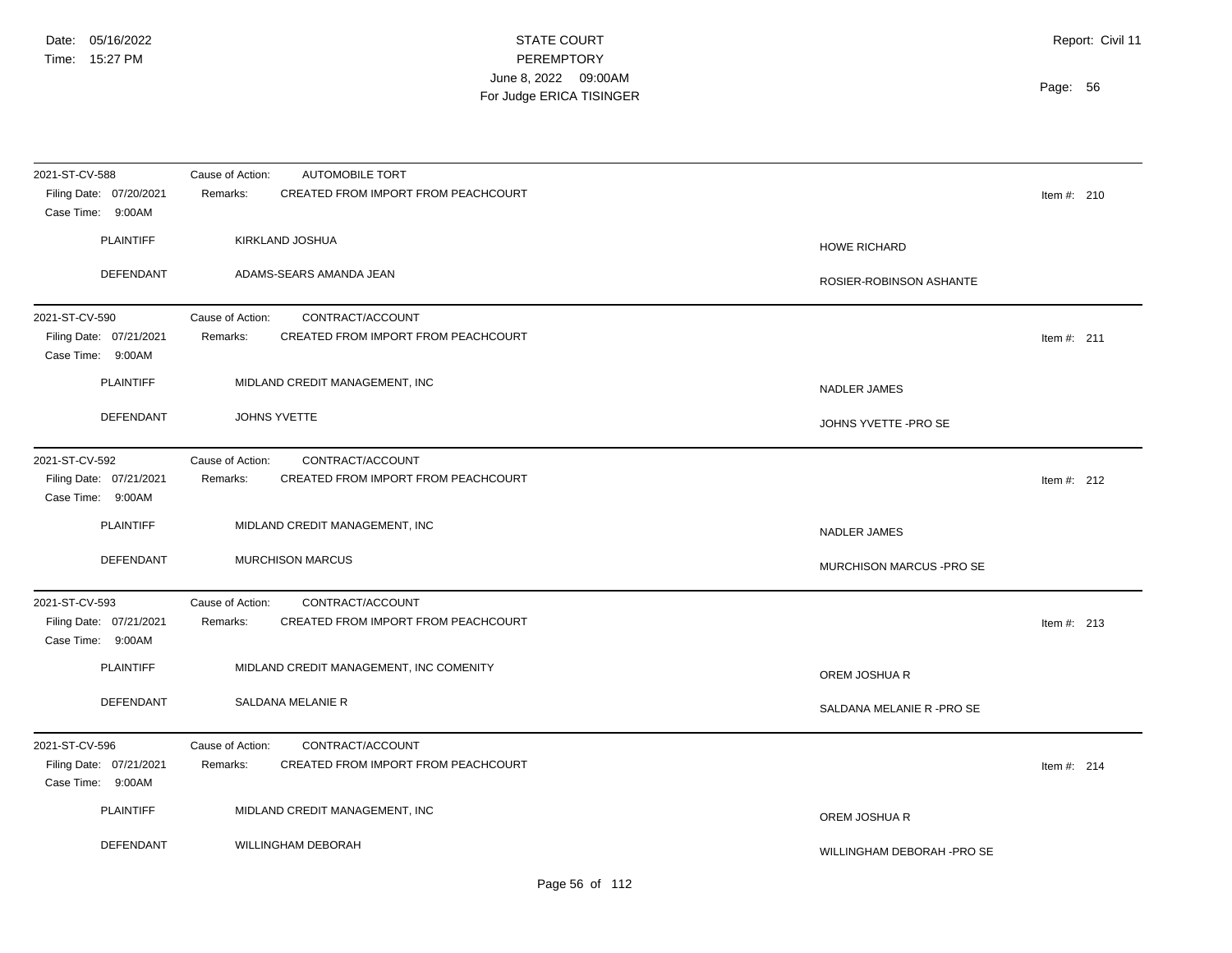STATE COURT
PEREMPTORY
June 8, 2022 09:00AM
For Judge ERICA TISINGER

Date: 05/16/2022
Time: 15:27 PM

Report: Civil 11

---

**2021-ST-CV-588**
Filing Date: 07/20/2021
Case Time: 9:00AM

Cause of Action: AUTOMOBILE TORT
Remarks: CREATED FROM IMPORT FROM PEACHCOURT

Item #: 210

| | | |
|---|---|---|
| PLAINTIFF | KIRKLAND JOSHUA | HOWE RICHARD |
| DEFENDANT | ADAMS-SEARS AMANDA JEAN | ROSIER-ROBINSON ASHANTE |

---

**2021-ST-CV-590**
Filing Date: 07/21/2021
Case Time: 9:00AM

Cause of Action: CONTRACT/ACCOUNT
Remarks: CREATED FROM IMPORT FROM PEACHCOURT

Item #: 211

| | | |
|---|---|---|
| PLAINTIFF | MIDLAND CREDIT MANAGEMENT, INC | NADLER JAMES |
| DEFENDANT | JOHNS YVETTE | JOHNS YVETTE -PRO SE |

---

**2021-ST-CV-592**
Filing Date: 07/21/2021
Case Time: 9:00AM

Cause of Action: CONTRACT/ACCOUNT
Remarks: CREATED FROM IMPORT FROM PEACHCOURT

Item #: 212

| | | |
|---|---|---|
| PLAINTIFF | MIDLAND CREDIT MANAGEMENT, INC | NADLER JAMES |
| DEFENDANT | MURCHISON MARCUS | MURCHISON MARCUS -PRO SE |

---

**2021-ST-CV-593**
Filing Date: 07/21/2021
Case Time: 9:00AM

Cause of Action: CONTRACT/ACCOUNT
Remarks: CREATED FROM IMPORT FROM PEACHCOURT

Item #: 213

| | | |
|---|---|---|
| PLAINTIFF | MIDLAND CREDIT MANAGEMENT, INC COMENITY | OREM JOSHUA R |
| DEFENDANT | SALDANA MELANIE R | SALDANA MELANIE R -PRO SE |

---

**2021-ST-CV-596**
Filing Date: 07/21/2021
Case Time: 9:00AM

Cause of Action: CONTRACT/ACCOUNT
Remarks: CREATED FROM IMPORT FROM PEACHCOURT

Item #: 214

| | | |
|---|---|---|
| PLAINTIFF | MIDLAND CREDIT MANAGEMENT, INC | OREM JOSHUA R |
| DEFENDANT | WILLINGHAM DEBORAH | WILLINGHAM DEBORAH -PRO SE |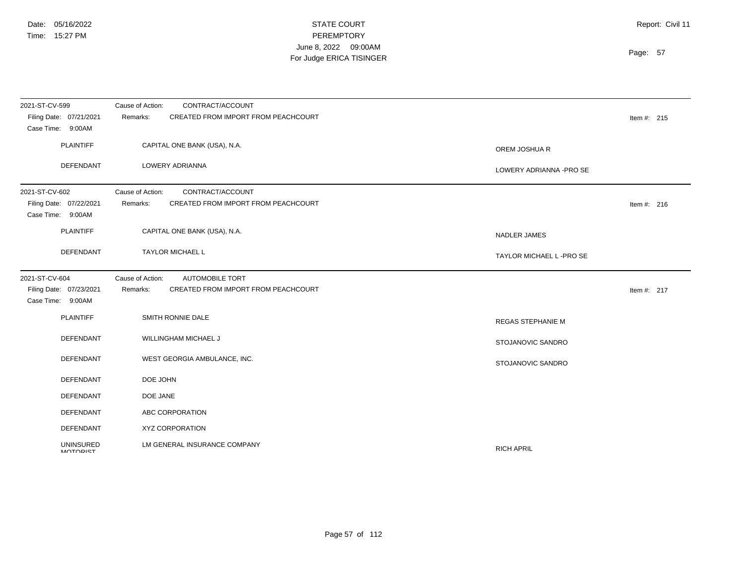# STATE COURT
## PEREMPTORY
### June 8, 2022 09:00AM
### For Judge ERICA TISINGER

Report: Civil 11

---

**2021-ST-CV-599**
Filing Date: 07/21/2021
Case Time: 9:00AM

Cause of Action: CONTRACT/ACCOUNT
Remarks: CREATED FROM IMPORT FROM PEACHCOURT

Item #: 215

| Role | Party | Attorney |
|---|---|---|
| PLAINTIFF | CAPITAL ONE BANK (USA), N.A. | OREM JOSHUA R |
| DEFENDANT | LOWERY ADRIANNA | LOWERY ADRIANNA -PRO SE |

---

**2021-ST-CV-602**
Filing Date: 07/22/2021
Case Time: 9:00AM

Cause of Action: CONTRACT/ACCOUNT
Remarks: CREATED FROM IMPORT FROM PEACHCOURT

Item #: 216

| Role | Party | Attorney |
|---|---|---|
| PLAINTIFF | CAPITAL ONE BANK (USA), N.A. | NADLER JAMES |
| DEFENDANT | TAYLOR MICHAEL L | TAYLOR MICHAEL L -PRO SE |

---

**2021-ST-CV-604**
Filing Date: 07/23/2021
Case Time: 9:00AM

Cause of Action: AUTOMOBILE TORT
Remarks: CREATED FROM IMPORT FROM PEACHCOURT

Item #: 217

| Role | Party | Attorney |
|---|---|---|
| PLAINTIFF | SMITH RONNIE DALE | REGAS STEPHANIE M |
| DEFENDANT | WILLINGHAM MICHAEL J | STOJANOVIC SANDRO |
| DEFENDANT | WEST GEORGIA AMBULANCE, INC. | STOJANOVIC SANDRO |
| DEFENDANT | DOE JOHN | |
| DEFENDANT | DOE JANE | |
| DEFENDANT | ABC CORPORATION | |
| DEFENDANT | XYZ CORPORATION | |
| UNINSURED MOTORIST | LM GENERAL INSURANCE COMPANY | RICH APRIL |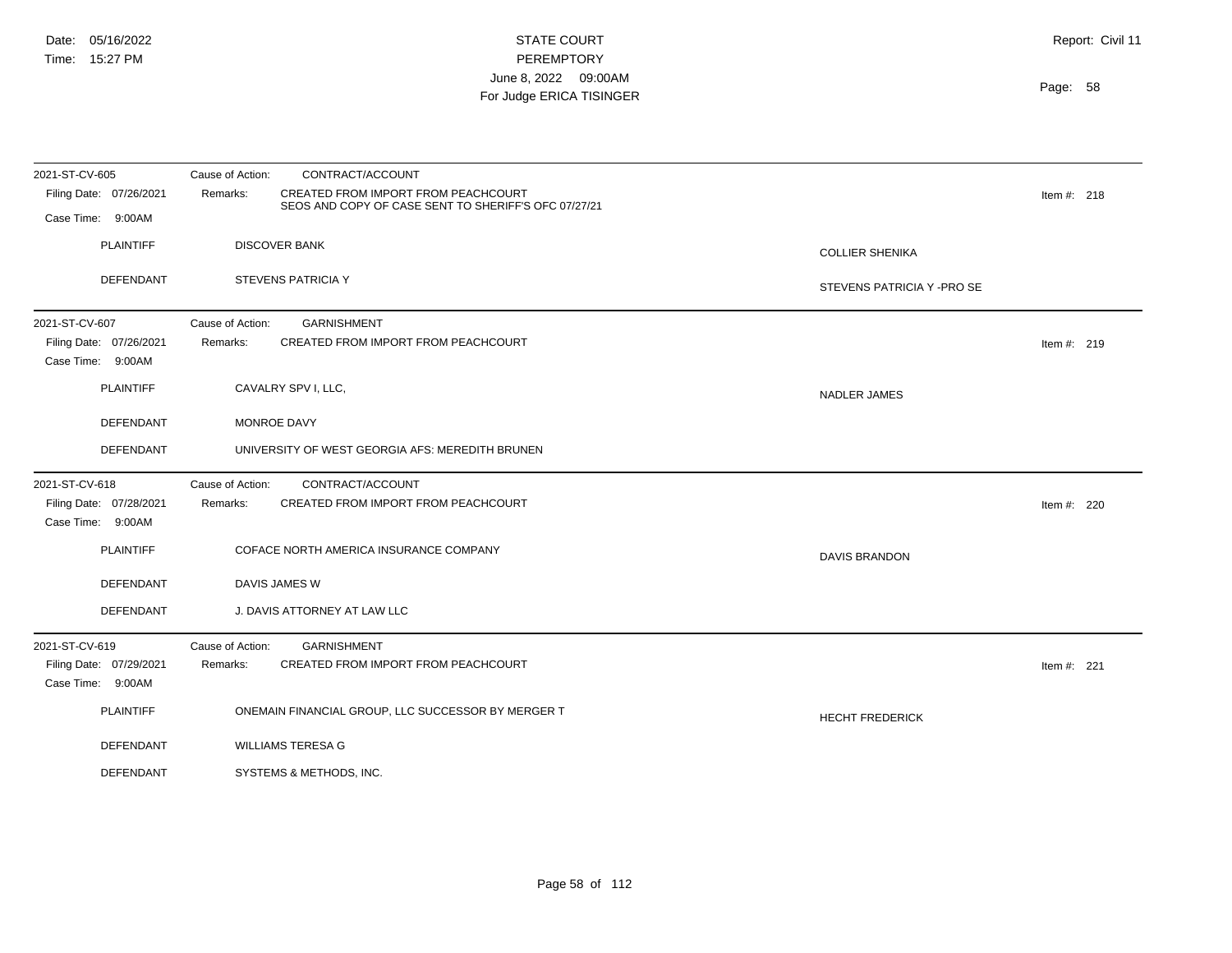**2021-ST-CV-605** — Cause of Action: CONTRACT/ACCOUNT

Filing Date: 07/26/2021
Case Time: 9:00AM

Remarks: CREATED FROM IMPORT FROM PEACHCOURT
SEOS AND COPY OF CASE SENT TO SHERIFF'S OFC 07/27/21

Item #: 218

| | | |
|---|---|---|
| PLAINTIFF | DISCOVER BANK | COLLIER SHENIKA |
| DEFENDANT | STEVENS PATRICIA Y | STEVENS PATRICIA Y -PRO SE |

**2021-ST-CV-607** — Cause of Action: GARNISHMENT

Filing Date: 07/26/2021
Case Time: 9:00AM

Remarks: CREATED FROM IMPORT FROM PEACHCOURT

Item #: 219

| | | |
|---|---|---|
| PLAINTIFF | CAVALRY SPV I, LLC, | NADLER JAMES |
| DEFENDANT | MONROE DAVY | |
| DEFENDANT | UNIVERSITY OF WEST GEORGIA AFS: MEREDITH BRUNEN | |

**2021-ST-CV-618** — Cause of Action: CONTRACT/ACCOUNT

Filing Date: 07/28/2021
Case Time: 9:00AM

Remarks: CREATED FROM IMPORT FROM PEACHCOURT

Item #: 220

| | | |
|---|---|---|
| PLAINTIFF | COFACE NORTH AMERICA INSURANCE COMPANY | DAVIS BRANDON |
| DEFENDANT | DAVIS JAMES W | |
| DEFENDANT | J. DAVIS ATTORNEY AT LAW LLC | |

**2021-ST-CV-619** — Cause of Action: GARNISHMENT

Filing Date: 07/29/2021
Case Time: 9:00AM

Remarks: CREATED FROM IMPORT FROM PEACHCOURT

Item #: 221

| | | |
|---|---|---|
| PLAINTIFF | ONEMAIN FINANCIAL GROUP, LLC SUCCESSOR BY MERGER T | HECHT FREDERICK |
| DEFENDANT | WILLIAMS TERESA G | |
| DEFENDANT | SYSTEMS & METHODS, INC. | |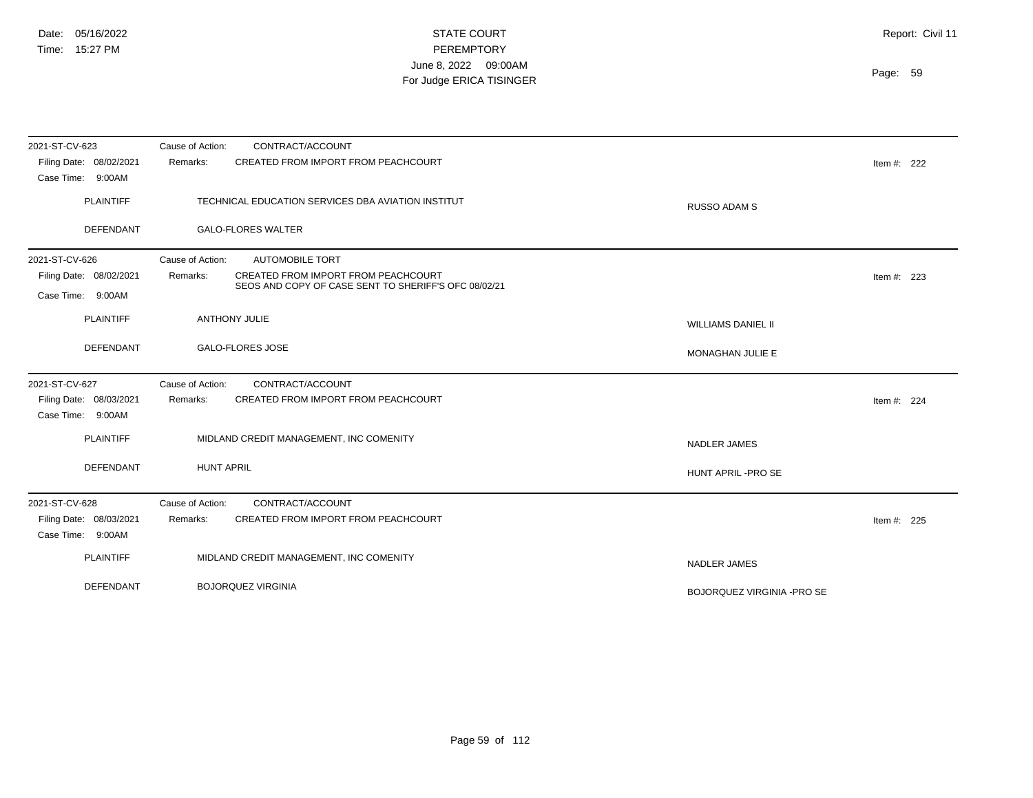2021-ST-CV-623 | Cause of Action: CONTRACT/ACCOUNT
Filing Date: 08/02/2021 | Remarks: CREATED FROM IMPORT FROM PEACHCOURT | Item #: 222
Case Time: 9:00AM

| | | |
|---|---|---|
| PLAINTIFF | TECHNICAL EDUCATION SERVICES DBA AVIATION INSTITUT | RUSSO ADAM S |
| DEFENDANT | GALO-FLORES WALTER | |

---

2021-ST-CV-626 | Cause of Action: AUTOMOBILE TORT
Filing Date: 08/02/2021 | Remarks: CREATED FROM IMPORT FROM PEACHCOURT
SEOS AND COPY OF CASE SENT TO SHERIFF'S OFC 08/02/21 | Item #: 223
Case Time: 9:00AM

| | | |
|---|---|---|
| PLAINTIFF | ANTHONY JULIE | WILLIAMS DANIEL II |
| DEFENDANT | GALO-FLORES JOSE | MONAGHAN JULIE E |

---

2021-ST-CV-627 | Cause of Action: CONTRACT/ACCOUNT
Filing Date: 08/03/2021 | Remarks: CREATED FROM IMPORT FROM PEACHCOURT | Item #: 224
Case Time: 9:00AM

| | | |
|---|---|---|
| PLAINTIFF | MIDLAND CREDIT MANAGEMENT, INC COMENITY | NADLER JAMES |
| DEFENDANT | HUNT APRIL | HUNT APRIL -PRO SE |

---

2021-ST-CV-628 | Cause of Action: CONTRACT/ACCOUNT
Filing Date: 08/03/2021 | Remarks: CREATED FROM IMPORT FROM PEACHCOURT | Item #: 225
Case Time: 9:00AM

| | | |
|---|---|---|
| PLAINTIFF | MIDLAND CREDIT MANAGEMENT, INC COMENITY | NADLER JAMES |
| DEFENDANT | BOJORQUEZ VIRGINIA | BOJORQUEZ VIRGINIA -PRO SE |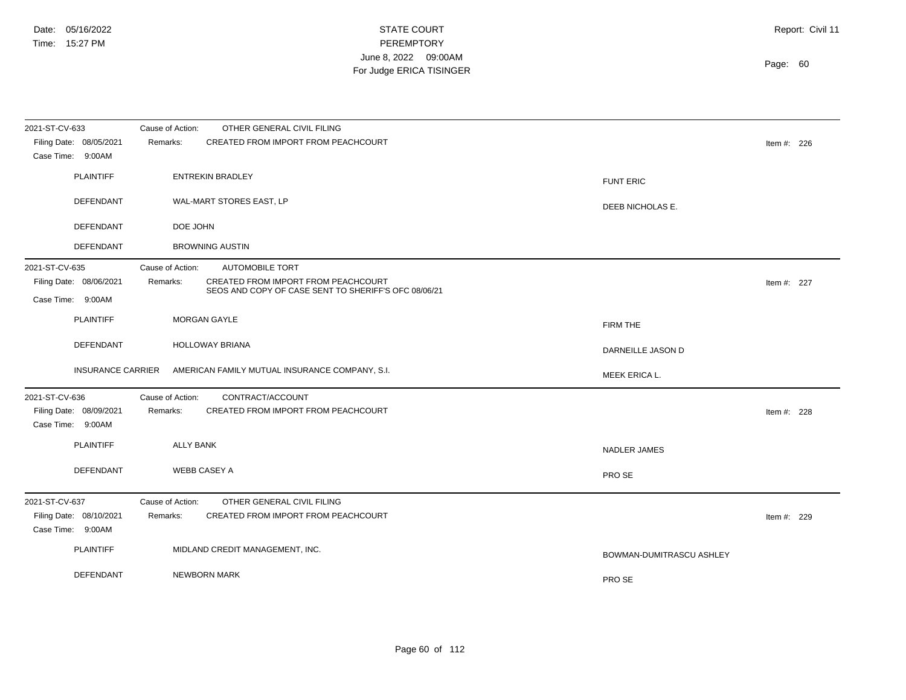| | | | |
|---|---|---|---|
| **2021-ST-CV-633** | **Cause of Action:** OTHER GENERAL CIVIL FILING | | |
| Filing Date: 08/05/2021 | **Remarks:** CREATED FROM IMPORT FROM PEACHCOURT | | Item #: 226 |
| Case Time: 9:00AM | | | |
| PLAINTIFF | ENTREKIN BRADLEY | FUNT ERIC | |
| DEFENDANT | WAL-MART STORES EAST, LP | DEEB NICHOLAS E. | |
| DEFENDANT | DOE JOHN | | |
| DEFENDANT | BROWNING AUSTIN | | |
| **2021-ST-CV-635** | **Cause of Action:** AUTOMOBILE TORT | | |
| Filing Date: 08/06/2021 | **Remarks:** CREATED FROM IMPORT FROM PEACHCOURT SEOS AND COPY OF CASE SENT TO SHERIFF'S OFC 08/06/21 | | Item #: 227 |
| Case Time: 9:00AM | | | |
| PLAINTIFF | MORGAN GAYLE | FIRM THE | |
| DEFENDANT | HOLLOWAY BRIANA | DARNEILLE JASON D | |
| INSURANCE CARRIER | AMERICAN FAMILY MUTUAL INSURANCE COMPANY, S.I. | MEEK ERICA L. | |
| **2021-ST-CV-636** | **Cause of Action:** CONTRACT/ACCOUNT | | |
| Filing Date: 08/09/2021 | **Remarks:** CREATED FROM IMPORT FROM PEACHCOURT | | Item #: 228 |
| Case Time: 9:00AM | | | |
| PLAINTIFF | ALLY BANK | NADLER JAMES | |
| DEFENDANT | WEBB CASEY A | PRO SE | |
| **2021-ST-CV-637** | **Cause of Action:** OTHER GENERAL CIVIL FILING | | |
| Filing Date: 08/10/2021 | **Remarks:** CREATED FROM IMPORT FROM PEACHCOURT | | Item #: 229 |
| Case Time: 9:00AM | | | |
| PLAINTIFF | MIDLAND CREDIT MANAGEMENT, INC. | BOWMAN-DUMITRASCU ASHLEY | |
| DEFENDANT | NEWBORN MARK | PRO SE | |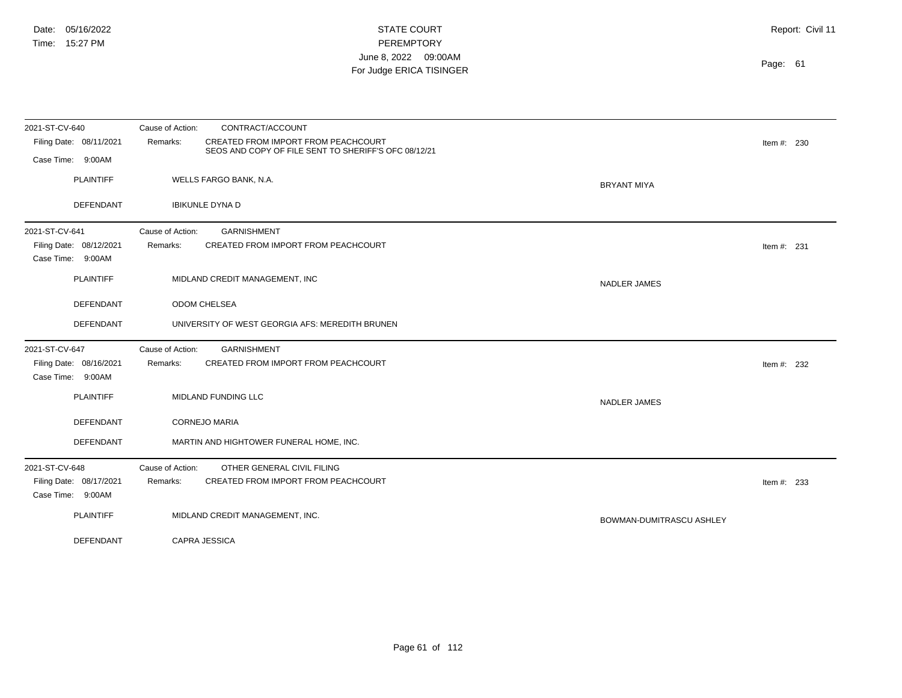| | | | |
|---|---|---|---|
| **2021-ST-CV-640** | Cause of Action: CONTRACT/ACCOUNT | | |
| Filing Date: 08/11/2021 | Remarks: CREATED FROM IMPORT FROM PEACHCOURT SEOS AND COPY OF FILE SENT TO SHERIFF'S OFC 08/12/21 | | Item #: 230 |
| Case Time: 9:00AM | | | |
| PLAINTIFF | WELLS FARGO BANK, N.A. | BRYANT MIYA | |
| DEFENDANT | IBIKUNLE DYNA D | | |
| **2021-ST-CV-641** | Cause of Action: GARNISHMENT | | |
| Filing Date: 08/12/2021 | Remarks: CREATED FROM IMPORT FROM PEACHCOURT | | Item #: 231 |
| Case Time: 9:00AM | | | |
| PLAINTIFF | MIDLAND CREDIT MANAGEMENT, INC | NADLER JAMES | |
| DEFENDANT | ODOM CHELSEA | | |
| DEFENDANT | UNIVERSITY OF WEST GEORGIA AFS: MEREDITH BRUNEN | | |
| **2021-ST-CV-647** | Cause of Action: GARNISHMENT | | |
| Filing Date: 08/16/2021 | Remarks: CREATED FROM IMPORT FROM PEACHCOURT | | Item #: 232 |
| Case Time: 9:00AM | | | |
| PLAINTIFF | MIDLAND FUNDING LLC | NADLER JAMES | |
| DEFENDANT | CORNEJO MARIA | | |
| DEFENDANT | MARTIN AND HIGHTOWER FUNERAL HOME, INC. | | |
| **2021-ST-CV-648** | Cause of Action: OTHER GENERAL CIVIL FILING | | |
| Filing Date: 08/17/2021 | Remarks: CREATED FROM IMPORT FROM PEACHCOURT | | Item #: 233 |
| Case Time: 9:00AM | | | |
| PLAINTIFF | MIDLAND CREDIT MANAGEMENT, INC. | BOWMAN-DUMITRASCU ASHLEY | |
| DEFENDANT | CAPRA JESSICA | | |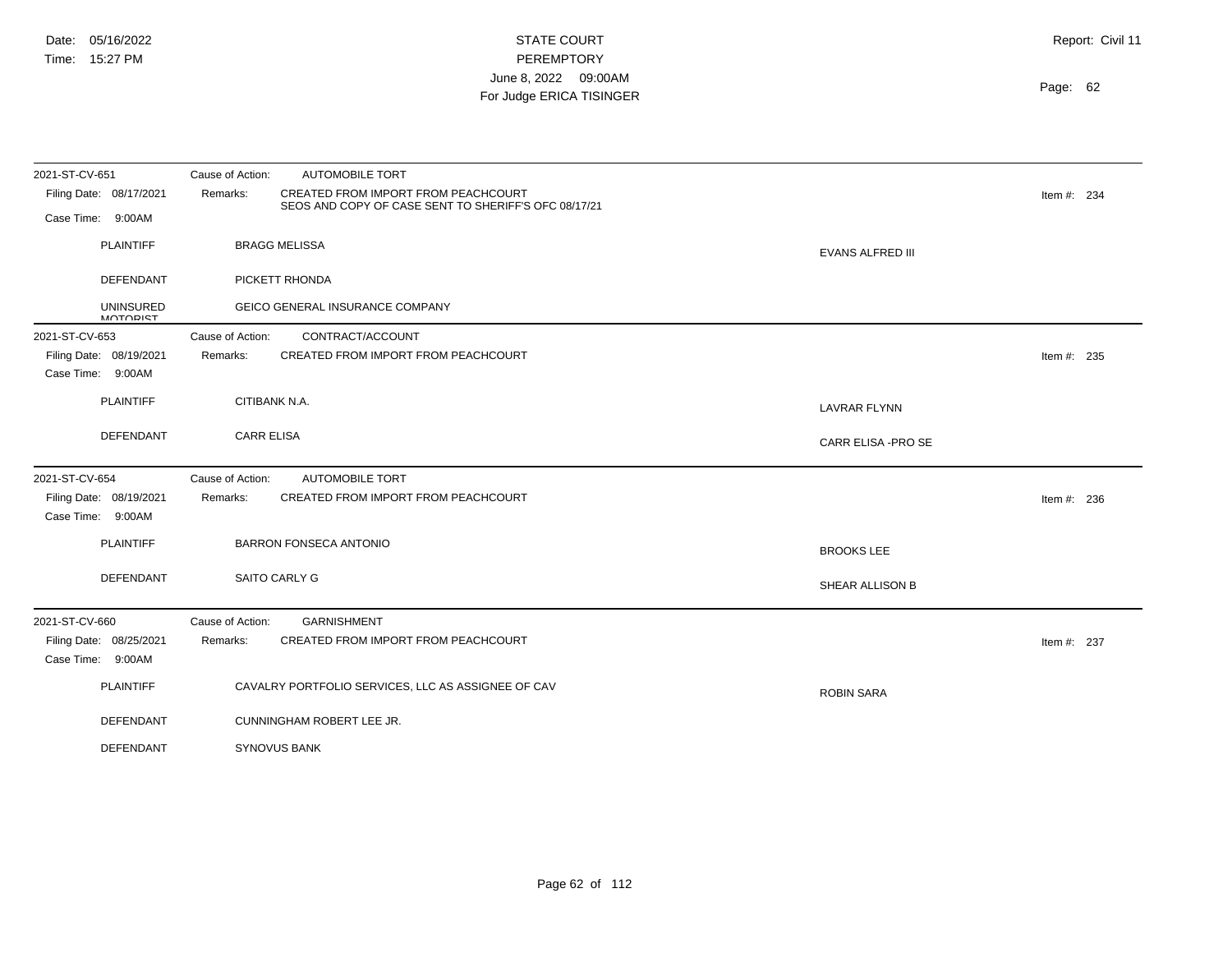# STATE COURT
## PEREMPTORY
June 8, 2022 09:00AM

For Judge ERICA TISINGER

---

**2021-ST-CV-651** — Cause of Action: AUTOMOBILE TORT — Item #: 234

Filing Date: 08/17/2021
Case Time: 9:00AM

Remarks: CREATED FROM IMPORT FROM PEACHCOURT
SEOS AND COPY OF CASE SENT TO SHERIFF'S OFC 08/17/21

| Role | Party | Attorney |
|---|---|---|
| PLAINTIFF | BRAGG MELISSA | EVANS ALFRED III |
| DEFENDANT | PICKETT RHONDA | |
| UNINSURED MOTORIST | GEICO GENERAL INSURANCE COMPANY | |

---

**2021-ST-CV-653** — Cause of Action: CONTRACT/ACCOUNT — Item #: 235

Filing Date: 08/19/2021
Case Time: 9:00AM

Remarks: CREATED FROM IMPORT FROM PEACHCOURT

| Role | Party | Attorney |
|---|---|---|
| PLAINTIFF | CITIBANK N.A. | LAVRAR FLYNN |
| DEFENDANT | CARR ELISA | CARR ELISA -PRO SE |

---

**2021-ST-CV-654** — Cause of Action: AUTOMOBILE TORT — Item #: 236

Filing Date: 08/19/2021
Case Time: 9:00AM

Remarks: CREATED FROM IMPORT FROM PEACHCOURT

| Role | Party | Attorney |
|---|---|---|
| PLAINTIFF | BARRON FONSECA ANTONIO | BROOKS LEE |
| DEFENDANT | SAITO CARLY G | SHEAR ALLISON B |

---

**2021-ST-CV-660** — Cause of Action: GARNISHMENT — Item #: 237

Filing Date: 08/25/2021
Case Time: 9:00AM

Remarks: CREATED FROM IMPORT FROM PEACHCOURT

| Role | Party | Attorney |
|---|---|---|
| PLAINTIFF | CAVALRY PORTFOLIO SERVICES, LLC AS ASSIGNEE OF CAV | ROBIN SARA |
| DEFENDANT | CUNNINGHAM ROBERT LEE JR. | |
| DEFENDANT | SYNOVUS BANK | |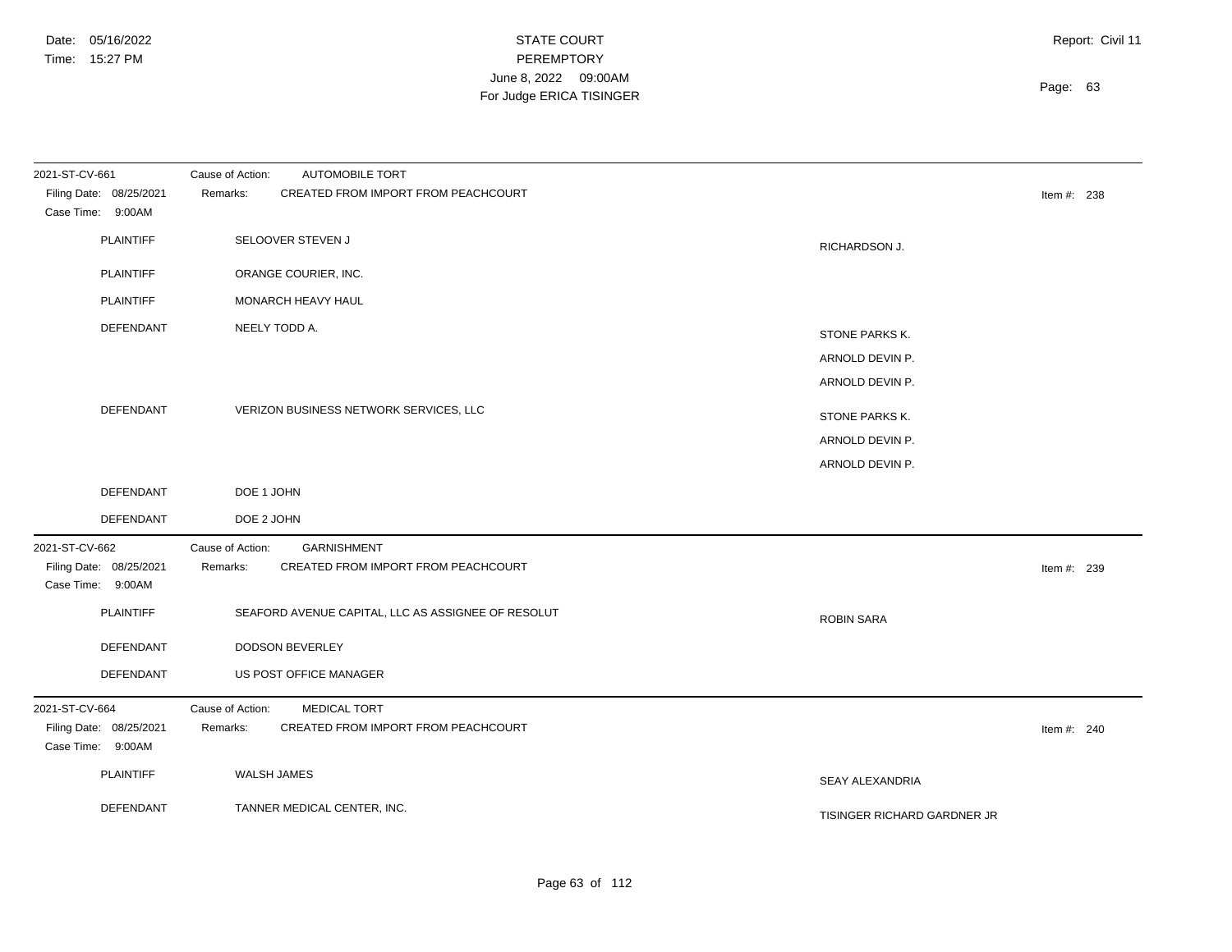2021-ST-CV-661 | Cause of Action: AUTOMOBILE TORT
Filing Date: 08/25/2021 | Remarks: CREATED FROM IMPORT FROM PEACHCOURT | Item #: 238
Case Time: 9:00AM

| | | |
|---|---|---|
| PLAINTIFF | SELOOVER STEVEN J | RICHARDSON J. |
| PLAINTIFF | ORANGE COURIER, INC. | |
| PLAINTIFF | MONARCH HEAVY HAUL | |
| DEFENDANT | NEELY TODD A. | STONE PARKS K. |
| | | ARNOLD DEVIN P. |
| | | ARNOLD DEVIN P. |
| DEFENDANT | VERIZON BUSINESS NETWORK SERVICES, LLC | STONE PARKS K. |
| | | ARNOLD DEVIN P. |
| | | ARNOLD DEVIN P. |
| DEFENDANT | DOE 1 JOHN | |
| DEFENDANT | DOE 2 JOHN | |

2021-ST-CV-662 | Cause of Action: GARNISHMENT
Filing Date: 08/25/2021 | Remarks: CREATED FROM IMPORT FROM PEACHCOURT | Item #: 239
Case Time: 9:00AM

| | | |
|---|---|---|
| PLAINTIFF | SEAFORD AVENUE CAPITAL, LLC AS ASSIGNEE OF RESOLUT | ROBIN SARA |
| DEFENDANT | DODSON BEVERLEY | |
| DEFENDANT | US POST OFFICE MANAGER | |

2021-ST-CV-664 | Cause of Action: MEDICAL TORT
Filing Date: 08/25/2021 | Remarks: CREATED FROM IMPORT FROM PEACHCOURT | Item #: 240
Case Time: 9:00AM

| | | |
|---|---|---|
| PLAINTIFF | WALSH JAMES | SEAY ALEXANDRIA |
| DEFENDANT | TANNER MEDICAL CENTER, INC. | TISINGER RICHARD GARDNER JR |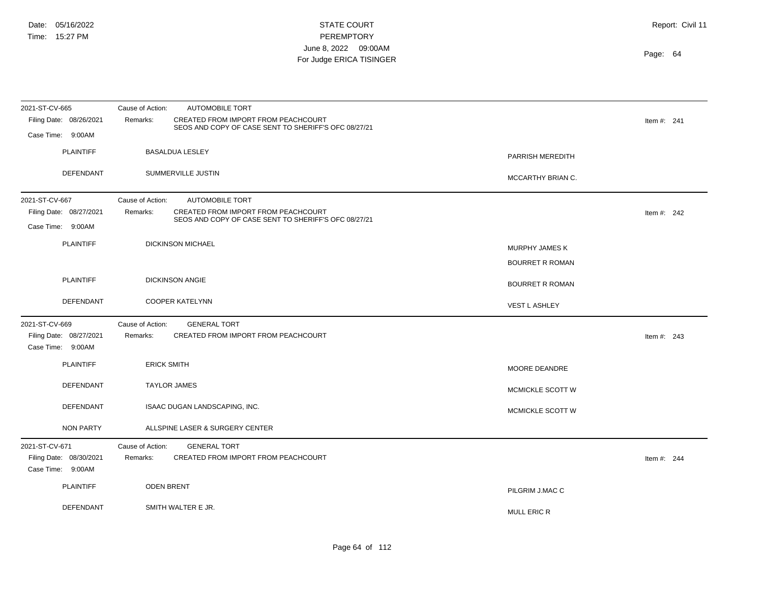## 2021-ST-CV-665

Cause of Action: AUTOMOBILE TORT

Filing Date: 08/26/2021

Case Time: 9:00AM

Remarks: CREATED FROM IMPORT FROM PEACHCOURT
SEOS AND COPY OF CASE SENT TO SHERIFF'S OFC 08/27/21

Item #: 241

| Role | Party | Attorney |
|---|---|---|
| PLAINTIFF | BASALDUA LESLEY | PARRISH MEREDITH |
| DEFENDANT | SUMMERVILLE JUSTIN | MCCARTHY BRIAN C. |

## 2021-ST-CV-667

Cause of Action: AUTOMOBILE TORT

Filing Date: 08/27/2021

Case Time: 9:00AM

Remarks: CREATED FROM IMPORT FROM PEACHCOURT
SEOS AND COPY OF CASE SENT TO SHERIFF'S OFC 08/27/21

Item #: 242

| Role | Party | Attorney |
|---|---|---|
| PLAINTIFF | DICKINSON MICHAEL | MURPHY JAMES K |
| | | BOURRET R ROMAN |
| PLAINTIFF | DICKINSON ANGIE | BOURRET R ROMAN |
| DEFENDANT | COOPER KATELYNN | VEST L ASHLEY |

## 2021-ST-CV-669

Cause of Action: GENERAL TORT

Filing Date: 08/27/2021

Case Time: 9:00AM

Remarks: CREATED FROM IMPORT FROM PEACHCOURT

Item #: 243

| Role | Party | Attorney |
|---|---|---|
| PLAINTIFF | ERICK SMITH | MOORE DEANDRE |
| DEFENDANT | TAYLOR JAMES | MCMICKLE SCOTT W |
| DEFENDANT | ISAAC DUGAN LANDSCAPING, INC. | MCMICKLE SCOTT W |
| NON PARTY | ALLSPINE LASER & SURGERY CENTER | |

## 2021-ST-CV-671

Cause of Action: GENERAL TORT

Filing Date: 08/30/2021

Case Time: 9:00AM

Remarks: CREATED FROM IMPORT FROM PEACHCOURT

Item #: 244

| Role | Party | Attorney |
|---|---|---|
| PLAINTIFF | ODEN BRENT | PILGRIM J.MAC C |
| DEFENDANT | SMITH WALTER E JR. | MULL ERIC R |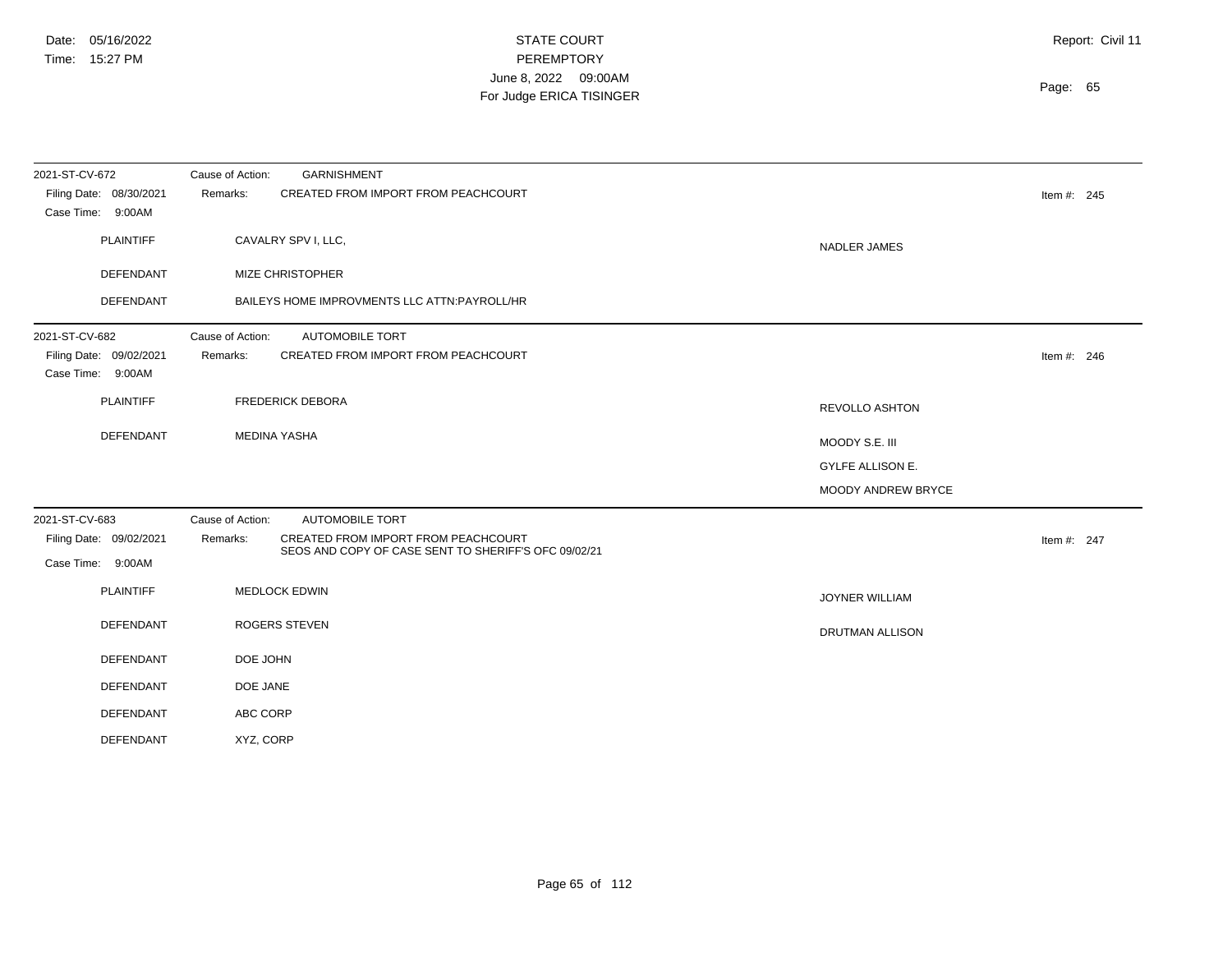# STATE COURT
## PEREMPTORY
### June 8, 2022 09:00AM
### For Judge ERICA TISINGER

Date: 05/16/2022
Time: 15:27 PM

Report: Civil 11

---

**2021-ST-CV-672** — Cause of Action: GARNISHMENT — Item #: 245

Filing Date: 08/30/2021 — Remarks: CREATED FROM IMPORT FROM PEACHCOURT

Case Time: 9:00AM

| Role | Party | Attorney |
|---|---|---|
| PLAINTIFF | CAVALRY SPV I, LLC, | NADLER JAMES |
| DEFENDANT | MIZE CHRISTOPHER | |
| DEFENDANT | BAILEYS HOME IMPROVMENTS LLC ATTN:PAYROLL/HR | |

---

**2021-ST-CV-682** — Cause of Action: AUTOMOBILE TORT — Item #: 246

Filing Date: 09/02/2021 — Remarks: CREATED FROM IMPORT FROM PEACHCOURT

Case Time: 9:00AM

| Role | Party | Attorney |
|---|---|---|
| PLAINTIFF | FREDERICK DEBORA | REVOLLO ASHTON |
| DEFENDANT | MEDINA YASHA | MOODY S.E. III |
| | | GYLFE ALLISON E. |
| | | MOODY ANDREW BRYCE |

---

**2021-ST-CV-683** — Cause of Action: AUTOMOBILE TORT — Item #: 247

Filing Date: 09/02/2021 — Remarks: CREATED FROM IMPORT FROM PEACHCOURT
SEOS AND COPY OF CASE SENT TO SHERIFF'S OFC 09/02/21

Case Time: 9:00AM

| Role | Party | Attorney |
|---|---|---|
| PLAINTIFF | MEDLOCK EDWIN | JOYNER WILLIAM |
| DEFENDANT | ROGERS STEVEN | DRUTMAN ALLISON |
| DEFENDANT | DOE JOHN | |
| DEFENDANT | DOE JANE | |
| DEFENDANT | ABC CORP | |
| DEFENDANT | XYZ, CORP | |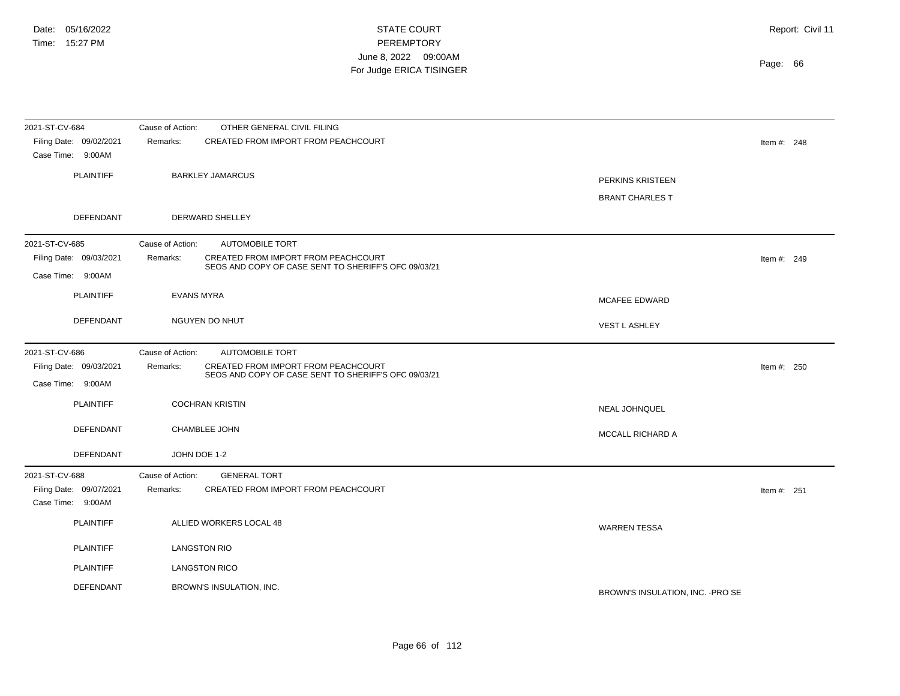Date: 05/16/2022
Time: 15:27 PM

STATE COURT
PEREMPTORY
June 8, 2022 09:00AM
For Judge ERICA TISINGER

Report: Civil 11

Page: 66

---

**2021-ST-CV-684**
Filing Date: 09/02/2021
Case Time: 9:00AM
Cause of Action: OTHER GENERAL CIVIL FILING
Remarks: CREATED FROM IMPORT FROM PEACHCOURT
Item #: 248

| | | |
|---|---|---|
| PLAINTIFF | BARKLEY JAMARCUS | PERKINS KRISTEEN |
| | | BRANT CHARLES T |
| DEFENDANT | DERWARD SHELLEY | |

---

**2021-ST-CV-685**
Filing Date: 09/03/2021
Case Time: 9:00AM
Cause of Action: AUTOMOBILE TORT
Remarks: CREATED FROM IMPORT FROM PEACHCOURT
SEOS AND COPY OF CASE SENT TO SHERIFF'S OFC 09/03/21
Item #: 249

| | | |
|---|---|---|
| PLAINTIFF | EVANS MYRA | MCAFEE EDWARD |
| DEFENDANT | NGUYEN DO NHUT | VEST L ASHLEY |

---

**2021-ST-CV-686**
Filing Date: 09/03/2021
Case Time: 9:00AM
Cause of Action: AUTOMOBILE TORT
Remarks: CREATED FROM IMPORT FROM PEACHCOURT
SEOS AND COPY OF CASE SENT TO SHERIFF'S OFC 09/03/21
Item #: 250

| | | |
|---|---|---|
| PLAINTIFF | COCHRAN KRISTIN | NEAL JOHNQUEL |
| DEFENDANT | CHAMBLEE JOHN | MCCALL RICHARD A |
| DEFENDANT | JOHN DOE 1-2 | |

---

**2021-ST-CV-688**
Filing Date: 09/07/2021
Case Time: 9:00AM
Cause of Action: GENERAL TORT
Remarks: CREATED FROM IMPORT FROM PEACHCOURT
Item #: 251

| | | |
|---|---|---|
| PLAINTIFF | ALLIED WORKERS LOCAL 48 | WARREN TESSA |
| PLAINTIFF | LANGSTON RIO | |
| PLAINTIFF | LANGSTON RICO | |
| DEFENDANT | BROWN'S INSULATION, INC. | BROWN'S INSULATION, INC. -PRO SE |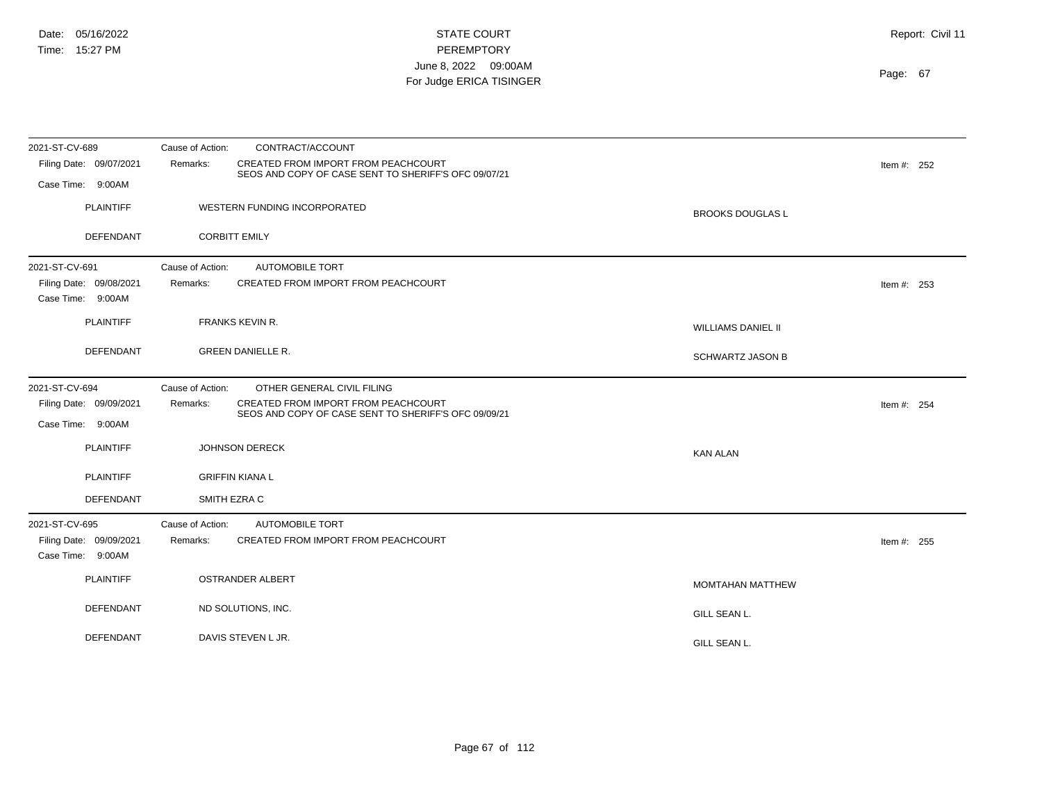## STATE COURT
## PEREMPTORY
## June 8, 2022 09:00AM
## For Judge ERICA TISINGER

Date: 05/16/2022
Time: 15:27 PM

Report: Civil 11

---

**2021-ST-CV-689** — Cause of Action: CONTRACT/ACCOUNT — Item #: 252

Filing Date: 09/07/2021
Case Time: 9:00AM

Remarks: CREATED FROM IMPORT FROM PEACHCOURT
SEOS AND COPY OF CASE SENT TO SHERIFF'S OFC 09/07/21

| Party | Name | Attorney |
|---|---|---|
| PLAINTIFF | WESTERN FUNDING INCORPORATED | BROOKS DOUGLAS L |
| DEFENDANT | CORBITT EMILY | |

---

**2021-ST-CV-691** — Cause of Action: AUTOMOBILE TORT — Item #: 253

Filing Date: 09/08/2021
Case Time: 9:00AM

Remarks: CREATED FROM IMPORT FROM PEACHCOURT

| Party | Name | Attorney |
|---|---|---|
| PLAINTIFF | FRANKS KEVIN R. | WILLIAMS DANIEL II |
| DEFENDANT | GREEN DANIELLE R. | SCHWARTZ JASON B |

---

**2021-ST-CV-694** — Cause of Action: OTHER GENERAL CIVIL FILING — Item #: 254

Filing Date: 09/09/2021
Case Time: 9:00AM

Remarks: CREATED FROM IMPORT FROM PEACHCOURT
SEOS AND COPY OF CASE SENT TO SHERIFF'S OFC 09/09/21

| Party | Name | Attorney |
|---|---|---|
| PLAINTIFF | JOHNSON DERECK | KAN ALAN |
| PLAINTIFF | GRIFFIN KIANA L | |
| DEFENDANT | SMITH EZRA C | |

---

**2021-ST-CV-695** — Cause of Action: AUTOMOBILE TORT — Item #: 255

Filing Date: 09/09/2021
Case Time: 9:00AM

Remarks: CREATED FROM IMPORT FROM PEACHCOURT

| Party | Name | Attorney |
|---|---|---|
| PLAINTIFF | OSTRANDER ALBERT | MOMTAHAN MATTHEW |
| DEFENDANT | ND SOLUTIONS, INC. | GILL SEAN L. |
| DEFENDANT | DAVIS STEVEN L JR. | GILL SEAN L. |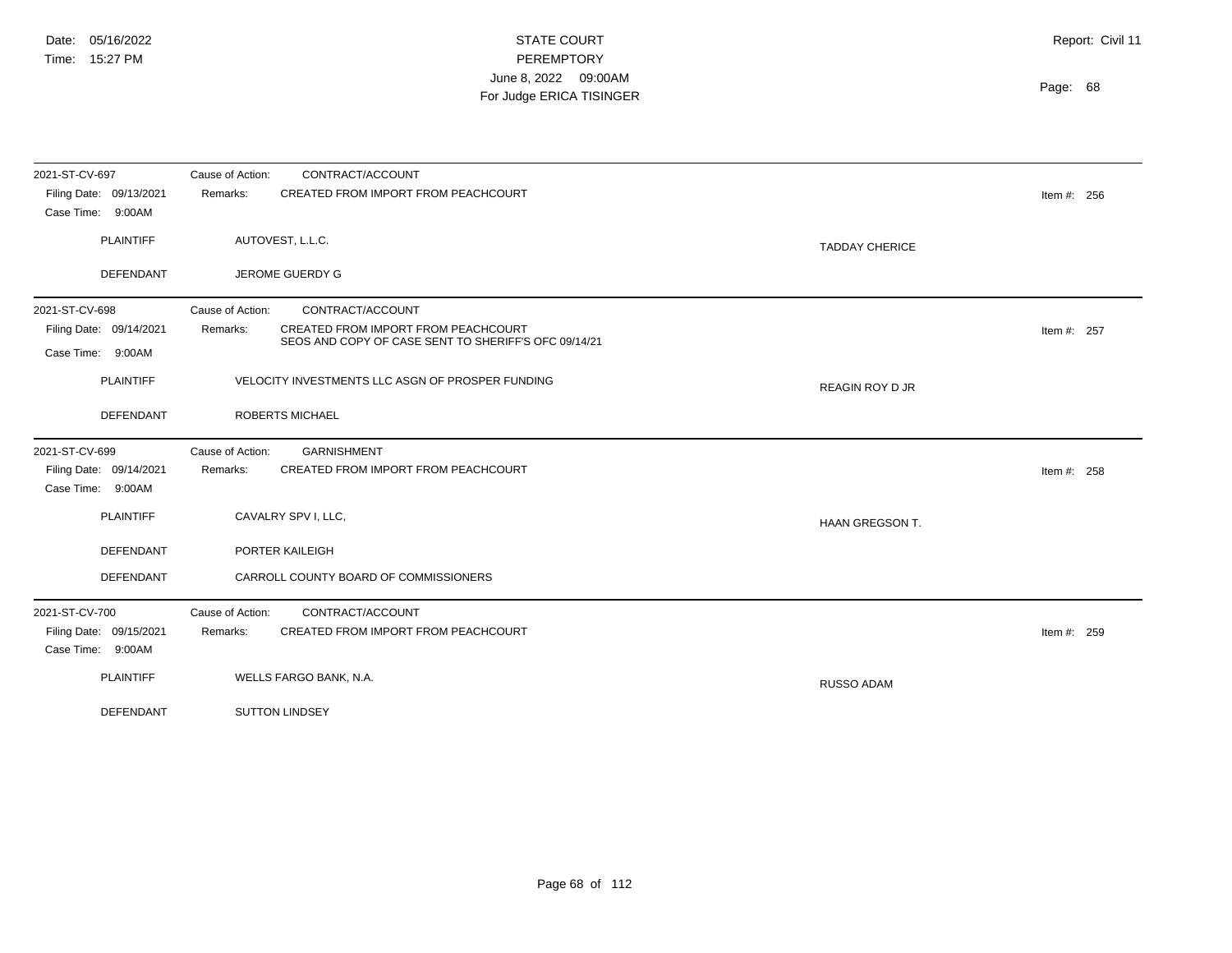2021-ST-CV-697 | Cause of Action: CONTRACT/ACCOUNT
Filing Date: 09/13/2021 | Remarks: CREATED FROM IMPORT FROM PEACHCOURT | Item #: 256
Case Time: 9:00AM

| | | |
|---|---|---|
| PLAINTIFF | AUTOVEST, L.L.C. | TADDAY CHERICE |
| DEFENDANT | JEROME GUERDY G | |

2021-ST-CV-698 | Cause of Action: CONTRACT/ACCOUNT
Filing Date: 09/14/2021 | Remarks: CREATED FROM IMPORT FROM PEACHCOURT
SEOS AND COPY OF CASE SENT TO SHERIFF'S OFC 09/14/21 | Item #: 257
Case Time: 9:00AM

| | | |
|---|---|---|
| PLAINTIFF | VELOCITY INVESTMENTS LLC ASGN OF PROSPER FUNDING | REAGIN ROY D JR |
| DEFENDANT | ROBERTS MICHAEL | |

2021-ST-CV-699 | Cause of Action: GARNISHMENT
Filing Date: 09/14/2021 | Remarks: CREATED FROM IMPORT FROM PEACHCOURT | Item #: 258
Case Time: 9:00AM

| | | |
|---|---|---|
| PLAINTIFF | CAVALRY SPV I, LLC, | HAAN GREGSON T. |
| DEFENDANT | PORTER KAILEIGH | |
| DEFENDANT | CARROLL COUNTY BOARD OF COMMISSIONERS | |

2021-ST-CV-700 | Cause of Action: CONTRACT/ACCOUNT
Filing Date: 09/15/2021 | Remarks: CREATED FROM IMPORT FROM PEACHCOURT | Item #: 259
Case Time: 9:00AM

| | | |
|---|---|---|
| PLAINTIFF | WELLS FARGO BANK, N.A. | RUSSO ADAM |
| DEFENDANT | SUTTON LINDSEY | |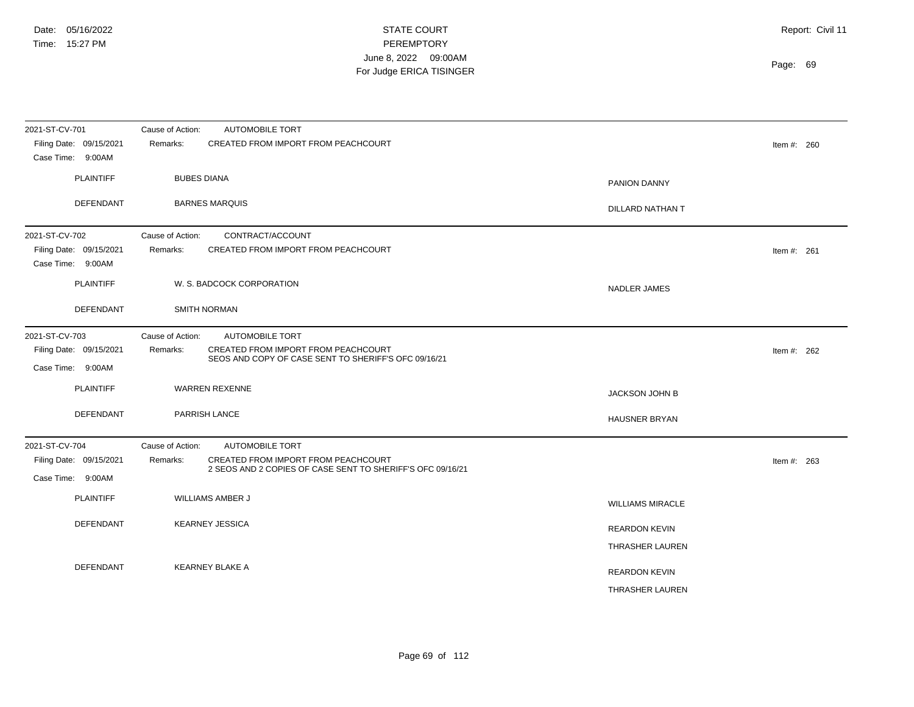| Case | Cause of Action / Remarks | Attorney | Item # |
|---|---|---|---|
| 2021-ST-CV-701 | Cause of Action: AUTOMOBILE TORT | | |
| Filing Date: 09/15/2021 | Remarks: CREATED FROM IMPORT FROM PEACHCOURT | | Item #: 260 |
| Case Time: 9:00AM | | | |
| PLAINTIFF | BUBES DIANA | PANION DANNY | |
| DEFENDANT | BARNES MARQUIS | DILLARD NATHAN T | |
| 2021-ST-CV-702 | Cause of Action: CONTRACT/ACCOUNT | | |
| Filing Date: 09/15/2021 | Remarks: CREATED FROM IMPORT FROM PEACHCOURT | | Item #: 261 |
| Case Time: 9:00AM | | | |
| PLAINTIFF | W. S. BADCOCK CORPORATION | NADLER JAMES | |
| DEFENDANT | SMITH NORMAN | | |
| 2021-ST-CV-703 | Cause of Action: AUTOMOBILE TORT | | |
| Filing Date: 09/15/2021 | Remarks: CREATED FROM IMPORT FROM PEACHCOURT SEOS AND COPY OF CASE SENT TO SHERIFF'S OFC 09/16/21 | | Item #: 262 |
| Case Time: 9:00AM | | | |
| PLAINTIFF | WARREN REXENNE | JACKSON JOHN B | |
| DEFENDANT | PARRISH LANCE | HAUSNER BRYAN | |
| 2021-ST-CV-704 | Cause of Action: AUTOMOBILE TORT | | |
| Filing Date: 09/15/2021 | Remarks: CREATED FROM IMPORT FROM PEACHCOURT 2 SEOS AND 2 COPIES OF CASE SENT TO SHERIFF'S OFC 09/16/21 | | Item #: 263 |
| Case Time: 9:00AM | | | |
| PLAINTIFF | WILLIAMS AMBER J | WILLIAMS MIRACLE | |
| DEFENDANT | KEARNEY JESSICA | REARDON KEVIN | |
| | | THRASHER LAUREN | |
| DEFENDANT | KEARNEY BLAKE A | REARDON KEVIN | |
| | | THRASHER LAUREN | |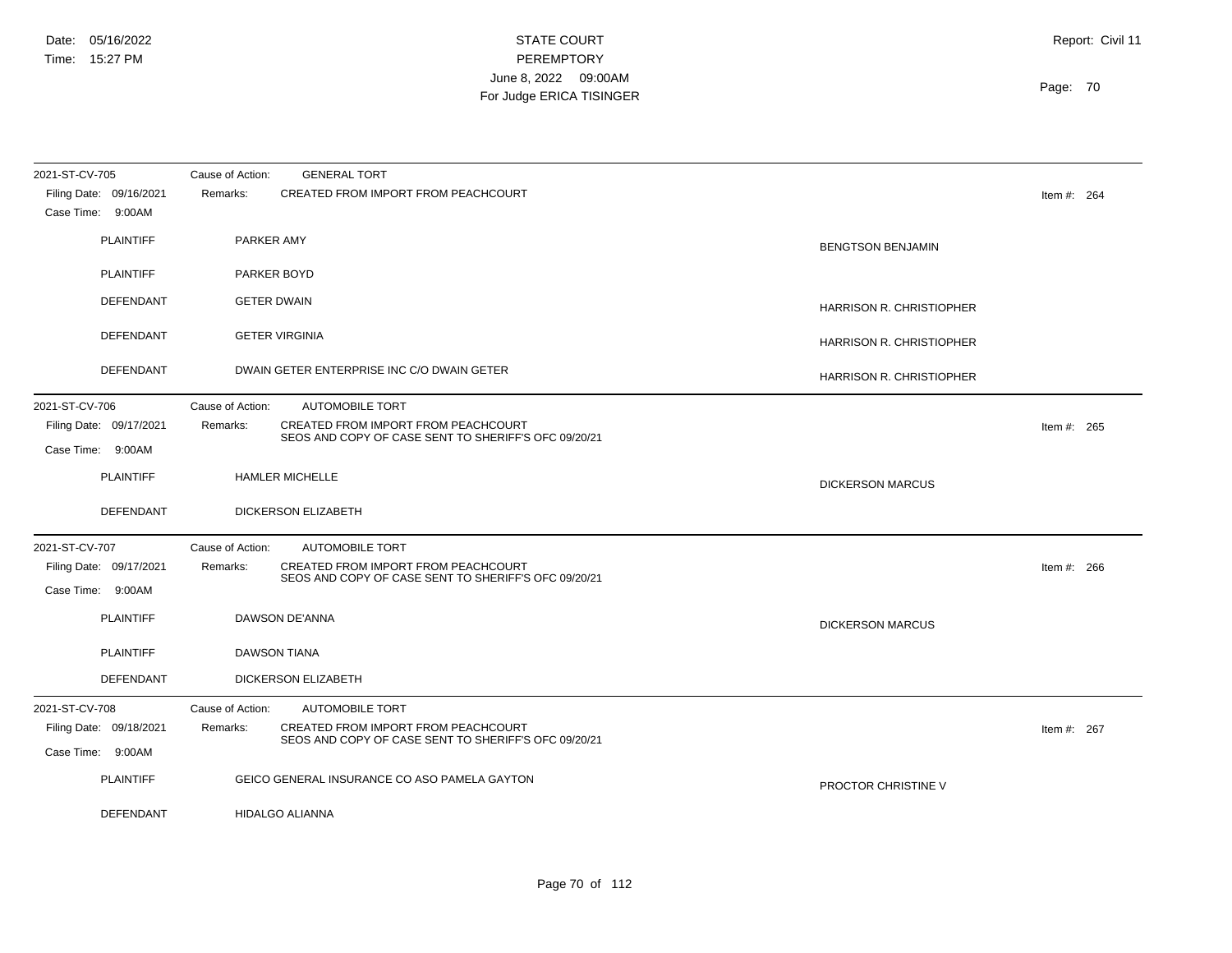Date: 05/16/2022
Time: 15:27 PM

# STATE COURT
## PEREMPTORY
## June 8, 2022 09:00AM
## For Judge ERICA TISINGER

Report: Civil 11

Page: 70

---

**2021-ST-CV-705** Cause of Action: GENERAL TORT
Filing Date: 09/16/2021 Remarks: CREATED FROM IMPORT FROM PEACHCOURT — Item #: 264
Case Time: 9:00AM

| | | |
|---|---|---|
| PLAINTIFF | PARKER AMY | BENGTSON BENJAMIN |
| PLAINTIFF | PARKER BOYD | |
| DEFENDANT | GETER DWAIN | HARRISON R. CHRISTIOPHER |
| DEFENDANT | GETER VIRGINIA | HARRISON R. CHRISTIOPHER |
| DEFENDANT | DWAIN GETER ENTERPRISE INC C/O DWAIN GETER | HARRISON R. CHRISTIOPHER |

---

**2021-ST-CV-706** Cause of Action: AUTOMOBILE TORT
Filing Date: 09/17/2021 Remarks: CREATED FROM IMPORT FROM PEACHCOURT
SEOS AND COPY OF CASE SENT TO SHERIFF'S OFC 09/20/21 — Item #: 265
Case Time: 9:00AM

| | | |
|---|---|---|
| PLAINTIFF | HAMLER MICHELLE | DICKERSON MARCUS |
| DEFENDANT | DICKERSON ELIZABETH | |

---

**2021-ST-CV-707** Cause of Action: AUTOMOBILE TORT
Filing Date: 09/17/2021 Remarks: CREATED FROM IMPORT FROM PEACHCOURT
SEOS AND COPY OF CASE SENT TO SHERIFF'S OFC 09/20/21 — Item #: 266
Case Time: 9:00AM

| | | |
|---|---|---|
| PLAINTIFF | DAWSON DE'ANNA | DICKERSON MARCUS |
| PLAINTIFF | DAWSON TIANA | |
| DEFENDANT | DICKERSON ELIZABETH | |

---

**2021-ST-CV-708** Cause of Action: AUTOMOBILE TORT
Filing Date: 09/18/2021 Remarks: CREATED FROM IMPORT FROM PEACHCOURT
SEOS AND COPY OF CASE SENT TO SHERIFF'S OFC 09/20/21 — Item #: 267
Case Time: 9:00AM

| | | |
|---|---|---|
| PLAINTIFF | GEICO GENERAL INSURANCE CO ASO PAMELA GAYTON | PROCTOR CHRISTINE V |
| DEFENDANT | HIDALGO ALIANNA | |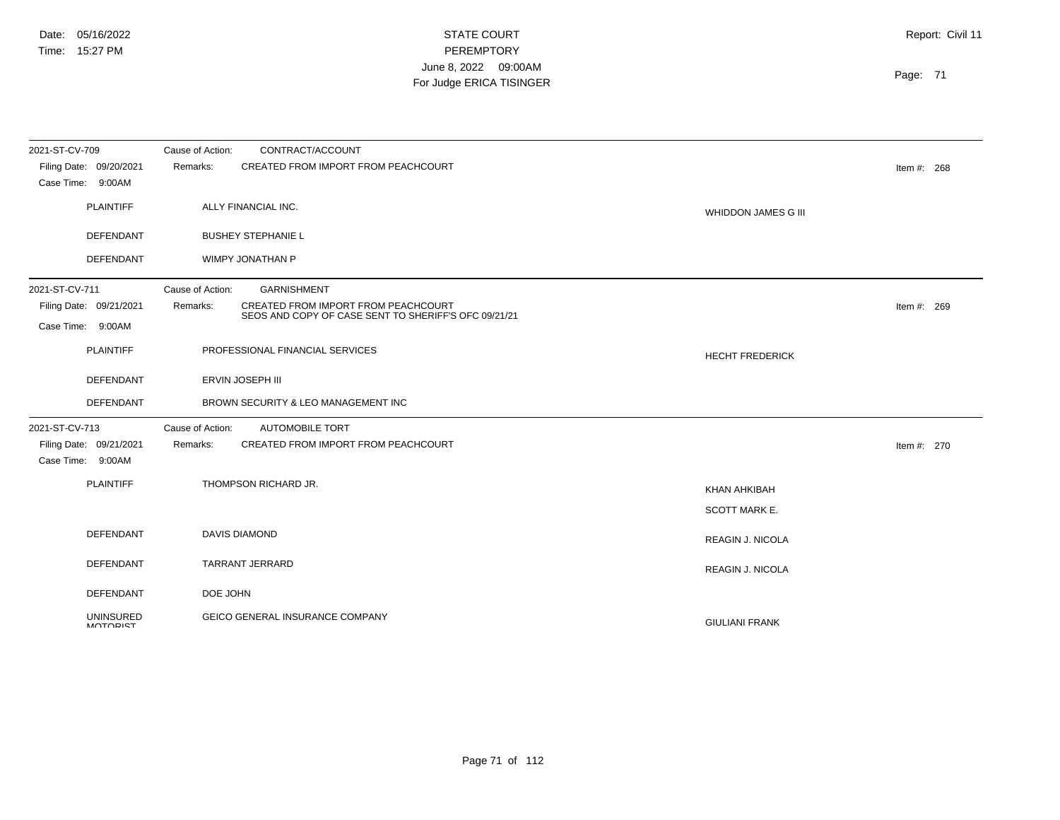## STATE COURT
## PEREMPTORY
## June 8, 2022 09:00AM
## For Judge ERICA TISINGER

Date: 05/16/2022
Time: 15:27 PM

Report: Civil 11

---

**2021-ST-CV-709**
Cause of Action: CONTRACT/ACCOUNT
Filing Date: 09/20/2021
Remarks: CREATED FROM IMPORT FROM PEACHCOURT
Case Time: 9:00AM
Item #: 268

| | | |
|---|---|---|
| PLAINTIFF | ALLY FINANCIAL INC. | WHIDDON JAMES G III |
| DEFENDANT | BUSHEY STEPHANIE L | |
| DEFENDANT | WIMPY JONATHAN P | |

---

**2021-ST-CV-711**
Cause of Action: GARNISHMENT
Filing Date: 09/21/2021
Remarks: CREATED FROM IMPORT FROM PEACHCOURT
SEOS AND COPY OF CASE SENT TO SHERIFF'S OFC 09/21/21
Case Time: 9:00AM
Item #: 269

| | | |
|---|---|---|
| PLAINTIFF | PROFESSIONAL FINANCIAL SERVICES | HECHT FREDERICK |
| DEFENDANT | ERVIN JOSEPH III | |
| DEFENDANT | BROWN SECURITY & LEO MANAGEMENT INC | |

---

**2021-ST-CV-713**
Cause of Action: AUTOMOBILE TORT
Filing Date: 09/21/2021
Remarks: CREATED FROM IMPORT FROM PEACHCOURT
Case Time: 9:00AM
Item #: 270

| | | |
|---|---|---|
| PLAINTIFF | THOMPSON RICHARD JR. | KHAN AHKIBAH |
| | | SCOTT MARK E. |
| DEFENDANT | DAVIS DIAMOND | REAGIN J. NICOLA |
| DEFENDANT | TARRANT JERRARD | REAGIN J. NICOLA |
| DEFENDANT | DOE JOHN | |
| UNINSURED MOTORIST | GEICO GENERAL INSURANCE COMPANY | GIULIANI FRANK |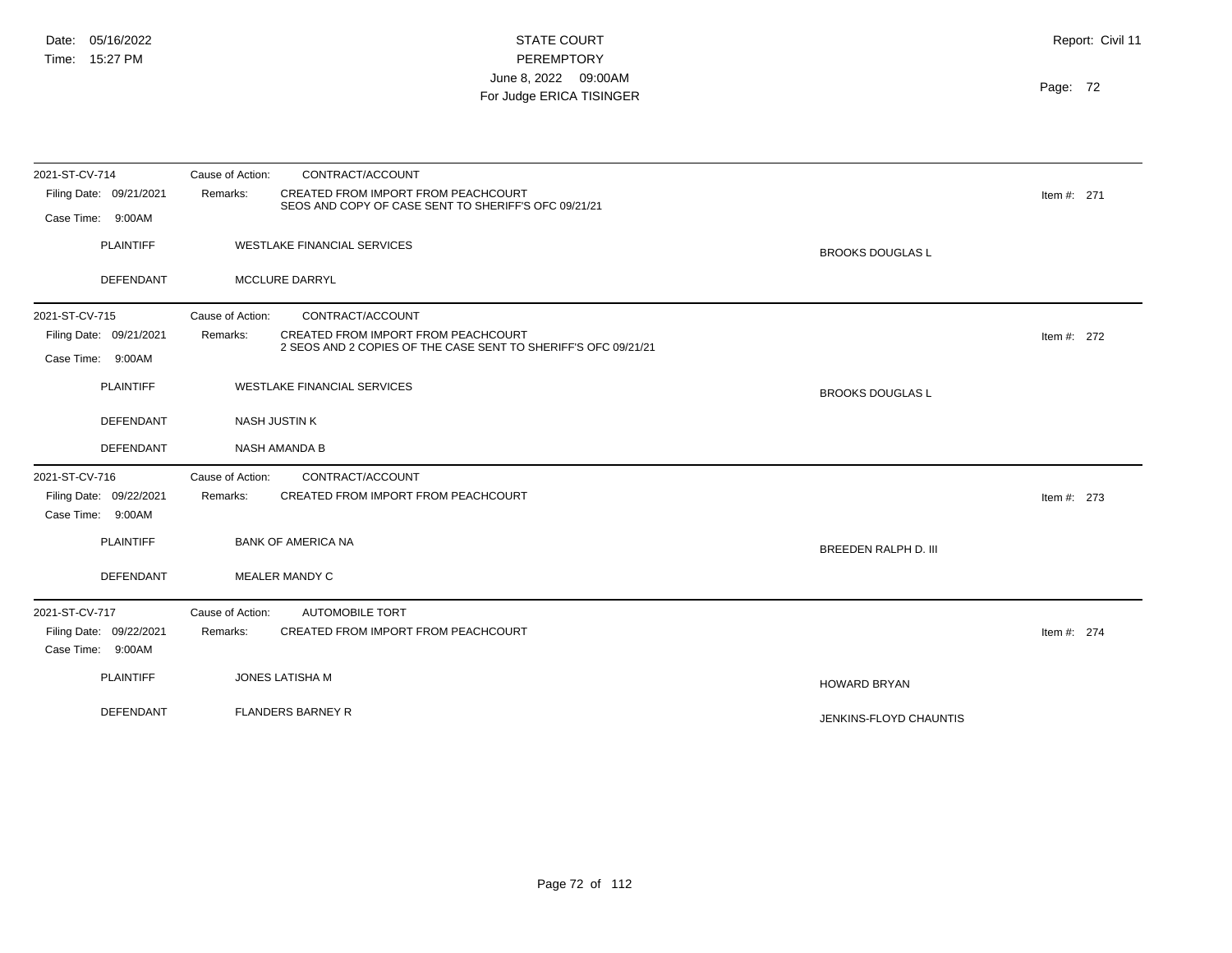2021-ST-CV-714
Cause of Action: CONTRACT/ACCOUNT
Filing Date: 09/21/2021
Remarks: CREATED FROM IMPORT FROM PEACHCOURT
SEOS AND COPY OF CASE SENT TO SHERIFF'S OFC 09/21/21
Item #: 271
Case Time: 9:00AM

| | | |
|---|---|---|
| PLAINTIFF | WESTLAKE FINANCIAL SERVICES | BROOKS DOUGLAS L |
| DEFENDANT | MCCLURE DARRYL | |

2021-ST-CV-715
Cause of Action: CONTRACT/ACCOUNT
Filing Date: 09/21/2021
Remarks: CREATED FROM IMPORT FROM PEACHCOURT
2 SEOS AND 2 COPIES OF THE CASE SENT TO SHERIFF'S OFC 09/21/21
Item #: 272
Case Time: 9:00AM

| | | |
|---|---|---|
| PLAINTIFF | WESTLAKE FINANCIAL SERVICES | BROOKS DOUGLAS L |
| DEFENDANT | NASH JUSTIN K | |
| DEFENDANT | NASH AMANDA B | |

2021-ST-CV-716
Cause of Action: CONTRACT/ACCOUNT
Filing Date: 09/22/2021
Remarks: CREATED FROM IMPORT FROM PEACHCOURT
Item #: 273
Case Time: 9:00AM

| | | |
|---|---|---|
| PLAINTIFF | BANK OF AMERICA NA | BREEDEN RALPH D. III |
| DEFENDANT | MEALER MANDY C | |

2021-ST-CV-717
Cause of Action: AUTOMOBILE TORT
Filing Date: 09/22/2021
Remarks: CREATED FROM IMPORT FROM PEACHCOURT
Item #: 274
Case Time: 9:00AM

| | | |
|---|---|---|
| PLAINTIFF | JONES LATISHA M | HOWARD BRYAN |
| DEFENDANT | FLANDERS BARNEY R | JENKINS-FLOYD CHAUNTIS |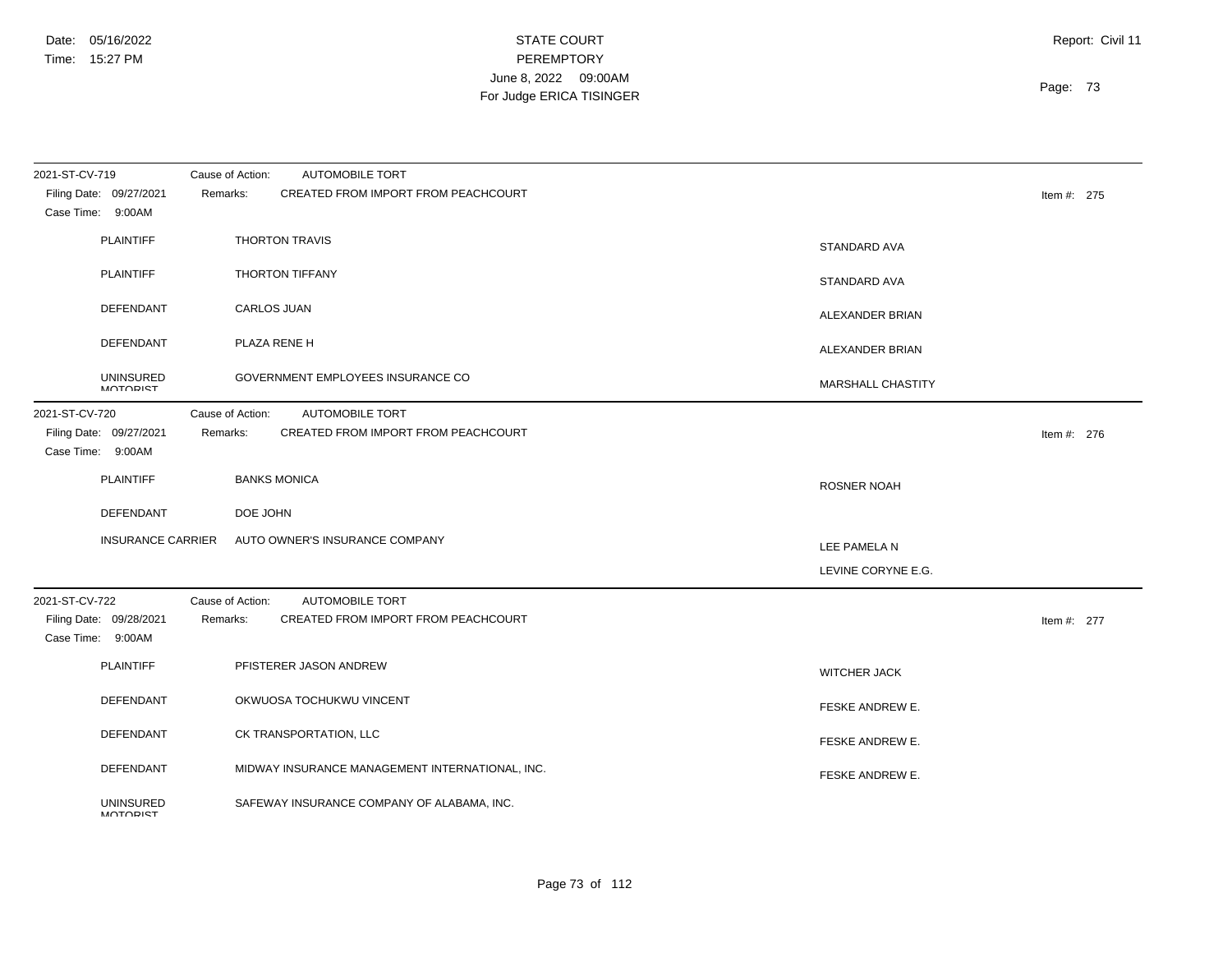## 2021-ST-CV-719

Cause of Action: AUTOMOBILE TORT

Filing Date: 09/27/2021 Remarks: CREATED FROM IMPORT FROM PEACHCOURT

Case Time: 9:00AM

Item #: 275

| | | |
|---|---|---|
| PLAINTIFF | THORTON TRAVIS | STANDARD AVA |
| PLAINTIFF | THORTON TIFFANY | STANDARD AVA |
| DEFENDANT | CARLOS JUAN | ALEXANDER BRIAN |
| DEFENDANT | PLAZA RENE H | ALEXANDER BRIAN |
| UNINSURED MOTORIST | GOVERNMENT EMPLOYEES INSURANCE CO | MARSHALL CHASTITY |

## 2021-ST-CV-720

Cause of Action: AUTOMOBILE TORT

Filing Date: 09/27/2021 Remarks: CREATED FROM IMPORT FROM PEACHCOURT

Case Time: 9:00AM

Item #: 276

| | | |
|---|---|---|
| PLAINTIFF | BANKS MONICA | ROSNER NOAH |
| DEFENDANT | DOE JOHN | |
| INSURANCE CARRIER | AUTO OWNER'S INSURANCE COMPANY | LEE PAMELA N |
| | | LEVINE CORYNE E.G. |

## 2021-ST-CV-722

Cause of Action: AUTOMOBILE TORT

Filing Date: 09/28/2021 Remarks: CREATED FROM IMPORT FROM PEACHCOURT

Case Time: 9:00AM

Item #: 277

| | | |
|---|---|---|
| PLAINTIFF | PFISTERER JASON ANDREW | WITCHER JACK |
| DEFENDANT | OKWUOSA TOCHUKWU VINCENT | FESKE ANDREW E. |
| DEFENDANT | CK TRANSPORTATION, LLC | FESKE ANDREW E. |
| DEFENDANT | MIDWAY INSURANCE MANAGEMENT INTERNATIONAL, INC. | FESKE ANDREW E. |
| UNINSURED MOTORIST | SAFEWAY INSURANCE COMPANY OF ALABAMA, INC. | |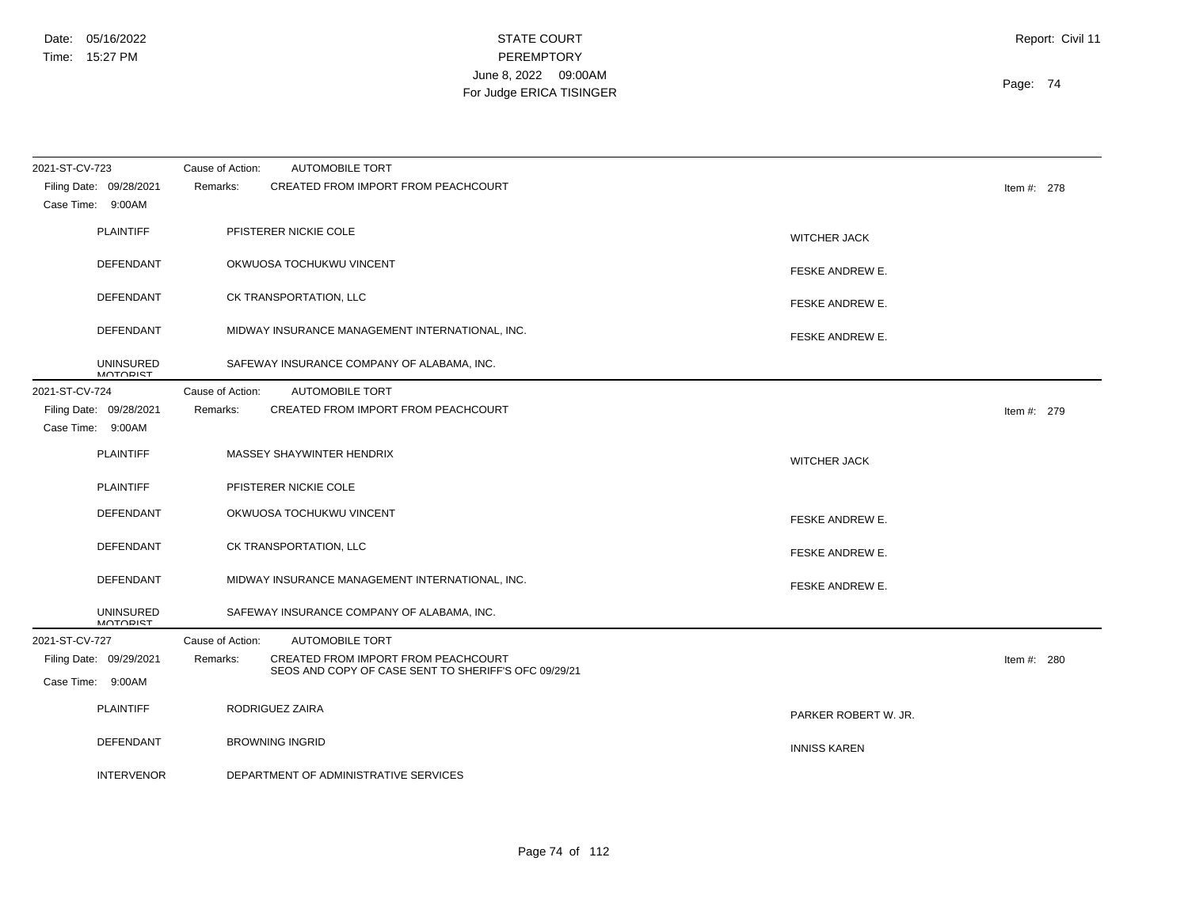## 2021-ST-CV-723

Cause of Action: AUTOMOBILE TORT
Filing Date: 09/28/2021
Remarks: CREATED FROM IMPORT FROM PEACHCOURT
Case Time: 9:00AM
Item #: 278

| | | |
|---|---|---|
| PLAINTIFF | PFISTERER NICKIE COLE | WITCHER JACK |
| DEFENDANT | OKWUOSA TOCHUKWU VINCENT | FESKE ANDREW E. |
| DEFENDANT | CK TRANSPORTATION, LLC | FESKE ANDREW E. |
| DEFENDANT | MIDWAY INSURANCE MANAGEMENT INTERNATIONAL, INC. | FESKE ANDREW E. |
| UNINSURED MOTORIST | SAFEWAY INSURANCE COMPANY OF ALABAMA, INC. | |

## 2021-ST-CV-724

Cause of Action: AUTOMOBILE TORT
Filing Date: 09/28/2021
Remarks: CREATED FROM IMPORT FROM PEACHCOURT
Case Time: 9:00AM
Item #: 279

| | | |
|---|---|---|
| PLAINTIFF | MASSEY SHAYWINTER HENDRIX | WITCHER JACK |
| PLAINTIFF | PFISTERER NICKIE COLE | |
| DEFENDANT | OKWUOSA TOCHUKWU VINCENT | FESKE ANDREW E. |
| DEFENDANT | CK TRANSPORTATION, LLC | FESKE ANDREW E. |
| DEFENDANT | MIDWAY INSURANCE MANAGEMENT INTERNATIONAL, INC. | FESKE ANDREW E. |
| UNINSURED MOTORIST | SAFEWAY INSURANCE COMPANY OF ALABAMA, INC. | |

## 2021-ST-CV-727

Cause of Action: AUTOMOBILE TORT
Filing Date: 09/29/2021
Remarks: CREATED FROM IMPORT FROM PEACHCOURT
SEOS AND COPY OF CASE SENT TO SHERIFF'S OFC 09/29/21
Case Time: 9:00AM
Item #: 280

| | | |
|---|---|---|
| PLAINTIFF | RODRIGUEZ ZAIRA | PARKER ROBERT W. JR. |
| DEFENDANT | BROWNING INGRID | INNISS KAREN |
| INTERVENOR | DEPARTMENT OF ADMINISTRATIVE SERVICES | |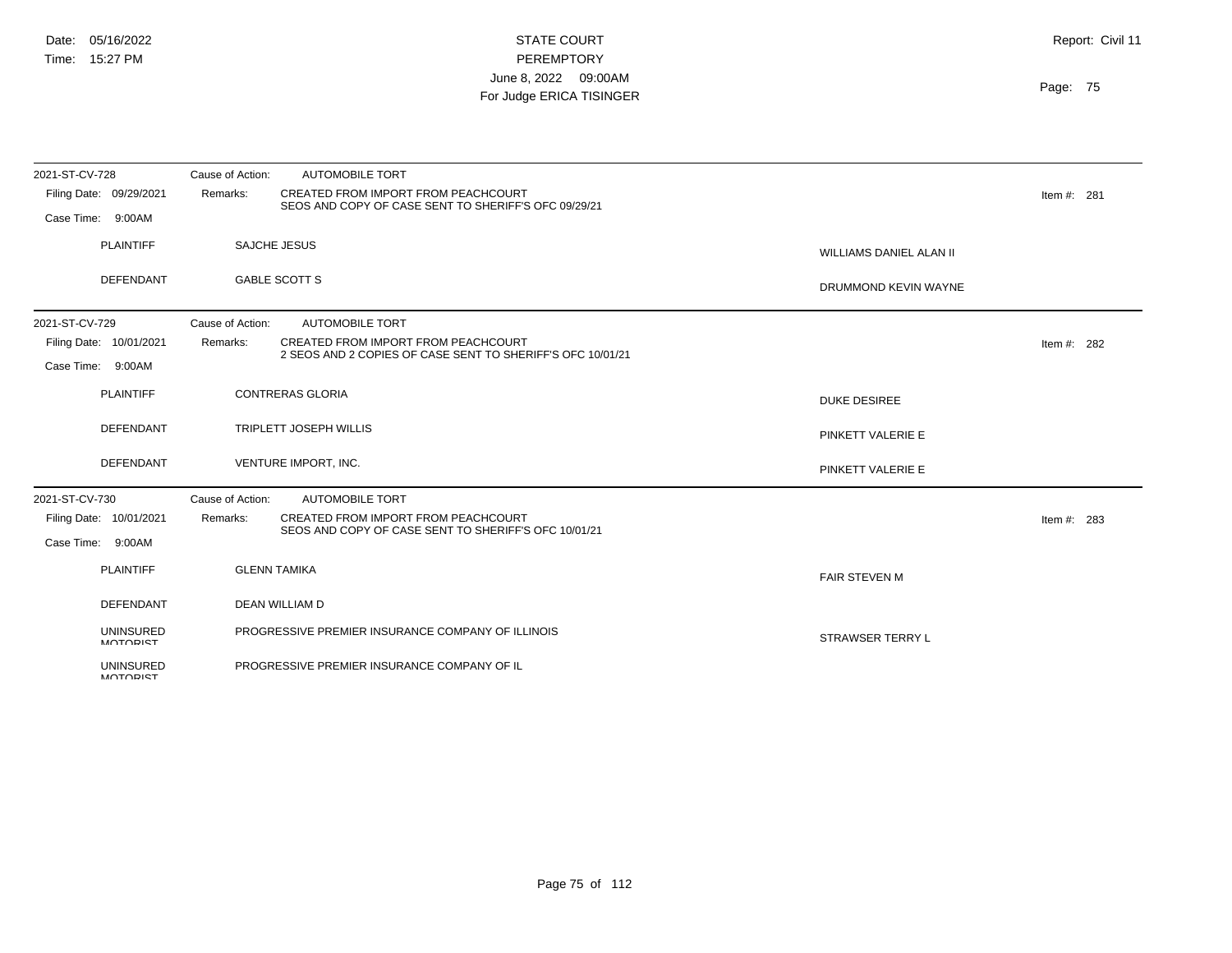## 2021-ST-CV-728

Cause of Action: AUTOMOBILE TORT

Filing Date: 09/29/2021

Remarks: CREATED FROM IMPORT FROM PEACHCOURT
SEOS AND COPY OF CASE SENT TO SHERIFF'S OFC 09/29/21

Item #: 281

Case Time: 9:00AM

| | | |
|---|---|---|
| PLAINTIFF | SAJCHE JESUS | WILLIAMS DANIEL ALAN II |
| DEFENDANT | GABLE SCOTT S | DRUMMOND KEVIN WAYNE |

## 2021-ST-CV-729

Cause of Action: AUTOMOBILE TORT

Filing Date: 10/01/2021

Remarks: CREATED FROM IMPORT FROM PEACHCOURT
2 SEOS AND 2 COPIES OF CASE SENT TO SHERIFF'S OFC 10/01/21

Item #: 282

Case Time: 9:00AM

| | | |
|---|---|---|
| PLAINTIFF | CONTRERAS GLORIA | DUKE DESIREE |
| DEFENDANT | TRIPLETT JOSEPH WILLIS | PINKETT VALERIE E |
| DEFENDANT | VENTURE IMPORT, INC. | PINKETT VALERIE E |

## 2021-ST-CV-730

Cause of Action: AUTOMOBILE TORT

Filing Date: 10/01/2021

Remarks: CREATED FROM IMPORT FROM PEACHCOURT
SEOS AND COPY OF CASE SENT TO SHERIFF'S OFC 10/01/21

Item #: 283

Case Time: 9:00AM

| | | |
|---|---|---|
| PLAINTIFF | GLENN TAMIKA | FAIR STEVEN M |
| DEFENDANT | DEAN WILLIAM D | |
| UNINSURED MOTORIST | PROGRESSIVE PREMIER INSURANCE COMPANY OF ILLINOIS | STRAWSER TERRY L |
| UNINSURED MOTORIST | PROGRESSIVE PREMIER INSURANCE COMPANY OF IL | |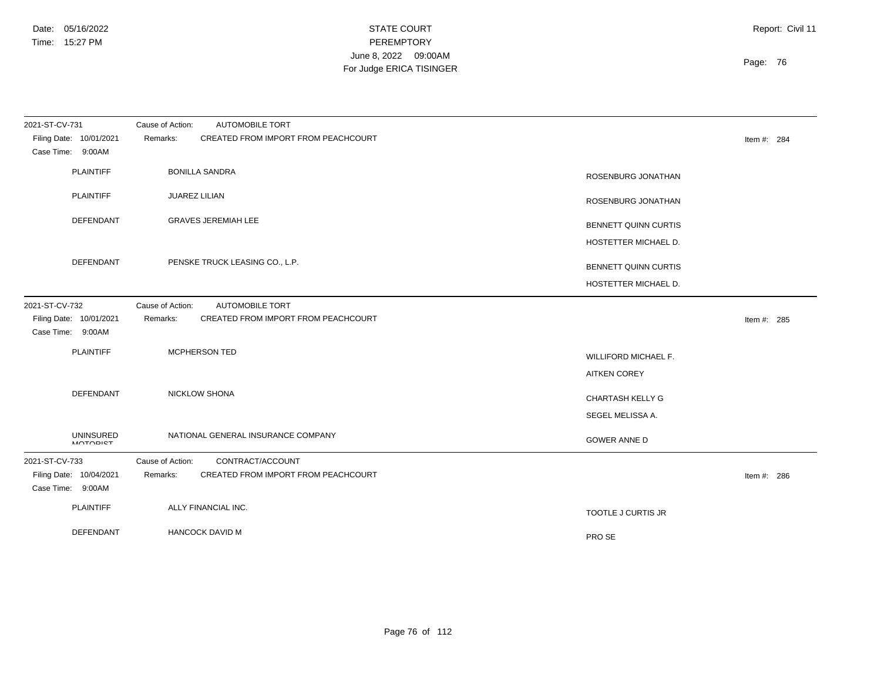## 2021-ST-CV-731

Cause of Action: AUTOMOBILE TORT
Filing Date: 10/01/2021
Remarks: CREATED FROM IMPORT FROM PEACHCOURT
Case Time: 9:00AM
Item #: 284

| Role | Party | Attorney |
|---|---|---|
| PLAINTIFF | BONILLA SANDRA | ROSENBURG JONATHAN |
| PLAINTIFF | JUAREZ LILIAN | ROSENBURG JONATHAN |
| DEFENDANT | GRAVES JEREMIAH LEE | BENNETT QUINN CURTIS<br>HOSTETTER MICHAEL D. |
| DEFENDANT | PENSKE TRUCK LEASING CO., L.P. | BENNETT QUINN CURTIS<br>HOSTETTER MICHAEL D. |

## 2021-ST-CV-732

Cause of Action: AUTOMOBILE TORT
Filing Date: 10/01/2021
Remarks: CREATED FROM IMPORT FROM PEACHCOURT
Case Time: 9:00AM
Item #: 285

| Role | Party | Attorney |
|---|---|---|
| PLAINTIFF | MCPHERSON TED | WILLIFORD MICHAEL F.<br>AITKEN COREY |
| DEFENDANT | NICKLOW SHONA | CHARTASH KELLY G<br>SEGEL MELISSA A. |
| UNINSURED MOTORIST | NATIONAL GENERAL INSURANCE COMPANY | GOWER ANNE D |

## 2021-ST-CV-733

Cause of Action: CONTRACT/ACCOUNT
Filing Date: 10/04/2021
Remarks: CREATED FROM IMPORT FROM PEACHCOURT
Case Time: 9:00AM
Item #: 286

| Role | Party | Attorney |
|---|---|---|
| PLAINTIFF | ALLY FINANCIAL INC. | TOOTLE J CURTIS JR |
| DEFENDANT | HANCOCK DAVID M | PRO SE |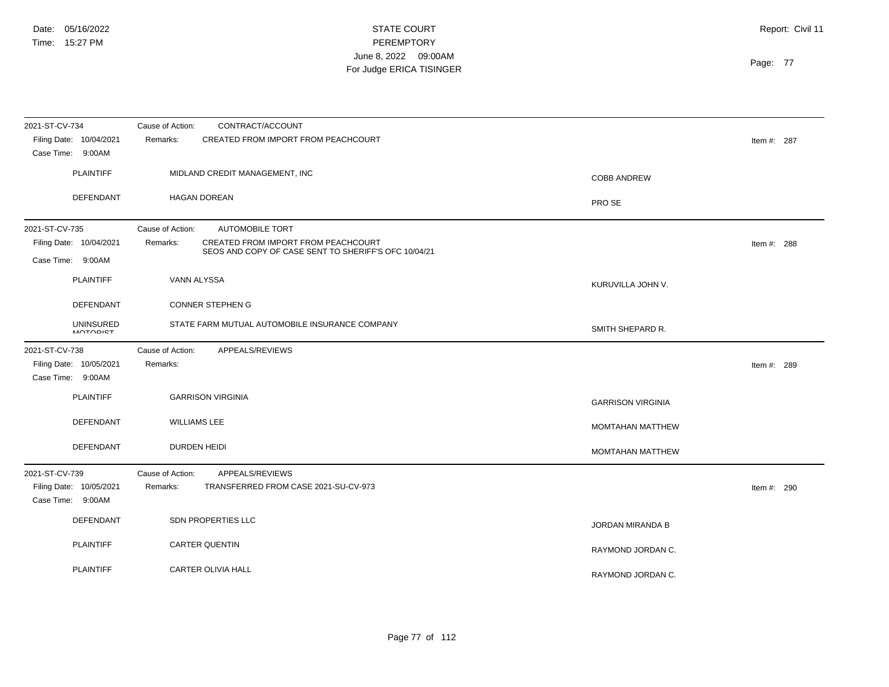Date: 05/16/2022
Time: 15:27 PM

# STATE COURT
## PEREMPTORY
June 8, 2022 09:00AM
For Judge ERICA TISINGER

Report: Civil 11

Page: 77

---

**2021-ST-CV-734**
Filing Date: 10/04/2021
Case Time: 9:00AM

Cause of Action: CONTRACT/ACCOUNT
Remarks: CREATED FROM IMPORT FROM PEACHCOURT

Item #: 287

| | | |
|---|---|---|
| PLAINTIFF | MIDLAND CREDIT MANAGEMENT, INC | COBB ANDREW |
| DEFENDANT | HAGAN DOREAN | PRO SE |

---

**2021-ST-CV-735**
Filing Date: 10/04/2021
Case Time: 9:00AM

Cause of Action: AUTOMOBILE TORT
Remarks: CREATED FROM IMPORT FROM PEACHCOURT
SEOS AND COPY OF CASE SENT TO SHERIFF'S OFC 10/04/21

Item #: 288

| | | |
|---|---|---|
| PLAINTIFF | VANN ALYSSA | KURUVILLA JOHN V. |
| DEFENDANT | CONNER STEPHEN G | |
| UNINSURED MOTORIST | STATE FARM MUTUAL AUTOMOBILE INSURANCE COMPANY | SMITH SHEPARD R. |

---

**2021-ST-CV-738**
Filing Date: 10/05/2021
Case Time: 9:00AM

Cause of Action: APPEALS/REVIEWS
Remarks:

Item #: 289

| | | |
|---|---|---|
| PLAINTIFF | GARRISON VIRGINIA | GARRISON VIRGINIA |
| DEFENDANT | WILLIAMS LEE | MOMTAHAN MATTHEW |
| DEFENDANT | DURDEN HEIDI | MOMTAHAN MATTHEW |

---

**2021-ST-CV-739**
Filing Date: 10/05/2021
Case Time: 9:00AM

Cause of Action: APPEALS/REVIEWS
Remarks: TRANSFERRED FROM CASE 2021-SU-CV-973

Item #: 290

| | | |
|---|---|---|
| DEFENDANT | SDN PROPERTIES LLC | JORDAN MIRANDA B |
| PLAINTIFF | CARTER QUENTIN | RAYMOND JORDAN C. |
| PLAINTIFF | CARTER OLIVIA HALL | RAYMOND JORDAN C. |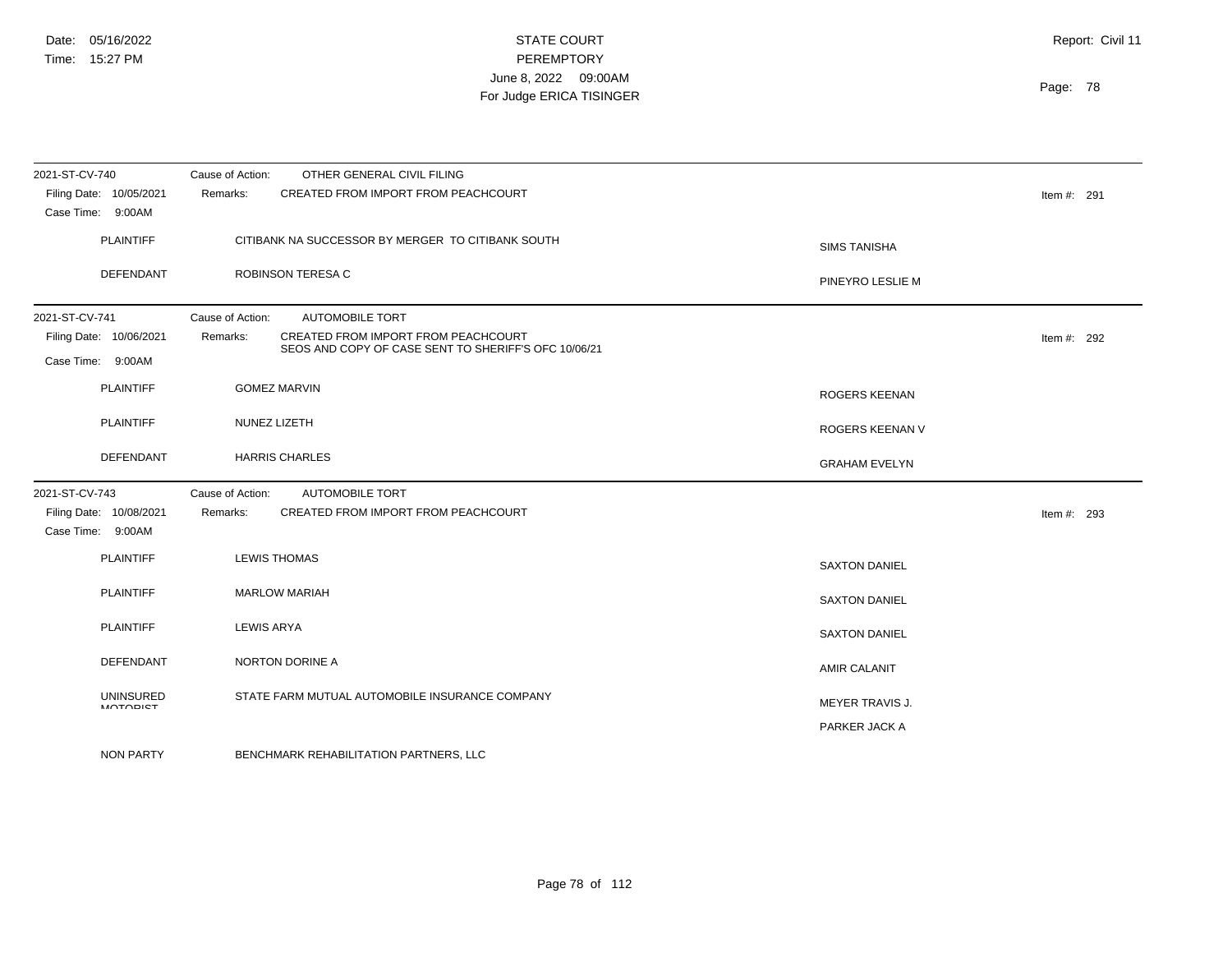| | | | |
|---|---|---|---|
| **2021-ST-CV-740** | Cause of Action: OTHER GENERAL CIVIL FILING | | |
| Filing Date: 10/05/2021 | Remarks: CREATED FROM IMPORT FROM PEACHCOURT | | Item #: 291 |
| Case Time: 9:00AM | | | |
| PLAINTIFF | CITIBANK NA SUCCESSOR BY MERGER TO CITIBANK SOUTH | SIMS TANISHA | |
| DEFENDANT | ROBINSON TERESA C | PINEYRO LESLIE M | |

| | | | |
|---|---|---|---|
| **2021-ST-CV-741** | Cause of Action: AUTOMOBILE TORT | | |
| Filing Date: 10/06/2021 | Remarks: CREATED FROM IMPORT FROM PEACHCOURT<br>SEOS AND COPY OF CASE SENT TO SHERIFF'S OFC 10/06/21 | | Item #: 292 |
| Case Time: 9:00AM | | | |
| PLAINTIFF | GOMEZ MARVIN | ROGERS KEENAN | |
| PLAINTIFF | NUNEZ LIZETH | ROGERS KEENAN V | |
| DEFENDANT | HARRIS CHARLES | GRAHAM EVELYN | |

| | | | |
|---|---|---|---|
| **2021-ST-CV-743** | Cause of Action: AUTOMOBILE TORT | | |
| Filing Date: 10/08/2021 | Remarks: CREATED FROM IMPORT FROM PEACHCOURT | | Item #: 293 |
| Case Time: 9:00AM | | | |
| PLAINTIFF | LEWIS THOMAS | SAXTON DANIEL | |
| PLAINTIFF | MARLOW MARIAH | SAXTON DANIEL | |
| PLAINTIFF | LEWIS ARYA | SAXTON DANIEL | |
| DEFENDANT | NORTON DORINE A | AMIR CALANIT | |
| UNINSURED MOTORIST | STATE FARM MUTUAL AUTOMOBILE INSURANCE COMPANY | MEYER TRAVIS J.<br>PARKER JACK A | |
| NON PARTY | BENCHMARK REHABILITATION PARTNERS, LLC | | |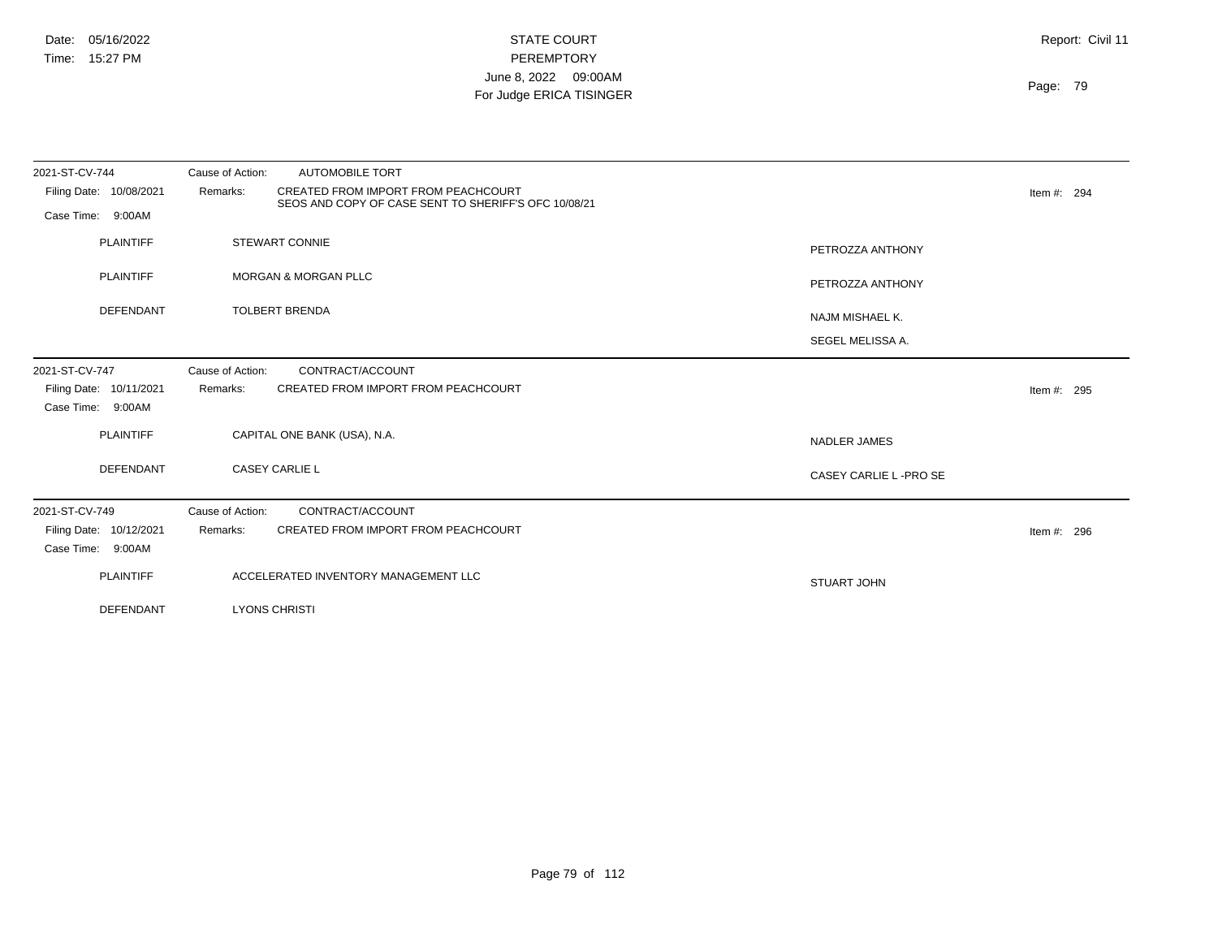# STATE COURT
## PEREMPTORY
### June 8, 2022 09:00AM
### For Judge ERICA TISINGER

Date: 05/16/2022
Time: 15:27 PM

Report: Civil 11

---

**2021-ST-CV-744**
Filing Date: 10/08/2021
Case Time: 9:00AM

Cause of Action: AUTOMOBILE TORT
Remarks: CREATED FROM IMPORT FROM PEACHCOURT
SEOS AND COPY OF CASE SENT TO SHERIFF'S OFC 10/08/21

Item #: 294

| | | |
|---|---|---|
| PLAINTIFF | STEWART CONNIE | PETROZZA ANTHONY |
| PLAINTIFF | MORGAN & MORGAN PLLC | PETROZZA ANTHONY |
| DEFENDANT | TOLBERT BRENDA | NAJM MISHAEL K. |
| | | SEGEL MELISSA A. |

---

**2021-ST-CV-747**
Filing Date: 10/11/2021
Case Time: 9:00AM

Cause of Action: CONTRACT/ACCOUNT
Remarks: CREATED FROM IMPORT FROM PEACHCOURT

Item #: 295

| | | |
|---|---|---|
| PLAINTIFF | CAPITAL ONE BANK (USA), N.A. | NADLER JAMES |
| DEFENDANT | CASEY CARLIE L | CASEY CARLIE L -PRO SE |

---

**2021-ST-CV-749**
Filing Date: 10/12/2021
Case Time: 9:00AM

Cause of Action: CONTRACT/ACCOUNT
Remarks: CREATED FROM IMPORT FROM PEACHCOURT

Item #: 296

| | | |
|---|---|---|
| PLAINTIFF | ACCELERATED INVENTORY MANAGEMENT LLC | STUART JOHN |
| DEFENDANT | LYONS CHRISTI | |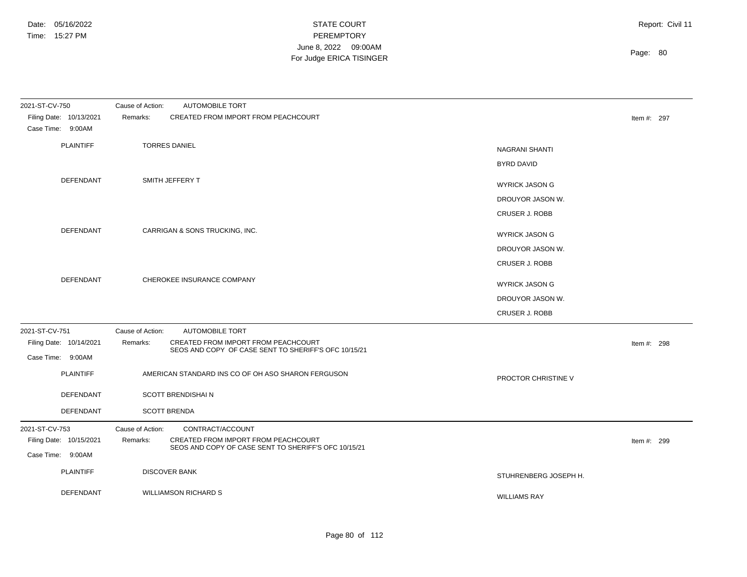STATE COURT
PEREMPTORY
June 8, 2022 09:00AM
For Judge ERICA TISINGER

Date: 05/16/2022
Time: 15:27 PM

Report: Civil 11

---

**2021-ST-CV-750**
Filing Date: 10/13/2021
Case Time: 9:00AM

Cause of Action: AUTOMOBILE TORT
Remarks: CREATED FROM IMPORT FROM PEACHCOURT

Item #: 297

| | | |
|---|---|---|
| PLAINTIFF | TORRES DANIEL | NAGRANI SHANTI<br>BYRD DAVID |
| DEFENDANT | SMITH JEFFERY T | WYRICK JASON G<br>DROUYOR JASON W.<br>CRUSER J. ROBB |
| DEFENDANT | CARRIGAN & SONS TRUCKING, INC. | WYRICK JASON G<br>DROUYOR JASON W.<br>CRUSER J. ROBB |
| DEFENDANT | CHEROKEE INSURANCE COMPANY | WYRICK JASON G<br>DROUYOR JASON W.<br>CRUSER J. ROBB |

---

**2021-ST-CV-751**
Filing Date: 10/14/2021
Case Time: 9:00AM

Cause of Action: AUTOMOBILE TORT
Remarks: CREATED FROM IMPORT FROM PEACHCOURT
SEOS AND COPY OF CASE SENT TO SHERIFF'S OFC 10/15/21

Item #: 298

| | | |
|---|---|---|
| PLAINTIFF | AMERICAN STANDARD INS CO OF OH ASO SHARON FERGUSON | PROCTOR CHRISTINE V |
| DEFENDANT | SCOTT BRENDISHAI N | |
| DEFENDANT | SCOTT BRENDA | |

---

**2021-ST-CV-753**
Filing Date: 10/15/2021
Case Time: 9:00AM

Cause of Action: CONTRACT/ACCOUNT
Remarks: CREATED FROM IMPORT FROM PEACHCOURT
SEOS AND COPY OF CASE SENT TO SHERIFF'S OFC 10/15/21

Item #: 299

| | | |
|---|---|---|
| PLAINTIFF | DISCOVER BANK | STUHRENBERG JOSEPH H. |
| DEFENDANT | WILLIAMSON RICHARD S | WILLIAMS RAY |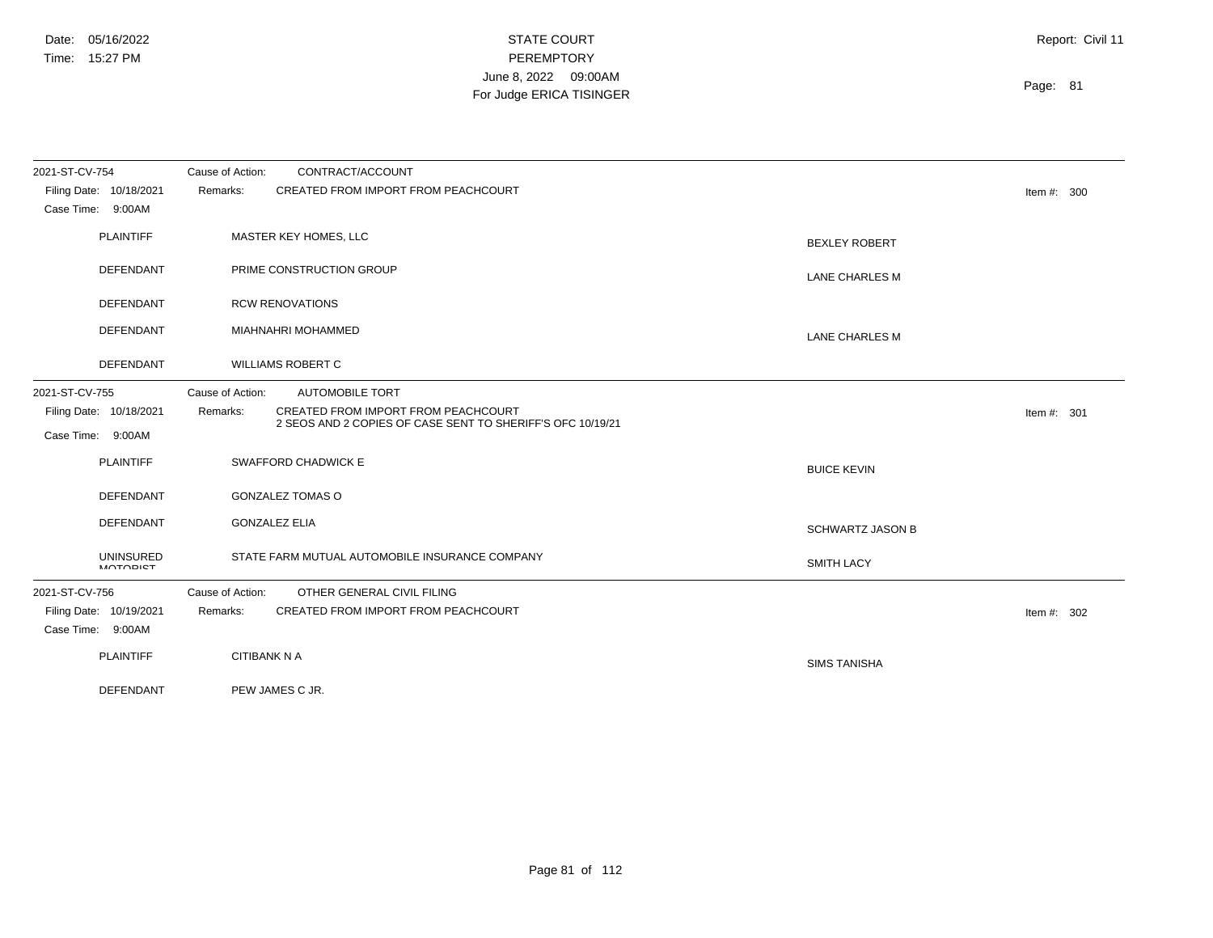Date: 05/16/2022
Time: 15:27 PM

STATE COURT
PEREMPTORY
June 8, 2022 09:00AM
For Judge ERICA TISINGER

Report: Civil 11

Page: 81

| | | | |
|---|---|---|---|
| 2021-ST-CV-754 | Cause of Action: CONTRACT/ACCOUNT | | |
| Filing Date: 10/18/2021 | Remarks: CREATED FROM IMPORT FROM PEACHCOURT | | Item #: 300 |
| Case Time: 9:00AM | | | |
| PLAINTIFF | MASTER KEY HOMES, LLC | BEXLEY ROBERT | |
| DEFENDANT | PRIME CONSTRUCTION GROUP | LANE CHARLES M | |
| DEFENDANT | RCW RENOVATIONS | | |
| DEFENDANT | MIAHNAHRI MOHAMMED | LANE CHARLES M | |
| DEFENDANT | WILLIAMS ROBERT C | | |
| 2021-ST-CV-755 | Cause of Action: AUTOMOBILE TORT | | |
| Filing Date: 10/18/2021 | Remarks: CREATED FROM IMPORT FROM PEACHCOURT<br>2 SEOS AND 2 COPIES OF CASE SENT TO SHERIFF'S OFC 10/19/21 | | Item #: 301 |
| Case Time: 9:00AM | | | |
| PLAINTIFF | SWAFFORD CHADWICK E | BUICE KEVIN | |
| DEFENDANT | GONZALEZ TOMAS O | | |
| DEFENDANT | GONZALEZ ELIA | SCHWARTZ JASON B | |
| UNINSURED MOTORIST | STATE FARM MUTUAL AUTOMOBILE INSURANCE COMPANY | SMITH LACY | |
| 2021-ST-CV-756 | Cause of Action: OTHER GENERAL CIVIL FILING | | |
| Filing Date: 10/19/2021 | Remarks: CREATED FROM IMPORT FROM PEACHCOURT | | Item #: 302 |
| Case Time: 9:00AM | | | |
| PLAINTIFF | CITIBANK N A | SIMS TANISHA | |
| DEFENDANT | PEW JAMES C JR. | | |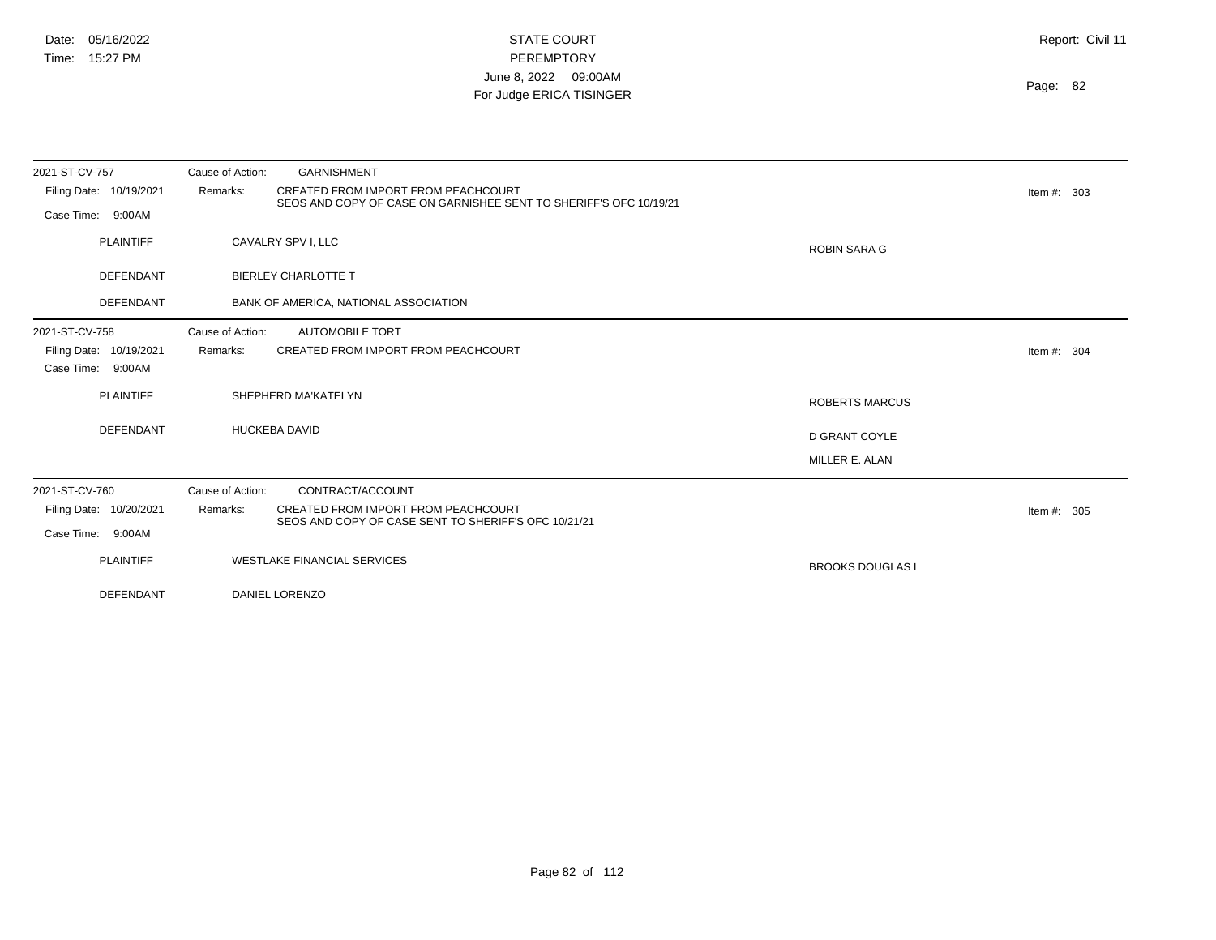| | | | | |
|---|---|---|---|---|
| **2021-ST-CV-757** | Cause of Action: | GARNISHMENT | | |
| Filing Date: 10/19/2021 | Remarks: | CREATED FROM IMPORT FROM PEACHCOURT<br>SEOS AND COPY OF CASE ON GARNISHEE SENT TO SHERIFF'S OFC 10/19/21 | | Item #: 303 |
| Case Time: 9:00AM | | | | |
| PLAINTIFF | | CAVALRY SPV I, LLC | ROBIN SARA G | |
| DEFENDANT | | BIERLEY CHARLOTTE T | | |
| DEFENDANT | | BANK OF AMERICA, NATIONAL ASSOCIATION | | |
| **2021-ST-CV-758** | Cause of Action: | AUTOMOBILE TORT | | |
| Filing Date: 10/19/2021 | Remarks: | CREATED FROM IMPORT FROM PEACHCOURT | | Item #: 304 |
| Case Time: 9:00AM | | | | |
| PLAINTIFF | | SHEPHERD MA'KATELYN | ROBERTS MARCUS | |
| DEFENDANT | | HUCKEBA DAVID | D GRANT COYLE<br>MILLER E. ALAN | |
| **2021-ST-CV-760** | Cause of Action: | CONTRACT/ACCOUNT | | |
| Filing Date: 10/20/2021 | Remarks: | CREATED FROM IMPORT FROM PEACHCOURT<br>SEOS AND COPY OF CASE SENT TO SHERIFF'S OFC 10/21/21 | | Item #: 305 |
| Case Time: 9:00AM | | | | |
| PLAINTIFF | | WESTLAKE FINANCIAL SERVICES | BROOKS DOUGLAS L | |
| DEFENDANT | | DANIEL LORENZO | | |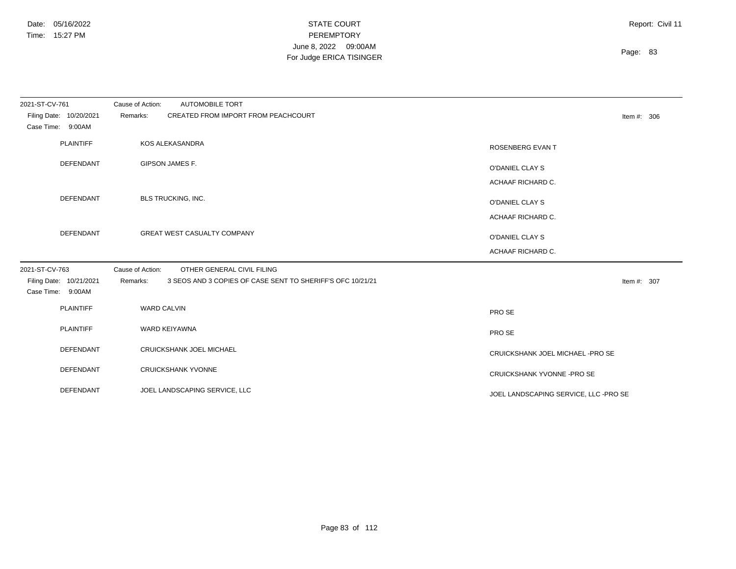| | | |
|---|---|---|
| **2021-ST-CV-761** | Cause of Action: AUTOMOBILE TORT | |
| Filing Date: 10/20/2021 | Remarks: CREATED FROM IMPORT FROM PEACHCOURT | Item #: 306 |
| Case Time: 9:00AM | | |
| PLAINTIFF | KOS ALEKASANDRA | ROSENBERG EVAN T |
| DEFENDANT | GIPSON JAMES F. | O'DANIEL CLAY S |
| | | ACHAAF RICHARD C. |
| DEFENDANT | BLS TRUCKING, INC. | O'DANIEL CLAY S |
| | | ACHAAF RICHARD C. |
| DEFENDANT | GREAT WEST CASUALTY COMPANY | O'DANIEL CLAY S |
| | | ACHAAF RICHARD C. |

| | | |
|---|---|---|
| **2021-ST-CV-763** | Cause of Action: OTHER GENERAL CIVIL FILING | |
| Filing Date: 10/21/2021 | Remarks: 3 SEOS AND 3 COPIES OF CASE SENT TO SHERIFF'S OFC 10/21/21 | Item #: 307 |
| Case Time: 9:00AM | | |
| PLAINTIFF | WARD CALVIN | PRO SE |
| PLAINTIFF | WARD KEIYAWNA | PRO SE |
| DEFENDANT | CRUICKSHANK JOEL MICHAEL | CRUICKSHANK JOEL MICHAEL -PRO SE |
| DEFENDANT | CRUICKSHANK YVONNE | CRUICKSHANK YVONNE -PRO SE |
| DEFENDANT | JOEL LANDSCAPING SERVICE, LLC | JOEL LANDSCAPING SERVICE, LLC -PRO SE |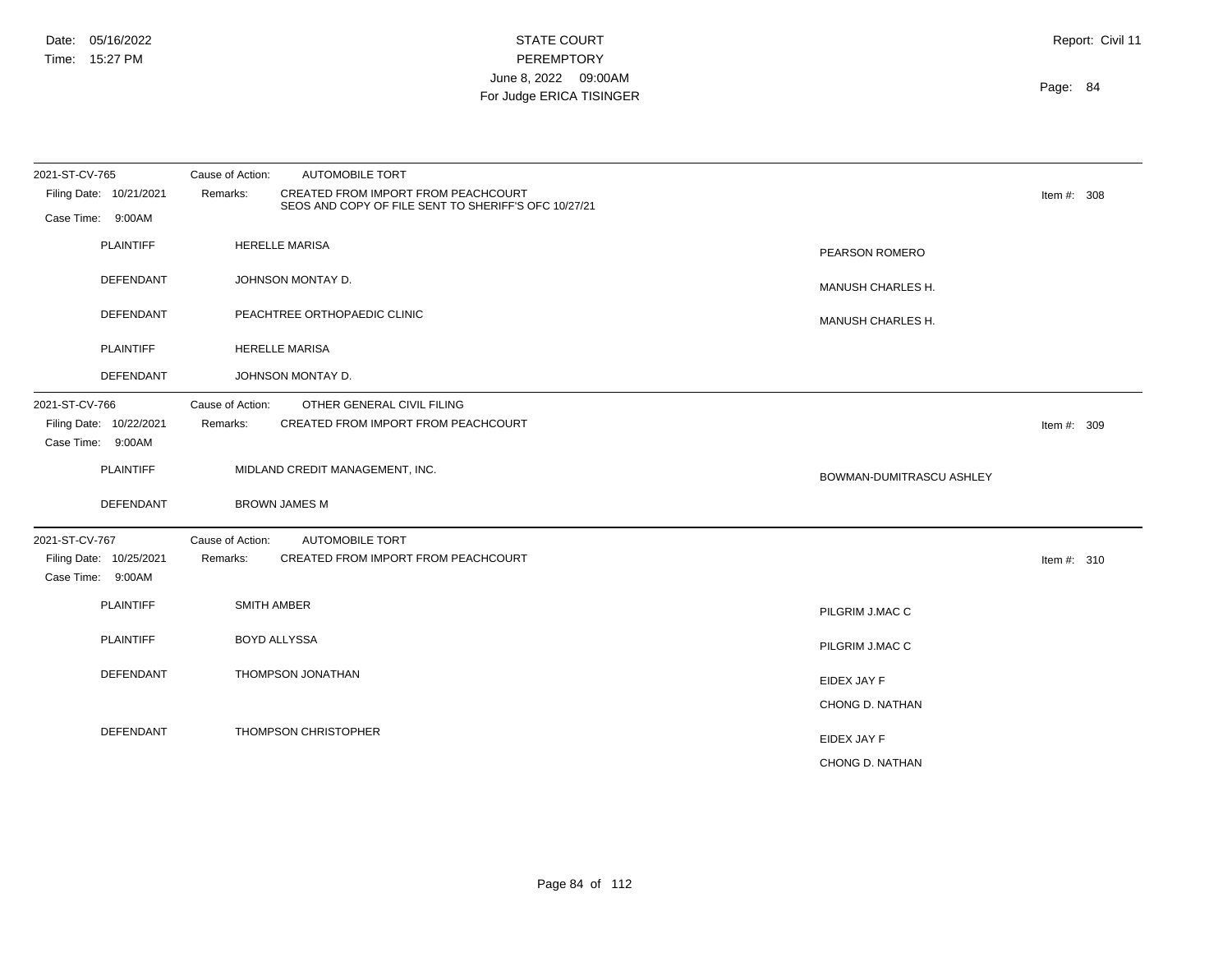| | | | |
|---|---|---|---|
| **2021-ST-CV-765** | Cause of Action: AUTOMOBILE TORT | | |
| Filing Date: 10/21/2021 | Remarks: CREATED FROM IMPORT FROM PEACHCOURT<br>SEOS AND COPY OF FILE SENT TO SHERIFF'S OFC 10/27/21 | | Item #: 308 |
| Case Time: 9:00AM | | | |
| PLAINTIFF | HERELLE MARISA | PEARSON ROMERO | |
| DEFENDANT | JOHNSON MONTAY D. | MANUSH CHARLES H. | |
| DEFENDANT | PEACHTREE ORTHOPAEDIC CLINIC | MANUSH CHARLES H. | |
| PLAINTIFF | HERELLE MARISA | | |
| DEFENDANT | JOHNSON MONTAY D. | | |
| **2021-ST-CV-766** | Cause of Action: OTHER GENERAL CIVIL FILING | | |
| Filing Date: 10/22/2021 | Remarks: CREATED FROM IMPORT FROM PEACHCOURT | | Item #: 309 |
| Case Time: 9:00AM | | | |
| PLAINTIFF | MIDLAND CREDIT MANAGEMENT, INC. | BOWMAN-DUMITRASCU ASHLEY | |
| DEFENDANT | BROWN JAMES M | | |
| **2021-ST-CV-767** | Cause of Action: AUTOMOBILE TORT | | |
| Filing Date: 10/25/2021 | Remarks: CREATED FROM IMPORT FROM PEACHCOURT | | Item #: 310 |
| Case Time: 9:00AM | | | |
| PLAINTIFF | SMITH AMBER | PILGRIM J.MAC C | |
| PLAINTIFF | BOYD ALLYSSA | PILGRIM J.MAC C | |
| DEFENDANT | THOMPSON JONATHAN | EIDEX JAY F<br>CHONG D. NATHAN | |
| DEFENDANT | THOMPSON CHRISTOPHER | EIDEX JAY F<br>CHONG D. NATHAN | |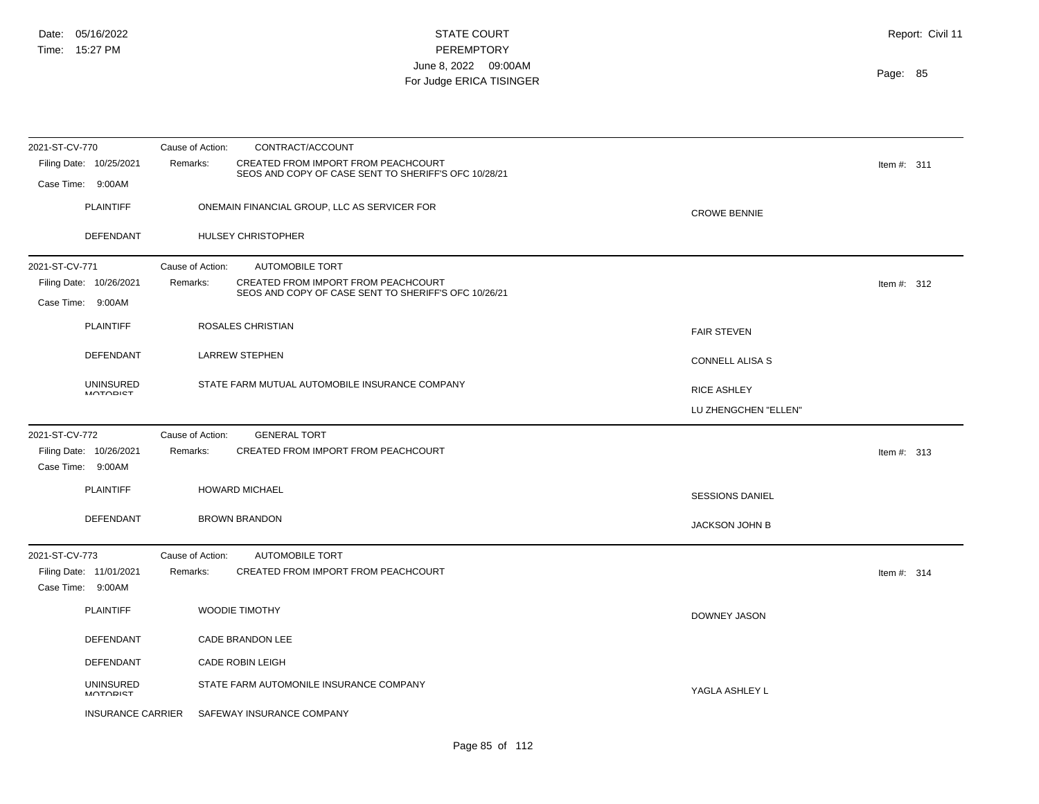# STATE COURT
## PEREMPTORY
June 8, 2022 09:00AM
For Judge ERICA TISINGER

Date: 05/16/2022
Time: 15:27 PM

Report: Civil 11

---

**2021-ST-CV-770** Cause of Action: CONTRACT/ACCOUNT
Filing Date: 10/25/2021 Remarks: CREATED FROM IMPORT FROM PEACHCOURT
SEOS AND COPY OF CASE SENT TO SHERIFF'S OFC 10/28/21
Case Time: 9:00AM
Item #: 311

| | | |
|---|---|---|
| PLAINTIFF | ONEMAIN FINANCIAL GROUP, LLC AS SERVICER FOR | CROWE BENNIE |
| DEFENDANT | HULSEY CHRISTOPHER | |

---

**2021-ST-CV-771** Cause of Action: AUTOMOBILE TORT
Filing Date: 10/26/2021 Remarks: CREATED FROM IMPORT FROM PEACHCOURT
SEOS AND COPY OF CASE SENT TO SHERIFF'S OFC 10/26/21
Case Time: 9:00AM
Item #: 312

| | | |
|---|---|---|
| PLAINTIFF | ROSALES CHRISTIAN | FAIR STEVEN |
| DEFENDANT | LARREW STEPHEN | CONNELL ALISA S |
| UNINSURED MOTORIST | STATE FARM MUTUAL AUTOMOBILE INSURANCE COMPANY | RICE ASHLEY |
| | | LU ZHENGCHEN "ELLEN" |

---

**2021-ST-CV-772** Cause of Action: GENERAL TORT
Filing Date: 10/26/2021 Remarks: CREATED FROM IMPORT FROM PEACHCOURT
Case Time: 9:00AM
Item #: 313

| | | |
|---|---|---|
| PLAINTIFF | HOWARD MICHAEL | SESSIONS DANIEL |
| DEFENDANT | BROWN BRANDON | JACKSON JOHN B |

---

**2021-ST-CV-773** Cause of Action: AUTOMOBILE TORT
Filing Date: 11/01/2021 Remarks: CREATED FROM IMPORT FROM PEACHCOURT
Case Time: 9:00AM
Item #: 314

| | | |
|---|---|---|
| PLAINTIFF | WOODIE TIMOTHY | DOWNEY JASON |
| DEFENDANT | CADE BRANDON LEE | |
| DEFENDANT | CADE ROBIN LEIGH | |
| UNINSURED MOTORIST | STATE FARM AUTOMONILE INSURANCE COMPANY | YAGLA ASHLEY L |
| INSURANCE CARRIER | SAFEWAY INSURANCE COMPANY | |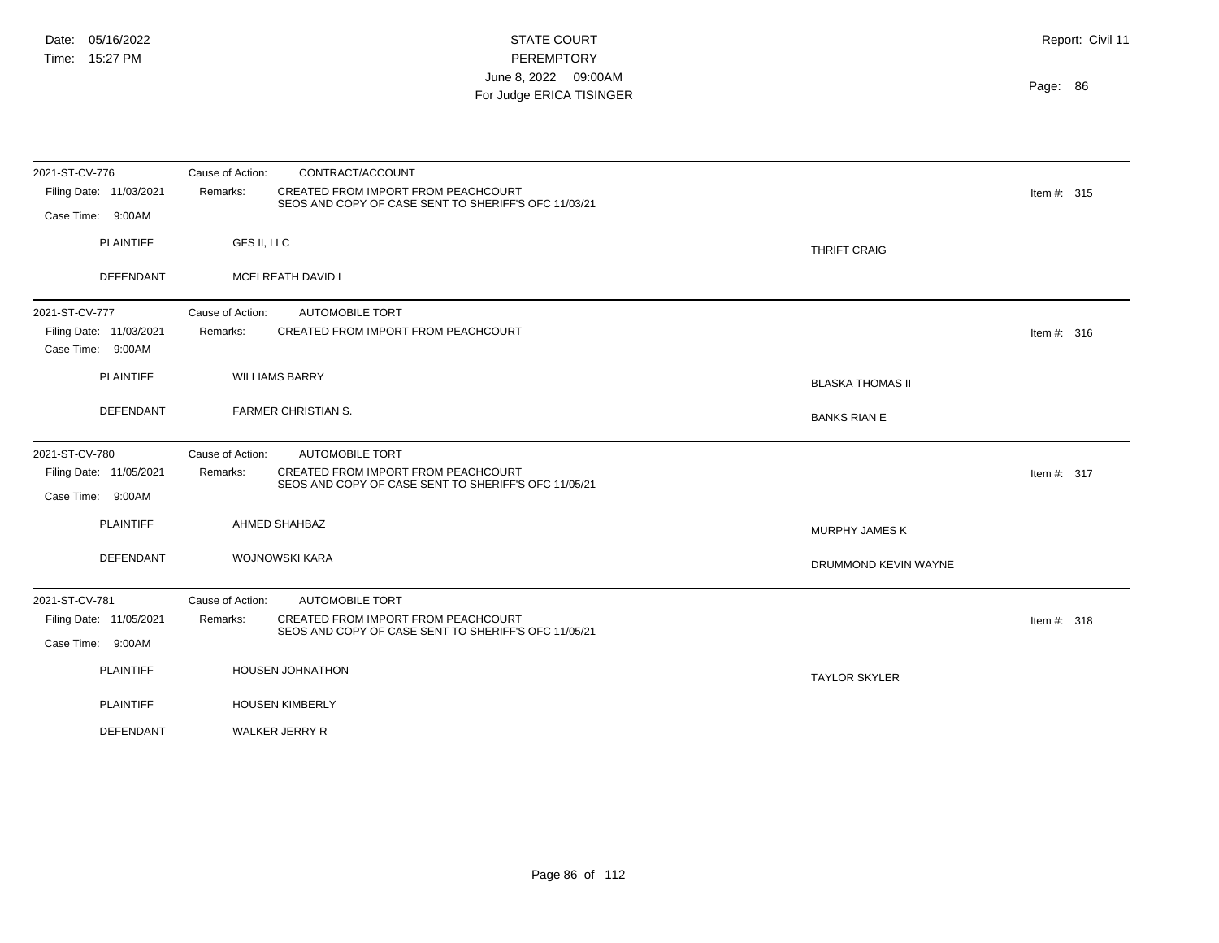# STATE COURT
## PEREMPTORY
### June 8, 2022 09:00AM
### For Judge ERICA TISINGER

Date: 05/16/2022
Time: 15:27 PM

Report: Civil 11

---

**2021-ST-CV-776**
Cause of Action: CONTRACT/ACCOUNT
Filing Date: 11/03/2021
Remarks: CREATED FROM IMPORT FROM PEACHCOURT
SEOS AND COPY OF CASE SENT TO SHERIFF'S OFC 11/03/21
Case Time: 9:00AM
Item #: 315

| Role | Party | Attorney |
|---|---|---|
| PLAINTIFF | GFS II, LLC | THRIFT CRAIG |
| DEFENDANT | MCELREATH DAVID L | |

---

**2021-ST-CV-777**
Cause of Action: AUTOMOBILE TORT
Filing Date: 11/03/2021
Remarks: CREATED FROM IMPORT FROM PEACHCOURT
Case Time: 9:00AM
Item #: 316

| Role | Party | Attorney |
|---|---|---|
| PLAINTIFF | WILLIAMS BARRY | BLASKA THOMAS II |
| DEFENDANT | FARMER CHRISTIAN S. | BANKS RIAN E |

---

**2021-ST-CV-780**
Cause of Action: AUTOMOBILE TORT
Filing Date: 11/05/2021
Remarks: CREATED FROM IMPORT FROM PEACHCOURT
SEOS AND COPY OF CASE SENT TO SHERIFF'S OFC 11/05/21
Case Time: 9:00AM
Item #: 317

| Role | Party | Attorney |
|---|---|---|
| PLAINTIFF | AHMED SHAHBAZ | MURPHY JAMES K |
| DEFENDANT | WOJNOWSKI KARA | DRUMMOND KEVIN WAYNE |

---

**2021-ST-CV-781**
Cause of Action: AUTOMOBILE TORT
Filing Date: 11/05/2021
Remarks: CREATED FROM IMPORT FROM PEACHCOURT
SEOS AND COPY OF CASE SENT TO SHERIFF'S OFC 11/05/21
Case Time: 9:00AM
Item #: 318

| Role | Party | Attorney |
|---|---|---|
| PLAINTIFF | HOUSEN JOHNATHON | TAYLOR SKYLER |
| PLAINTIFF | HOUSEN KIMBERLY | |
| DEFENDANT | WALKER JERRY R | |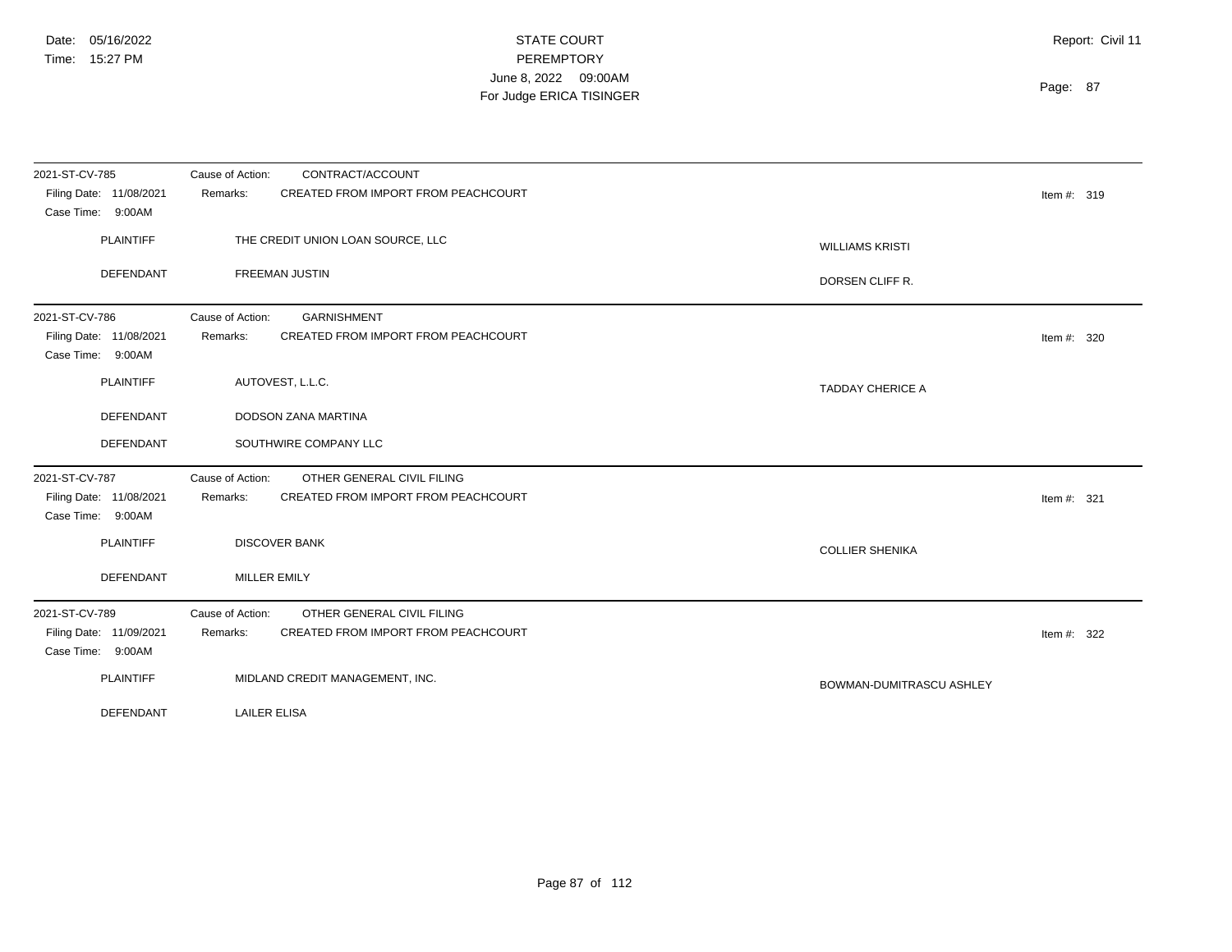Date: 05/16/2022
Time: 15:27 PM

STATE COURT
PEREMPTORY
June 8, 2022 09:00AM
For Judge ERICA TISINGER

Report: Civil 11

| | | | |
|---|---|---|---|
| 2021-ST-CV-785 | Cause of Action: CONTRACT/ACCOUNT | | |
| Filing Date: 11/08/2021 | Remarks: CREATED FROM IMPORT FROM PEACHCOURT | | Item #: 319 |
| Case Time: 9:00AM | | | |
| PLAINTIFF | THE CREDIT UNION LOAN SOURCE, LLC | WILLIAMS KRISTI | |
| DEFENDANT | FREEMAN JUSTIN | DORSEN CLIFF R. | |
| 2021-ST-CV-786 | Cause of Action: GARNISHMENT | | |
| Filing Date: 11/08/2021 | Remarks: CREATED FROM IMPORT FROM PEACHCOURT | | Item #: 320 |
| Case Time: 9:00AM | | | |
| PLAINTIFF | AUTOVEST, L.L.C. | TADDAY CHERICE A | |
| DEFENDANT | DODSON ZANA MARTINA | | |
| DEFENDANT | SOUTHWIRE COMPANY LLC | | |
| 2021-ST-CV-787 | Cause of Action: OTHER GENERAL CIVIL FILING | | |
| Filing Date: 11/08/2021 | Remarks: CREATED FROM IMPORT FROM PEACHCOURT | | Item #: 321 |
| Case Time: 9:00AM | | | |
| PLAINTIFF | DISCOVER BANK | COLLIER SHENIKA | |
| DEFENDANT | MILLER EMILY | | |
| 2021-ST-CV-789 | Cause of Action: OTHER GENERAL CIVIL FILING | | |
| Filing Date: 11/09/2021 | Remarks: CREATED FROM IMPORT FROM PEACHCOURT | | Item #: 322 |
| Case Time: 9:00AM | | | |
| PLAINTIFF | MIDLAND CREDIT MANAGEMENT, INC. | BOWMAN-DUMITRASCU ASHLEY | |
| DEFENDANT | LAILER ELISA | | |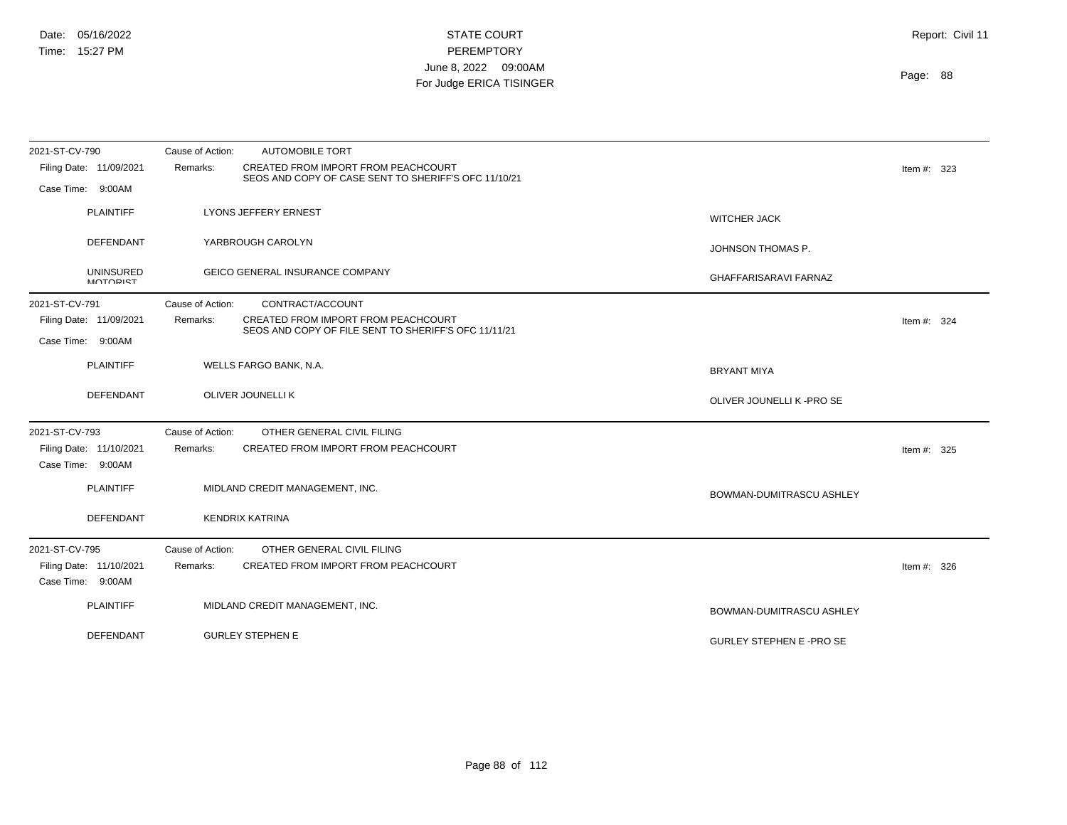## STATE COURT
## PEREMPTORY
## June 8, 2022 09:00AM
## For Judge ERICA TISINGER

Date: 05/16/2022
Time: 15:27 PM

Report: Civil 11

---

**2021-ST-CV-790**
Filing Date: 11/09/2021
Case Time: 9:00AM

Cause of Action: AUTOMOBILE TORT
Remarks: CREATED FROM IMPORT FROM PEACHCOURT
SEOS AND COPY OF CASE SENT TO SHERIFF'S OFC 11/10/21

Item #: 323

| | | |
|---|---|---|
| PLAINTIFF | LYONS JEFFERY ERNEST | WITCHER JACK |
| DEFENDANT | YARBROUGH CAROLYN | JOHNSON THOMAS P. |
| UNINSURED MOTORIST | GEICO GENERAL INSURANCE COMPANY | GHAFFARISARAVI FARNAZ |

---

**2021-ST-CV-791**
Filing Date: 11/09/2021
Case Time: 9:00AM

Cause of Action: CONTRACT/ACCOUNT
Remarks: CREATED FROM IMPORT FROM PEACHCOURT
SEOS AND COPY OF FILE SENT TO SHERIFF'S OFC 11/11/21

Item #: 324

| | | |
|---|---|---|
| PLAINTIFF | WELLS FARGO BANK, N.A. | BRYANT MIYA |
| DEFENDANT | OLIVER JOUNELLI K | OLIVER JOUNELLI K -PRO SE |

---

**2021-ST-CV-793**
Filing Date: 11/10/2021
Case Time: 9:00AM

Cause of Action: OTHER GENERAL CIVIL FILING
Remarks: CREATED FROM IMPORT FROM PEACHCOURT

Item #: 325

| | | |
|---|---|---|
| PLAINTIFF | MIDLAND CREDIT MANAGEMENT, INC. | BOWMAN-DUMITRASCU ASHLEY |
| DEFENDANT | KENDRIX KATRINA | |

---

**2021-ST-CV-795**
Filing Date: 11/10/2021
Case Time: 9:00AM

Cause of Action: OTHER GENERAL CIVIL FILING
Remarks: CREATED FROM IMPORT FROM PEACHCOURT

Item #: 326

| | | |
|---|---|---|
| PLAINTIFF | MIDLAND CREDIT MANAGEMENT, INC. | BOWMAN-DUMITRASCU ASHLEY |
| DEFENDANT | GURLEY STEPHEN E | GURLEY STEPHEN E -PRO SE |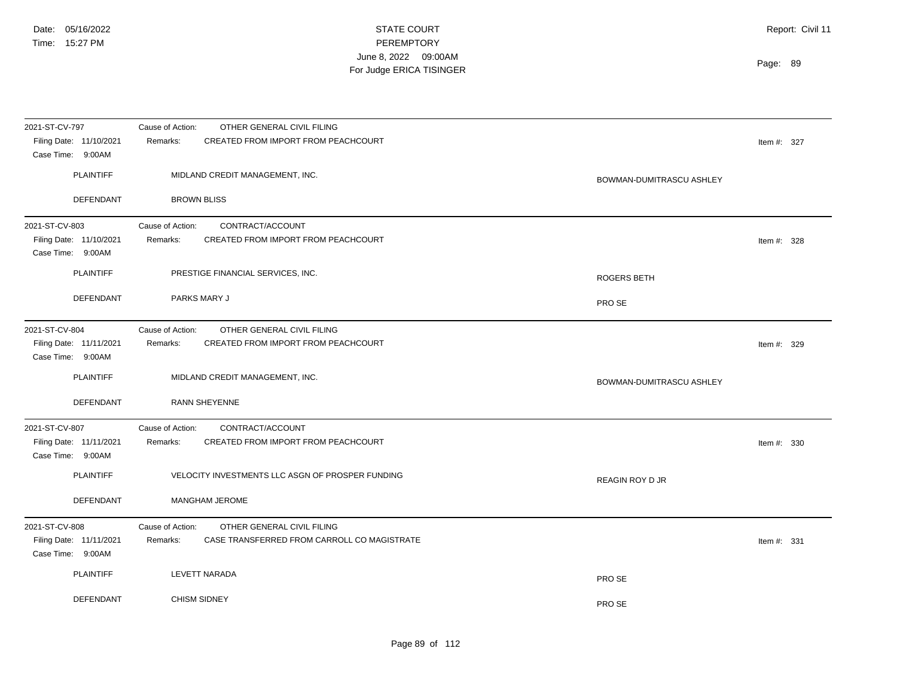2021-ST-CV-797 | Cause of Action: OTHER GENERAL CIVIL FILING
Filing Date: 11/10/2021 | Remarks: CREATED FROM IMPORT FROM PEACHCOURT | Item #: 327
Case Time: 9:00AM

| | | |
|---|---|---|
| PLAINTIFF | MIDLAND CREDIT MANAGEMENT, INC. | BOWMAN-DUMITRASCU ASHLEY |
| DEFENDANT | BROWN BLISS | |

---

2021-ST-CV-803 | Cause of Action: CONTRACT/ACCOUNT
Filing Date: 11/10/2021 | Remarks: CREATED FROM IMPORT FROM PEACHCOURT | Item #: 328
Case Time: 9:00AM

| | | |
|---|---|---|
| PLAINTIFF | PRESTIGE FINANCIAL SERVICES, INC. | ROGERS BETH |
| DEFENDANT | PARKS MARY J | PRO SE |

---

2021-ST-CV-804 | Cause of Action: OTHER GENERAL CIVIL FILING
Filing Date: 11/11/2021 | Remarks: CREATED FROM IMPORT FROM PEACHCOURT | Item #: 329
Case Time: 9:00AM

| | | |
|---|---|---|
| PLAINTIFF | MIDLAND CREDIT MANAGEMENT, INC. | BOWMAN-DUMITRASCU ASHLEY |
| DEFENDANT | RANN SHEYENNE | |

---

2021-ST-CV-807 | Cause of Action: CONTRACT/ACCOUNT
Filing Date: 11/11/2021 | Remarks: CREATED FROM IMPORT FROM PEACHCOURT | Item #: 330
Case Time: 9:00AM

| | | |
|---|---|---|
| PLAINTIFF | VELOCITY INVESTMENTS LLC ASGN OF PROSPER FUNDING | REAGIN ROY D JR |
| DEFENDANT | MANGHAM JEROME | |

---

2021-ST-CV-808 | Cause of Action: OTHER GENERAL CIVIL FILING
Filing Date: 11/11/2021 | Remarks: CASE TRANSFERRED FROM CARROLL CO MAGISTRATE | Item #: 331
Case Time: 9:00AM

| | | |
|---|---|---|
| PLAINTIFF | LEVETT NARADA | PRO SE |
| DEFENDANT | CHISM SIDNEY | PRO SE |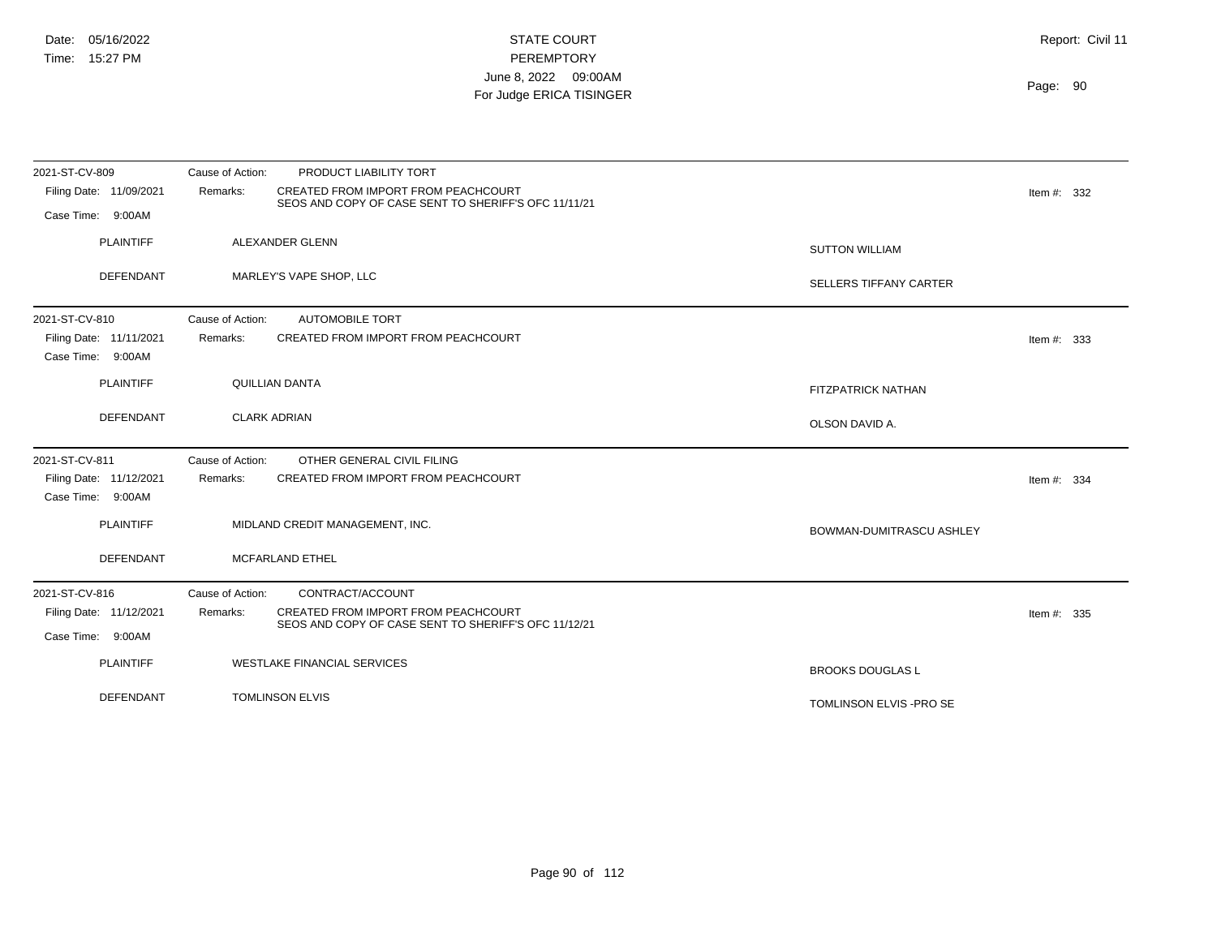## 2021-ST-CV-809

Cause of Action: PRODUCT LIABILITY TORT

Filing Date: 11/09/2021

Remarks: CREATED FROM IMPORT FROM PEACHCOURT
SEOS AND COPY OF CASE SENT TO SHERIFF'S OFC 11/11/21

Item #: 332

Case Time: 9:00AM

| | | |
|---|---|---|
| PLAINTIFF | ALEXANDER GLENN | SUTTON WILLIAM |
| DEFENDANT | MARLEY'S VAPE SHOP, LLC | SELLERS TIFFANY CARTER |

## 2021-ST-CV-810

Cause of Action: AUTOMOBILE TORT

Filing Date: 11/11/2021

Remarks: CREATED FROM IMPORT FROM PEACHCOURT

Item #: 333

Case Time: 9:00AM

| | | |
|---|---|---|
| PLAINTIFF | QUILLIAN DANTA | FITZPATRICK NATHAN |
| DEFENDANT | CLARK ADRIAN | OLSON DAVID A. |

## 2021-ST-CV-811

Cause of Action: OTHER GENERAL CIVIL FILING

Filing Date: 11/12/2021

Remarks: CREATED FROM IMPORT FROM PEACHCOURT

Item #: 334

Case Time: 9:00AM

| | | |
|---|---|---|
| PLAINTIFF | MIDLAND CREDIT MANAGEMENT, INC. | BOWMAN-DUMITRASCU ASHLEY |
| DEFENDANT | MCFARLAND ETHEL | |

## 2021-ST-CV-816

Cause of Action: CONTRACT/ACCOUNT

Filing Date: 11/12/2021

Remarks: CREATED FROM IMPORT FROM PEACHCOURT
SEOS AND COPY OF CASE SENT TO SHERIFF'S OFC 11/12/21

Item #: 335

Case Time: 9:00AM

| | | |
|---|---|---|
| PLAINTIFF | WESTLAKE FINANCIAL SERVICES | BROOKS DOUGLAS L |
| DEFENDANT | TOMLINSON ELVIS | TOMLINSON ELVIS -PRO SE |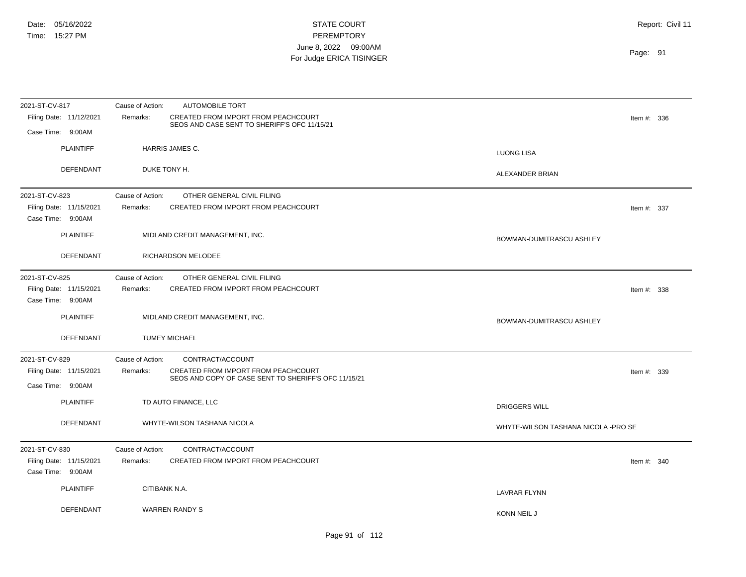## 2021-ST-CV-817

Cause of Action: AUTOMOBILE TORT

Filing Date: 11/12/2021

Remarks: CREATED FROM IMPORT FROM PEACHCOURT
SEOS AND CASE SENT TO SHERIFF'S OFC 11/15/21

Item #: 336

Case Time: 9:00AM

| | | |
|---|---|---|
| PLAINTIFF | HARRIS JAMES C. | LUONG LISA |
| DEFENDANT | DUKE TONY H. | ALEXANDER BRIAN |

## 2021-ST-CV-823

Cause of Action: OTHER GENERAL CIVIL FILING

Filing Date: 11/15/2021

Remarks: CREATED FROM IMPORT FROM PEACHCOURT

Item #: 337

Case Time: 9:00AM

| | | |
|---|---|---|
| PLAINTIFF | MIDLAND CREDIT MANAGEMENT, INC. | BOWMAN-DUMITRASCU ASHLEY |
| DEFENDANT | RICHARDSON MELODEE | |

## 2021-ST-CV-825

Cause of Action: OTHER GENERAL CIVIL FILING

Filing Date: 11/15/2021

Remarks: CREATED FROM IMPORT FROM PEACHCOURT

Item #: 338

Case Time: 9:00AM

| | | |
|---|---|---|
| PLAINTIFF | MIDLAND CREDIT MANAGEMENT, INC. | BOWMAN-DUMITRASCU ASHLEY |
| DEFENDANT | TUMEY MICHAEL | |

## 2021-ST-CV-829

Cause of Action: CONTRACT/ACCOUNT

Filing Date: 11/15/2021

Remarks: CREATED FROM IMPORT FROM PEACHCOURT
SEOS AND COPY OF CASE SENT TO SHERIFF'S OFC 11/15/21

Item #: 339

Case Time: 9:00AM

| | | |
|---|---|---|
| PLAINTIFF | TD AUTO FINANCE, LLC | DRIGGERS WILL |
| DEFENDANT | WHYTE-WILSON TASHANA NICOLA | WHYTE-WILSON TASHANA NICOLA -PRO SE |

## 2021-ST-CV-830

Cause of Action: CONTRACT/ACCOUNT

Filing Date: 11/15/2021

Remarks: CREATED FROM IMPORT FROM PEACHCOURT

Item #: 340

Case Time: 9:00AM

| | | |
|---|---|---|
| PLAINTIFF | CITIBANK N.A. | LAVRAR FLYNN |
| DEFENDANT | WARREN RANDY S | KONN NEIL J |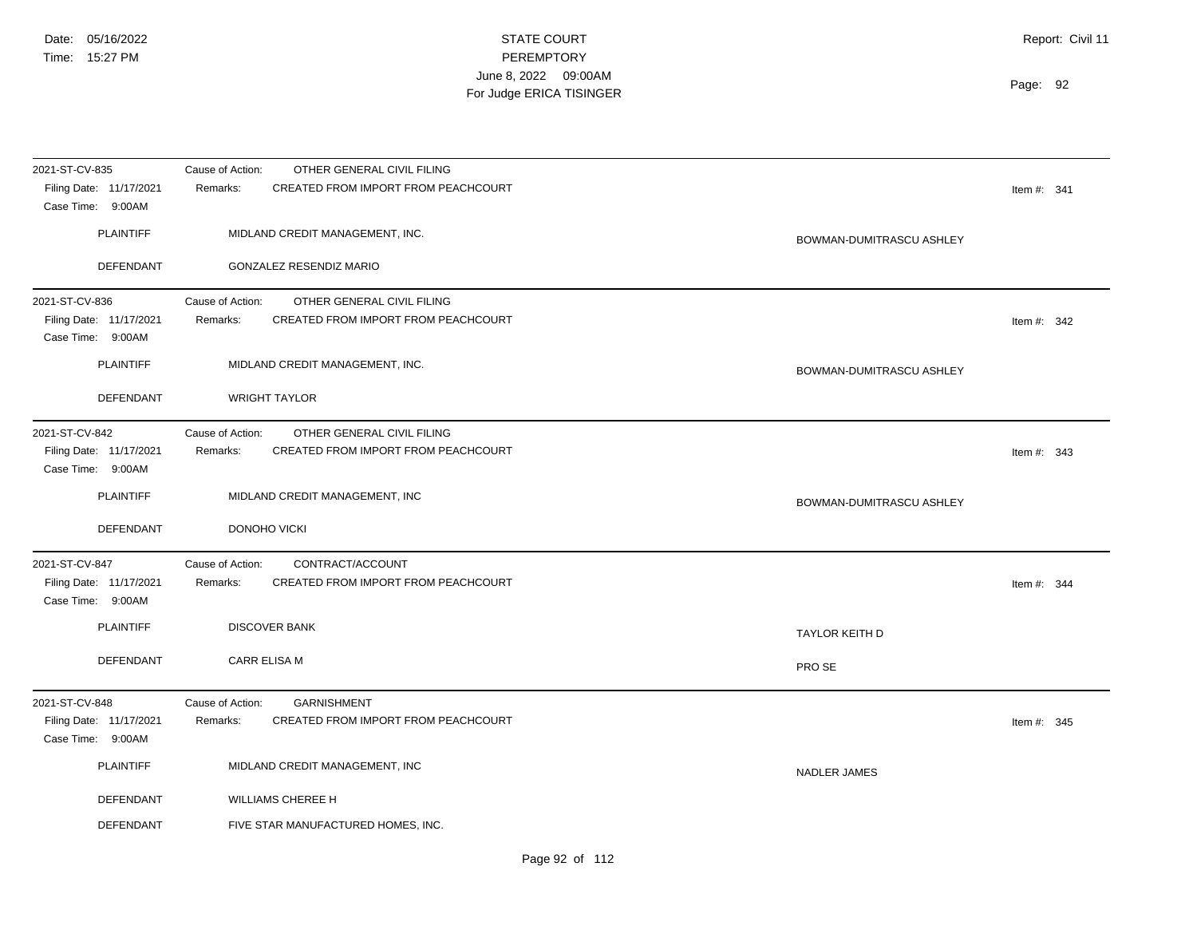| | | | |
|---|---|---|---|
| **2021-ST-CV-835** | Cause of Action: OTHER GENERAL CIVIL FILING | | Item #: 341 |
| Filing Date: 11/17/2021 | Remarks: CREATED FROM IMPORT FROM PEACHCOURT | | |
| Case Time: 9:00AM | | | |
| PLAINTIFF | MIDLAND CREDIT MANAGEMENT, INC. | BOWMAN-DUMITRASCU ASHLEY | |
| DEFENDANT | GONZALEZ RESENDIZ MARIO | | |
| **2021-ST-CV-836** | Cause of Action: OTHER GENERAL CIVIL FILING | | Item #: 342 |
| Filing Date: 11/17/2021 | Remarks: CREATED FROM IMPORT FROM PEACHCOURT | | |
| Case Time: 9:00AM | | | |
| PLAINTIFF | MIDLAND CREDIT MANAGEMENT, INC. | BOWMAN-DUMITRASCU ASHLEY | |
| DEFENDANT | WRIGHT TAYLOR | | |
| **2021-ST-CV-842** | Cause of Action: OTHER GENERAL CIVIL FILING | | Item #: 343 |
| Filing Date: 11/17/2021 | Remarks: CREATED FROM IMPORT FROM PEACHCOURT | | |
| Case Time: 9:00AM | | | |
| PLAINTIFF | MIDLAND CREDIT MANAGEMENT, INC | BOWMAN-DUMITRASCU ASHLEY | |
| DEFENDANT | DONOHO VICKI | | |
| **2021-ST-CV-847** | Cause of Action: CONTRACT/ACCOUNT | | Item #: 344 |
| Filing Date: 11/17/2021 | Remarks: CREATED FROM IMPORT FROM PEACHCOURT | | |
| Case Time: 9:00AM | | | |
| PLAINTIFF | DISCOVER BANK | TAYLOR KEITH D | |
| DEFENDANT | CARR ELISA M | PRO SE | |
| **2021-ST-CV-848** | Cause of Action: GARNISHMENT | | Item #: 345 |
| Filing Date: 11/17/2021 | Remarks: CREATED FROM IMPORT FROM PEACHCOURT | | |
| Case Time: 9:00AM | | | |
| PLAINTIFF | MIDLAND CREDIT MANAGEMENT, INC | NADLER JAMES | |
| DEFENDANT | WILLIAMS CHEREE H | | |
| DEFENDANT | FIVE STAR MANUFACTURED HOMES, INC. | | |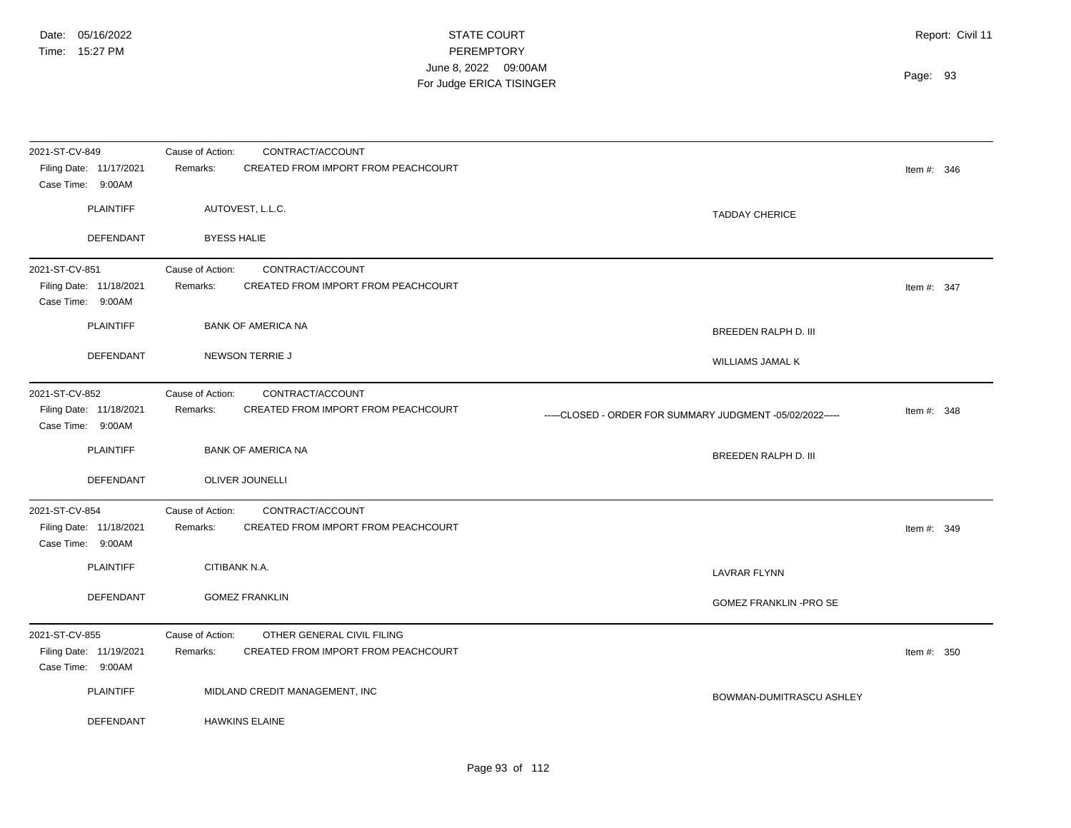| | | | |
|---|---|---|---|
| 2021-ST-CV-849 | Cause of Action: CONTRACT/ACCOUNT | | |
| Filing Date: 11/17/2021 | Remarks: CREATED FROM IMPORT FROM PEACHCOURT | | Item #: 346 |
| Case Time: 9:00AM | | | |
| PLAINTIFF | AUTOVEST, L.L.C. | TADDAY CHERICE | |
| DEFENDANT | BYESS HALIE | | |
| 2021-ST-CV-851 | Cause of Action: CONTRACT/ACCOUNT | | |
| Filing Date: 11/18/2021 | Remarks: CREATED FROM IMPORT FROM PEACHCOURT | | Item #: 347 |
| Case Time: 9:00AM | | | |
| PLAINTIFF | BANK OF AMERICA NA | BREEDEN RALPH D. III | |
| DEFENDANT | NEWSON TERRIE J | WILLIAMS JAMAL K | |
| 2021-ST-CV-852 | Cause of Action: CONTRACT/ACCOUNT | | |
| Filing Date: 11/18/2021 | Remarks: CREATED FROM IMPORT FROM PEACHCOURT | -----CLOSED - ORDER FOR SUMMARY JUDGMENT -05/02/2022----- | Item #: 348 |
| Case Time: 9:00AM | | | |
| PLAINTIFF | BANK OF AMERICA NA | BREEDEN RALPH D. III | |
| DEFENDANT | OLIVER JOUNELLI | | |
| 2021-ST-CV-854 | Cause of Action: CONTRACT/ACCOUNT | | |
| Filing Date: 11/18/2021 | Remarks: CREATED FROM IMPORT FROM PEACHCOURT | | Item #: 349 |
| Case Time: 9:00AM | | | |
| PLAINTIFF | CITIBANK N.A. | LAVRAR FLYNN | |
| DEFENDANT | GOMEZ FRANKLIN | GOMEZ FRANKLIN -PRO SE | |
| 2021-ST-CV-855 | Cause of Action: OTHER GENERAL CIVIL FILING | | |
| Filing Date: 11/19/2021 | Remarks: CREATED FROM IMPORT FROM PEACHCOURT | | Item #: 350 |
| Case Time: 9:00AM | | | |
| PLAINTIFF | MIDLAND CREDIT MANAGEMENT, INC | BOWMAN-DUMITRASCU ASHLEY | |
| DEFENDANT | HAWKINS ELAINE | | |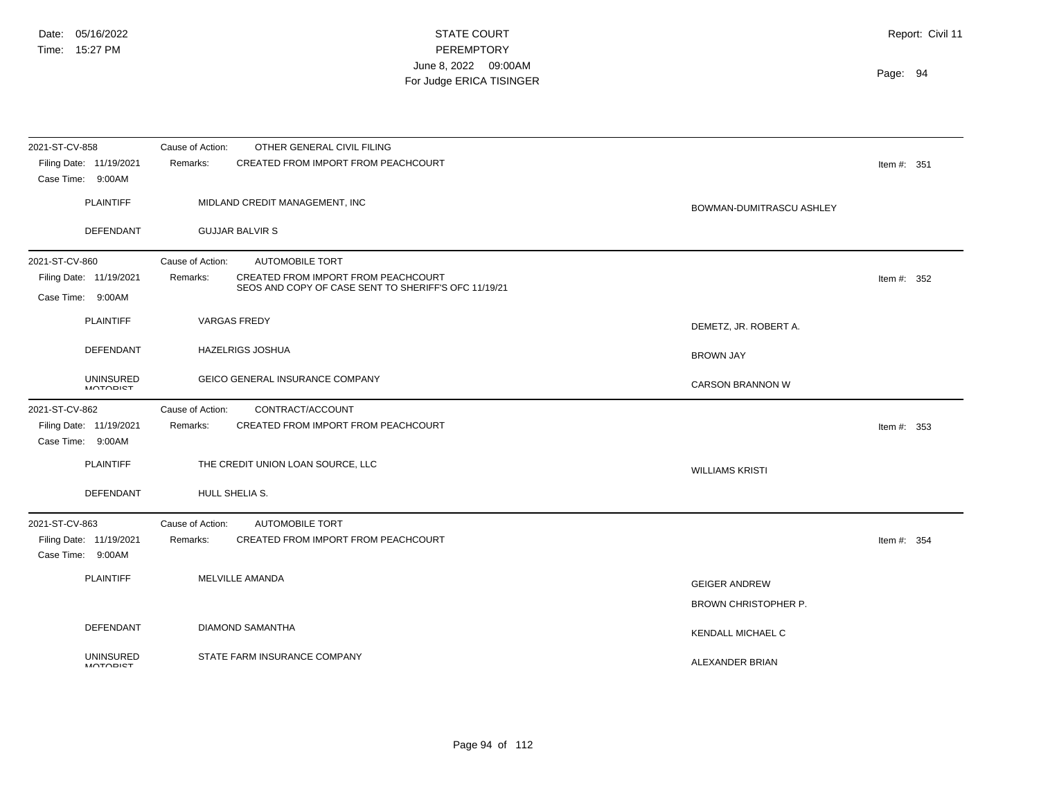# STATE COURT
## PEREMPTORY
### June 8, 2022 09:00AM
### For Judge ERICA TISINGER

Date: 05/16/2022
Time: 15:27 PM

Report: Civil 11

---

**2021-ST-CV-858** | Cause of Action: OTHER GENERAL CIVIL FILING
Filing Date: 11/19/2021 | Remarks: CREATED FROM IMPORT FROM PEACHCOURT | Item #: 351
Case Time: 9:00AM

| | | |
|---|---|---|
| PLAINTIFF | MIDLAND CREDIT MANAGEMENT, INC | BOWMAN-DUMITRASCU ASHLEY |
| DEFENDANT | GUJJAR BALVIR S | |

---

**2021-ST-CV-860** | Cause of Action: AUTOMOBILE TORT
Filing Date: 11/19/2021 | Remarks: CREATED FROM IMPORT FROM PEACHCOURT
SEOS AND COPY OF CASE SENT TO SHERIFF'S OFC 11/19/21 | Item #: 352
Case Time: 9:00AM

| | | |
|---|---|---|
| PLAINTIFF | VARGAS FREDY | DEMETZ, JR. ROBERT A. |
| DEFENDANT | HAZELRIGS JOSHUA | BROWN JAY |
| UNINSURED MOTORIST | GEICO GENERAL INSURANCE COMPANY | CARSON BRANNON W |

---

**2021-ST-CV-862** | Cause of Action: CONTRACT/ACCOUNT
Filing Date: 11/19/2021 | Remarks: CREATED FROM IMPORT FROM PEACHCOURT | Item #: 353
Case Time: 9:00AM

| | | |
|---|---|---|
| PLAINTIFF | THE CREDIT UNION LOAN SOURCE, LLC | WILLIAMS KRISTI |
| DEFENDANT | HULL SHELIA S. | |

---

**2021-ST-CV-863** | Cause of Action: AUTOMOBILE TORT
Filing Date: 11/19/2021 | Remarks: CREATED FROM IMPORT FROM PEACHCOURT | Item #: 354
Case Time: 9:00AM

| | | |
|---|---|---|
| PLAINTIFF | MELVILLE AMANDA | GEIGER ANDREW<br>BROWN CHRISTOPHER P. |
| DEFENDANT | DIAMOND SAMANTHA | KENDALL MICHAEL C |
| UNINSURED MOTORIST | STATE FARM INSURANCE COMPANY | ALEXANDER BRIAN |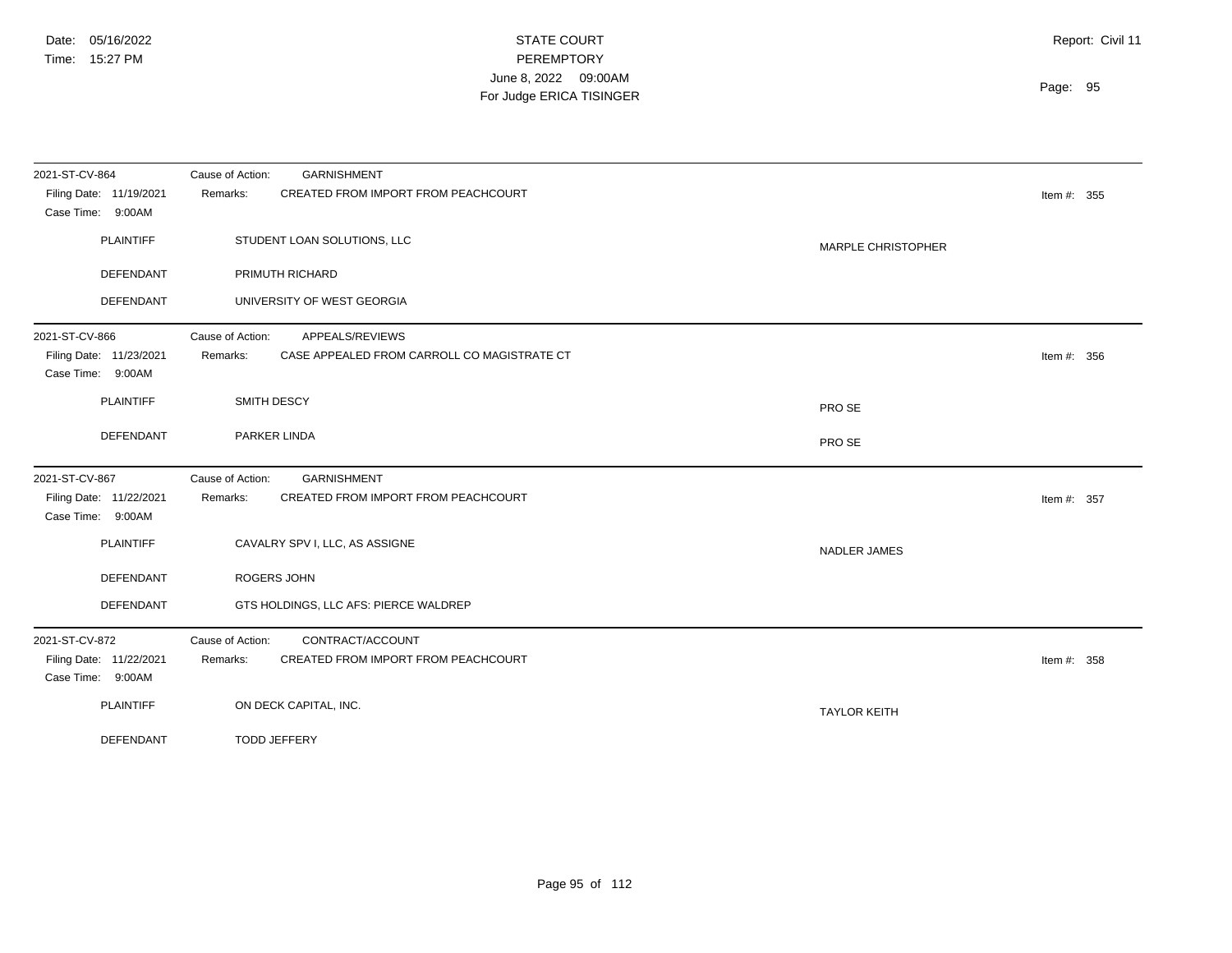**2021-ST-CV-864** — Cause of Action: GARNISHMENT — Item #: 355

Filing Date: 11/19/2021 — Remarks: CREATED FROM IMPORT FROM PEACHCOURT

Case Time: 9:00AM

| | | |
|---|---|---|
| PLAINTIFF | STUDENT LOAN SOLUTIONS, LLC | MARPLE CHRISTOPHER |
| DEFENDANT | PRIMUTH RICHARD | |
| DEFENDANT | UNIVERSITY OF WEST GEORGIA | |

**2021-ST-CV-866** — Cause of Action: APPEALS/REVIEWS — Item #: 356

Filing Date: 11/23/2021 — Remarks: CASE APPEALED FROM CARROLL CO MAGISTRATE CT

Case Time: 9:00AM

| | | |
|---|---|---|
| PLAINTIFF | SMITH DESCY | PRO SE |
| DEFENDANT | PARKER LINDA | PRO SE |

**2021-ST-CV-867** — Cause of Action: GARNISHMENT — Item #: 357

Filing Date: 11/22/2021 — Remarks: CREATED FROM IMPORT FROM PEACHCOURT

Case Time: 9:00AM

| | | |
|---|---|---|
| PLAINTIFF | CAVALRY SPV I, LLC, AS ASSIGNE | NADLER JAMES |
| DEFENDANT | ROGERS JOHN | |
| DEFENDANT | GTS HOLDINGS, LLC AFS: PIERCE WALDREP | |

**2021-ST-CV-872** — Cause of Action: CONTRACT/ACCOUNT — Item #: 358

Filing Date: 11/22/2021 — Remarks: CREATED FROM IMPORT FROM PEACHCOURT

Case Time: 9:00AM

| | | |
|---|---|---|
| PLAINTIFF | ON DECK CAPITAL, INC. | TAYLOR KEITH |
| DEFENDANT | TODD JEFFERY | |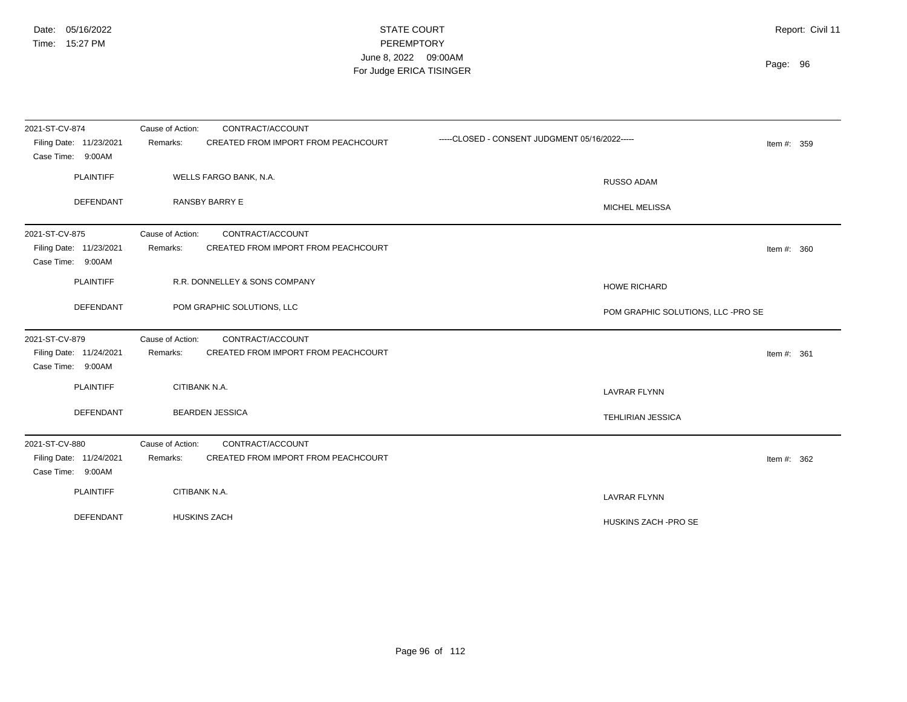2021-ST-CV-874
Filing Date: 11/23/2021
Case Time: 9:00AM

Cause of Action: CONTRACT/ACCOUNT
Remarks: CREATED FROM IMPORT FROM PEACHCOURT

-----CLOSED - CONSENT JUDGMENT 05/16/2022-----

Item #: 359

| | | |
|---|---|---|
| PLAINTIFF | WELLS FARGO BANK, N.A. | RUSSO ADAM |
| DEFENDANT | RANSBY BARRY E | MICHEL MELISSA |

---

2021-ST-CV-875
Filing Date: 11/23/2021
Case Time: 9:00AM

Cause of Action: CONTRACT/ACCOUNT
Remarks: CREATED FROM IMPORT FROM PEACHCOURT

Item #: 360

| | | |
|---|---|---|
| PLAINTIFF | R.R. DONNELLEY & SONS COMPANY | HOWE RICHARD |
| DEFENDANT | POM GRAPHIC SOLUTIONS, LLC | POM GRAPHIC SOLUTIONS, LLC -PRO SE |

---

2021-ST-CV-879
Filing Date: 11/24/2021
Case Time: 9:00AM

Cause of Action: CONTRACT/ACCOUNT
Remarks: CREATED FROM IMPORT FROM PEACHCOURT

Item #: 361

| | | |
|---|---|---|
| PLAINTIFF | CITIBANK N.A. | LAVRAR FLYNN |
| DEFENDANT | BEARDEN JESSICA | TEHLIRIAN JESSICA |

---

2021-ST-CV-880
Filing Date: 11/24/2021
Case Time: 9:00AM

Cause of Action: CONTRACT/ACCOUNT
Remarks: CREATED FROM IMPORT FROM PEACHCOURT

Item #: 362

| | | |
|---|---|---|
| PLAINTIFF | CITIBANK N.A. | LAVRAR FLYNN |
| DEFENDANT | HUSKINS ZACH | HUSKINS ZACH -PRO SE |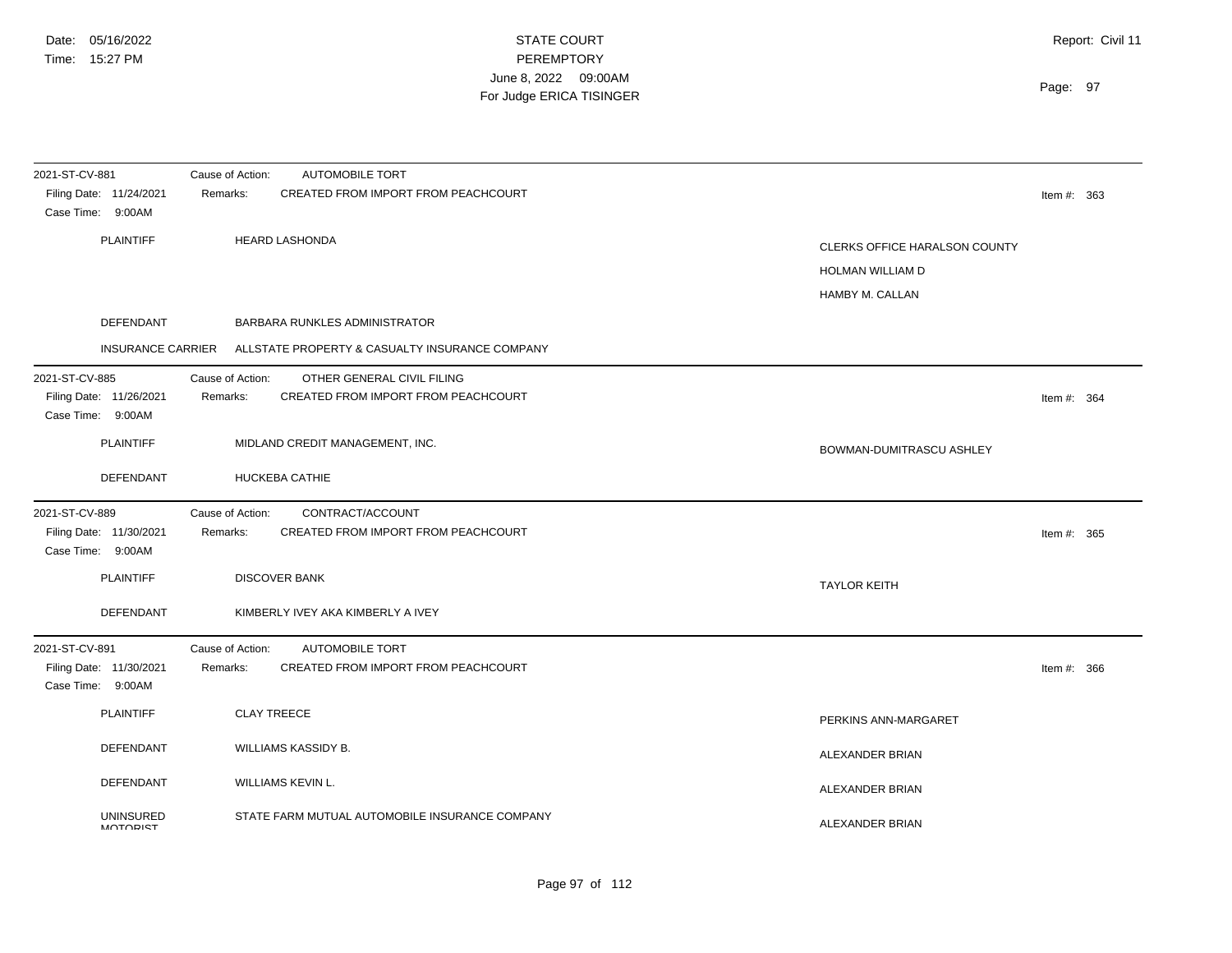# STATE COURT
## PEREMPTORY
### June 8, 2022 09:00AM
### For Judge ERICA TISINGER

Date: 05/16/2022
Time: 15:27 PM

Report: Civil 11

---

**2021-ST-CV-881** | Cause of Action: AUTOMOBILE TORT
Filing Date: 11/24/2021 | Remarks: CREATED FROM IMPORT FROM PEACHCOURT | Item #: 363
Case Time: 9:00AM

| | | |
|---|---|---|
| PLAINTIFF | HEARD LASHONDA | CLERKS OFFICE HARALSON COUNTY |
| | | HOLMAN WILLIAM D |
| | | HAMBY M. CALLAN |
| DEFENDANT | BARBARA RUNKLES ADMINISTRATOR | |
| INSURANCE CARRIER | ALLSTATE PROPERTY & CASUALTY INSURANCE COMPANY | |

---

**2021-ST-CV-885** | Cause of Action: OTHER GENERAL CIVIL FILING
Filing Date: 11/26/2021 | Remarks: CREATED FROM IMPORT FROM PEACHCOURT | Item #: 364
Case Time: 9:00AM

| | | |
|---|---|---|
| PLAINTIFF | MIDLAND CREDIT MANAGEMENT, INC. | BOWMAN-DUMITRASCU ASHLEY |
| DEFENDANT | HUCKEBA CATHIE | |

---

**2021-ST-CV-889** | Cause of Action: CONTRACT/ACCOUNT
Filing Date: 11/30/2021 | Remarks: CREATED FROM IMPORT FROM PEACHCOURT | Item #: 365
Case Time: 9:00AM

| | | |
|---|---|---|
| PLAINTIFF | DISCOVER BANK | TAYLOR KEITH |
| DEFENDANT | KIMBERLY IVEY AKA KIMBERLY A IVEY | |

---

**2021-ST-CV-891** | Cause of Action: AUTOMOBILE TORT
Filing Date: 11/30/2021 | Remarks: CREATED FROM IMPORT FROM PEACHCOURT | Item #: 366
Case Time: 9:00AM

| | | |
|---|---|---|
| PLAINTIFF | CLAY TREECE | PERKINS ANN-MARGARET |
| DEFENDANT | WILLIAMS KASSIDY B. | ALEXANDER BRIAN |
| DEFENDANT | WILLIAMS KEVIN L. | ALEXANDER BRIAN |
| UNINSURED MOTORIST | STATE FARM MUTUAL AUTOMOBILE INSURANCE COMPANY | ALEXANDER BRIAN |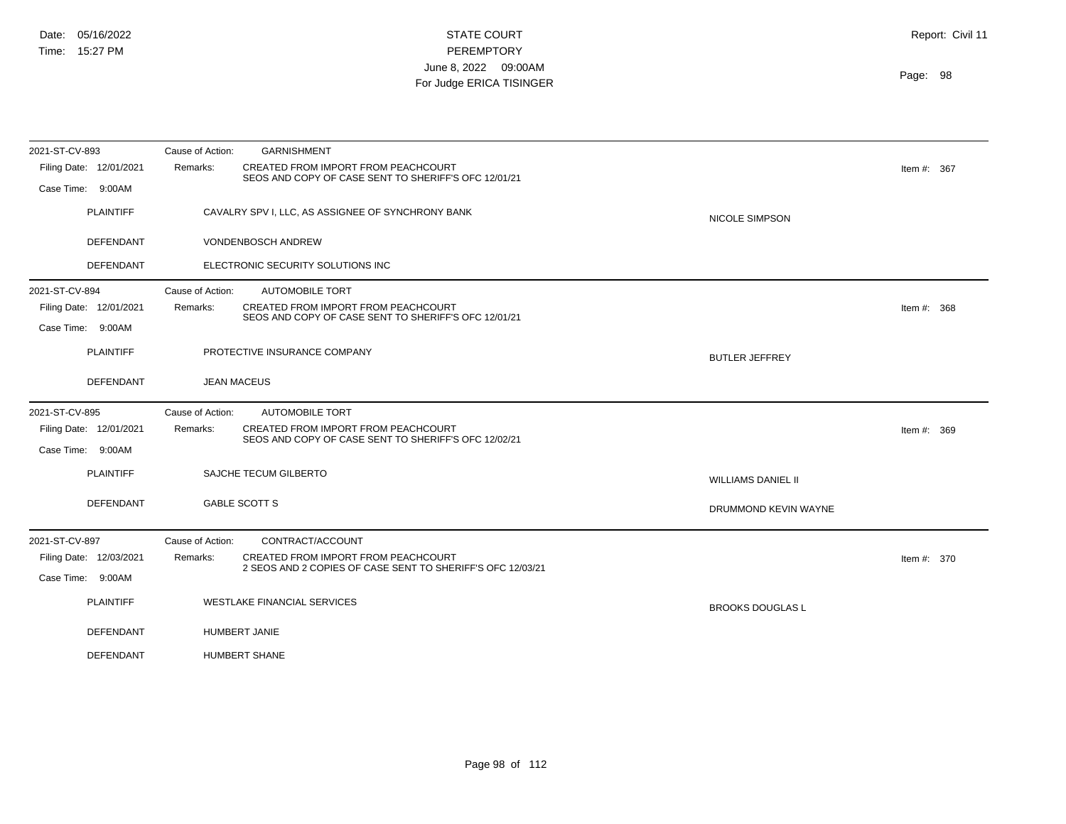STATE COURT
PEREMPTORY
June 8, 2022 09:00AM
For Judge ERICA TISINGER

Date: 05/16/2022
Time: 15:27 PM

Report: Civil 11

---

**2021-ST-CV-893** — Cause of Action: GARNISHMENT — Item #: 367

Filing Date: 12/01/2021
Case Time: 9:00AM

Remarks: CREATED FROM IMPORT FROM PEACHCOURT
SEOS AND COPY OF CASE SENT TO SHERIFF'S OFC 12/01/21

| Party | Name | Attorney |
|---|---|---|
| PLAINTIFF | CAVALRY SPV I, LLC, AS ASSIGNEE OF SYNCHRONY BANK | NICOLE SIMPSON |
| DEFENDANT | VONDENBOSCH ANDREW | |
| DEFENDANT | ELECTRONIC SECURITY SOLUTIONS INC | |

---

**2021-ST-CV-894** — Cause of Action: AUTOMOBILE TORT — Item #: 368

Filing Date: 12/01/2021
Case Time: 9:00AM

Remarks: CREATED FROM IMPORT FROM PEACHCOURT
SEOS AND COPY OF CASE SENT TO SHERIFF'S OFC 12/01/21

| Party | Name | Attorney |
|---|---|---|
| PLAINTIFF | PROTECTIVE INSURANCE COMPANY | BUTLER JEFFREY |
| DEFENDANT | JEAN MACEUS | |

---

**2021-ST-CV-895** — Cause of Action: AUTOMOBILE TORT — Item #: 369

Filing Date: 12/01/2021
Case Time: 9:00AM

Remarks: CREATED FROM IMPORT FROM PEACHCOURT
SEOS AND COPY OF CASE SENT TO SHERIFF'S OFC 12/02/21

| Party | Name | Attorney |
|---|---|---|
| PLAINTIFF | SAJCHE TECUM GILBERTO | WILLIAMS DANIEL II |
| DEFENDANT | GABLE SCOTT S | DRUMMOND KEVIN WAYNE |

---

**2021-ST-CV-897** — Cause of Action: CONTRACT/ACCOUNT — Item #: 370

Filing Date: 12/03/2021
Case Time: 9:00AM

Remarks: CREATED FROM IMPORT FROM PEACHCOURT
2 SEOS AND 2 COPIES OF CASE SENT TO SHERIFF'S OFC 12/03/21

| Party | Name | Attorney |
|---|---|---|
| PLAINTIFF | WESTLAKE FINANCIAL SERVICES | BROOKS DOUGLAS L |
| DEFENDANT | HUMBERT JANIE | |
| DEFENDANT | HUMBERT SHANE | |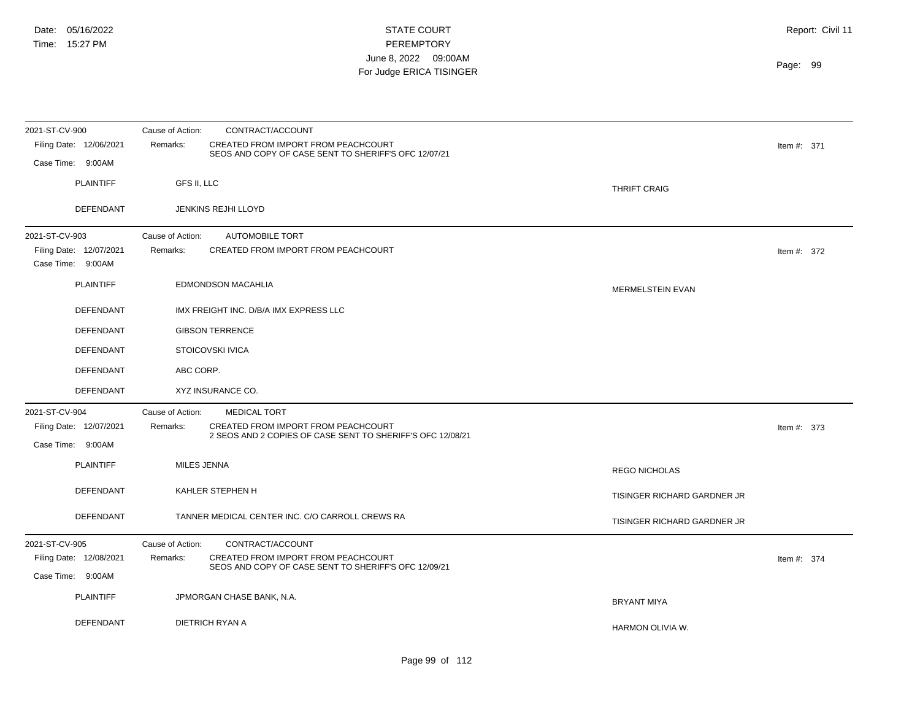Date: 05/16/2022
Time: 15:27 PM

# STATE COURT
## PEREMPTORY
## June 8, 2022 09:00AM
## For Judge ERICA TISINGER

Report: Civil 11

---

**2021-ST-CV-900**
Filing Date: 12/06/2021
Case Time: 9:00AM

Cause of Action: CONTRACT/ACCOUNT
Remarks: CREATED FROM IMPORT FROM PEACHCOURT
SEOS AND COPY OF CASE SENT TO SHERIFF'S OFC 12/07/21

Item #: 371

| Party | Name | Attorney |
|---|---|---|
| PLAINTIFF | GFS II, LLC | THRIFT CRAIG |
| DEFENDANT | JENKINS REJHI LLOYD | |

---

**2021-ST-CV-903**
Filing Date: 12/07/2021
Case Time: 9:00AM

Cause of Action: AUTOMOBILE TORT
Remarks: CREATED FROM IMPORT FROM PEACHCOURT

Item #: 372

| Party | Name | Attorney |
|---|---|---|
| PLAINTIFF | EDMONDSON MACAHLIA | MERMELSTEIN EVAN |
| DEFENDANT | IMX FREIGHT INC. D/B/A IMX EXPRESS LLC | |
| DEFENDANT | GIBSON TERRENCE | |
| DEFENDANT | STOICOVSKI IVICA | |
| DEFENDANT | ABC CORP. | |
| DEFENDANT | XYZ INSURANCE CO. | |

---

**2021-ST-CV-904**
Filing Date: 12/07/2021
Case Time: 9:00AM

Cause of Action: MEDICAL TORT
Remarks: CREATED FROM IMPORT FROM PEACHCOURT
2 SEOS AND 2 COPIES OF CASE SENT TO SHERIFF'S OFC 12/08/21

Item #: 373

| Party | Name | Attorney |
|---|---|---|
| PLAINTIFF | MILES JENNA | REGO NICHOLAS |
| DEFENDANT | KAHLER STEPHEN H | TISINGER RICHARD GARDNER JR |
| DEFENDANT | TANNER MEDICAL CENTER INC. C/O CARROLL CREWS RA | TISINGER RICHARD GARDNER JR |

---

**2021-ST-CV-905**
Filing Date: 12/08/2021
Case Time: 9:00AM

Cause of Action: CONTRACT/ACCOUNT
Remarks: CREATED FROM IMPORT FROM PEACHCOURT
SEOS AND COPY OF CASE SENT TO SHERIFF'S OFC 12/09/21

Item #: 374

| Party | Name | Attorney |
|---|---|---|
| PLAINTIFF | JPMORGAN CHASE BANK, N.A. | BRYANT MIYA |
| DEFENDANT | DIETRICH RYAN A | HARMON OLIVIA W. |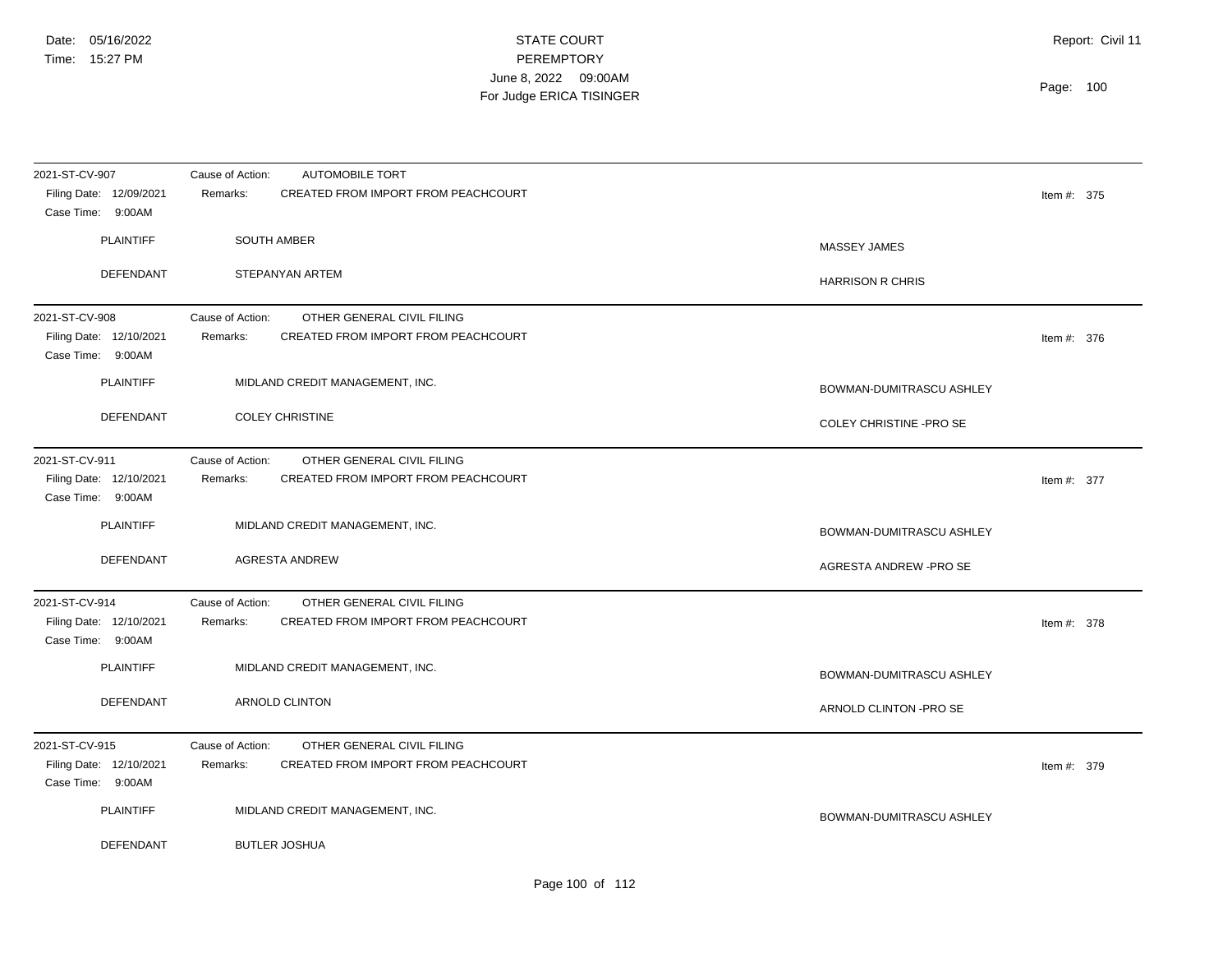| | | | |
|---|---|---|---|
| 2021-ST-CV-907<br>Filing Date: 12/09/2021<br>Case Time: 9:00AM | Cause of Action: AUTOMOBILE TORT<br>Remarks: CREATED FROM IMPORT FROM PEACHCOURT | | Item #: 375 |
| PLAINTIFF | SOUTH AMBER | MASSEY JAMES | |
| DEFENDANT | STEPANYAN ARTEM | HARRISON R CHRIS | |
| 2021-ST-CV-908<br>Filing Date: 12/10/2021<br>Case Time: 9:00AM | Cause of Action: OTHER GENERAL CIVIL FILING<br>Remarks: CREATED FROM IMPORT FROM PEACHCOURT | | Item #: 376 |
| PLAINTIFF | MIDLAND CREDIT MANAGEMENT, INC. | BOWMAN-DUMITRASCU ASHLEY | |
| DEFENDANT | COLEY CHRISTINE | COLEY CHRISTINE -PRO SE | |
| 2021-ST-CV-911<br>Filing Date: 12/10/2021<br>Case Time: 9:00AM | Cause of Action: OTHER GENERAL CIVIL FILING<br>Remarks: CREATED FROM IMPORT FROM PEACHCOURT | | Item #: 377 |
| PLAINTIFF | MIDLAND CREDIT MANAGEMENT, INC. | BOWMAN-DUMITRASCU ASHLEY | |
| DEFENDANT | AGRESTA ANDREW | AGRESTA ANDREW -PRO SE | |
| 2021-ST-CV-914<br>Filing Date: 12/10/2021<br>Case Time: 9:00AM | Cause of Action: OTHER GENERAL CIVIL FILING<br>Remarks: CREATED FROM IMPORT FROM PEACHCOURT | | Item #: 378 |
| PLAINTIFF | MIDLAND CREDIT MANAGEMENT, INC. | BOWMAN-DUMITRASCU ASHLEY | |
| DEFENDANT | ARNOLD CLINTON | ARNOLD CLINTON -PRO SE | |
| 2021-ST-CV-915<br>Filing Date: 12/10/2021<br>Case Time: 9:00AM | Cause of Action: OTHER GENERAL CIVIL FILING<br>Remarks: CREATED FROM IMPORT FROM PEACHCOURT | | Item #: 379 |
| PLAINTIFF | MIDLAND CREDIT MANAGEMENT, INC. | BOWMAN-DUMITRASCU ASHLEY | |
| DEFENDANT | BUTLER JOSHUA | | |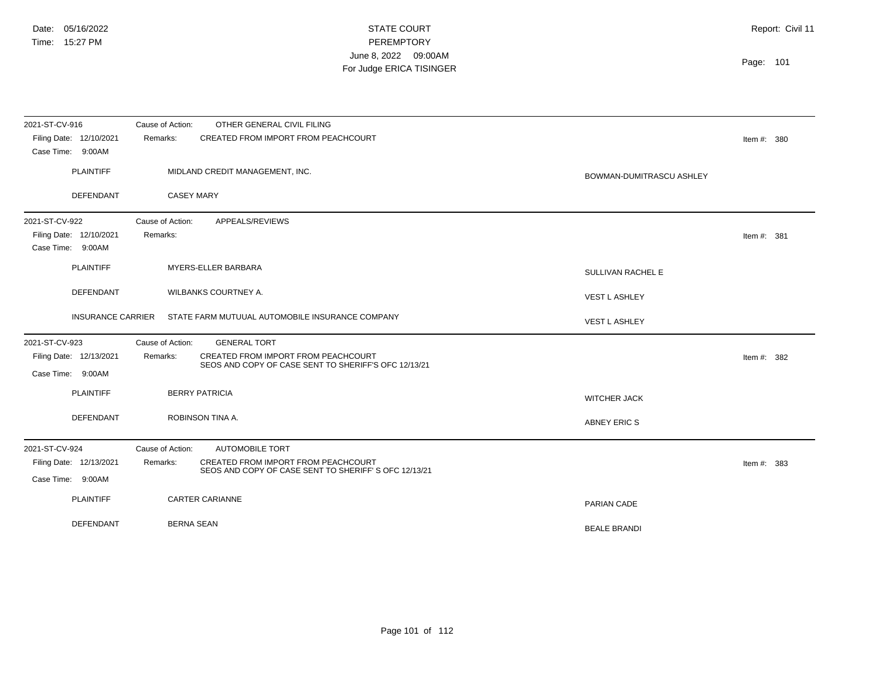Date: 05/16/2022
Time: 15:27 PM

# STATE COURT
## PEREMPTORY
June 8, 2022 09:00AM
For Judge ERICA TISINGER

Report: Civil 11

---

**2021-ST-CV-916** — Cause of Action: OTHER GENERAL CIVIL FILING

Filing Date: 12/10/2021 — Remarks: CREATED FROM IMPORT FROM PEACHCOURT — Item #: 380

Case Time: 9:00AM

| | | |
|---|---|---|
| PLAINTIFF | MIDLAND CREDIT MANAGEMENT, INC. | BOWMAN-DUMITRASCU ASHLEY |
| DEFENDANT | CASEY MARY | |

---

**2021-ST-CV-922** — Cause of Action: APPEALS/REVIEWS

Filing Date: 12/10/2021 — Remarks: — Item #: 381

Case Time: 9:00AM

| | | |
|---|---|---|
| PLAINTIFF | MYERS-ELLER BARBARA | SULLIVAN RACHEL E |
| DEFENDANT | WILBANKS COURTNEY A. | VEST L ASHLEY |
| INSURANCE CARRIER | STATE FARM MUTUUAL AUTOMOBILE INSURANCE COMPANY | VEST L ASHLEY |

---

**2021-ST-CV-923** — Cause of Action: GENERAL TORT

Filing Date: 12/13/2021 — Remarks: CREATED FROM IMPORT FROM PEACHCOURT
SEOS AND COPY OF CASE SENT TO SHERIFF'S OFC 12/13/21 — Item #: 382

Case Time: 9:00AM

| | | |
|---|---|---|
| PLAINTIFF | BERRY PATRICIA | WITCHER JACK |
| DEFENDANT | ROBINSON TINA A. | ABNEY ERIC S |

---

**2021-ST-CV-924** — Cause of Action: AUTOMOBILE TORT

Filing Date: 12/13/2021 — Remarks: CREATED FROM IMPORT FROM PEACHCOURT
SEOS AND COPY OF CASE SENT TO SHERIFF' S OFC 12/13/21 — Item #: 383

Case Time: 9:00AM

| | | |
|---|---|---|
| PLAINTIFF | CARTER CARIANNE | PARIAN CADE |
| DEFENDANT | BERNA SEAN | BEALE BRANDI |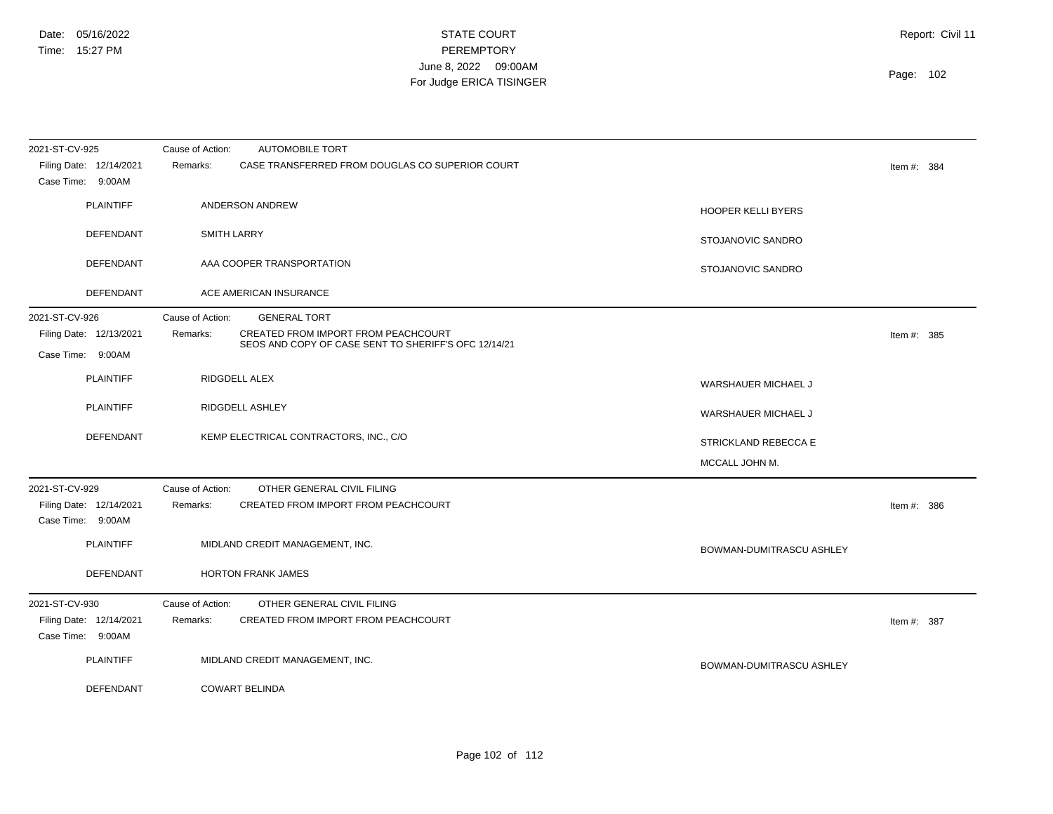Date: 05/16/2022
Time: 15:27 PM

# STATE COURT
## PEREMPTORY
June 8, 2022 09:00AM
For Judge ERICA TISINGER

Report: Civil 11

---

**2021-ST-CV-925** — Cause of Action: AUTOMOBILE TORT — Item #: 384
Filing Date: 12/14/2021 — Remarks: CASE TRANSFERRED FROM DOUGLAS CO SUPERIOR COURT
Case Time: 9:00AM

| | | |
|---|---|---|
| PLAINTIFF | ANDERSON ANDREW | HOOPER KELLI BYERS |
| DEFENDANT | SMITH LARRY | STOJANOVIC SANDRO |
| DEFENDANT | AAA COOPER TRANSPORTATION | STOJANOVIC SANDRO |
| DEFENDANT | ACE AMERICAN INSURANCE | |

---

**2021-ST-CV-926** — Cause of Action: GENERAL TORT — Item #: 385
Filing Date: 12/13/2021 — Remarks: CREATED FROM IMPORT FROM PEACHCOURT
SEOS AND COPY OF CASE SENT TO SHERIFF'S OFC 12/14/21
Case Time: 9:00AM

| | | |
|---|---|---|
| PLAINTIFF | RIDGDELL ALEX | WARSHAUER MICHAEL J |
| PLAINTIFF | RIDGDELL ASHLEY | WARSHAUER MICHAEL J |
| DEFENDANT | KEMP ELECTRICAL CONTRACTORS, INC., C/O | STRICKLAND REBECCA E<br>MCCALL JOHN M. |

---

**2021-ST-CV-929** — Cause of Action: OTHER GENERAL CIVIL FILING — Item #: 386
Filing Date: 12/14/2021 — Remarks: CREATED FROM IMPORT FROM PEACHCOURT
Case Time: 9:00AM

| | | |
|---|---|---|
| PLAINTIFF | MIDLAND CREDIT MANAGEMENT, INC. | BOWMAN-DUMITRASCU ASHLEY |
| DEFENDANT | HORTON FRANK JAMES | |

---

**2021-ST-CV-930** — Cause of Action: OTHER GENERAL CIVIL FILING — Item #: 387
Filing Date: 12/14/2021 — Remarks: CREATED FROM IMPORT FROM PEACHCOURT
Case Time: 9:00AM

| | | |
|---|---|---|
| PLAINTIFF | MIDLAND CREDIT MANAGEMENT, INC. | BOWMAN-DUMITRASCU ASHLEY |
| DEFENDANT | COWART BELINDA | |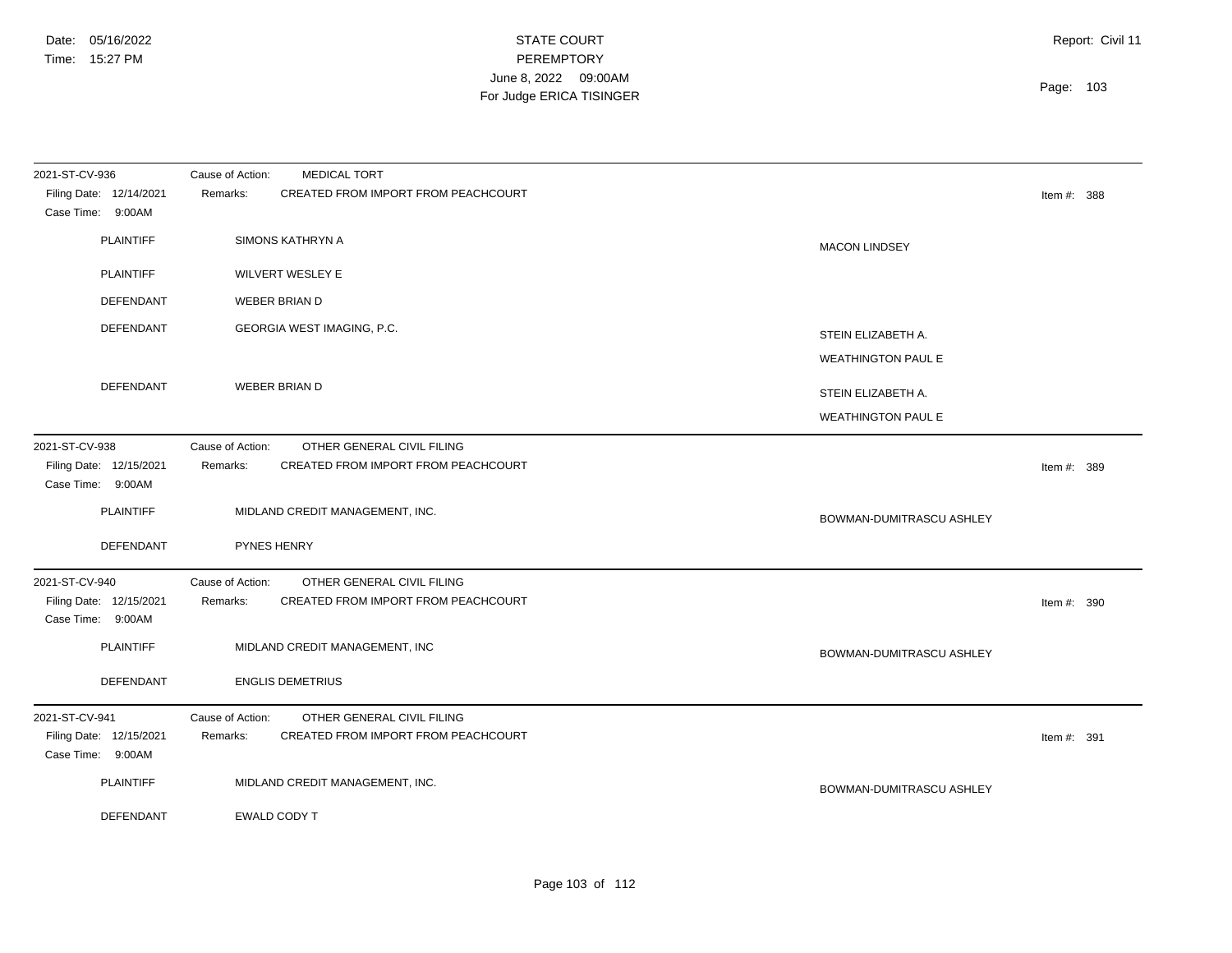## 2021-ST-CV-936

Cause of Action: MEDICAL TORT
Filing Date: 12/14/2021
Remarks: CREATED FROM IMPORT FROM PEACHCOURT
Case Time: 9:00AM
Item #: 388

| | | |
|---|---|---|
| PLAINTIFF | SIMONS KATHRYN A | MACON LINDSEY |
| PLAINTIFF | WILVERT WESLEY E | |
| DEFENDANT | WEBER BRIAN D | |
| DEFENDANT | GEORGIA WEST IMAGING, P.C. | STEIN ELIZABETH A.<br>WEATHINGTON PAUL E |
| DEFENDANT | WEBER BRIAN D | STEIN ELIZABETH A.<br>WEATHINGTON PAUL E |

## 2021-ST-CV-938

Cause of Action: OTHER GENERAL CIVIL FILING
Filing Date: 12/15/2021
Remarks: CREATED FROM IMPORT FROM PEACHCOURT
Case Time: 9:00AM
Item #: 389

| | | |
|---|---|---|
| PLAINTIFF | MIDLAND CREDIT MANAGEMENT, INC. | BOWMAN-DUMITRASCU ASHLEY |
| DEFENDANT | PYNES HENRY | |

## 2021-ST-CV-940

Cause of Action: OTHER GENERAL CIVIL FILING
Filing Date: 12/15/2021
Remarks: CREATED FROM IMPORT FROM PEACHCOURT
Case Time: 9:00AM
Item #: 390

| | | |
|---|---|---|
| PLAINTIFF | MIDLAND CREDIT MANAGEMENT, INC | BOWMAN-DUMITRASCU ASHLEY |
| DEFENDANT | ENGLIS DEMETRIUS | |

## 2021-ST-CV-941

Cause of Action: OTHER GENERAL CIVIL FILING
Filing Date: 12/15/2021
Remarks: CREATED FROM IMPORT FROM PEACHCOURT
Case Time: 9:00AM
Item #: 391

| | | |
|---|---|---|
| PLAINTIFF | MIDLAND CREDIT MANAGEMENT, INC. | BOWMAN-DUMITRASCU ASHLEY |
| DEFENDANT | EWALD CODY T | |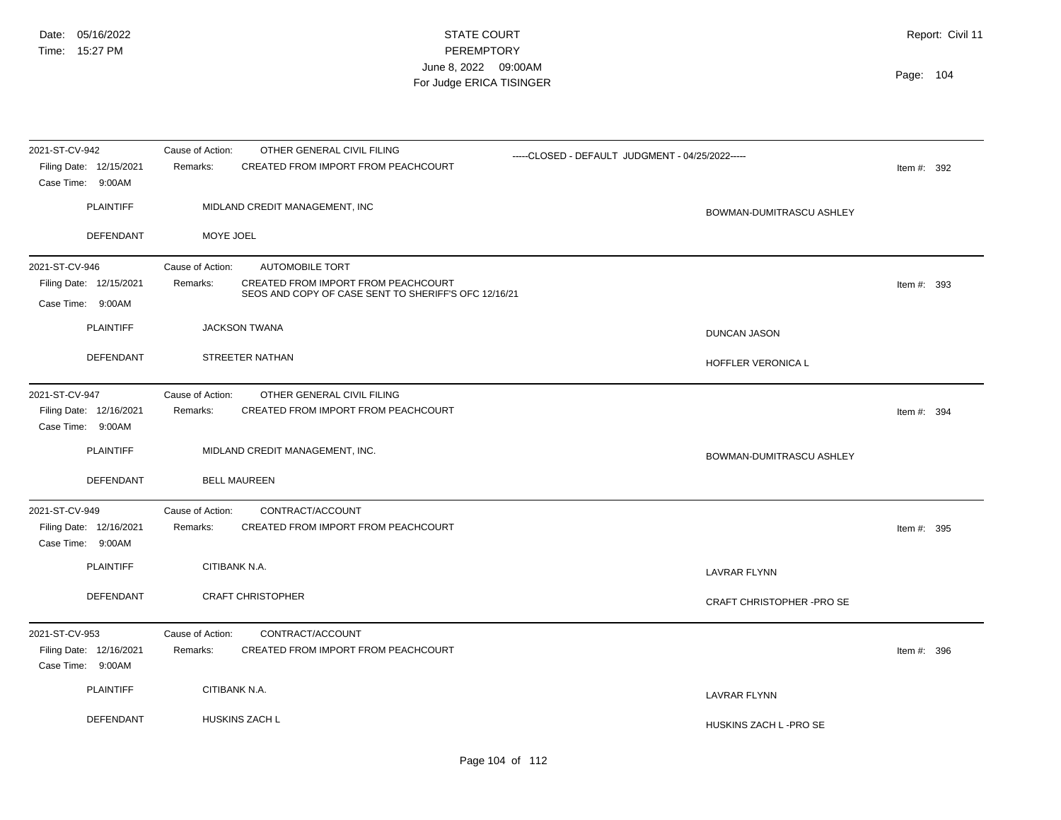Date: 05/16/2022
Time: 15:27 PM

# STATE COURT
## PEREMPTORY
June 8, 2022 09:00AM
For Judge ERICA TISINGER

Report: Civil 11

---

**2021-ST-CV-942**
Filing Date: 12/15/2021
Case Time: 9:00AM
Cause of Action: OTHER GENERAL CIVIL FILING
Remarks: CREATED FROM IMPORT FROM PEACHCOURT
-----CLOSED - DEFAULT JUDGMENT - 04/25/2022-----
Item #: 392

| | | |
|---|---|---|
| PLAINTIFF | MIDLAND CREDIT MANAGEMENT, INC | BOWMAN-DUMITRASCU ASHLEY |
| DEFENDANT | MOYE JOEL | |

---

**2021-ST-CV-946**
Filing Date: 12/15/2021
Case Time: 9:00AM
Cause of Action: AUTOMOBILE TORT
Remarks: CREATED FROM IMPORT FROM PEACHCOURT
SEOS AND COPY OF CASE SENT TO SHERIFF'S OFC 12/16/21
Item #: 393

| | | |
|---|---|---|
| PLAINTIFF | JACKSON TWANA | DUNCAN JASON |
| DEFENDANT | STREETER NATHAN | HOFFLER VERONICA L |

---

**2021-ST-CV-947**
Filing Date: 12/16/2021
Case Time: 9:00AM
Cause of Action: OTHER GENERAL CIVIL FILING
Remarks: CREATED FROM IMPORT FROM PEACHCOURT
Item #: 394

| | | |
|---|---|---|
| PLAINTIFF | MIDLAND CREDIT MANAGEMENT, INC. | BOWMAN-DUMITRASCU ASHLEY |
| DEFENDANT | BELL MAUREEN | |

---

**2021-ST-CV-949**
Filing Date: 12/16/2021
Case Time: 9:00AM
Cause of Action: CONTRACT/ACCOUNT
Remarks: CREATED FROM IMPORT FROM PEACHCOURT
Item #: 395

| | | |
|---|---|---|
| PLAINTIFF | CITIBANK N.A. | LAVRAR FLYNN |
| DEFENDANT | CRAFT CHRISTOPHER | CRAFT CHRISTOPHER -PRO SE |

---

**2021-ST-CV-953**
Filing Date: 12/16/2021
Case Time: 9:00AM
Cause of Action: CONTRACT/ACCOUNT
Remarks: CREATED FROM IMPORT FROM PEACHCOURT
Item #: 396

| | | |
|---|---|---|
| PLAINTIFF | CITIBANK N.A. | LAVRAR FLYNN |
| DEFENDANT | HUSKINS ZACH L | HUSKINS ZACH L -PRO SE |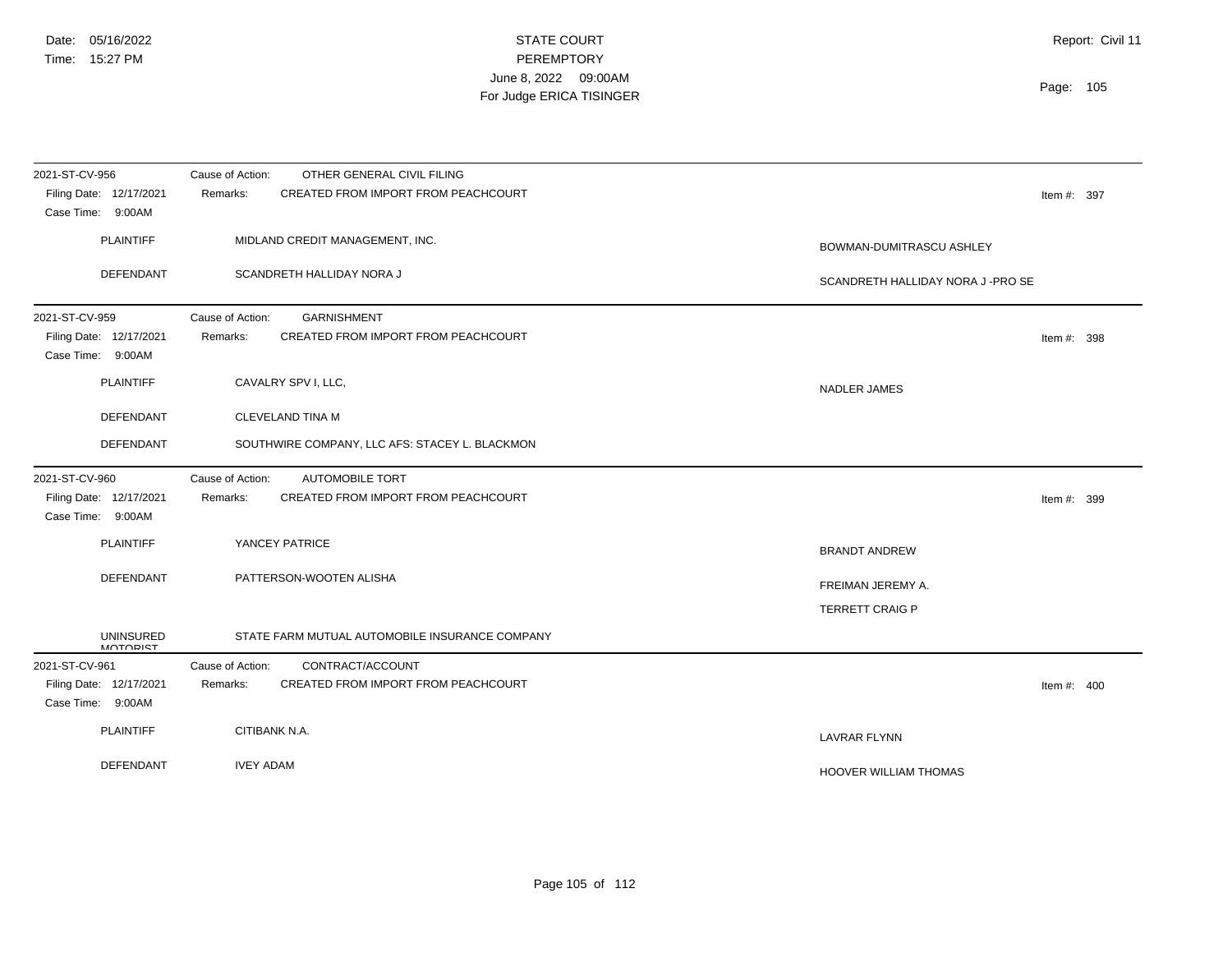| | | | |
|---|---|---|---|
| **2021-ST-CV-956** | Cause of Action: OTHER GENERAL CIVIL FILING | | |
| Filing Date: 12/17/2021 | Remarks: CREATED FROM IMPORT FROM PEACHCOURT | | Item #: 397 |
| Case Time: 9:00AM | | | |
| PLAINTIFF | MIDLAND CREDIT MANAGEMENT, INC. | BOWMAN-DUMITRASCU ASHLEY | |
| DEFENDANT | SCANDRETH HALLIDAY NORA J | SCANDRETH HALLIDAY NORA J -PRO SE | |
| **2021-ST-CV-959** | Cause of Action: GARNISHMENT | | |
| Filing Date: 12/17/2021 | Remarks: CREATED FROM IMPORT FROM PEACHCOURT | | Item #: 398 |
| Case Time: 9:00AM | | | |
| PLAINTIFF | CAVALRY SPV I, LLC, | NADLER JAMES | |
| DEFENDANT | CLEVELAND TINA M | | |
| DEFENDANT | SOUTHWIRE COMPANY, LLC AFS: STACEY L. BLACKMON | | |
| **2021-ST-CV-960** | Cause of Action: AUTOMOBILE TORT | | |
| Filing Date: 12/17/2021 | Remarks: CREATED FROM IMPORT FROM PEACHCOURT | | Item #: 399 |
| Case Time: 9:00AM | | | |
| PLAINTIFF | YANCEY PATRICE | BRANDT ANDREW | |
| DEFENDANT | PATTERSON-WOOTEN ALISHA | FREIMAN JEREMY A. | |
| | | TERRETT CRAIG P | |
| UNINSURED MOTORIST | STATE FARM MUTUAL AUTOMOBILE INSURANCE COMPANY | | |
| **2021-ST-CV-961** | Cause of Action: CONTRACT/ACCOUNT | | |
| Filing Date: 12/17/2021 | Remarks: CREATED FROM IMPORT FROM PEACHCOURT | | Item #: 400 |
| Case Time: 9:00AM | | | |
| PLAINTIFF | CITIBANK N.A. | LAVRAR FLYNN | |
| DEFENDANT | IVEY ADAM | HOOVER WILLIAM THOMAS | |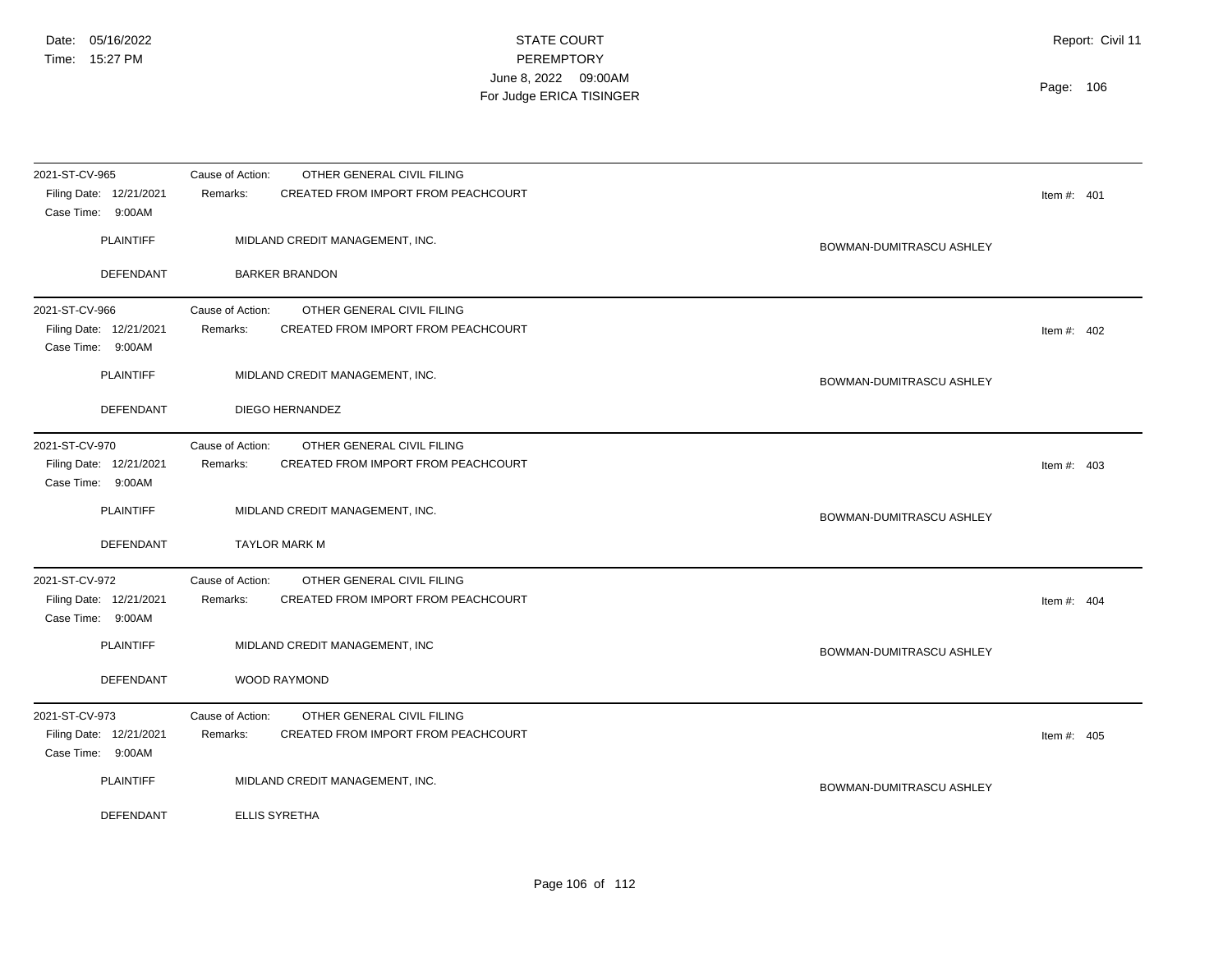2021-ST-CV-965
Filing Date: 12/21/2021
Case Time: 9:00AM

Cause of Action: OTHER GENERAL CIVIL FILING
Remarks: CREATED FROM IMPORT FROM PEACHCOURT

Item #: 401

PLAINTIFF MIDLAND CREDIT MANAGEMENT, INC. BOWMAN-DUMITRASCU ASHLEY

DEFENDANT BARKER BRANDON

---

2021-ST-CV-966
Filing Date: 12/21/2021
Case Time: 9:00AM

Cause of Action: OTHER GENERAL CIVIL FILING
Remarks: CREATED FROM IMPORT FROM PEACHCOURT

Item #: 402

PLAINTIFF MIDLAND CREDIT MANAGEMENT, INC. BOWMAN-DUMITRASCU ASHLEY

DEFENDANT DIEGO HERNANDEZ

---

2021-ST-CV-970
Filing Date: 12/21/2021
Case Time: 9:00AM

Cause of Action: OTHER GENERAL CIVIL FILING
Remarks: CREATED FROM IMPORT FROM PEACHCOURT

Item #: 403

PLAINTIFF MIDLAND CREDIT MANAGEMENT, INC. BOWMAN-DUMITRASCU ASHLEY

DEFENDANT TAYLOR MARK M

---

2021-ST-CV-972
Filing Date: 12/21/2021
Case Time: 9:00AM

Cause of Action: OTHER GENERAL CIVIL FILING
Remarks: CREATED FROM IMPORT FROM PEACHCOURT

Item #: 404

PLAINTIFF MIDLAND CREDIT MANAGEMENT, INC BOWMAN-DUMITRASCU ASHLEY

DEFENDANT WOOD RAYMOND

---

2021-ST-CV-973
Filing Date: 12/21/2021
Case Time: 9:00AM

Cause of Action: OTHER GENERAL CIVIL FILING
Remarks: CREATED FROM IMPORT FROM PEACHCOURT

Item #: 405

PLAINTIFF MIDLAND CREDIT MANAGEMENT, INC. BOWMAN-DUMITRASCU ASHLEY

DEFENDANT ELLIS SYRETHA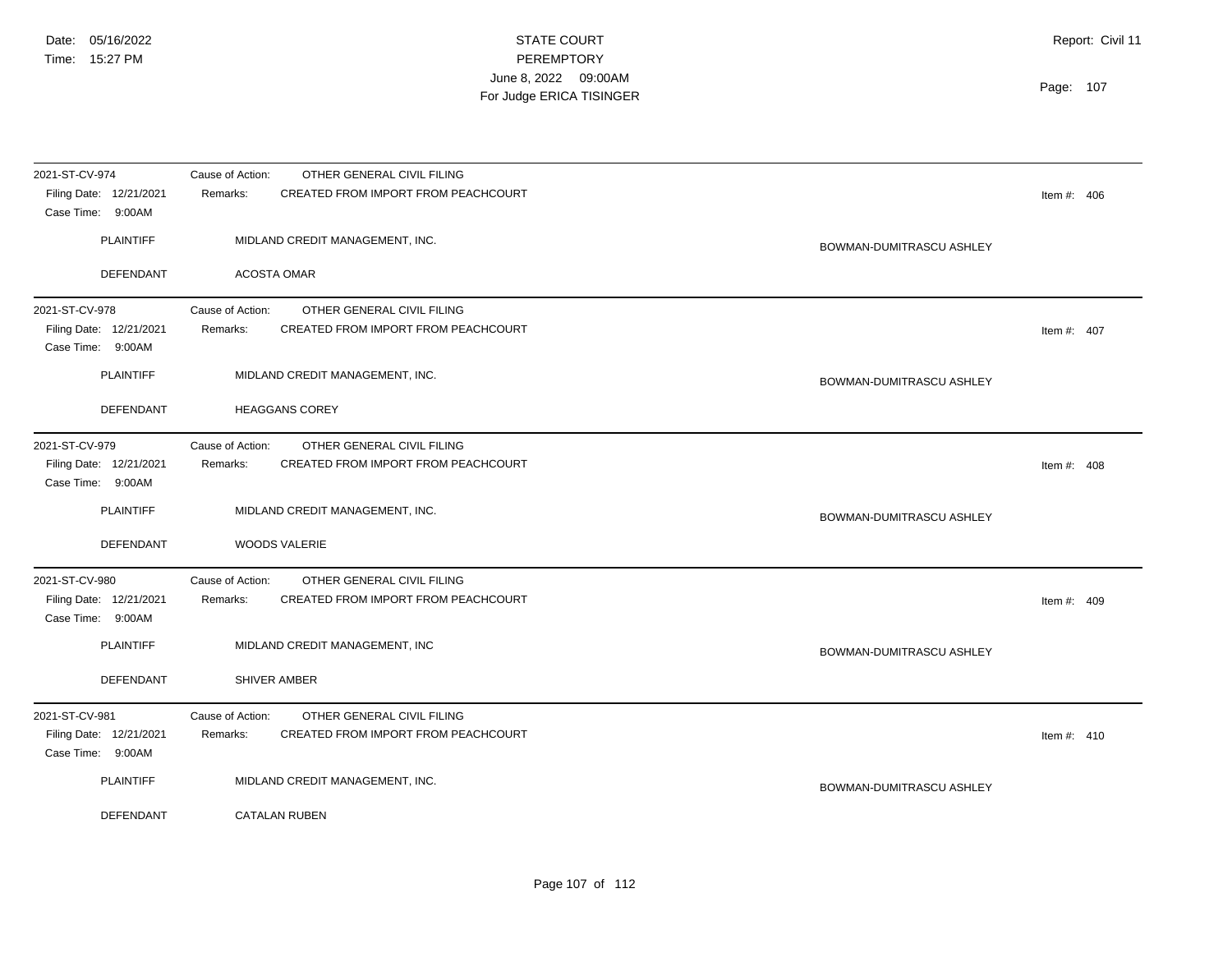| Case | Details | Attorney | Item # |
|---|---|---|---|
| 2021-ST-CV-974<br>Filing Date: 12/21/2021<br>Case Time: 9:00AM | Cause of Action: OTHER GENERAL CIVIL FILING<br>Remarks: CREATED FROM IMPORT FROM PEACHCOURT | | Item #: 406 |
| PLAINTIFF | MIDLAND CREDIT MANAGEMENT, INC. | BOWMAN-DUMITRASCU ASHLEY | |
| DEFENDANT | ACOSTA OMAR | | |
| 2021-ST-CV-978<br>Filing Date: 12/21/2021<br>Case Time: 9:00AM | Cause of Action: OTHER GENERAL CIVIL FILING<br>Remarks: CREATED FROM IMPORT FROM PEACHCOURT | | Item #: 407 |
| PLAINTIFF | MIDLAND CREDIT MANAGEMENT, INC. | BOWMAN-DUMITRASCU ASHLEY | |
| DEFENDANT | HEAGGANS COREY | | |
| 2021-ST-CV-979<br>Filing Date: 12/21/2021<br>Case Time: 9:00AM | Cause of Action: OTHER GENERAL CIVIL FILING<br>Remarks: CREATED FROM IMPORT FROM PEACHCOURT | | Item #: 408 |
| PLAINTIFF | MIDLAND CREDIT MANAGEMENT, INC. | BOWMAN-DUMITRASCU ASHLEY | |
| DEFENDANT | WOODS VALERIE | | |
| 2021-ST-CV-980<br>Filing Date: 12/21/2021<br>Case Time: 9:00AM | Cause of Action: OTHER GENERAL CIVIL FILING<br>Remarks: CREATED FROM IMPORT FROM PEACHCOURT | | Item #: 409 |
| PLAINTIFF | MIDLAND CREDIT MANAGEMENT, INC | BOWMAN-DUMITRASCU ASHLEY | |
| DEFENDANT | SHIVER AMBER | | |
| 2021-ST-CV-981<br>Filing Date: 12/21/2021<br>Case Time: 9:00AM | Cause of Action: OTHER GENERAL CIVIL FILING<br>Remarks: CREATED FROM IMPORT FROM PEACHCOURT | | Item #: 410 |
| PLAINTIFF | MIDLAND CREDIT MANAGEMENT, INC. | BOWMAN-DUMITRASCU ASHLEY | |
| DEFENDANT | CATALAN RUBEN | | |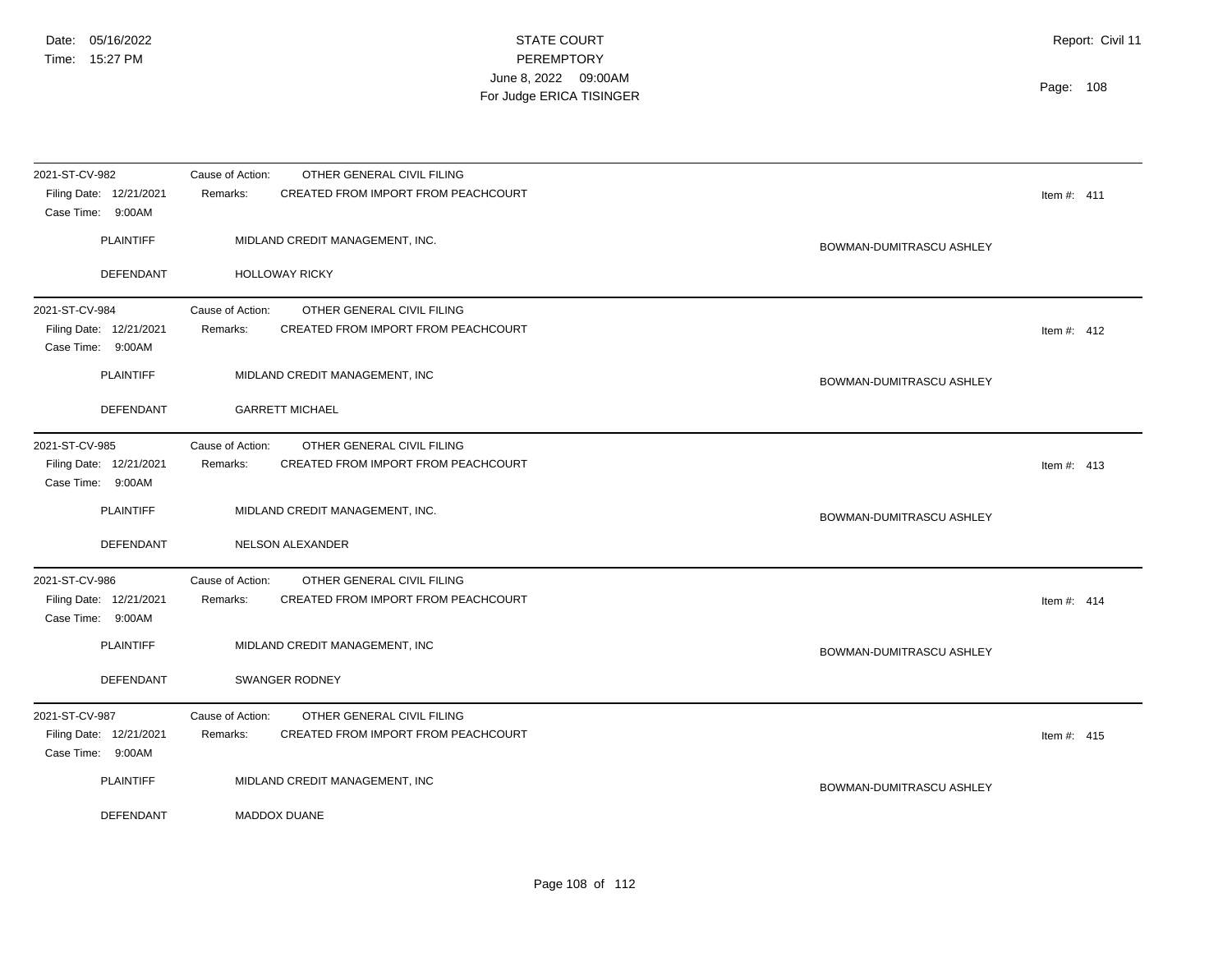| | | | |
|---|---|---|---|
| 2021-ST-CV-982<br>Filing Date: 12/21/2021<br>Case Time: 9:00AM | Cause of Action: OTHER GENERAL CIVIL FILING<br>Remarks: CREATED FROM IMPORT FROM PEACHCOURT | | Item #: 411 |
| PLAINTIFF | MIDLAND CREDIT MANAGEMENT, INC. | BOWMAN-DUMITRASCU ASHLEY | |
| DEFENDANT | HOLLOWAY RICKY | | |
| 2021-ST-CV-984<br>Filing Date: 12/21/2021<br>Case Time: 9:00AM | Cause of Action: OTHER GENERAL CIVIL FILING<br>Remarks: CREATED FROM IMPORT FROM PEACHCOURT | | Item #: 412 |
| PLAINTIFF | MIDLAND CREDIT MANAGEMENT, INC | BOWMAN-DUMITRASCU ASHLEY | |
| DEFENDANT | GARRETT MICHAEL | | |
| 2021-ST-CV-985<br>Filing Date: 12/21/2021<br>Case Time: 9:00AM | Cause of Action: OTHER GENERAL CIVIL FILING<br>Remarks: CREATED FROM IMPORT FROM PEACHCOURT | | Item #: 413 |
| PLAINTIFF | MIDLAND CREDIT MANAGEMENT, INC. | BOWMAN-DUMITRASCU ASHLEY | |
| DEFENDANT | NELSON ALEXANDER | | |
| 2021-ST-CV-986<br>Filing Date: 12/21/2021<br>Case Time: 9:00AM | Cause of Action: OTHER GENERAL CIVIL FILING<br>Remarks: CREATED FROM IMPORT FROM PEACHCOURT | | Item #: 414 |
| PLAINTIFF | MIDLAND CREDIT MANAGEMENT, INC | BOWMAN-DUMITRASCU ASHLEY | |
| DEFENDANT | SWANGER RODNEY | | |
| 2021-ST-CV-987<br>Filing Date: 12/21/2021<br>Case Time: 9:00AM | Cause of Action: OTHER GENERAL CIVIL FILING<br>Remarks: CREATED FROM IMPORT FROM PEACHCOURT | | Item #: 415 |
| PLAINTIFF | MIDLAND CREDIT MANAGEMENT, INC | BOWMAN-DUMITRASCU ASHLEY | |
| DEFENDANT | MADDOX DUANE | | |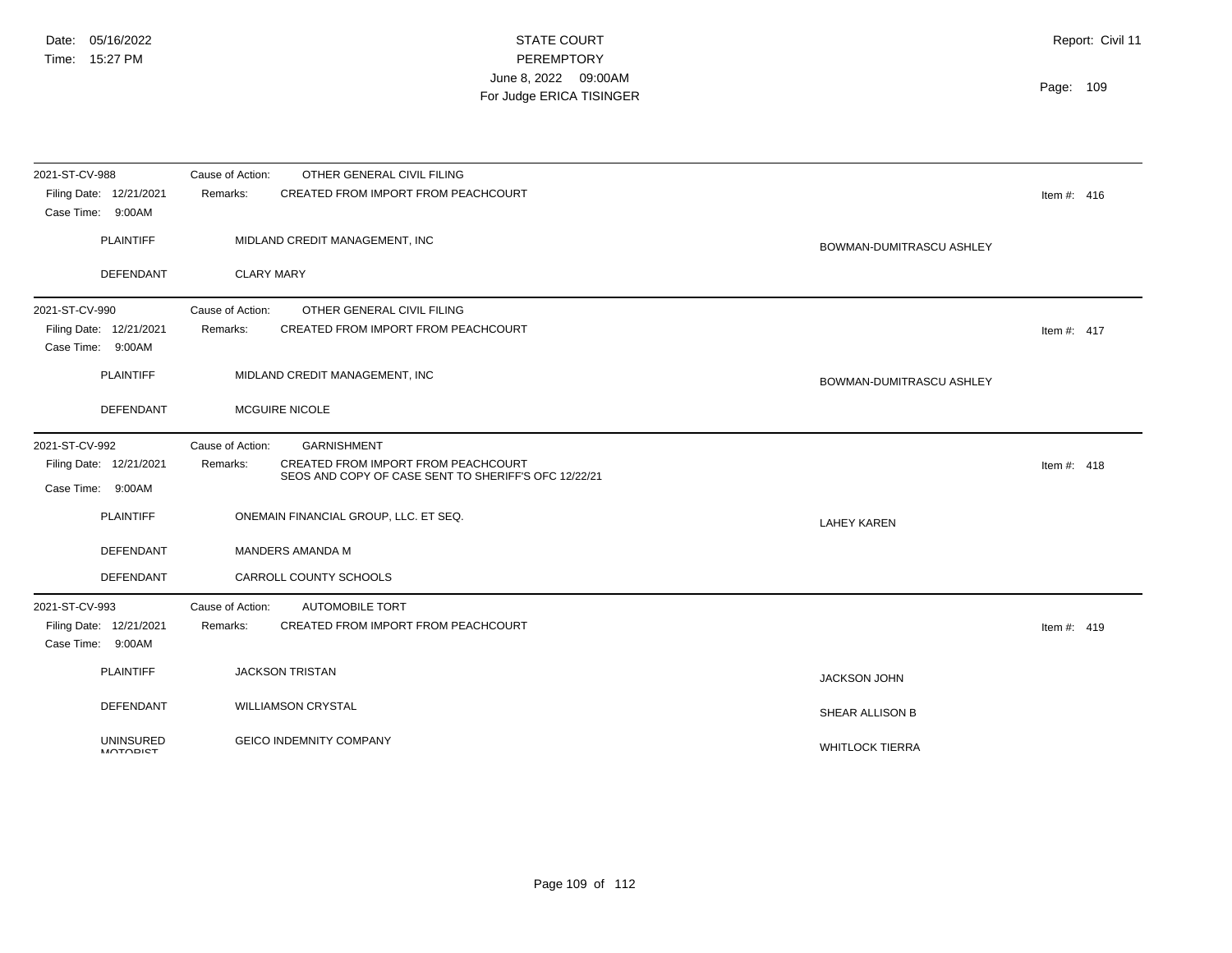| | | | |
|---|---|---|---|
| **2021-ST-CV-988** | Cause of Action: OTHER GENERAL CIVIL FILING | | |
| Filing Date: 12/21/2021 | Remarks: CREATED FROM IMPORT FROM PEACHCOURT | | Item #: 416 |
| Case Time: 9:00AM | | | |
| PLAINTIFF | MIDLAND CREDIT MANAGEMENT, INC | BOWMAN-DUMITRASCU ASHLEY | |
| DEFENDANT | CLARY MARY | | |
| **2021-ST-CV-990** | Cause of Action: OTHER GENERAL CIVIL FILING | | |
| Filing Date: 12/21/2021 | Remarks: CREATED FROM IMPORT FROM PEACHCOURT | | Item #: 417 |
| Case Time: 9:00AM | | | |
| PLAINTIFF | MIDLAND CREDIT MANAGEMENT, INC | BOWMAN-DUMITRASCU ASHLEY | |
| DEFENDANT | MCGUIRE NICOLE | | |
| **2021-ST-CV-992** | Cause of Action: GARNISHMENT | | |
| Filing Date: 12/21/2021 | Remarks: CREATED FROM IMPORT FROM PEACHCOURT SEOS AND COPY OF CASE SENT TO SHERIFF'S OFC 12/22/21 | | Item #: 418 |
| Case Time: 9:00AM | | | |
| PLAINTIFF | ONEMAIN FINANCIAL GROUP, LLC. ET SEQ. | LAHEY KAREN | |
| DEFENDANT | MANDERS AMANDA M | | |
| DEFENDANT | CARROLL COUNTY SCHOOLS | | |
| **2021-ST-CV-993** | Cause of Action: AUTOMOBILE TORT | | |
| Filing Date: 12/21/2021 | Remarks: CREATED FROM IMPORT FROM PEACHCOURT | | Item #: 419 |
| Case Time: 9:00AM | | | |
| PLAINTIFF | JACKSON TRISTAN | JACKSON JOHN | |
| DEFENDANT | WILLIAMSON CRYSTAL | SHEAR ALLISON B | |
| UNINSURED MOTORIST | GEICO INDEMNITY COMPANY | WHITLOCK TIERRA | |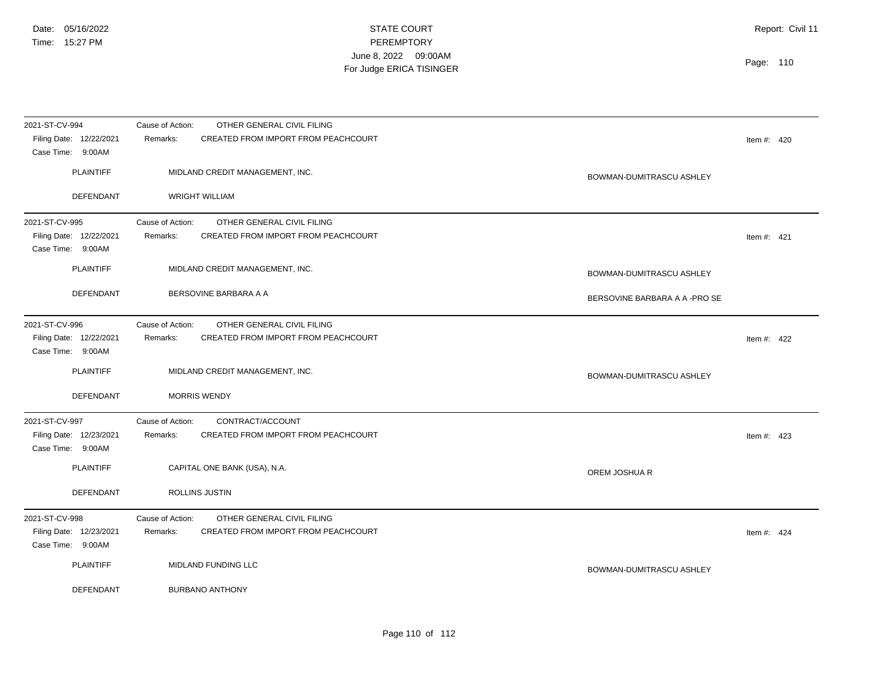| | | | |
|---|---|---|---|
| 2021-ST-CV-994<br>Filing Date: 12/22/2021<br>Case Time: 9:00AM | Cause of Action: OTHER GENERAL CIVIL FILING<br>Remarks: CREATED FROM IMPORT FROM PEACHCOURT | | Item #: 420 |
| PLAINTIFF | MIDLAND CREDIT MANAGEMENT, INC. | BOWMAN-DUMITRASCU ASHLEY | |
| DEFENDANT | WRIGHT WILLIAM | | |
| 2021-ST-CV-995<br>Filing Date: 12/22/2021<br>Case Time: 9:00AM | Cause of Action: OTHER GENERAL CIVIL FILING<br>Remarks: CREATED FROM IMPORT FROM PEACHCOURT | | Item #: 421 |
| PLAINTIFF | MIDLAND CREDIT MANAGEMENT, INC. | BOWMAN-DUMITRASCU ASHLEY | |
| DEFENDANT | BERSOVINE BARBARA A A | BERSOVINE BARBARA A A -PRO SE | |
| 2021-ST-CV-996<br>Filing Date: 12/22/2021<br>Case Time: 9:00AM | Cause of Action: OTHER GENERAL CIVIL FILING<br>Remarks: CREATED FROM IMPORT FROM PEACHCOURT | | Item #: 422 |
| PLAINTIFF | MIDLAND CREDIT MANAGEMENT, INC. | BOWMAN-DUMITRASCU ASHLEY | |
| DEFENDANT | MORRIS WENDY | | |
| 2021-ST-CV-997<br>Filing Date: 12/23/2021<br>Case Time: 9:00AM | Cause of Action: CONTRACT/ACCOUNT<br>Remarks: CREATED FROM IMPORT FROM PEACHCOURT | | Item #: 423 |
| PLAINTIFF | CAPITAL ONE BANK (USA), N.A. | OREM JOSHUA R | |
| DEFENDANT | ROLLINS JUSTIN | | |
| 2021-ST-CV-998<br>Filing Date: 12/23/2021<br>Case Time: 9:00AM | Cause of Action: OTHER GENERAL CIVIL FILING<br>Remarks: CREATED FROM IMPORT FROM PEACHCOURT | | Item #: 424 |
| PLAINTIFF | MIDLAND FUNDING LLC | BOWMAN-DUMITRASCU ASHLEY | |
| DEFENDANT | BURBANO ANTHONY | | |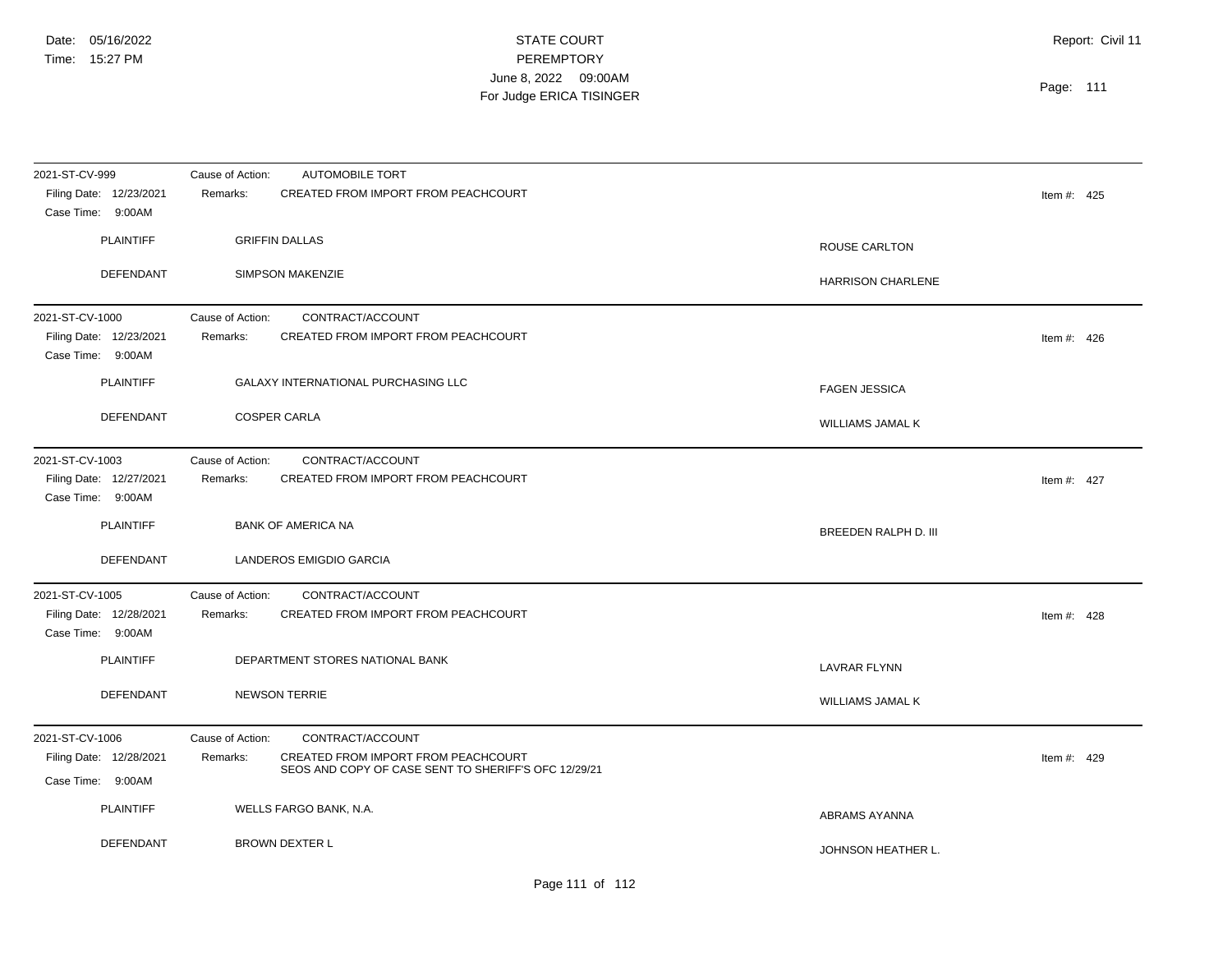# STATE COURT
## PEREMPTORY
### June 8, 2022 09:00AM
### For Judge ERICA TISINGER

Date: 05/16/2022
Time: 15:27 PM

Report: Civil 11

---

**2021-ST-CV-999**
Filing Date: 12/23/2021
Case Time: 9:00AM

Cause of Action: AUTOMOBILE TORT
Remarks: CREATED FROM IMPORT FROM PEACHCOURT

Item #: 425

| | | |
|---|---|---|
| PLAINTIFF | GRIFFIN DALLAS | ROUSE CARLTON |
| DEFENDANT | SIMPSON MAKENZIE | HARRISON CHARLENE |

---

**2021-ST-CV-1000**
Filing Date: 12/23/2021
Case Time: 9:00AM

Cause of Action: CONTRACT/ACCOUNT
Remarks: CREATED FROM IMPORT FROM PEACHCOURT

Item #: 426

| | | |
|---|---|---|
| PLAINTIFF | GALAXY INTERNATIONAL PURCHASING LLC | FAGEN JESSICA |
| DEFENDANT | COSPER CARLA | WILLIAMS JAMAL K |

---

**2021-ST-CV-1003**
Filing Date: 12/27/2021
Case Time: 9:00AM

Cause of Action: CONTRACT/ACCOUNT
Remarks: CREATED FROM IMPORT FROM PEACHCOURT

Item #: 427

| | | |
|---|---|---|
| PLAINTIFF | BANK OF AMERICA NA | BREEDEN RALPH D. III |
| DEFENDANT | LANDEROS EMIGDIO GARCIA | |

---

**2021-ST-CV-1005**
Filing Date: 12/28/2021
Case Time: 9:00AM

Cause of Action: CONTRACT/ACCOUNT
Remarks: CREATED FROM IMPORT FROM PEACHCOURT

Item #: 428

| | | |
|---|---|---|
| PLAINTIFF | DEPARTMENT STORES NATIONAL BANK | LAVRAR FLYNN |
| DEFENDANT | NEWSON TERRIE | WILLIAMS JAMAL K |

---

**2021-ST-CV-1006**
Filing Date: 12/28/2021
Case Time: 9:00AM

Cause of Action: CONTRACT/ACCOUNT
Remarks: CREATED FROM IMPORT FROM PEACHCOURT
SEOS AND COPY OF CASE SENT TO SHERIFF'S OFC 12/29/21

Item #: 429

| | | |
|---|---|---|
| PLAINTIFF | WELLS FARGO BANK, N.A. | ABRAMS AYANNA |
| DEFENDANT | BROWN DEXTER L | JOHNSON HEATHER L. |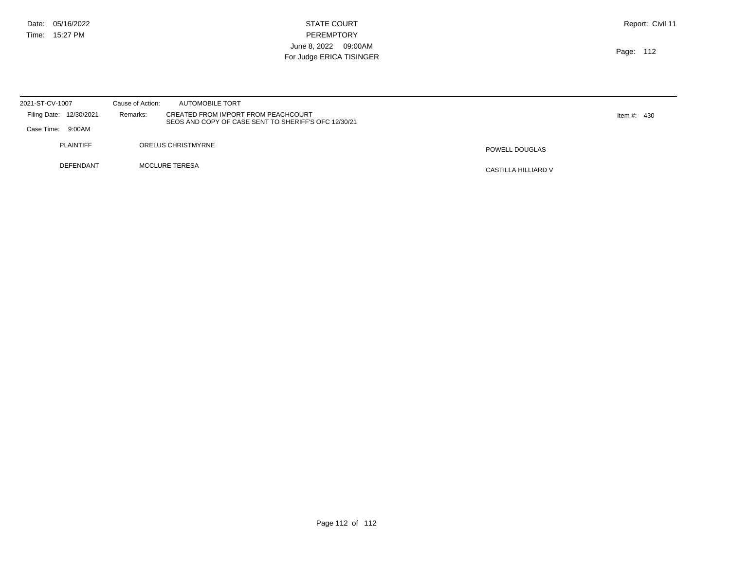Date: 05/16/2022
Time: 15:27 PM

STATE COURT
PEREMPTORY
June 8, 2022 09:00AM
For Judge ERICA TISINGER

Report: Civil 11

Page: 112

---

2021-ST-CV-1007 | Cause of Action: AUTOMOBILE TORT

Filing Date: 12/30/2021 | Remarks: CREATED FROM IMPORT FROM PEACHCOURT
SEOS AND COPY OF CASE SENT TO SHERIFF'S OFC 12/30/21 | Item #: 430

Case Time: 9:00AM

| | | |
|---|---|---|
| PLAINTIFF | ORELUS CHRISTMYRNE | POWELL DOUGLAS |
| DEFENDANT | MCCLURE TERESA | CASTILLA HILLIARD V |